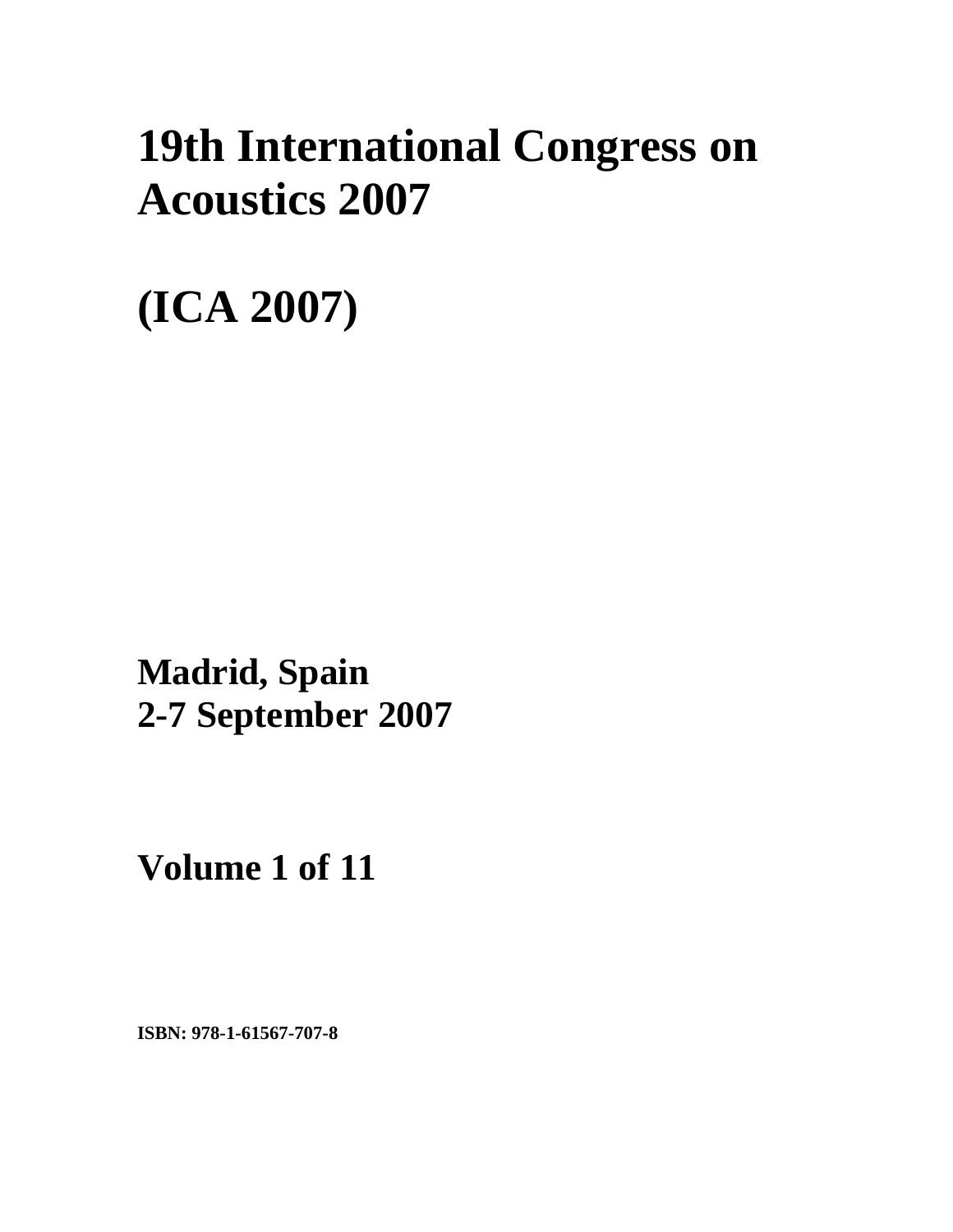# 19th International Congress on Acoustics 2007

# (ICA 2007)

**Madrid, Spain**
**2-7 September 2007**

**Volume 1 of 11**

**ISBN: 978-1-61567-707-8**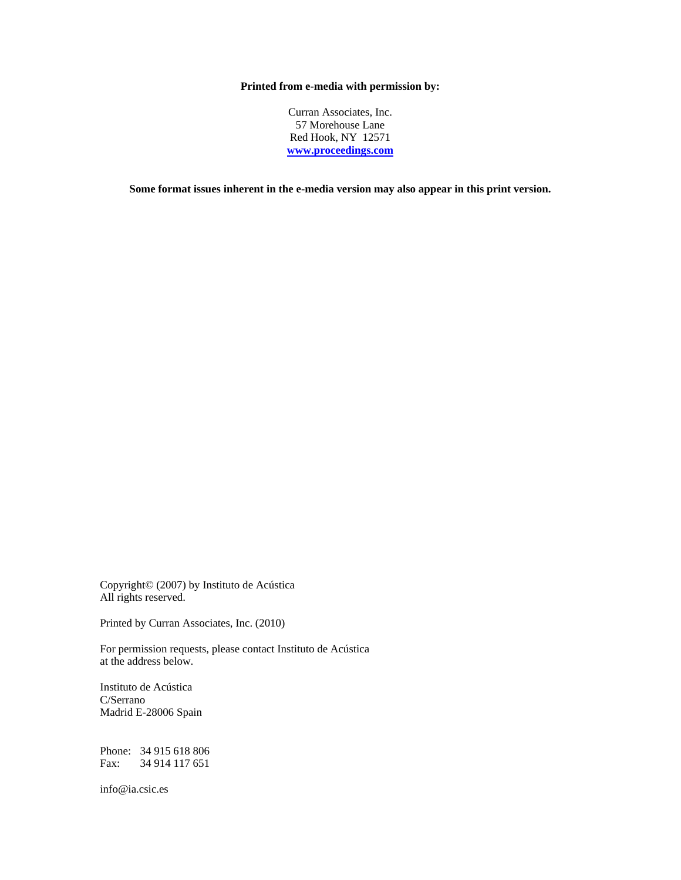**Printed from e-media with permission by:**

Curran Associates, Inc.
57 Morehouse Lane
Red Hook, NY 12571
[www.proceedings.com](http://www.proceedings.com)

**Some format issues inherent in the e-media version may also appear in this print version.**

Copyright© (2007) by Instituto de Acústica
All rights reserved.

Printed by Curran Associates, Inc. (2010)

For permission requests, please contact Instituto de Acústica
at the address below.

Instituto de Acústica
C/Serrano
Madrid E-28006 Spain

Phone: 34 915 618 806
Fax: 34 914 117 651

info@ia.csic.es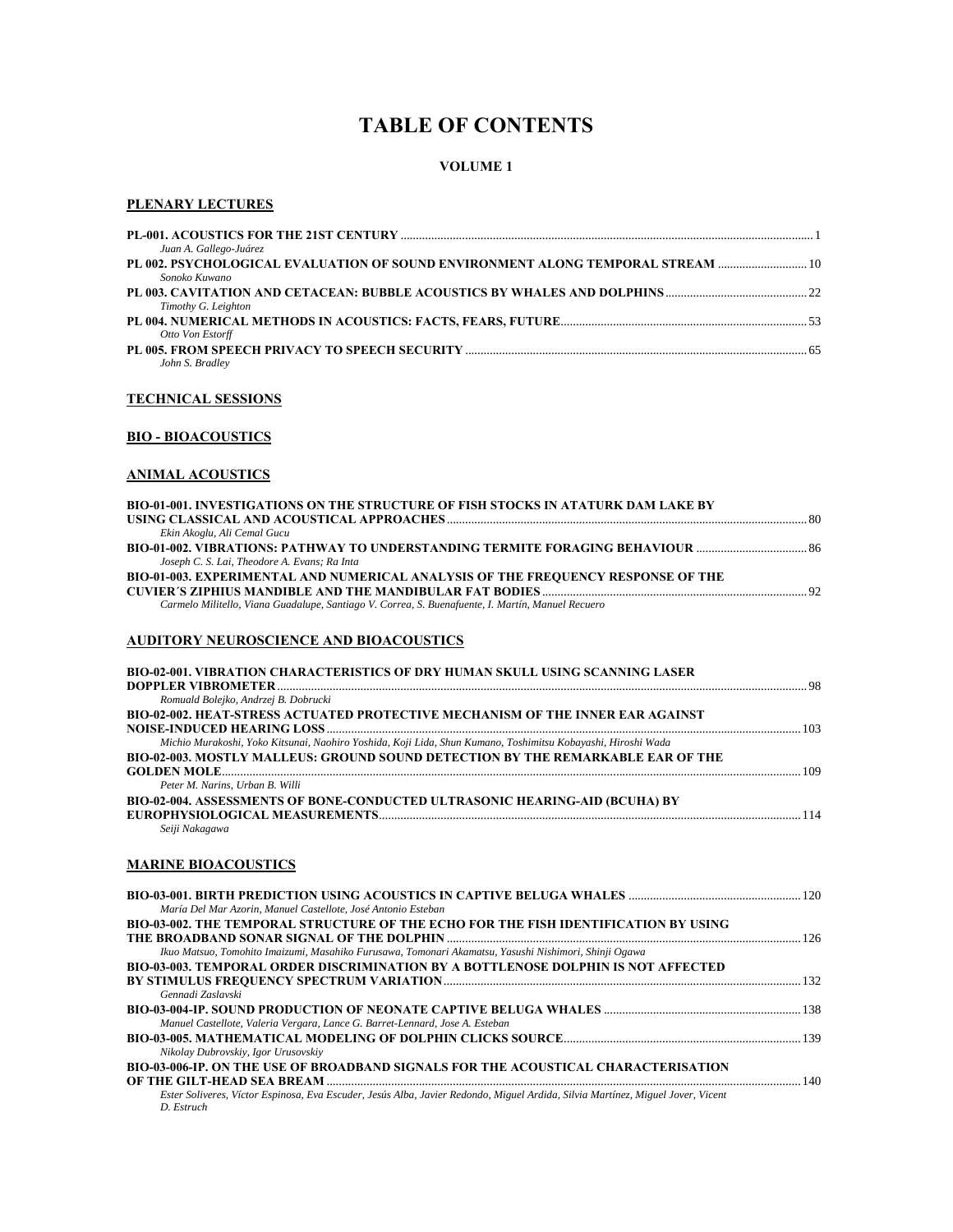# TABLE OF CONTENTS

### VOLUME 1

## PLENARY LECTURES

**PL-001. ACOUSTICS FOR THE 21ST CENTURY** ........ 1
*Juan A. Gallego-Juárez*

**PL 002. PSYCHOLOGICAL EVALUATION OF SOUND ENVIRONMENT ALONG TEMPORAL STREAM** ........ 10
*Sonoko Kuwano*

**PL 003. CAVITATION AND CETACEAN: BUBBLE ACOUSTICS BY WHALES AND DOLPHINS** ........ 22
*Timothy G. Leighton*

**PL 004. NUMERICAL METHODS IN ACOUSTICS: FACTS, FEARS, FUTURE** ........ 53
*Otto Von Estorff*

**PL 005. FROM SPEECH PRIVACY TO SPEECH SECURITY** ........ 65
*John S. Bradley*

## TECHNICAL SESSIONS

## BIO - BIOACOUSTICS

### ANIMAL ACOUSTICS

**BIO-01-001. INVESTIGATIONS ON THE STRUCTURE OF FISH STOCKS IN ATATURK DAM LAKE BY USING CLASSICAL AND ACOUSTICAL APPROACHES** ........ 80
*Ekin Akoglu, Ali Cemal Gucu*

**BIO-01-002. VIBRATIONS: PATHWAY TO UNDERSTANDING TERMITE FORAGING BEHAVIOUR** ........ 86
*Joseph C. S. Lai, Theodore A. Evans; Ra Inta*

**BIO-01-003. EXPERIMENTAL AND NUMERICAL ANALYSIS OF THE FREQUENCY RESPONSE OF THE CUVIER´S ZIPHIUS MANDIBLE AND THE MANDIBULAR FAT BODIES** ........ 92
*Carmelo Militello, Viana Guadalupe, Santiago V. Correa, S. Buenafuente, I. Martín, Manuel Recuero*

### AUDITORY NEUROSCIENCE AND BIOACOUSTICS

**BIO-02-001. VIBRATION CHARACTERISTICS OF DRY HUMAN SKULL USING SCANNING LASER DOPPLER VIBROMETER** ........ 98
*Romuald Bolejko, Andrzej B. Dobrucki*

**BIO-02-002. HEAT-STRESS ACTUATED PROTECTIVE MECHANISM OF THE INNER EAR AGAINST NOISE-INDUCED HEARING LOSS** ........ 103
*Michio Murakoshi, Yoko Kitsunai, Naohiro Yoshida, Koji Lida, Shun Kumano, Toshimitsu Kobayashi, Hiroshi Wada*

**BIO-02-003. MOSTLY MALLEUS: GROUND SOUND DETECTION BY THE REMARKABLE EAR OF THE GOLDEN MOLE** ........ 109
*Peter M. Narins, Urban B. Willi*

**BIO-02-004. ASSESSMENTS OF BONE-CONDUCTED ULTRASONIC HEARING-AID (BCUHA) BY EUROPHYSIOLOGICAL MEASUREMENTS** ........ 114
*Seiji Nakagawa*

### MARINE BIOACOUSTICS

**BIO-03-001. BIRTH PREDICTION USING ACOUSTICS IN CAPTIVE BELUGA WHALES** ........ 120
*María Del Mar Azorin, Manuel Castellote, José Antonio Esteban*

**BIO-03-002. THE TEMPORAL STRUCTURE OF THE ECHO FOR THE FISH IDENTIFICATION BY USING THE BROADBAND SONAR SIGNAL OF THE DOLPHIN** ........ 126
*Ikuo Matsuo, Tomohito Imaizumi, Masahiko Furusawa, Tomonari Akamatsu, Yasushi Nishimori, Shinji Ogawa*

**BIO-03-003. TEMPORAL ORDER DISCRIMINATION BY A BOTTLENOSE DOLPHIN IS NOT AFFECTED BY STIMULUS FREQUENCY SPECTRUM VARIATION** ........ 132
*Gennadi Zaslavski*

**BIO-03-004-IP. SOUND PRODUCTION OF NEONATE CAPTIVE BELUGA WHALES** ........ 138
*Manuel Castellote, Valeria Vergara, Lance G. Barret-Lennard, Jose A. Esteban*

**BIO-03-005. MATHEMATICAL MODELING OF DOLPHIN CLICKS SOURCE** ........ 139
*Nikolay Dubrovskiy, Igor Urusovskiy*

**BIO-03-006-IP. ON THE USE OF BROADBAND SIGNALS FOR THE ACOUSTICAL CHARACTERISATION OF THE GILT-HEAD SEA BREAM** ........ 140
*Ester Soliveres, Víctor Espinosa, Eva Escuder, Jesús Alba, Javier Redondo, Miguel Ardida, Silvia Martínez, Miguel Jover, Vicent D. Estruch*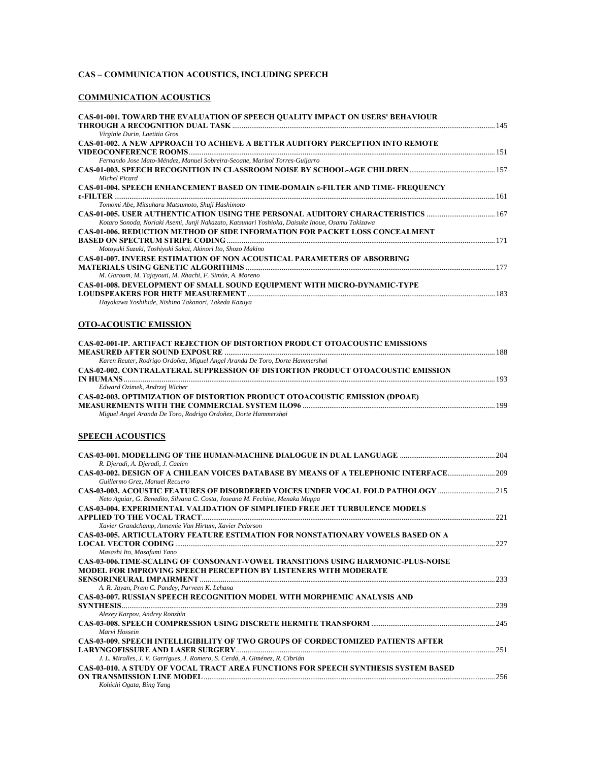## CAS – COMMUNICATION ACOUSTICS, INCLUDING SPEECH

### COMMUNICATION ACOUSTICS

**CAS-01-001. TOWARD THE EVALUATION OF SPEECH QUALITY IMPACT ON USERS' BEHAVIOUR THROUGH A RECOGNITION DUAL TASK** ........ 145
*Virginie Durin, Laetitia Gros*

**CAS-01-002. A NEW APPROACH TO ACHIEVE A BETTER AUDITORY PERCEPTION INTO REMOTE VIDEOCONFERENCE ROOMS** ........ 151
*Fernando Jose Mato-Méndez, Manuel Sobreira-Seoane, Marisol Torres-Guijarro*

**CAS-01-003. SPEECH RECOGNITION IN CLASSROOM NOISE BY SCHOOL-AGE CHILDREN** ........ 157
*Michel Picard*

**CAS-01-004. SPEECH ENHANCEMENT BASED ON TIME-DOMAIN ε-FILTER AND TIME- FREQUENCY ε-FILTER** ........ 161
*Tomomi Abe, Mitsuharu Matsumoto, Shuji Hashimoto*

**CAS-01-005. USER AUTHENTICATION USING THE PERSONAL AUDITORY CHARACTERISTICS** ........ 167
*Kotaro Sonoda, Noriaki Asemi, Junji Nakazato, Katsunari Yoshioka, Daisuke Inoue, Osamu Takizawa*

**CAS-01-006. REDUCTION METHOD OF SIDE INFORMATION FOR PACKET LOSS CONCEALMENT BASED ON SPECTRUM STRIPE CODING** ........ 171
*Motoyuki Suzuki, Toshiyuki Sakai, Akinori Ito, Shozo Makino*

**CAS-01-007. INVERSE ESTIMATION OF NON ACOUSTICAL PARAMETERS OF ABSORBING MATERIALS USING GENETIC ALGORITHMS** ........ 177
*M. Garoum, M. Tajayouti, M. Rhachi, F. Simón, A. Moreno*

**CAS-01-008. DEVELOPMENT OF SMALL SOUND EQUIPMENT WITH MICRO-DYNAMIC-TYPE LOUDSPEAKERS FOR HRTF MEASUREMENT** ........ 183
*Hayakawa Yoshihide, Nishino Takanori, Takeda Kazuya*

### OTO-ACOUSTIC EMISSION

**CAS-02-001-IP. ARTIFACT REJECTION OF DISTORTION PRODUCT OTOACOUSTIC EMISSIONS MEASURED AFTER SOUND EXPOSURE** ........ 188
*Karen Reuter, Rodrigo Ordoñez, Miguel Angel Aranda De Toro, Dorte Hammershøi*

**CAS-02-002. CONTRALATERAL SUPPRESSION OF DISTORTION PRODUCT OTOACOUSTIC EMISSION IN HUMANS** ........ 193
*Edward Ozimek, Andrzej Wicher*

**CAS-02-003. OPTIMIZATION OF DISTORTION PRODUCT OTOACOUSTIC EMISSION (DPOAE) MEASUREMENTS WITH THE COMMERCIAL SYSTEM ILO96** ........ 199
*Miguel Angel Aranda De Toro, Rodrigo Ordoñez, Dorte Hammershøi*

### SPEECH ACOUSTICS

**CAS-03-001. MODELLING OF THE HUMAN-MACHINE DIALOGUE IN DUAL LANGUAGE** ........ 204
*R. Djeradi, A. Djeradi, J. Caelen*

**CAS-03-002. DESIGN OF A CHILEAN VOICES DATABASE BY MEANS OF A TELEPHONIC INTERFACE** ........ 209
*Guillermo Grez, Manuel Recuero*

**CAS-03-003. ACOUSTIC FEATURES OF DISORDERED VOICES UNDER VOCAL FOLD PATHOLOGY** ........ 215
*Neto Aguiar, G. Benedito, Silvana C. Costa, Joseana M. Fechine, Menaka Muppa*

**CAS-03-004. EXPERIMENTAL VALIDATION OF SIMPLIFIED FREE JET TURBULENCE MODELS APPLIED TO THE VOCAL TRACT** ........ 221
*Xavier Grandchamp, Annemie Van Hirtum, Xavier Pelorson*

**CAS-03-005. ARTICULATORY FEATURE ESTIMATION FOR NONSTATIONARY VOWELS BASED ON A LOCAL VECTOR CODING** ........ 227
*Masashi Ito, Masafumi Yano*

**CAS-03-006.TIME-SCALING OF CONSONANT-VOWEL TRANSITIONS USING HARMONIC-PLUS-NOISE MODEL FOR IMPROVING SPEECH PERCEPTION BY LISTENERS WITH MODERATE SENSORINEURAL IMPAIRMENT** ........ 233
*A. R. Jayan, Prem C. Pandey, Parveen K. Lehana*

**CAS-03-007. RUSSIAN SPEECH RECOGNITION MODEL WITH MORPHEMIC ANALYSIS AND SYNTHESIS** ........ 239
*Alexey Karpov, Andrey Ronzhin*

**CAS-03-008. SPEECH COMPRESSION USING DISCRETE HERMITE TRANSFORM** ........ 245
*Marvi Hossein*

**CAS-03-009. SPEECH INTELLIGIBILITY OF TWO GROUPS OF CORDECTOMIZED PATIENTS AFTER LARYNGOFISSURE AND LASER SURGERY** ........ 251
*J. L. Miralles, J. V. Garrigues, J. Romero, S. Cerdá, A. Giménez, R. Cibrián*

**CAS-03-010. A STUDY OF VOCAL TRACT AREA FUNCTIONS FOR SPEECH SYNTHESIS SYSTEM BASED ON TRANSMISSION LINE MODEL** ........ 256
*Kohichi Ogata, Bing Yang*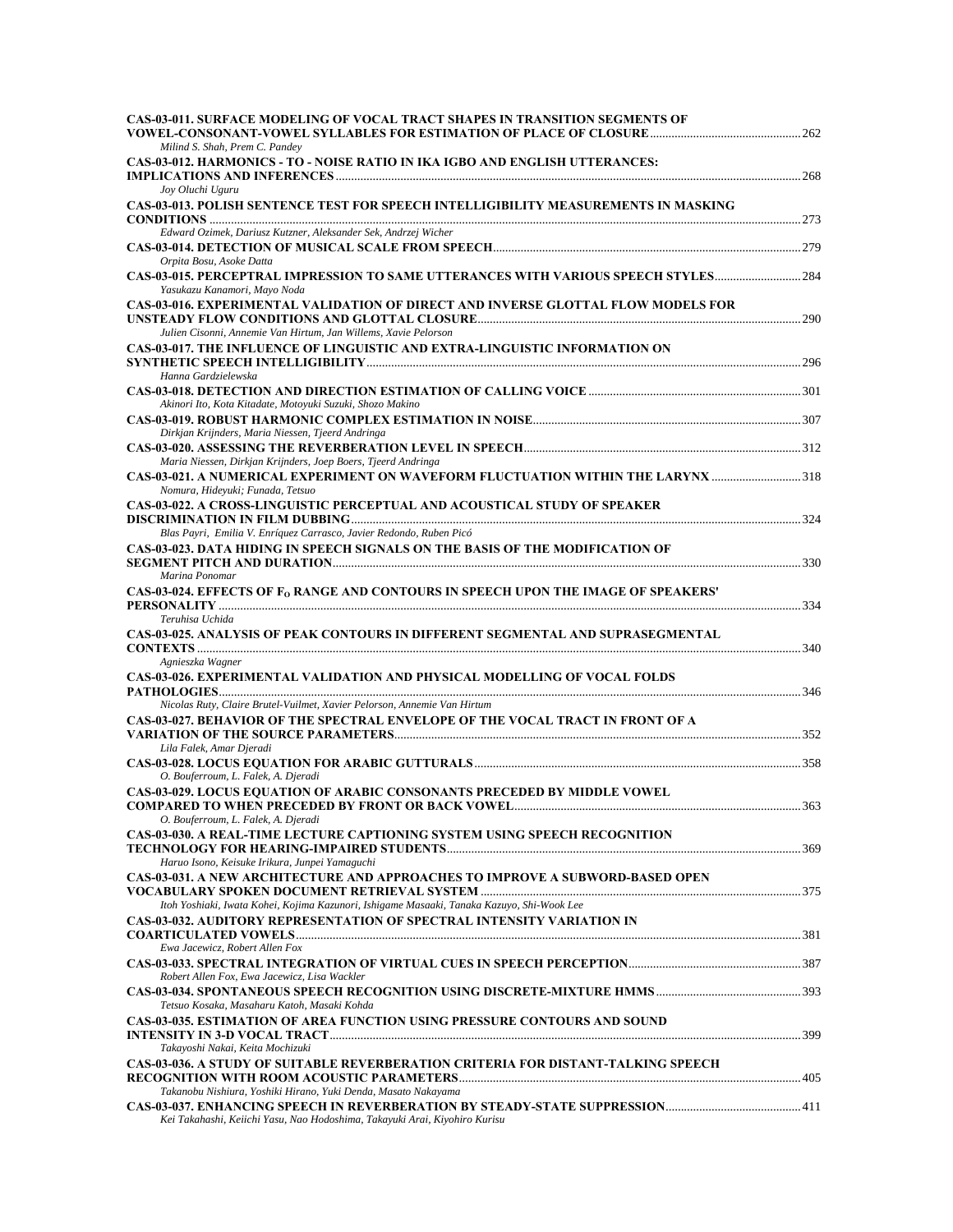**CAS-03-011. SURFACE MODELING OF VOCAL TRACT SHAPES IN TRANSITION SEGMENTS OF VOWEL-CONSONANT-VOWEL SYLLABLES FOR ESTIMATION OF PLACE OF CLOSURE** ........ 262
*Milind S. Shah, Prem C. Pandey*

**CAS-03-012. HARMONICS - TO - NOISE RATIO IN IKA IGBO AND ENGLISH UTTERANCES: IMPLICATIONS AND INFERENCES** ........ 268
*Joy Oluchi Uguru*

**CAS-03-013. POLISH SENTENCE TEST FOR SPEECH INTELLIGIBILITY MEASUREMENTS IN MASKING CONDITIONS** ........ 273
*Edward Ozimek, Dariusz Kutzner, Aleksander Sek, Andrzej Wicher*

**CAS-03-014. DETECTION OF MUSICAL SCALE FROM SPEECH** ........ 279
*Orpita Bosu, Asoke Datta*

**CAS-03-015. PERCEPTRAL IMPRESSION TO SAME UTTERANCES WITH VARIOUS SPEECH STYLES** ........ 284
*Yasukazu Kanamori, Mayo Noda*

**CAS-03-016. EXPERIMENTAL VALIDATION OF DIRECT AND INVERSE GLOTTAL FLOW MODELS FOR UNSTEADY FLOW CONDITIONS AND GLOTTAL CLOSURE** ........ 290
*Julien Cisonni, Annemie Van Hirtum, Jan Willems, Xavie Pelorson*

**CAS-03-017. THE INFLUENCE OF LINGUISTIC AND EXTRA-LINGUISTIC INFORMATION ON SYNTHETIC SPEECH INTELLIGIBILITY** ........ 296
*Hanna Gardzielewska*

**CAS-03-018. DETECTION AND DIRECTION ESTIMATION OF CALLING VOICE** ........ 301
*Akinori Ito, Kota Kitadate, Motoyuki Suzuki, Shozo Makino*

**CAS-03-019. ROBUST HARMONIC COMPLEX ESTIMATION IN NOISE** ........ 307
*Dirkjan Krijnders, Maria Niessen, Tjeerd Andringa*

**CAS-03-020. ASSESSING THE REVERBERATION LEVEL IN SPEECH** ........ 312
*Maria Niessen, Dirkjan Krijnders, Joep Boers, Tjeerd Andringa*

**CAS-03-021. A NUMERICAL EXPERIMENT ON WAVEFORM FLUCTUATION WITHIN THE LARYNX** ........ 318
*Nomura, Hideyuki; Funada, Tetsuo*

**CAS-03-022. A CROSS-LINGUISTIC PERCEPTUAL AND ACOUSTICAL STUDY OF SPEAKER DISCRIMINATION IN FILM DUBBING** ........ 324
*Blas Payri, Emilia V. Enríquez Carrasco, Javier Redondo, Ruben Picó*

**CAS-03-023. DATA HIDING IN SPEECH SIGNALS ON THE BASIS OF THE MODIFICATION OF SEGMENT PITCH AND DURATION** ........ 330
*Marina Ponomar*

**CAS-03-024. EFFECTS OF $F_0$ RANGE AND CONTOURS IN SPEECH UPON THE IMAGE OF SPEAKERS' PERSONALITY** ........ 334
*Teruhisa Uchida*

**CAS-03-025. ANALYSIS OF PEAK CONTOURS IN DIFFERENT SEGMENTAL AND SUPRASEGMENTAL CONTEXTS** ........ 340
*Agnieszka Wagner*

**CAS-03-026. EXPERIMENTAL VALIDATION AND PHYSICAL MODELLING OF VOCAL FOLDS PATHOLOGIES** ........ 346
*Nicolas Ruty, Claire Brutel-Vuilmet, Xavier Pelorson, Annemie Van Hirtum*

**CAS-03-027. BEHAVIOR OF THE SPECTRAL ENVELOPE OF THE VOCAL TRACT IN FRONT OF A VARIATION OF THE SOURCE PARAMETERS** ........ 352
*Lila Falek, Amar Djeradi*

**CAS-03-028. LOCUS EQUATION FOR ARABIC GUTTURALS** ........ 358
*O. Bouferroum, L. Falek, A. Djeradi*

**CAS-03-029. LOCUS EQUATION OF ARABIC CONSONANTS PRECEDED BY MIDDLE VOWEL COMPARED TO WHEN PRECEDED BY FRONT OR BACK VOWEL** ........ 363
*O. Bouferroum, L. Falek, A. Djeradi*

**CAS-03-030. A REAL-TIME LECTURE CAPTIONING SYSTEM USING SPEECH RECOGNITION TECHNOLOGY FOR HEARING-IMPAIRED STUDENTS** ........ 369
*Haruo Isono, Keisuke Irikura, Junpei Yamaguchi*

**CAS-03-031. A NEW ARCHITECTURE AND APPROACHES TO IMPROVE A SUBWORD-BASED OPEN VOCABULARY SPOKEN DOCUMENT RETRIEVAL SYSTEM** ........ 375
*Itoh Yoshiaki, Iwata Kohei, Kojima Kazunori, Ishigame Masaaki, Tanaka Kazuyo, Shi-Wook Lee*

**CAS-03-032. AUDITORY REPRESENTATION OF SPECTRAL INTENSITY VARIATION IN COARTICULATED VOWELS** ........ 381
*Ewa Jacewicz, Robert Allen Fox*

**CAS-03-033. SPECTRAL INTEGRATION OF VIRTUAL CUES IN SPEECH PERCEPTION** ........ 387
*Robert Allen Fox, Ewa Jacewicz, Lisa Wackler*

**CAS-03-034. SPONTANEOUS SPEECH RECOGNITION USING DISCRETE-MIXTURE HMMS** ........ 393
*Tetsuo Kosaka, Masaharu Katoh, Masaki Kohda*

**CAS-03-035. ESTIMATION OF AREA FUNCTION USING PRESSURE CONTOURS AND SOUND INTENSITY IN 3-D VOCAL TRACT** ........ 399
*Takayoshi Nakai, Keita Mochizuki*

**CAS-03-036. A STUDY OF SUITABLE REVERBERATION CRITERIA FOR DISTANT-TALKING SPEECH RECOGNITION WITH ROOM ACOUSTIC PARAMETERS** ........ 405
*Takanobu Nishiura, Yoshiki Hirano, Yuki Denda, Masato Nakayama*

**CAS-03-037. ENHANCING SPEECH IN REVERBERATION BY STEADY-STATE SUPPRESSION** ........ 411
*Kei Takahashi, Keiichi Yasu, Nao Hodoshima, Takayuki Arai, Kiyohiro Kurisu*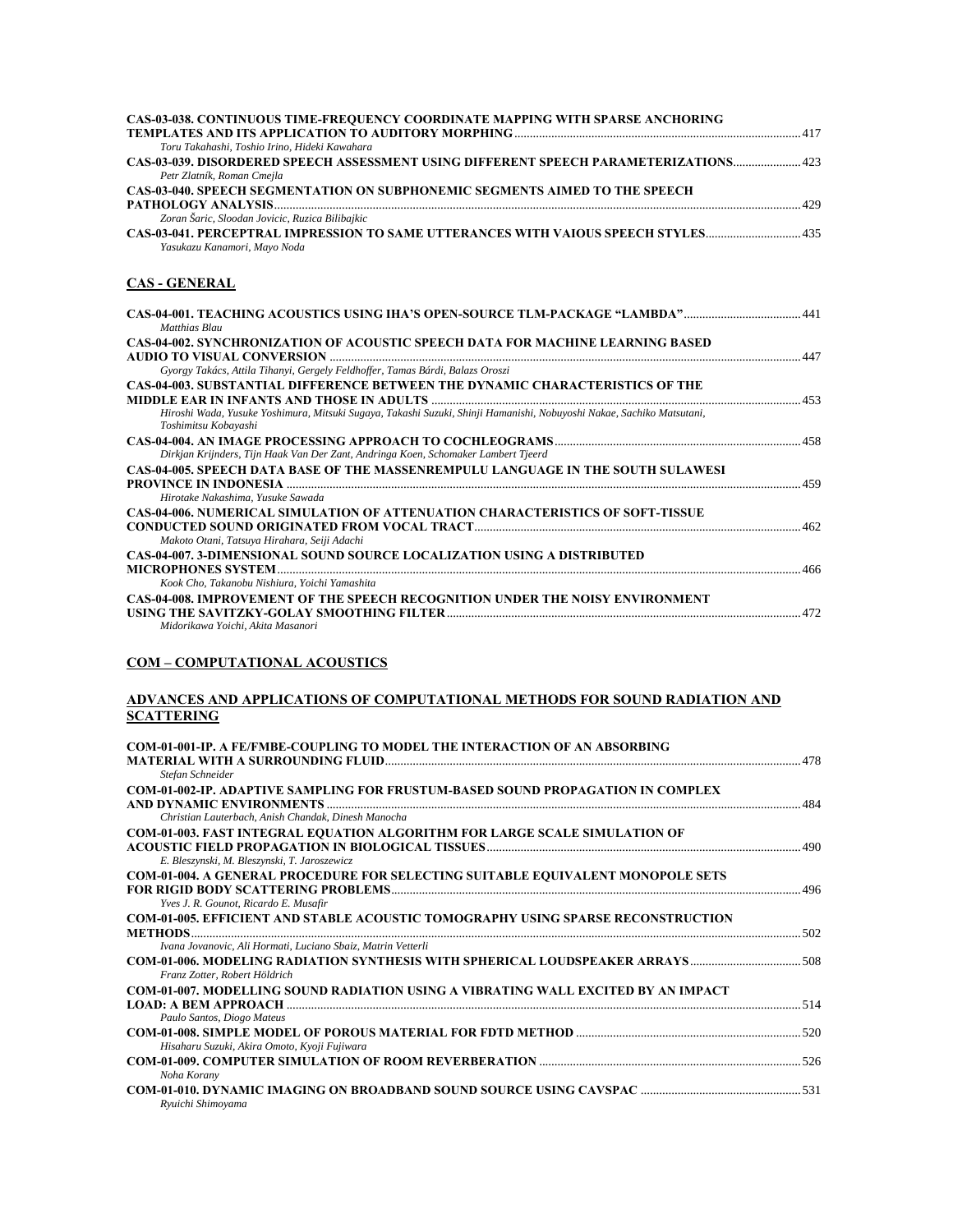**CAS-03-038. CONTINUOUS TIME-FREQUENCY COORDINATE MAPPING WITH SPARSE ANCHORING TEMPLATES AND ITS APPLICATION TO AUDITORY MORPHING** ............ 417
*Toru Takahashi, Toshio Irino, Hideki Kawahara*

**CAS-03-039. DISORDERED SPEECH ASSESSMENT USING DIFFERENT SPEECH PARAMETERIZATIONS** ............ 423
*Petr Zlatník, Roman Cmejla*

**CAS-03-040. SPEECH SEGMENTATION ON SUBPHONEMIC SEGMENTS AIMED TO THE SPEECH PATHOLOGY ANALYSIS** ............ 429
*Zoran Šaric, Sloodan Jovicic, Ruzica Bilibajkic*

**CAS-03-041. PERCEPTRAL IMPRESSION TO SAME UTTERANCES WITH VAIOUS SPEECH STYLES** ............ 435
*Yasukazu Kanamori, Mayo Noda*

## CAS - GENERAL

**CAS-04-001. TEACHING ACOUSTICS USING IHA'S OPEN-SOURCE TLM-PACKAGE "LAMBDA"** ............ 441
*Matthias Blau*

**CAS-04-002. SYNCHRONIZATION OF ACOUSTIC SPEECH DATA FOR MACHINE LEARNING BASED AUDIO TO VISUAL CONVERSION** ............ 447
*Gyorgy Takács, Attila Tihanyi, Gergely Feldhoffer, Tamas Bárdi, Balazs Oroszi*

**CAS-04-003. SUBSTANTIAL DIFFERENCE BETWEEN THE DYNAMIC CHARACTERISTICS OF THE MIDDLE EAR IN INFANTS AND THOSE IN ADULTS** ............ 453
*Hiroshi Wada, Yusuke Yoshimura, Mitsuki Sugaya, Takashi Suzuki, Shinji Hamanishi, Nobuyoshi Nakae, Sachiko Matsutani, Toshimitsu Kobayashi*

**CAS-04-004. AN IMAGE PROCESSING APPROACH TO COCHLEOGRAMS** ............ 458
*Dirkjan Krijnders, Tijn Haak Van Der Zant, Andringa Koen, Schomaker Lambert Tjeerd*

**CAS-04-005. SPEECH DATA BASE OF THE MASSENREMPULU LANGUAGE IN THE SOUTH SULAWESI PROVINCE IN INDONESIA** ............ 459
*Hirotake Nakashima, Yusuke Sawada*

**CAS-04-006. NUMERICAL SIMULATION OF ATTENUATION CHARACTERISTICS OF SOFT-TISSUE CONDUCTED SOUND ORIGINATED FROM VOCAL TRACT** ............ 462
*Makoto Otani, Tatsuya Hirahara, Seiji Adachi*

**CAS-04-007. 3-DIMENSIONAL SOUND SOURCE LOCALIZATION USING A DISTRIBUTED MICROPHONES SYSTEM** ............ 466
*Kook Cho, Takanobu Nishiura, Yoichi Yamashita*

**CAS-04-008. IMPROVEMENT OF THE SPEECH RECOGNITION UNDER THE NOISY ENVIRONMENT USING THE SAVITZKY-GOLAY SMOOTHING FILTER** ............ 472
*Midorikawa Yoichi, Akita Masanori*

## COM – COMPUTATIONAL ACOUSTICS

## ADVANCES AND APPLICATIONS OF COMPUTATIONAL METHODS FOR SOUND RADIATION AND SCATTERING

**COM-01-001-IP. A FE/FMBE-COUPLING TO MODEL THE INTERACTION OF AN ABSORBING MATERIAL WITH A SURROUNDING FLUID** ............ 478
*Stefan Schneider*

**COM-01-002-IP. ADAPTIVE SAMPLING FOR FRUSTUM-BASED SOUND PROPAGATION IN COMPLEX AND DYNAMIC ENVIRONMENTS** ............ 484
*Christian Lauterbach, Anish Chandak, Dinesh Manocha*

**COM-01-003. FAST INTEGRAL EQUATION ALGORITHM FOR LARGE SCALE SIMULATION OF ACOUSTIC FIELD PROPAGATION IN BIOLOGICAL TISSUES** ............ 490
*E. Bleszynski, M. Bleszynski, T. Jaroszewicz*

**COM-01-004. A GENERAL PROCEDURE FOR SELECTING SUITABLE EQUIVALENT MONOPOLE SETS FOR RIGID BODY SCATTERING PROBLEMS** ............ 496
*Yves J. R. Gounot, Ricardo E. Musafir*

**COM-01-005. EFFICIENT AND STABLE ACOUSTIC TOMOGRAPHY USING SPARSE RECONSTRUCTION METHODS** ............ 502
*Ivana Jovanovic, Ali Hormati, Luciano Sbaiz, Matrin Vetterli*

**COM-01-006. MODELING RADIATION SYNTHESIS WITH SPHERICAL LOUDSPEAKER ARRAYS** ............ 508
*Franz Zotter, Robert Höldrich*

**COM-01-007. MODELLING SOUND RADIATION USING A VIBRATING WALL EXCITED BY AN IMPACT LOAD: A BEM APPROACH** ............ 514
*Paulo Santos, Diogo Mateus*

**COM-01-008. SIMPLE MODEL OF POROUS MATERIAL FOR FDTD METHOD** ............ 520
*Hisaharu Suzuki, Akira Omoto, Kyoji Fujiwara*

**COM-01-009. COMPUTER SIMULATION OF ROOM REVERBERATION** ............ 526
*Noha Korany*

**COM-01-010. DYNAMIC IMAGING ON BROADBAND SOUND SOURCE USING CAVSPAC** ............ 531
*Ryuichi Shimoyama*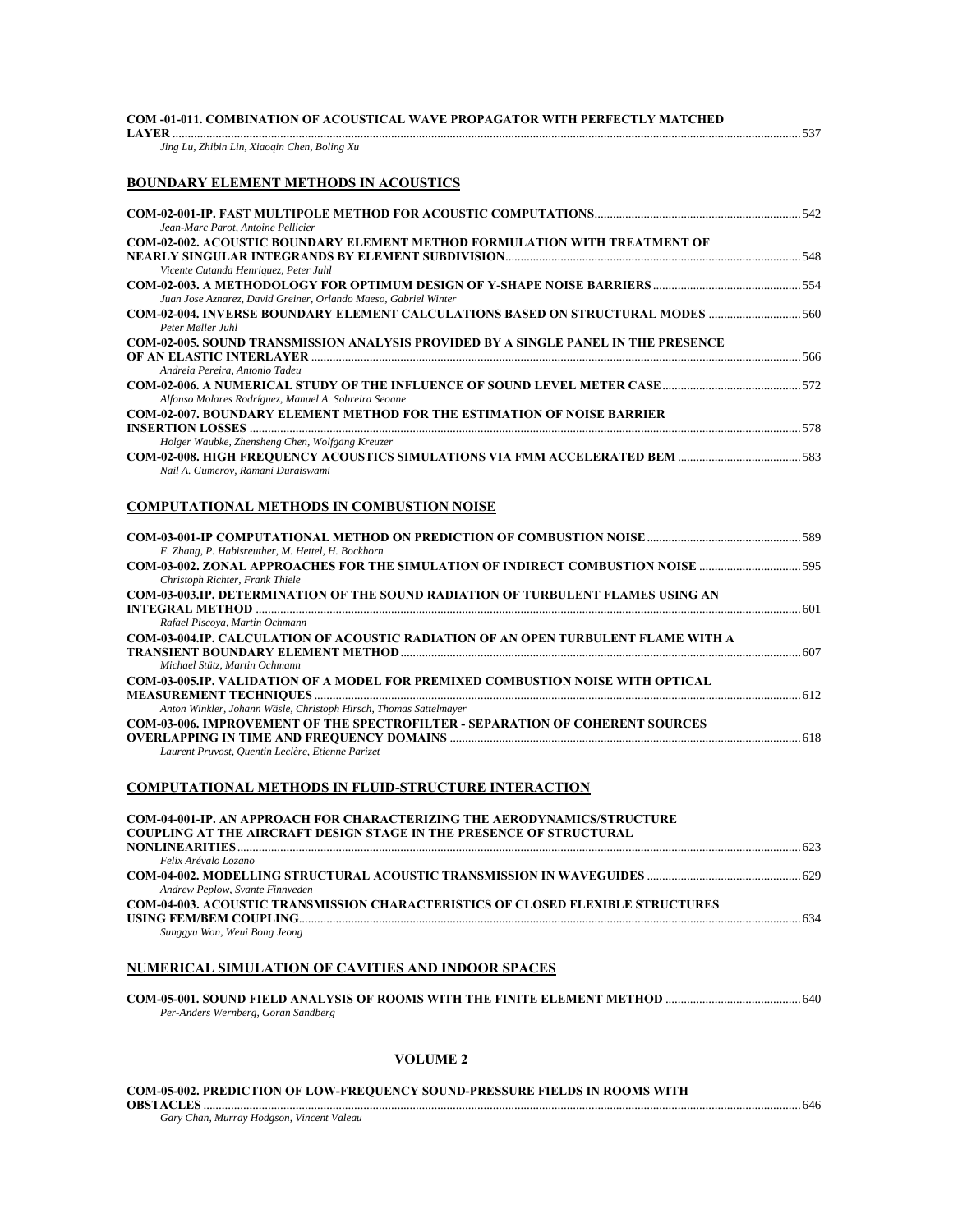**COM -01-011. COMBINATION OF ACOUSTICAL WAVE PROPAGATOR WITH PERFECTLY MATCHED LAYER** ........ 537
*Jing Lu, Zhibin Lin, Xiaoqin Chen, Boling Xu*

## BOUNDARY ELEMENT METHODS IN ACOUSTICS

**COM-02-001-IP. FAST MULTIPOLE METHOD FOR ACOUSTIC COMPUTATIONS** ........ 542
*Jean-Marc Parot, Antoine Pellicier*

**COM-02-002. ACOUSTIC BOUNDARY ELEMENT METHOD FORMULATION WITH TREATMENT OF NEARLY SINGULAR INTEGRANDS BY ELEMENT SUBDIVISION** ........ 548
*Vicente Cutanda Henriquez, Peter Juhl*

**COM-02-003. A METHODOLOGY FOR OPTIMUM DESIGN OF Y-SHAPE NOISE BARRIERS** ........ 554
*Juan Jose Aznarez, David Greiner, Orlando Maeso, Gabriel Winter*

**COM-02-004. INVERSE BOUNDARY ELEMENT CALCULATIONS BASED ON STRUCTURAL MODES** ........ 560
*Peter Møller Juhl*

**COM-02-005. SOUND TRANSMISSION ANALYSIS PROVIDED BY A SINGLE PANEL IN THE PRESENCE OF AN ELASTIC INTERLAYER** ........ 566
*Andreia Pereira, Antonio Tadeu*

**COM-02-006. A NUMERICAL STUDY OF THE INFLUENCE OF SOUND LEVEL METER CASE** ........ 572
*Alfonso Molares Rodríguez, Manuel A. Sobreira Seoane*

**COM-02-007. BOUNDARY ELEMENT METHOD FOR THE ESTIMATION OF NOISE BARRIER INSERTION LOSSES** ........ 578
*Holger Waubke, Zhensheng Chen, Wolfgang Kreuzer*

**COM-02-008. HIGH FREQUENCY ACOUSTICS SIMULATIONS VIA FMM ACCELERATED BEM** ........ 583
*Nail A. Gumerov, Ramani Duraiswami*

## COMPUTATIONAL METHODS IN COMBUSTION NOISE

**COM-03-001-IP COMPUTATIONAL METHOD ON PREDICTION OF COMBUSTION NOISE** ........ 589
*F. Zhang, P. Habisreuther, M. Hettel, H. Bockhorn*

**COM-03-002. ZONAL APPROACHES FOR THE SIMULATION OF INDIRECT COMBUSTION NOISE** ........ 595
*Christoph Richter, Frank Thiele*

**COM-03-003.IP. DETERMINATION OF THE SOUND RADIATION OF TURBULENT FLAMES USING AN INTEGRAL METHOD** ........ 601
*Rafael Piscoya, Martin Ochmann*

**COM-03-004.IP. CALCULATION OF ACOUSTIC RADIATION OF AN OPEN TURBULENT FLAME WITH A TRANSIENT BOUNDARY ELEMENT METHOD** ........ 607
*Michael Stütz, Martin Ochmann*

**COM-03-005.IP. VALIDATION OF A MODEL FOR PREMIXED COMBUSTION NOISE WITH OPTICAL MEASUREMENT TECHNIQUES** ........ 612
*Anton Winkler, Johann Wäsle, Christoph Hirsch, Thomas Sattelmayer*

**COM-03-006. IMPROVEMENT OF THE SPECTROFILTER - SEPARATION OF COHERENT SOURCES OVERLAPPING IN TIME AND FREQUENCY DOMAINS** ........ 618
*Laurent Pruvost, Quentin Leclère, Etienne Parizet*

## COMPUTATIONAL METHODS IN FLUID-STRUCTURE INTERACTION

**COM-04-001-IP. AN APPROACH FOR CHARACTERIZING THE AERODYNAMICS/STRUCTURE COUPLING AT THE AIRCRAFT DESIGN STAGE IN THE PRESENCE OF STRUCTURAL NONLINEARITIES** ........ 623
*Felix Arévalo Lozano*

**COM-04-002. MODELLING STRUCTURAL ACOUSTIC TRANSMISSION IN WAVEGUIDES** ........ 629
*Andrew Peplow, Svante Finnveden*

**COM-04-003. ACOUSTIC TRANSMISSION CHARACTERISTICS OF CLOSED FLEXIBLE STRUCTURES USING FEM/BEM COUPLING** ........ 634
*Sunggyu Won, Weui Bong Jeong*

## NUMERICAL SIMULATION OF CAVITIES AND INDOOR SPACES

**COM-05-001. SOUND FIELD ANALYSIS OF ROOMS WITH THE FINITE ELEMENT METHOD** ........ 640
*Per-Anders Wernberg, Goran Sandberg*

## VOLUME 2

**COM-05-002. PREDICTION OF LOW-FREQUENCY SOUND-PRESSURE FIELDS IN ROOMS WITH OBSTACLES** ........ 646
*Gary Chan, Murray Hodgson, Vincent Valeau*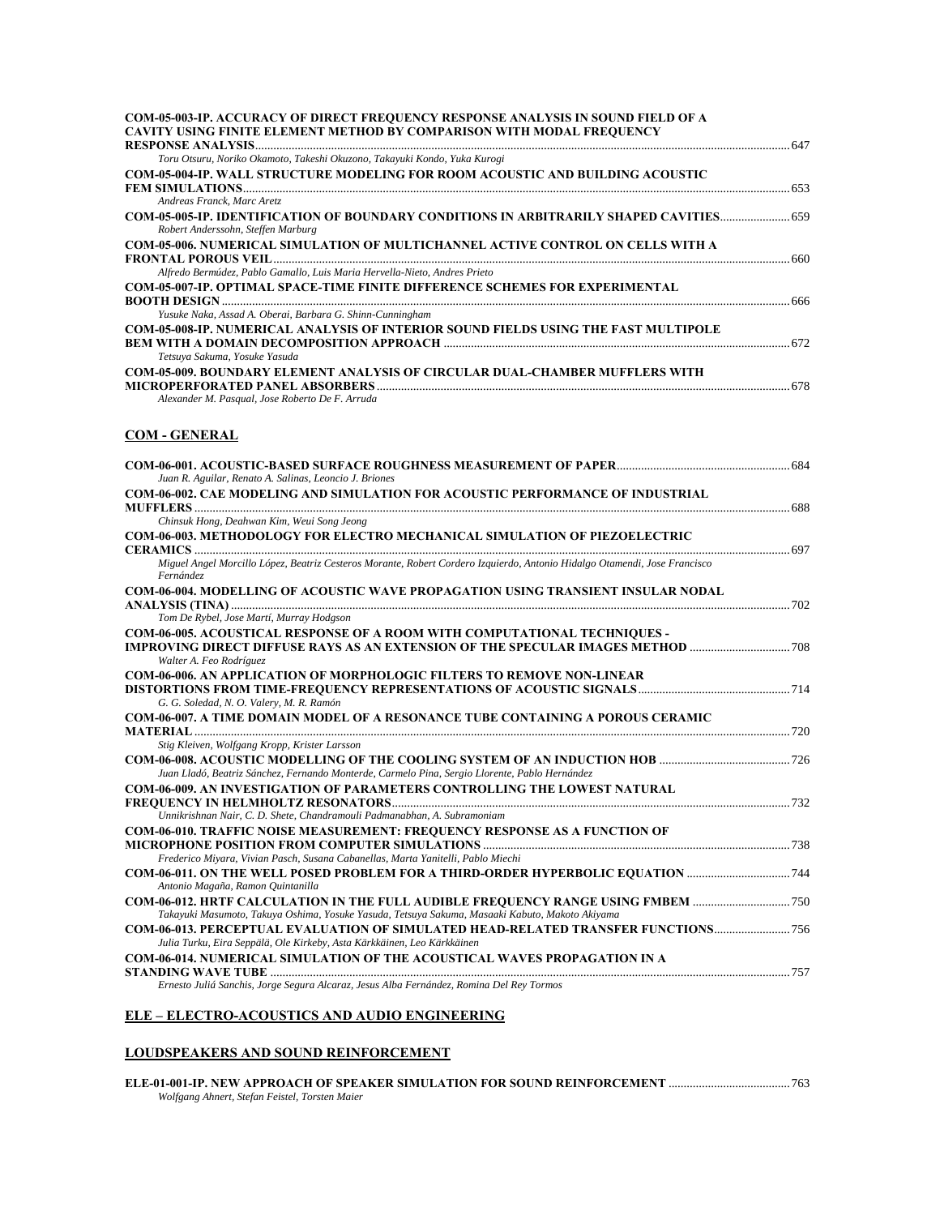**COM-05-003-IP. ACCURACY OF DIRECT FREQUENCY RESPONSE ANALYSIS IN SOUND FIELD OF A CAVITY USING FINITE ELEMENT METHOD BY COMPARISON WITH MODAL FREQUENCY RESPONSE ANALYSIS** ... 647
*Toru Otsuru, Noriko Okamoto, Takeshi Okuzono, Takayuki Kondo, Yuka Kurogi*

**COM-05-004-IP. WALL STRUCTURE MODELING FOR ROOM ACOUSTIC AND BUILDING ACOUSTIC FEM SIMULATIONS** ... 653
*Andreas Franck, Marc Aretz*

**COM-05-005-IP. IDENTIFICATION OF BOUNDARY CONDITIONS IN ARBITRARILY SHAPED CAVITIES** ... 659
*Robert Anderssohn, Steffen Marburg*

**COM-05-006. NUMERICAL SIMULATION OF MULTICHANNEL ACTIVE CONTROL ON CELLS WITH A FRONTAL POROUS VEIL** ... 660
*Alfredo Bermúdez, Pablo Gamallo, Luis Maria Hervella-Nieto, Andres Prieto*

**COM-05-007-IP. OPTIMAL SPACE-TIME FINITE DIFFERENCE SCHEMES FOR EXPERIMENTAL BOOTH DESIGN** ... 666
*Yusuke Naka, Assad A. Oberai, Barbara G. Shinn-Cunningham*

**COM-05-008-IP. NUMERICAL ANALYSIS OF INTERIOR SOUND FIELDS USING THE FAST MULTIPOLE BEM WITH A DOMAIN DECOMPOSITION APPROACH** ... 672
*Tetsuya Sakuma, Yosuke Yasuda*

**COM-05-009. BOUNDARY ELEMENT ANALYSIS OF CIRCULAR DUAL-CHAMBER MUFFLERS WITH MICROPERFORATED PANEL ABSORBERS** ... 678
*Alexander M. Pasqual, Jose Roberto De F. Arruda*

## COM - GENERAL

**COM-06-001. ACOUSTIC-BASED SURFACE ROUGHNESS MEASUREMENT OF PAPER** ... 684
*Juan R. Aguilar, Renato A. Salinas, Leoncio J. Briones*

**COM-06-002. CAE MODELING AND SIMULATION FOR ACOUSTIC PERFORMANCE OF INDUSTRIAL MUFFLERS** ... 688
*Chinsuk Hong, Deahwan Kim, Weui Song Jeong*

**COM-06-003. METHODOLOGY FOR ELECTRO MECHANICAL SIMULATION OF PIEZOELECTRIC CERAMICS** ... 697
*Miguel Angel Morcillo López, Beatriz Cesteros Morante, Robert Cordero Izquierdo, Antonio Hidalgo Otamendi, Jose Francisco Fernández*

**COM-06-004. MODELLING OF ACOUSTIC WAVE PROPAGATION USING TRANSIENT INSULAR NODAL ANALYSIS (TINA)** ... 702
*Tom De Rybel, Jose Martí, Murray Hodgson*

**COM-06-005. ACOUSTICAL RESPONSE OF A ROOM WITH COMPUTATIONAL TECHNIQUES - IMPROVING DIRECT DIFFUSE RAYS AS AN EXTENSION OF THE SPECULAR IMAGES METHOD** ... 708
*Walter A. Feo Rodríguez*

**COM-06-006. AN APPLICATION OF MORPHOLOGIC FILTERS TO REMOVE NON-LINEAR DISTORTIONS FROM TIME-FREQUENCY REPRESENTATIONS OF ACOUSTIC SIGNALS** ... 714
*G. G. Soledad, N. O. Valery, M. R. Ramón*

**COM-06-007. A TIME DOMAIN MODEL OF A RESONANCE TUBE CONTAINING A POROUS CERAMIC MATERIAL** ... 720
*Stig Kleiven, Wolfgang Kropp, Krister Larsson*

**COM-06-008. ACOUSTIC MODELLING OF THE COOLING SYSTEM OF AN INDUCTION HOB** ... 726
*Juan Lladó, Beatriz Sánchez, Fernando Monterde, Carmelo Pina, Sergio Llorente, Pablo Hernández*

**COM-06-009. AN INVESTIGATION OF PARAMETERS CONTROLLING THE LOWEST NATURAL FREQUENCY IN HELMHOLTZ RESONATORS** ... 732
*Unnikrishnan Nair, C. D. Shete, Chandramouli Padmanabhan, A. Subramoniam*

**COM-06-010. TRAFFIC NOISE MEASUREMENT: FREQUENCY RESPONSE AS A FUNCTION OF MICROPHONE POSITION FROM COMPUTER SIMULATIONS** ... 738
*Frederico Miyara, Vivian Pasch, Susana Cabanellas, Marta Yanitelli, Pablo Miechi*

**COM-06-011. ON THE WELL POSED PROBLEM FOR A THIRD-ORDER HYPERBOLIC EQUATION** ... 744
*Antonio Magaña, Ramon Quintanilla*

**COM-06-012. HRTF CALCULATION IN THE FULL AUDIBLE FREQUENCY RANGE USING FMBEM** ... 750
*Takayuki Masumoto, Takuya Oshima, Yosuke Yasuda, Tetsuya Sakuma, Masaaki Kabuto, Makoto Akiyama*

**COM-06-013. PERCEPTUAL EVALUATION OF SIMULATED HEAD-RELATED TRANSFER FUNCTIONS** ... 756
*Julia Turku, Eira Seppälä, Ole Kirkeby, Asta Kärkkäinen, Leo Kärkkäinen*

**COM-06-014. NUMERICAL SIMULATION OF THE ACOUSTICAL WAVES PROPAGATION IN A STANDING WAVE TUBE** ... 757
*Ernesto Juliá Sanchis, Jorge Segura Alcaraz, Jesus Alba Fernández, Romina Del Rey Tormos*

## ELE – ELECTRO-ACOUSTICS AND AUDIO ENGINEERING

## LOUDSPEAKERS AND SOUND REINFORCEMENT

**ELE-01-001-IP. NEW APPROACH OF SPEAKER SIMULATION FOR SOUND REINFORCEMENT** ... 763
*Wolfgang Ahnert, Stefan Feistel, Torsten Maier*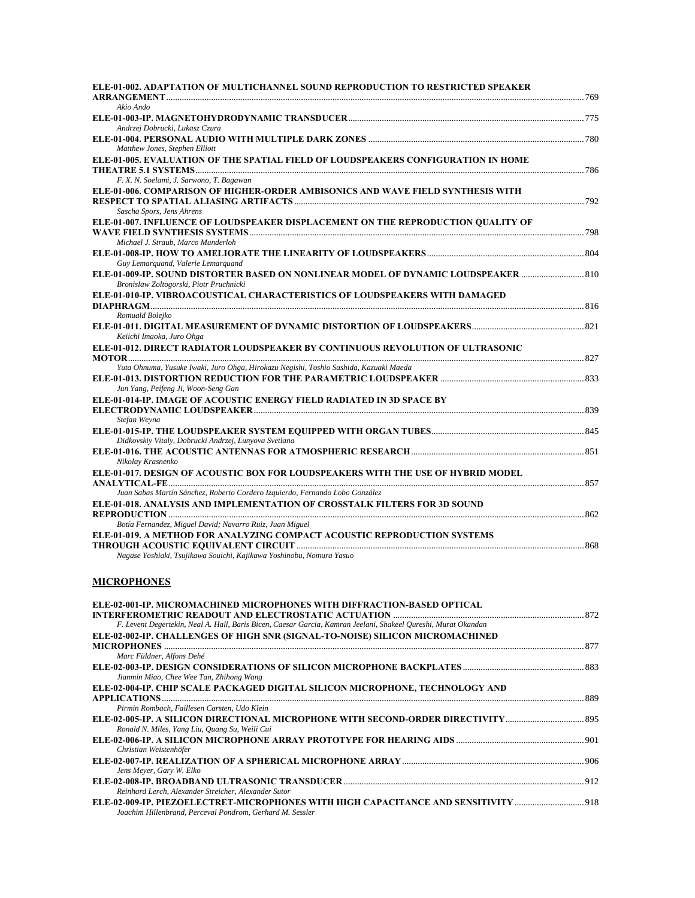**ELE-01-002. ADAPTATION OF MULTICHANNEL SOUND REPRODUCTION TO RESTRICTED SPEAKER ARRANGEMENT** .......... 769
*Akio Ando*

**ELE-01-003-IP. MAGNETOHYDRODYNAMIC TRANSDUCER** .......... 775
*Andrzej Dobrucki, Lukasz Czura*

**ELE-01-004. PERSONAL AUDIO WITH MULTIPLE DARK ZONES** .......... 780
*Matthew Jones, Stephen Elliott*

**ELE-01-005. EVALUATION OF THE SPATIAL FIELD OF LOUDSPEAKERS CONFIGURATION IN HOME THEATRE 5.1 SYSTEMS** .......... 786
*F. X. N. Soelami, J. Sarwono, T. Bagawan*

**ELE-01-006. COMPARISON OF HIGHER-ORDER AMBISONICS AND WAVE FIELD SYNTHESIS WITH RESPECT TO SPATIAL ALIASING ARTIFACTS** .......... 792
*Sascha Spors, Jens Ahrens*

**ELE-01-007. INFLUENCE OF LOUDSPEAKER DISPLACEMENT ON THE REPRODUCTION QUALITY OF WAVE FIELD SYNTHESIS SYSTEMS** .......... 798
*Michael J. Straub, Marco Munderloh*

**ELE-01-008-IP. HOW TO AMELIORATE THE LINEARITY OF LOUDSPEAKERS** .......... 804
*Guy Lemarquand, Valerie Lemarquand*

**ELE-01-009-IP. SOUND DISTORTER BASED ON NONLINEAR MODEL OF DYNAMIC LOUDSPEAKER** .......... 810
*Bronislaw Zoltogorski, Piotr Pruchnicki*

**ELE-01-010-IP. VIBROACOUSTICAL CHARACTERISTICS OF LOUDSPEAKERS WITH DAMAGED DIAPHRAGM** .......... 816
*Romuald Bolejko*

**ELE-01-011. DIGITAL MEASUREMENT OF DYNAMIC DISTORTION OF LOUDSPEAKERS** .......... 821
*Keiichi Imaoka, Juro Ohga*

**ELE-01-012. DIRECT RADIATOR LOUDSPEAKER BY CONTINUOUS REVOLUTION OF ULTRASONIC MOTOR** .......... 827
*Yuta Ohnuma, Yusuke Iwaki, Juro Ohga, Hirokazu Negishi, Toshio Sashida, Kazuaki Maeda*

**ELE-01-013. DISTORTION REDUCTION FOR THE PARAMETRIC LOUDSPEAKER** .......... 833
*Jun Yang, Peifeng Ji, Woon-Seng Gan*

**ELE-01-014-IP. IMAGE OF ACOUSTIC ENERGY FIELD RADIATED IN 3D SPACE BY ELECTRODYNAMIC LOUDSPEAKER** .......... 839
*Stefan Weyna*

**ELE-01-015-IP. THE LOUDSPEAKER SYSTEM EQUIPPED WITH ORGAN TUBES** .......... 845
*Didkovskiy Vitaly, Dobrucki Andrzej, Lunyova Svetlana*

**ELE-01-016. THE ACOUSTIC ANTENNAS FOR ATMOSPHERIC RESEARCH** .......... 851
*Nikolay Krasnenko*

**ELE-01-017. DESIGN OF ACOUSTIC BOX FOR LOUDSPEAKERS WITH THE USE OF HYBRID MODEL ANALYTICAL-FE** .......... 857
*Juan Sabas Martín Sánchez, Roberto Cordero Izquierdo, Fernando Lobo González*

**ELE-01-018. ANALYSIS AND IMPLEMENTATION OF CROSSTALK FILTERS FOR 3D SOUND REPRODUCTION** .......... 862
*Botía Fernandez, Miguel David; Navarro Ruiz, Juan Miguel*

**ELE-01-019. A METHOD FOR ANALYZING COMPACT ACOUSTIC REPRODUCTION SYSTEMS THROUGH ACOUSTIC EQUIVALENT CIRCUIT** .......... 868
*Nagase Yoshiaki, Tsujikawa Souichi, Kajikawa Yoshinobu, Nomura Yasuo*

## MICROPHONES

**ELE-02-001-IP. MICROMACHINED MICROPHONES WITH DIFFRACTION-BASED OPTICAL INTERFEROMETRIC READOUT AND ELECTROSTATIC ACTUATION** .......... 872
*F. Levent Degertekin, Neal A. Hall, Baris Bicen, Caesar Garcia, Kamran Jeelani, Shakeel Qureshi, Murat Okandan*

**ELE-02-002-IP. CHALLENGES OF HIGH SNR (SIGNAL-TO-NOISE) SILICON MICROMACHINED MICROPHONES** .......... 877
*Marc Füldner, Alfons Dehé*

**ELE-02-003-IP. DESIGN CONSIDERATIONS OF SILICON MICROPHONE BACKPLATES** .......... 883
*Jianmin Miao, Chee Wee Tan, Zhihong Wang*

**ELE-02-004-IP. CHIP SCALE PACKAGED DIGITAL SILICON MICROPHONE, TECHNOLOGY AND APPLICATIONS** .......... 889
*Pirmin Rombach, Faillesen Carsten, Udo Klein*

**ELE-02-005-IP. A SILICON DIRECTIONAL MICROPHONE WITH SECOND-ORDER DIRECTIVITY** .......... 895
*Ronald N. Miles, Yang Liu, Quang Su, Weili Cui*

**ELE-02-006-IP. A SILICON MICROPHONE ARRAY PROTOTYPE FOR HEARING AIDS** .......... 901
*Christian Weistenhöfer*

**ELE-02-007-IP. REALIZATION OF A SPHERICAL MICROPHONE ARRAY** .......... 906
*Jens Meyer, Gary W. Elko*

**ELE-02-008-IP. BROADBAND ULTRASONIC TRANSDUCER** .......... 912
*Reinhard Lerch, Alexander Streicher, Alexander Sutor*

**ELE-02-009-IP. PIEZOELECTRET-MICROPHONES WITH HIGH CAPACITANCE AND SENSITIVITY** .......... 918
*Joachim Hillenbrand, Perceval Pondrom, Gerhard M. Sessler*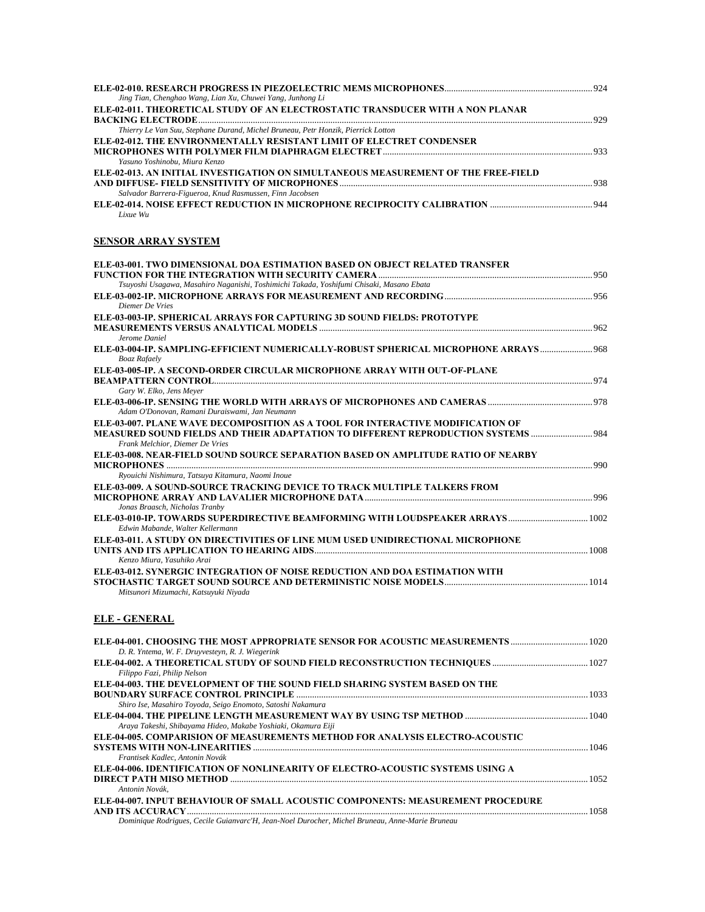**ELE-02-010. RESEARCH PROGRESS IN PIEZOELECTRIC MEMS MICROPHONES** ............ 924
*Jing Tian, Chenghao Wang, Lian Xu, Chuwei Yang, Junhong Li*

**ELE-02-011. THEORETICAL STUDY OF AN ELECTROSTATIC TRANSDUCER WITH A NON PLANAR BACKING ELECTRODE** ............ 929
*Thierry Le Van Suu, Stephane Durand, Michel Bruneau, Petr Honzik, Pierrick Lotton*

**ELE-02-012. THE ENVIRONMENTALLY RESISTANT LIMIT OF ELECTRET CONDENSER MICROPHONES WITH POLYMER FILM DIAPHRAGM ELECTRET** ............ 933
*Yasuno Yoshinobu, Miura Kenzo*

**ELE-02-013. AN INITIAL INVESTIGATION ON SIMULTANEOUS MEASUREMENT OF THE FREE-FIELD AND DIFFUSE- FIELD SENSITIVITY OF MICROPHONES** ............ 938
*Salvador Barrera-Figueroa, Knud Rasmussen, Finn Jacobsen*

**ELE-02-014. NOISE EFFECT REDUCTION IN MICROPHONE RECIPROCITY CALIBRATION** ............ 944
*Lixue Wu*

## SENSOR ARRAY SYSTEM

**ELE-03-001. TWO DIMENSIONAL DOA ESTIMATION BASED ON OBJECT RELATED TRANSFER FUNCTION FOR THE INTEGRATION WITH SECURITY CAMERA** ............ 950
*Tsuyoshi Usagawa, Masahiro Naganishi, Toshimichi Takada, Yoshifumi Chisaki, Masano Ebata*

**ELE-03-002-IP. MICROPHONE ARRAYS FOR MEASUREMENT AND RECORDING** ............ 956
*Diemer De Vries*

**ELE-03-003-IP. SPHERICAL ARRAYS FOR CAPTURING 3D SOUND FIELDS: PROTOTYPE MEASUREMENTS VERSUS ANALYTICAL MODELS** ............ 962
*Jerome Daniel*

**ELE-03-004-IP. SAMPLING-EFFICIENT NUMERICALLY-ROBUST SPHERICAL MICROPHONE ARRAYS** ............ 968
*Boaz Rafaely*

**ELE-03-005-IP. A SECOND-ORDER CIRCULAR MICROPHONE ARRAY WITH OUT-OF-PLANE BEAMPATTERN CONTROL** ............ 974
*Gary W. Elko, Jens Meyer*

**ELE-03-006-IP. SENSING THE WORLD WITH ARRAYS OF MICROPHONES AND CAMERAS** ............ 978
*Adam O'Donovan, Ramani Duraiswami, Jan Neumann*

**ELE-03-007. PLANE WAVE DECOMPOSITION AS A TOOL FOR INTERACTIVE MODIFICATION OF MEASURED SOUND FIELDS AND THEIR ADAPTATION TO DIFFERENT REPRODUCTION SYSTEMS** ............ 984
*Frank Melchior, Diemer De Vries*

**ELE-03-008. NEAR-FIELD SOUND SOURCE SEPARATION BASED ON AMPLITUDE RATIO OF NEARBY MICROPHONES** ............ 990
*Ryouichi Nishimura, Tatsuya Kitamura, Naomi Inoue*

**ELE-03-009. A SOUND-SOURCE TRACKING DEVICE TO TRACK MULTIPLE TALKERS FROM MICROPHONE ARRAY AND LAVALIER MICROPHONE DATA** ............ 996
*Jonas Braasch, Nicholas Tranby*

**ELE-03-010-IP. TOWARDS SUPERDIRECTIVE BEAMFORMING WITH LOUDSPEAKER ARRAYS** ............ 1002
*Edwin Mabande, Walter Kellermann*

**ELE-03-011. A STUDY ON DIRECTIVITIES OF LINE MUM USED UNIDIRECTIONAL MICROPHONE UNITS AND ITS APPLICATION TO HEARING AIDS** ............ 1008
*Kenzo Miura, Yasuhiko Arai*

**ELE-03-012. SYNERGIC INTEGRATION OF NOISE REDUCTION AND DOA ESTIMATION WITH STOCHASTIC TARGET SOUND SOURCE AND DETERMINISTIC NOISE MODELS** ............ 1014
*Mitsunori Mizumachi, Katsuyuki Niyada*

## ELE - GENERAL

**ELE-04-001. CHOOSING THE MOST APPROPRIATE SENSOR FOR ACOUSTIC MEASUREMENTS** ............ 1020
*D. R. Yntema, W. F. Druyvesteyn, R. J. Wiegerink*

**ELE-04-002. A THEORETICAL STUDY OF SOUND FIELD RECONSTRUCTION TECHNIQUES** ............ 1027
*Filippo Fazi, Philip Nelson*

**ELE-04-003. THE DEVELOPMENT OF THE SOUND FIELD SHARING SYSTEM BASED ON THE BOUNDARY SURFACE CONTROL PRINCIPLE** ............ 1033
*Shiro Ise, Masahiro Toyoda, Seigo Enomoto, Satoshi Nakamura*

**ELE-04-004. THE PIPELINE LENGTH MEASUREMENT WAY BY USING TSP METHOD** ............ 1040
*Araya Takeshi, Shibayama Hideo, Makabe Yoshiaki, Okamura Eiji*

**ELE-04-005. COMPARISION OF MEASUREMENTS METHOD FOR ANALYSIS ELECTRO-ACOUSTIC SYSTEMS WITH NON-LINEARITIES** ............ 1046
*Frantisek Kadlec, Antonin Novák*

**ELE-04-006. IDENTIFICATION OF NONLINEARITY OF ELECTRO-ACOUSTIC SYSTEMS USING A DIRECT PATH MISO METHOD** ............ 1052
*Antonin Novák,*

**ELE-04-007. INPUT BEHAVIOUR OF SMALL ACOUSTIC COMPONENTS: MEASUREMENT PROCEDURE AND ITS ACCURACY** ............ 1058
*Dominique Rodrigues, Cecile Guianvarc'H, Jean-Noel Durocher, Michel Bruneau, Anne-Marie Bruneau*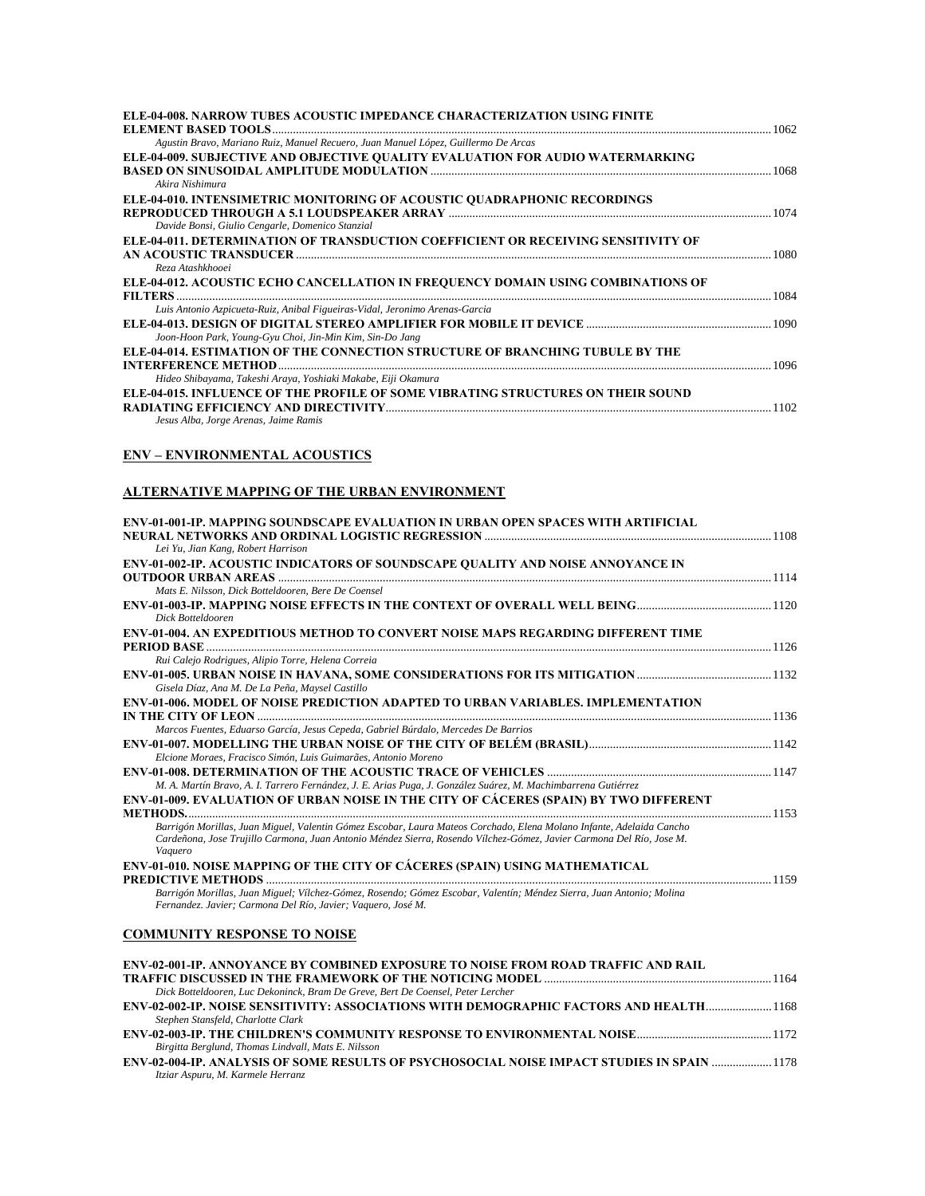**ELE-04-008. NARROW TUBES ACOUSTIC IMPEDANCE CHARACTERIZATION USING FINITE ELEMENT BASED TOOLS** ........ 1062
*Agustin Bravo, Mariano Ruiz, Manuel Recuero, Juan Manuel López, Guillermo De Arcas*

**ELE-04-009. SUBJECTIVE AND OBJECTIVE QUALITY EVALUATION FOR AUDIO WATERMARKING BASED ON SINUSOIDAL AMPLITUDE MODULATION** ........ 1068
*Akira Nishimura*

**ELE-04-010. INTENSIMETRIC MONITORING OF ACOUSTIC QUADRAPHONIC RECORDINGS REPRODUCED THROUGH A 5.1 LOUDSPEAKER ARRAY** ........ 1074
*Davide Bonsi, Giulio Cengarle, Domenico Stanzial*

**ELE-04-011. DETERMINATION OF TRANSDUCTION COEFFICIENT OR RECEIVING SENSITIVITY OF AN ACOUSTIC TRANSDUCER** ........ 1080
*Reza Atashkhooei*

**ELE-04-012. ACOUSTIC ECHO CANCELLATION IN FREQUENCY DOMAIN USING COMBINATIONS OF FILTERS** ........ 1084
*Luis Antonio Azpicueta-Ruiz, Anibal Figueiras-Vidal, Jeronimo Arenas-Garcia*

**ELE-04-013. DESIGN OF DIGITAL STEREO AMPLIFIER FOR MOBILE IT DEVICE** ........ 1090
*Joon-Hoon Park, Young-Gyu Choi, Jin-Min Kim, Sin-Do Jang*

**ELE-04-014. ESTIMATION OF THE CONNECTION STRUCTURE OF BRANCHING TUBULE BY THE INTERFERENCE METHOD** ........ 1096
*Hideo Shibayama, Takeshi Araya, Yoshiaki Makabe, Eiji Okamura*

**ELE-04-015. INFLUENCE OF THE PROFILE OF SOME VIBRATING STRUCTURES ON THEIR SOUND RADIATING EFFICIENCY AND DIRECTIVITY** ........ 1102
*Jesus Alba, Jorge Arenas, Jaime Ramis*

## ENV – ENVIRONMENTAL ACOUSTICS

### ALTERNATIVE MAPPING OF THE URBAN ENVIRONMENT

**ENV-01-001-IP. MAPPING SOUNDSCAPE EVALUATION IN URBAN OPEN SPACES WITH ARTIFICIAL NEURAL NETWORKS AND ORDINAL LOGISTIC REGRESSION** ........ 1108
*Lei Yu, Jian Kang, Robert Harrison*

**ENV-01-002-IP. ACOUSTIC INDICATORS OF SOUNDSCAPE QUALITY AND NOISE ANNOYANCE IN OUTDOOR URBAN AREAS** ........ 1114
*Mats E. Nilsson, Dick Botteldooren, Bere De Coensel*

**ENV-01-003-IP. MAPPING NOISE EFFECTS IN THE CONTEXT OF OVERALL WELL BEING** ........ 1120
*Dick Botteldooren*

**ENV-01-004. AN EXPEDITIOUS METHOD TO CONVERT NOISE MAPS REGARDING DIFFERENT TIME PERIOD BASE** ........ 1126
*Rui Calejo Rodrigues, Alipio Torre, Helena Correia*

**ENV-01-005. URBAN NOISE IN HAVANA, SOME CONSIDERATIONS FOR ITS MITIGATION** ........ 1132
*Gisela Díaz, Ana M. De La Peña, Maysel Castillo*

**ENV-01-006. MODEL OF NOISE PREDICTION ADAPTED TO URBAN VARIABLES. IMPLEMENTATION IN THE CITY OF LEON** ........ 1136
*Marcos Fuentes, Eduarso García, Jesus Cepeda, Gabriel Búrdalo, Mercedes De Barrios*

**ENV-01-007. MODELLING THE URBAN NOISE OF THE CITY OF BELÉM (BRASIL)** ........ 1142
*Elcione Moraes, Fracisco Simón, Luis Guimarães, Antonio Moreno*

**ENV-01-008. DETERMINATION OF THE ACOUSTIC TRACE OF VEHICLES** ........ 1147
*M. A. Martín Bravo, A. I. Tarrero Fernández, J. E. Arias Puga, J. González Suárez, M. Machimbarrena Gutiérrez*

**ENV-01-009. EVALUATION OF URBAN NOISE IN THE CITY OF CÁCERES (SPAIN) BY TWO DIFFERENT METHODS.** ........ 1153
*Barrigón Morillas, Juan Miguel, Valentín Gómez Escobar, Laura Mateos Corchado, Elena Molano Infante, Adelaida Cancho Cardeñona, Jose Trujillo Carmona, Juan Antonio Méndez Sierra, Rosendo Vílchez-Gómez, Javier Carmona Del Río, Jose M. Vaquero*

**ENV-01-010. NOISE MAPPING OF THE CITY OF CÁCERES (SPAIN) USING MATHEMATICAL PREDICTIVE METHODS** ........ 1159
*Barrigón Morillas, Juan Miguel; Vílchez-Gómez, Rosendo; Gómez Escobar, Valentín; Méndez Sierra, Juan Antonio; Molina Fernandez. Javier; Carmona Del Río, Javier; Vaquero, José M.*

### COMMUNITY RESPONSE TO NOISE

**ENV-02-001-IP. ANNOYANCE BY COMBINED EXPOSURE TO NOISE FROM ROAD TRAFFIC AND RAIL TRAFFIC DISCUSSED IN THE FRAMEWORK OF THE NOTICING MODEL** ........ 1164
*Dick Botteldooren, Luc Dekoninck, Bram De Greve, Bert De Coensel, Peter Lercher*

**ENV-02-002-IP. NOISE SENSITIVITY: ASSOCIATIONS WITH DEMOGRAPHIC FACTORS AND HEALTH** ........ 1168
*Stephen Stansfeld, Charlotte Clark*

**ENV-02-003-IP. THE CHILDREN'S COMMUNITY RESPONSE TO ENVIRONMENTAL NOISE** ........ 1172
*Birgitta Berglund, Thomas Lindvall, Mats E. Nilsson*

**ENV-02-004-IP. ANALYSIS OF SOME RESULTS OF PSYCHOSOCIAL NOISE IMPACT STUDIES IN SPAIN** ........ 1178
*Itziar Aspuru, M. Karmele Herranz*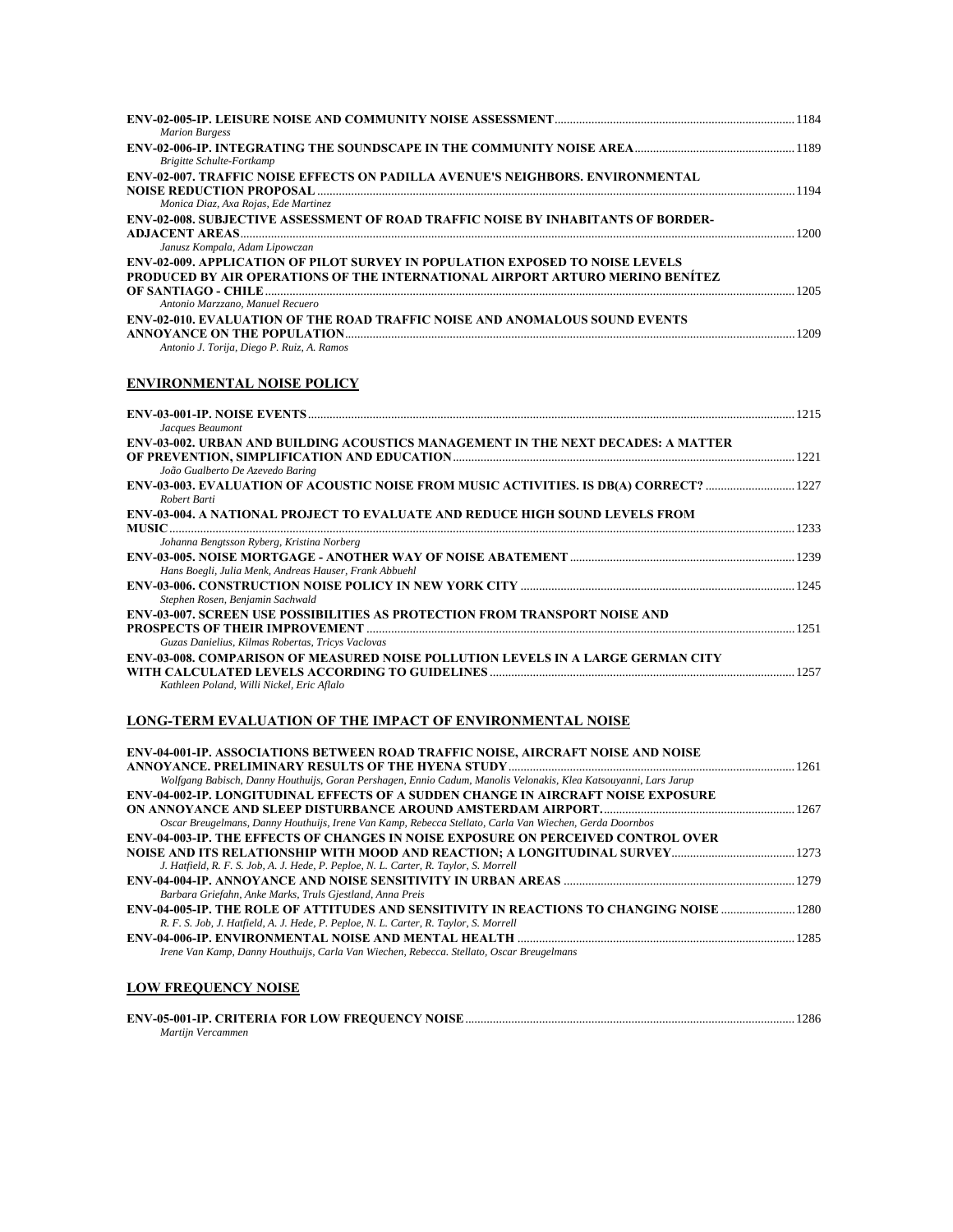**ENV-02-005-IP. LEISURE NOISE AND COMMUNITY NOISE ASSESSMENT** ........ 1184
*Marion Burgess*

**ENV-02-006-IP. INTEGRATING THE SOUNDSCAPE IN THE COMMUNITY NOISE AREA** ........ 1189
*Brigitte Schulte-Fortkamp*

**ENV-02-007. TRAFFIC NOISE EFFECTS ON PADILLA AVENUE'S NEIGHBORS. ENVIRONMENTAL NOISE REDUCTION PROPOSAL** ........ 1194
*Monica Diaz, Axa Rojas, Ede Martinez*

**ENV-02-008. SUBJECTIVE ASSESSMENT OF ROAD TRAFFIC NOISE BY INHABITANTS OF BORDER-ADJACENT AREAS** ........ 1200
*Janusz Kompala, Adam Lipowczan*

**ENV-02-009. APPLICATION OF PILOT SURVEY IN POPULATION EXPOSED TO NOISE LEVELS PRODUCED BY AIR OPERATIONS OF THE INTERNATIONAL AIRPORT ARTURO MERINO BENÍTEZ OF SANTIAGO - CHILE** ........ 1205
*Antonio Marzzano, Manuel Recuero*

**ENV-02-010. EVALUATION OF THE ROAD TRAFFIC NOISE AND ANOMALOUS SOUND EVENTS ANNOYANCE ON THE POPULATION** ........ 1209
*Antonio J. Torija, Diego P. Ruiz, A. Ramos*

## ENVIRONMENTAL NOISE POLICY

**ENV-03-001-IP. NOISE EVENTS** ........ 1215
*Jacques Beaumont*

**ENV-03-002. URBAN AND BUILDING ACOUSTICS MANAGEMENT IN THE NEXT DECADES: A MATTER OF PREVENTION, SIMPLIFICATION AND EDUCATION** ........ 1221
*João Gualberto De Azevedo Baring*

**ENV-03-003. EVALUATION OF ACOUSTIC NOISE FROM MUSIC ACTIVITIES. IS DB(A) CORRECT?** ........ 1227
*Robert Barti*

**ENV-03-004. A NATIONAL PROJECT TO EVALUATE AND REDUCE HIGH SOUND LEVELS FROM MUSIC** ........ 1233
*Johanna Bengtsson Ryberg, Kristina Norberg*

**ENV-03-005. NOISE MORTGAGE - ANOTHER WAY OF NOISE ABATEMENT** ........ 1239
*Hans Boegli, Julia Menk, Andreas Hauser, Frank Abbuehl*

**ENV-03-006. CONSTRUCTION NOISE POLICY IN NEW YORK CITY** ........ 1245
*Stephen Rosen, Benjamin Sachwald*

**ENV-03-007. SCREEN USE POSSIBILITIES AS PROTECTION FROM TRANSPORT NOISE AND PROSPECTS OF THEIR IMPROVEMENT** ........ 1251
*Guzas Danielius, Kilmas Robertas, Tricys Vaclovas*

**ENV-03-008. COMPARISON OF MEASURED NOISE POLLUTION LEVELS IN A LARGE GERMAN CITY WITH CALCULATED LEVELS ACCORDING TO GUIDELINES** ........ 1257
*Kathleen Poland, Willi Nickel, Eric Aflalo*

## LONG-TERM EVALUATION OF THE IMPACT OF ENVIRONMENTAL NOISE

**ENV-04-001-IP. ASSOCIATIONS BETWEEN ROAD TRAFFIC NOISE, AIRCRAFT NOISE AND NOISE ANNOYANCE. PRELIMINARY RESULTS OF THE HYENA STUDY** ........ 1261
*Wolfgang Babisch, Danny Houthuijs, Goran Pershagen, Ennio Cadum, Manolis Velonakis, Klea Katsouyanni, Lars Jarup*

**ENV-04-002-IP. LONGITUDINAL EFFECTS OF A SUDDEN CHANGE IN AIRCRAFT NOISE EXPOSURE ON ANNOYANCE AND SLEEP DISTURBANCE AROUND AMSTERDAM AIRPORT.** ........ 1267
*Oscar Breugelmans, Danny Houthuijs, Irene Van Kamp, Rebecca Stellato, Carla Van Wiechen, Gerda Doornbos*

**ENV-04-003-IP. THE EFFECTS OF CHANGES IN NOISE EXPOSURE ON PERCEIVED CONTROL OVER NOISE AND ITS RELATIONSHIP WITH MOOD AND REACTION; A LONGITUDINAL SURVEY** ........ 1273
*J. Hatfield, R. F. S. Job, A. J. Hede, P. Peploe, N. L. Carter, R. Taylor, S. Morrell*

**ENV-04-004-IP. ANNOYANCE AND NOISE SENSITIVITY IN URBAN AREAS** ........ 1279
*Barbara Griefahn, Anke Marks, Truls Gjestland, Anna Preis*

**ENV-04-005-IP. THE ROLE OF ATTITUDES AND SENSITIVITY IN REACTIONS TO CHANGING NOISE** ........ 1280
*R. F. S. Job, J. Hatfield, A. J. Hede, P. Peploe, N. L. Carter, R. Taylor, S. Morrell*

**ENV-04-006-IP. ENVIRONMENTAL NOISE AND MENTAL HEALTH** ........ 1285
*Irene Van Kamp, Danny Houthuijs, Carla Van Wiechen, Rebecca. Stellato, Oscar Breugelmans*

## LOW FREQUENCY NOISE

**ENV-05-001-IP. CRITERIA FOR LOW FREQUENCY NOISE** ........ 1286
*Martijn Vercammen*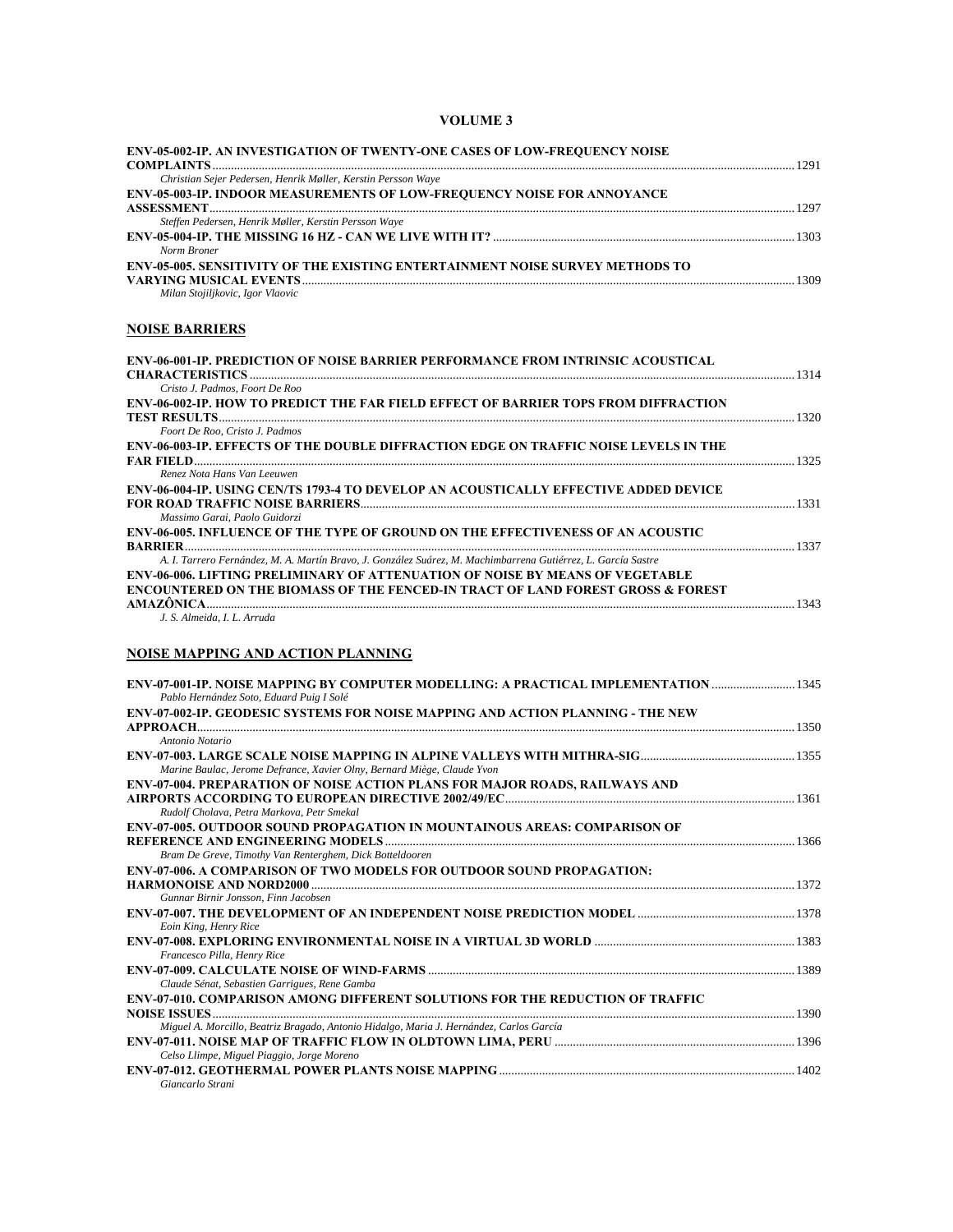# VOLUME 3

**ENV-05-002-IP. AN INVESTIGATION OF TWENTY-ONE CASES OF LOW-FREQUENCY NOISE COMPLAINTS** ........ 1291
*Christian Sejer Pedersen, Henrik Møller, Kerstin Persson Waye*

**ENV-05-003-IP. INDOOR MEASUREMENTS OF LOW-FREQUENCY NOISE FOR ANNOYANCE ASSESSMENT** ........ 1297
*Steffen Pedersen, Henrik Møller, Kerstin Persson Waye*

**ENV-05-004-IP. THE MISSING 16 HZ - CAN WE LIVE WITH IT?** ........ 1303
*Norm Broner*

**ENV-05-005. SENSITIVITY OF THE EXISTING ENTERTAINMENT NOISE SURVEY METHODS TO VARYING MUSICAL EVENTS** ........ 1309
*Milan Stojiljkovic, Igor Vlaovic*

## NOISE BARRIERS

**ENV-06-001-IP. PREDICTION OF NOISE BARRIER PERFORMANCE FROM INTRINSIC ACOUSTICAL CHARACTERISTICS** ........ 1314
*Cristo J. Padmos, Foort De Roo*

**ENV-06-002-IP. HOW TO PREDICT THE FAR FIELD EFFECT OF BARRIER TOPS FROM DIFFRACTION TEST RESULTS** ........ 1320
*Foort De Roo, Cristo J. Padmos*

**ENV-06-003-IP. EFFECTS OF THE DOUBLE DIFFRACTION EDGE ON TRAFFIC NOISE LEVELS IN THE FAR FIELD** ........ 1325
*Renez Nota Hans Van Leeuwen*

**ENV-06-004-IP. USING CEN/TS 1793-4 TO DEVELOP AN ACOUSTICALLY EFFECTIVE ADDED DEVICE FOR ROAD TRAFFIC NOISE BARRIERS** ........ 1331
*Massimo Garai, Paolo Guidorzi*

**ENV-06-005. INFLUENCE OF THE TYPE OF GROUND ON THE EFFECTIVENESS OF AN ACOUSTIC BARRIER** ........ 1337
*A. I. Tarrero Fernández, M. A. Martín Bravo, J. González Suárez, M. Machimbarrena Gutiérrez, L. García Sastre*

**ENV-06-006. LIFTING PRELIMINARY OF ATTENUATION OF NOISE BY MEANS OF VEGETABLE ENCOUNTERED ON THE BIOMASS OF THE FENCED-IN TRACT OF LAND FOREST GROSS & FOREST AMAZÔNICA** ........ 1343
*J. S. Almeida, I. L. Arruda*

## NOISE MAPPING AND ACTION PLANNING

**ENV-07-001-IP. NOISE MAPPING BY COMPUTER MODELLING: A PRACTICAL IMPLEMENTATION** ........ 1345
*Pablo Hernández Soto, Eduard Puig I Solé*

**ENV-07-002-IP. GEODESIC SYSTEMS FOR NOISE MAPPING AND ACTION PLANNING - THE NEW APPROACH** ........ 1350
*Antonio Notario*

**ENV-07-003. LARGE SCALE NOISE MAPPING IN ALPINE VALLEYS WITH MITHRA-SIG** ........ 1355
*Marine Baulac, Jerome Defrance, Xavier Olny, Bernard Miège, Claude Yvon*

**ENV-07-004. PREPARATION OF NOISE ACTION PLANS FOR MAJOR ROADS, RAILWAYS AND AIRPORTS ACCORDING TO EUROPEAN DIRECTIVE 2002/49/EC** ........ 1361
*Rudolf Cholava, Petra Markova, Petr Smekal*

**ENV-07-005. OUTDOOR SOUND PROPAGATION IN MOUNTAINOUS AREAS: COMPARISON OF REFERENCE AND ENGINEERING MODELS** ........ 1366
*Bram De Greve, Timothy Van Renterghem, Dick Botteldooren*

**ENV-07-006. A COMPARISON OF TWO MODELS FOR OUTDOOR SOUND PROPAGATION: HARMONOISE AND NORD2000** ........ 1372
*Gunnar Birnir Jonsson, Finn Jacobsen*

**ENV-07-007. THE DEVELOPMENT OF AN INDEPENDENT NOISE PREDICTION MODEL** ........ 1378
*Eoin King, Henry Rice*

**ENV-07-008. EXPLORING ENVIRONMENTAL NOISE IN A VIRTUAL 3D WORLD** ........ 1383
*Francesco Pilla, Henry Rice*

**ENV-07-009. CALCULATE NOISE OF WIND-FARMS** ........ 1389
*Claude Sénat, Sebastien Garrigues, Rene Gamba*

**ENV-07-010. COMPARISON AMONG DIFFERENT SOLUTIONS FOR THE REDUCTION OF TRAFFIC NOISE ISSUES** ........ 1390
*Miguel A. Morcillo, Beatriz Bragado, Antonio Hidalgo, Maria J. Hernández, Carlos García*

**ENV-07-011. NOISE MAP OF TRAFFIC FLOW IN OLDTOWN LIMA, PERU** ........ 1396
*Celso Llimpe, Miguel Piaggio, Jorge Moreno*

**ENV-07-012. GEOTHERMAL POWER PLANTS NOISE MAPPING** ........ 1402
*Giancarlo Strani*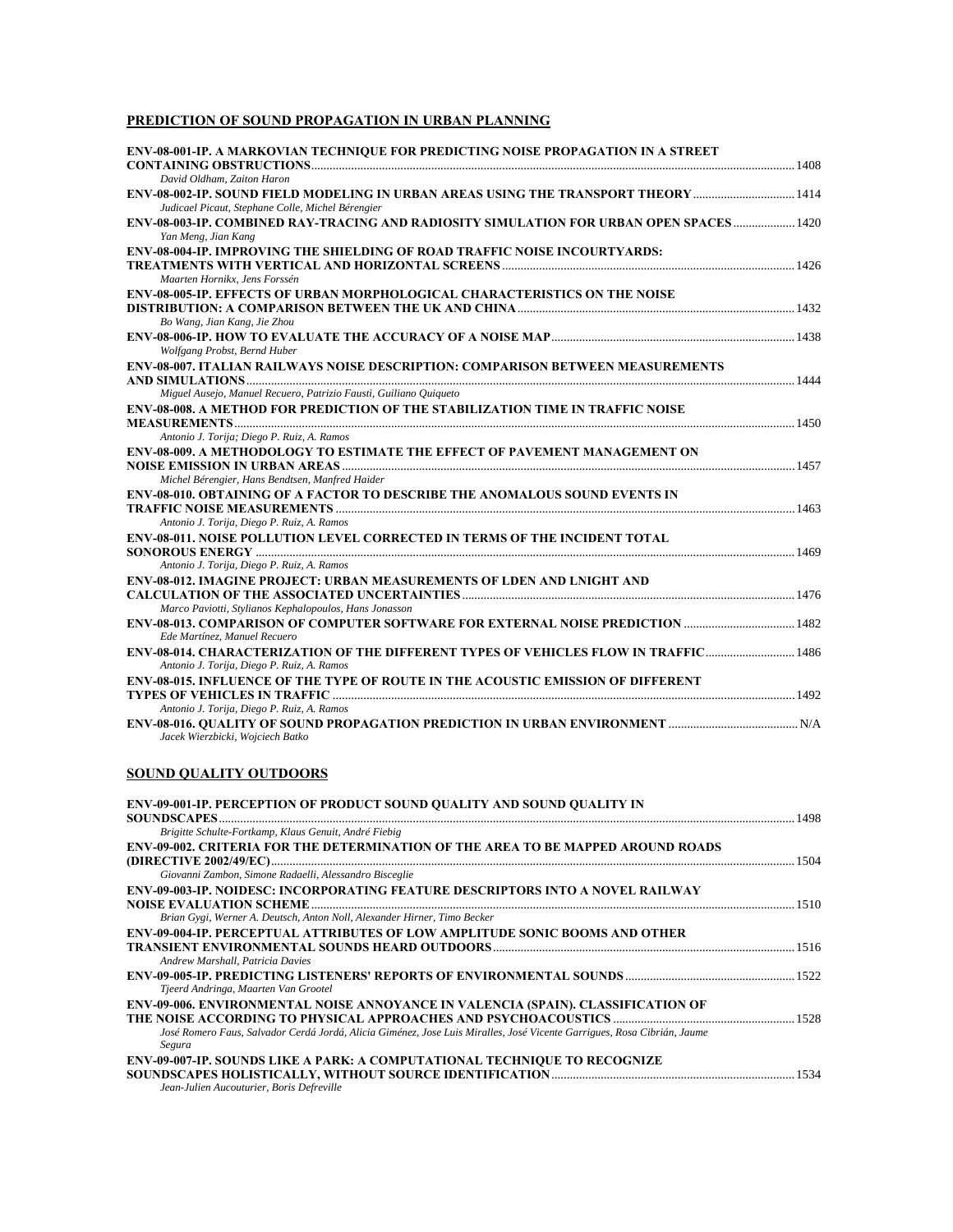## PREDICTION OF SOUND PROPAGATION IN URBAN PLANNING

**ENV-08-001-IP. A MARKOVIAN TECHNIQUE FOR PREDICTING NOISE PROPAGATION IN A STREET CONTAINING OBSTRUCTIONS** ........ 1408
*David Oldham, Zaiton Haron*

**ENV-08-002-IP. SOUND FIELD MODELING IN URBAN AREAS USING THE TRANSPORT THEORY** ........ 1414
*Judicael Picaut, Stephane Colle, Michel Bérengier*

**ENV-08-003-IP. COMBINED RAY-TRACING AND RADIOSITY SIMULATION FOR URBAN OPEN SPACES** ........ 1420
*Yan Meng, Jian Kang*

**ENV-08-004-IP. IMPROVING THE SHIELDING OF ROAD TRAFFIC NOISE INCOURTYARDS: TREATMENTS WITH VERTICAL AND HORIZONTAL SCREENS** ........ 1426
*Maarten Hornikx, Jens Forssén*

**ENV-08-005-IP. EFFECTS OF URBAN MORPHOLOGICAL CHARACTERISTICS ON THE NOISE DISTRIBUTION: A COMPARISON BETWEEN THE UK AND CHINA** ........ 1432
*Bo Wang, Jian Kang, Jie Zhou*

**ENV-08-006-IP. HOW TO EVALUATE THE ACCURACY OF A NOISE MAP** ........ 1438
*Wolfgang Probst, Bernd Huber*

**ENV-08-007. ITALIAN RAILWAYS NOISE DESCRIPTION: COMPARISON BETWEEN MEASUREMENTS AND SIMULATIONS** ........ 1444
*Miguel Ausejo, Manuel Recuero, Patrizio Fausti, Guiliano Quiqueto*

**ENV-08-008. A METHOD FOR PREDICTION OF THE STABILIZATION TIME IN TRAFFIC NOISE MEASUREMENTS** ........ 1450
*Antonio J. Torija; Diego P. Ruiz, A. Ramos*

**ENV-08-009. A METHODOLOGY TO ESTIMATE THE EFFECT OF PAVEMENT MANAGEMENT ON NOISE EMISSION IN URBAN AREAS** ........ 1457
*Michel Bérengier, Hans Bendtsen, Manfred Haider*

**ENV-08-010. OBTAINING OF A FACTOR TO DESCRIBE THE ANOMALOUS SOUND EVENTS IN TRAFFIC NOISE MEASUREMENTS** ........ 1463
*Antonio J. Torija, Diego P. Ruiz, A. Ramos*

**ENV-08-011. NOISE POLLUTION LEVEL CORRECTED IN TERMS OF THE INCIDENT TOTAL SONOROUS ENERGY** ........ 1469
*Antonio J. Torija, Diego P. Ruiz, A. Ramos*

**ENV-08-012. IMAGINE PROJECT: URBAN MEASUREMENTS OF LDEN AND LNIGHT AND CALCULATION OF THE ASSOCIATED UNCERTAINTIES** ........ 1476
*Marco Paviotti, Stylianos Kephalopoulos, Hans Jonasson*

**ENV-08-013. COMPARISON OF COMPUTER SOFTWARE FOR EXTERNAL NOISE PREDICTION** ........ 1482
*Ede Martínez, Manuel Recuero*

**ENV-08-014. CHARACTERIZATION OF THE DIFFERENT TYPES OF VEHICLES FLOW IN TRAFFIC** ........ 1486
*Antonio J. Torija, Diego P. Ruiz, A. Ramos*

**ENV-08-015. INFLUENCE OF THE TYPE OF ROUTE IN THE ACOUSTIC EMISSION OF DIFFERENT TYPES OF VEHICLES IN TRAFFIC** ........ 1492
*Antonio J. Torija, Diego P. Ruiz, A. Ramos*

**ENV-08-016. QUALITY OF SOUND PROPAGATION PREDICTION IN URBAN ENVIRONMENT** ........ N/A
*Jacek Wierzbicki, Wojciech Batko*

## SOUND QUALITY OUTDOORS

**ENV-09-001-IP. PERCEPTION OF PRODUCT SOUND QUALITY AND SOUND QUALITY IN SOUNDSCAPES** ........ 1498
*Brigitte Schulte-Fortkamp, Klaus Genuit, André Fiebig*

**ENV-09-002. CRITERIA FOR THE DETERMINATION OF THE AREA TO BE MAPPED AROUND ROADS (DIRECTIVE 2002/49/EC)** ........ 1504
*Giovanni Zambon, Simone Radaelli, Alessandro Bisceglie*

**ENV-09-003-IP. NOIDESC: INCORPORATING FEATURE DESCRIPTORS INTO A NOVEL RAILWAY NOISE EVALUATION SCHEME** ........ 1510
*Brian Gygi, Werner A. Deutsch, Anton Noll, Alexander Hirner, Timo Becker*

**ENV-09-004-IP. PERCEPTUAL ATTRIBUTES OF LOW AMPLITUDE SONIC BOOMS AND OTHER TRANSIENT ENVIRONMENTAL SOUNDS HEARD OUTDOORS** ........ 1516
*Andrew Marshall, Patricia Davies*

**ENV-09-005-IP. PREDICTING LISTENERS' REPORTS OF ENVIRONMENTAL SOUNDS** ........ 1522
*Tjeerd Andringa, Maarten Van Grootel*

**ENV-09-006. ENVIRONMENTAL NOISE ANNOYANCE IN VALENCIA (SPAIN). CLASSIFICATION OF THE NOISE ACCORDING TO PHYSICAL APPROACHES AND PSYCHOACOUSTICS** ........ 1528
*José Romero Faus, Salvador Cerdá Jordá, Alicia Giménez, Jose Luis Miralles, José Vicente Garrigues, Rosa Cibrián, Jaume Segura*

**ENV-09-007-IP. SOUNDS LIKE A PARK: A COMPUTATIONAL TECHNIQUE TO RECOGNIZE SOUNDSCAPES HOLISTICALLY, WITHOUT SOURCE IDENTIFICATION** ........ 1534
*Jean-Julien Aucouturier, Boris Defreville*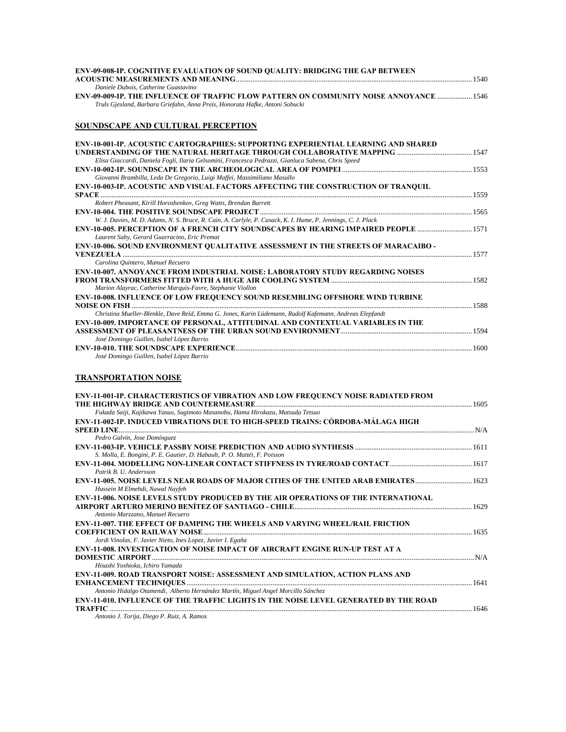**ENV-09-008-IP. COGNITIVE EVALUATION OF SOUND QUALITY: BRIDGING THE GAP BETWEEN ACOUSTIC MEASUREMENTS AND MEANING** ... 1540
*Daniele Dubois, Catherine Guastavino*

**ENV-09-009-IP. THE INFLUENCE OF TRAFFIC FLOW PATTERN ON COMMUNITY NOISE ANNOYANCE** ... 1546
*Truls Gjesland, Barbara Griefahn, Anna Preis, Honorata Hafke, Antoni Sobucki*

## SOUNDSCAPE AND CULTURAL PERCEPTION

**ENV-10-001-IP. ACOUSTIC CARTOGRAPHIES: SUPPORTING EXPERIENTIAL LEARNING AND SHARED UNDERSTANDING OF THE NATURAL HERITAGE THROUGH COLLABORATIVE MAPPING** ... 1547
*Elisa Giaccardi, Daniela Fogli, Ilaria Gelsomini, Francesca Pedrazzi, Gianluca Sabena, Chris Speed*

**ENV-10-002-IP. SOUNDSCAPE IN THE ARCHEOLOGICAL AREA OF POMPEI** ... 1553
*Giovanni Brambilla, Leda De Gregorio, Luigi Maffei, Massimiliano Masullo*

**ENV-10-003-IP. ACOUSTIC AND VISUAL FACTORS AFFECTING THE CONSTRUCTION OF TRANQUIL SPACE** ... 1559
*Robert Pheasant, Kirill Horoshenkov, Greg Watts, Brendan Barrett*

**ENV-10-004. THE POSITIVE SOUNDSCAPE PROJECT** ... 1565
*W. J. Davies, M. D. Adams, N. S. Bruce, R. Cain, A. Carlyle, P. Cusack, K. I. Hume, P. Jennings, C. J. Plack*

**ENV-10-005. PERCEPTION OF A FRENCH CITY SOUNDSCAPES BY HEARING IMPAIRED PEOPLE** ... 1571
*Laurent Saby, Gerard Guarracino, Eric Premat*

**ENV-10-006. SOUND ENVIRONMENT QUALITATIVE ASSESSMENT IN THE STREETS OF MARACAIBO - VENEZUELA** ... 1577
*Carolina Quintero, Manuel Recuero*

**ENV-10-007. ANNOYANCE FROM INDUSTRIAL NOISE: LABORATORY STUDY REGARDING NOISES FROM TRANSFORMERS FITTED WITH A HUGE AIR COOLING SYSTEM** ... 1582
*Marion Alayrac, Catherine Marquis-Favre, Stephanie Viollon*

**ENV-10-008. INFLUENCE OF LOW FREQUENCY SOUND RESEMBLING OFFSHORE WIND TURBINE NOISE ON FISH** ... 1588
*Christina Mueller-Blenkle, Dave Reíd, Emma G. Jones, Karin Lüdemann, Rudolf Kafemann, Andreas Elepfandt*

**ENV-10-009. IMPORTANCE OF PERSONAL, ATTITUDINAL AND CONTEXTUAL VARIABLES IN THE ASSESSMENT OF PLEASANTNESS OF THE URBAN SOUND ENVIRONMENT** ... 1594
*José Domingo Guillen, Isabel López Barrio*

**ENV-10-010. THE SOUNDSCAPE EXPERIENCE** ... 1600
*José Domingo Guillen, Isabel López Barrio*

## TRANSPORTATION NOISE

**ENV-11-001-IP. CHARACTERISTICS OF VIBRATION AND LOW FREQUENCY NOISE RADIATED FROM THE HIGHWAY BRIDGE AND COUNTERMEASURE** ... 1605
*Fukada Saiji, Kajikawa Yasuo, Sugimoto Masanobu, Hama Hirokazu, Matsuda Tetsuo*

**ENV-11-002-IP. INDUCED VIBRATIONS DUE TO HIGH-SPEED TRAINS: CÓRDOBA-MÁLAGA HIGH SPEED LINE** ... N/A
*Pedro Galvín, Jose Domínguez*

**ENV-11-003-IP. VEHICLE PASSBY NOISE PREDICTION AND AUDIO SYNTHESIS** ... 1611
*S. Molla, E. Bongini, P. E. Gautier, D. Habault, P. O. Mattéi, F. Poisson*

**ENV-11-004. MODELLING NON-LINEAR CONTACT STIFFNESS IN TYRE/ROAD CONTACT** ... 1617
*Patrik B. U. Andersson*

**ENV-11-005. NOISE LEVELS NEAR ROADS OF MAJOR CITIES OF THE UNITED ARAB EMIRATES** ... 1623
*Hussein M Elmehdi, Nawal Nayfeh*

**ENV-11-006. NOISE LEVELS STUDY PRODUCED BY THE AIR OPERATIONS OF THE INTERNATIONAL AIRPORT ARTURO MERINO BENÍTEZ OF SANTIAGO - CHILE** ... 1629
*Antonio Marzzano, Manuel Recuero*

**ENV-11-007. THE EFFECT OF DAMPING THE WHEELS AND VARYING WHEEL/RAIL FRICTION COEFFICIENT ON RAILWAY NOISE** ... 1635
*Jordi Vinolas, F. Javier Nieto, Ines Lopez, Javier I. Egaña*

**ENV-11-008. INVESTIGATION OF NOISE IMPACT OF AIRCRAFT ENGINE RUN-UP TEST AT A DOMESTIC AIRPORT** ... N/A
*Hisashi Yoshioka, Ichiro Yamada*

**ENV-11-009. ROAD TRANSPORT NOISE: ASSESSMENT AND SIMULATION, ACTION PLANS AND ENHANCEMENT TECHNIQUES** ... 1641
*Antonio Hidalgo Otamendi, Alberto Hernández Martín, Miguel Angel Morcillo Sánchez*

**ENV-11-010. INFLUENCE OF THE TRAFFIC LIGHTS IN THE NOISE LEVEL GENERATED BY THE ROAD TRAFFIC** ... 1646
*Antonio J. Torija, Diego P. Ruiz, A. Ramos*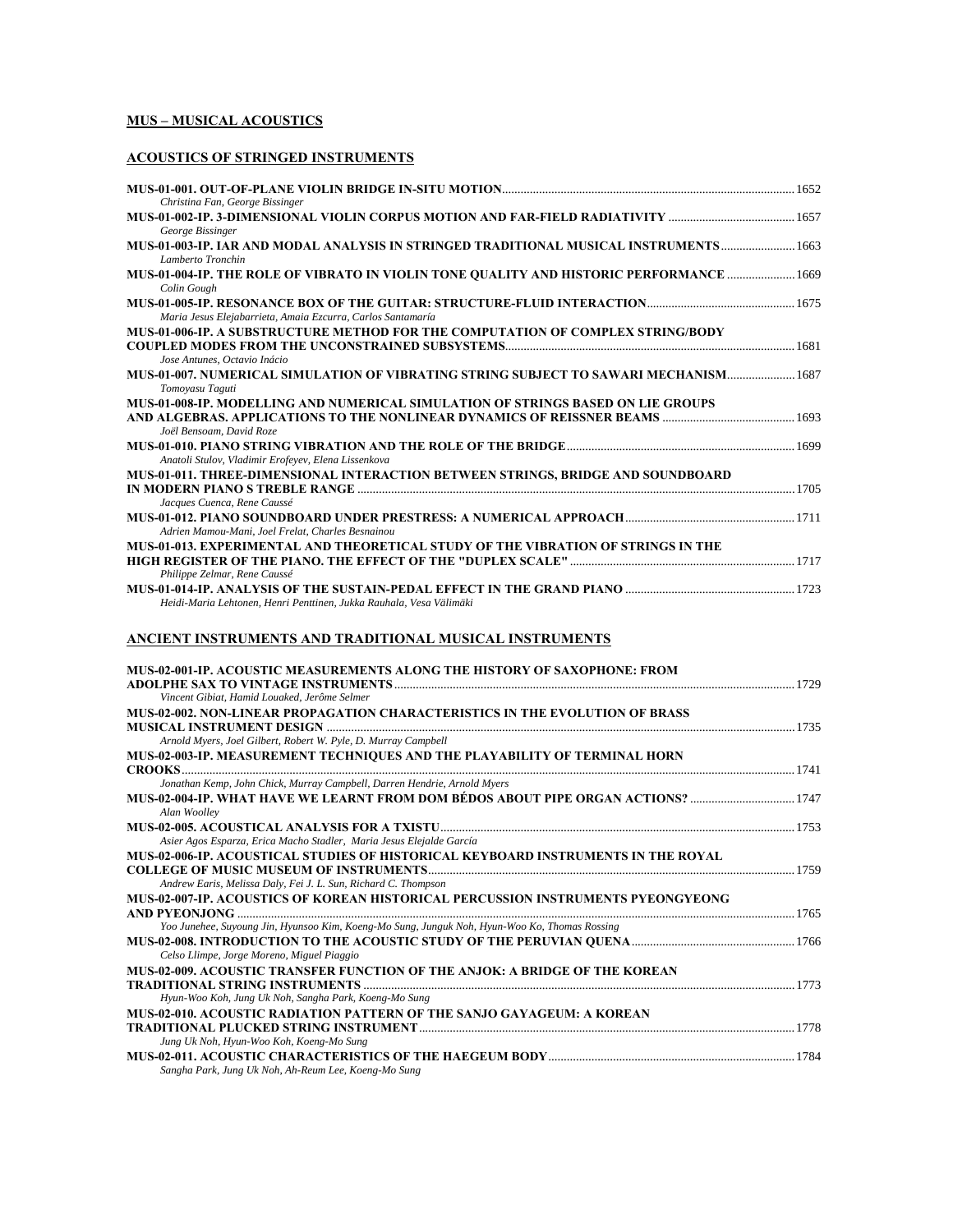## MUS – MUSICAL ACOUSTICS

### ACOUSTICS OF STRINGED INSTRUMENTS

**MUS-01-001. OUT-OF-PLANE VIOLIN BRIDGE IN-SITU MOTION** ..... 1652
*Christina Fan, George Bissinger*

**MUS-01-002-IP. 3-DIMENSIONAL VIOLIN CORPUS MOTION AND FAR-FIELD RADIATIVITY** ..... 1657
*George Bissinger*

**MUS-01-003-IP. IAR AND MODAL ANALYSIS IN STRINGED TRADITIONAL MUSICAL INSTRUMENTS** ..... 1663
*Lamberto Tronchin*

**MUS-01-004-IP. THE ROLE OF VIBRATO IN VIOLIN TONE QUALITY AND HISTORIC PERFORMANCE** ..... 1669
*Colin Gough*

**MUS-01-005-IP. RESONANCE BOX OF THE GUITAR: STRUCTURE-FLUID INTERACTION** ..... 1675
*Maria Jesus Elejabarrieta, Amaia Ezcurra, Carlos Santamaría*

**MUS-01-006-IP. A SUBSTRUCTURE METHOD FOR THE COMPUTATION OF COMPLEX STRING/BODY COUPLED MODES FROM THE UNCONSTRAINED SUBSYSTEMS** ..... 1681
*Jose Antunes, Octavio Inácio*

**MUS-01-007. NUMERICAL SIMULATION OF VIBRATING STRING SUBJECT TO SAWARI MECHANISM** ..... 1687
*Tomoyasu Taguti*

**MUS-01-008-IP. MODELLING AND NUMERICAL SIMULATION OF STRINGS BASED ON LIE GROUPS AND ALGEBRAS. APPLICATIONS TO THE NONLINEAR DYNAMICS OF REISSNER BEAMS** ..... 1693
*Joël Bensoam, David Roze*

**MUS-01-010. PIANO STRING VIBRATION AND THE ROLE OF THE BRIDGE** ..... 1699
*Anatoli Stulov, Vladimir Erofeyev, Elena Lissenkova*

**MUS-01-011. THREE-DIMENSIONAL INTERACTION BETWEEN STRINGS, BRIDGE AND SOUNDBOARD IN MODERN PIANO S TREBLE RANGE** ..... 1705
*Jacques Cuenca, Rene Caussé*

**MUS-01-012. PIANO SOUNDBOARD UNDER PRESTRESS: A NUMERICAL APPROACH** ..... 1711
*Adrien Mamou-Mani, Joel Frelat, Charles Besnainou*

**MUS-01-013. EXPERIMENTAL AND THEORETICAL STUDY OF THE VIBRATION OF STRINGS IN THE HIGH REGISTER OF THE PIANO. THE EFFECT OF THE "DUPLEX SCALE"** ..... 1717
*Philippe Zelmar, Rene Caussé*

**MUS-01-014-IP. ANALYSIS OF THE SUSTAIN-PEDAL EFFECT IN THE GRAND PIANO** ..... 1723
*Heidi-Maria Lehtonen, Henri Penttinen, Jukka Rauhala, Vesa Välimäki*

### ANCIENT INSTRUMENTS AND TRADITIONAL MUSICAL INSTRUMENTS

**MUS-02-001-IP. ACOUSTIC MEASUREMENTS ALONG THE HISTORY OF SAXOPHONE: FROM ADOLPHE SAX TO VINTAGE INSTRUMENTS** ..... 1729
*Vincent Gibiat, Hamid Louaked, Jerôme Selmer*

**MUS-02-002. NON-LINEAR PROPAGATION CHARACTERISTICS IN THE EVOLUTION OF BRASS MUSICAL INSTRUMENT DESIGN** ..... 1735
*Arnold Myers, Joel Gilbert, Robert W. Pyle, D. Murray Campbell*

**MUS-02-003-IP. MEASUREMENT TECHNIQUES AND THE PLAYABILITY OF TERMINAL HORN CROOKS** ..... 1741
*Jonathan Kemp, John Chick, Murray Campbell, Darren Hendrie, Arnold Myers*

**MUS-02-004-IP. WHAT HAVE WE LEARNT FROM DOM BÉDOS ABOUT PIPE ORGAN ACTIONS?** ..... 1747
*Alan Woolley*

**MUS-02-005. ACOUSTICAL ANALYSIS FOR A TXISTU** ..... 1753
*Asier Agos Esparza, Erica Macho Stadler, Maria Jesus Elejalde García*

**MUS-02-006-IP. ACOUSTICAL STUDIES OF HISTORICAL KEYBOARD INSTRUMENTS IN THE ROYAL COLLEGE OF MUSIC MUSEUM OF INSTRUMENTS** ..... 1759
*Andrew Earis, Melissa Daly, Fei J. L. Sun, Richard C. Thompson*

**MUS-02-007-IP. ACOUSTICS OF KOREAN HISTORICAL PERCUSSION INSTRUMENTS PYEONGYEONG AND PYEONJONG** ..... 1765
*Yoo Junehee, Suyoung Jin, Hyunsoo Kim, Koeng-Mo Sung, Junguk Noh, Hyun-Woo Ko, Thomas Rossing*

**MUS-02-008. INTRODUCTION TO THE ACOUSTIC STUDY OF THE PERUVIAN QUENA** ..... 1766
*Celso Llimpe, Jorge Moreno, Miguel Piaggio*

**MUS-02-009. ACOUSTIC TRANSFER FUNCTION OF THE ANJOK: A BRIDGE OF THE KOREAN TRADITIONAL STRING INSTRUMENTS** ..... 1773
*Hyun-Woo Koh, Jung Uk Noh, Sangha Park, Koeng-Mo Sung*

**MUS-02-010. ACOUSTIC RADIATION PATTERN OF THE SANJO GAYAGEUM: A KOREAN TRADITIONAL PLUCKED STRING INSTRUMENT** ..... 1778
*Jung Uk Noh, Hyun-Woo Koh, Koeng-Mo Sung*

**MUS-02-011. ACOUSTIC CHARACTERISTICS OF THE HAEGEUM BODY** ..... 1784
*Sangha Park, Jung Uk Noh, Ah-Reum Lee, Koeng-Mo Sung*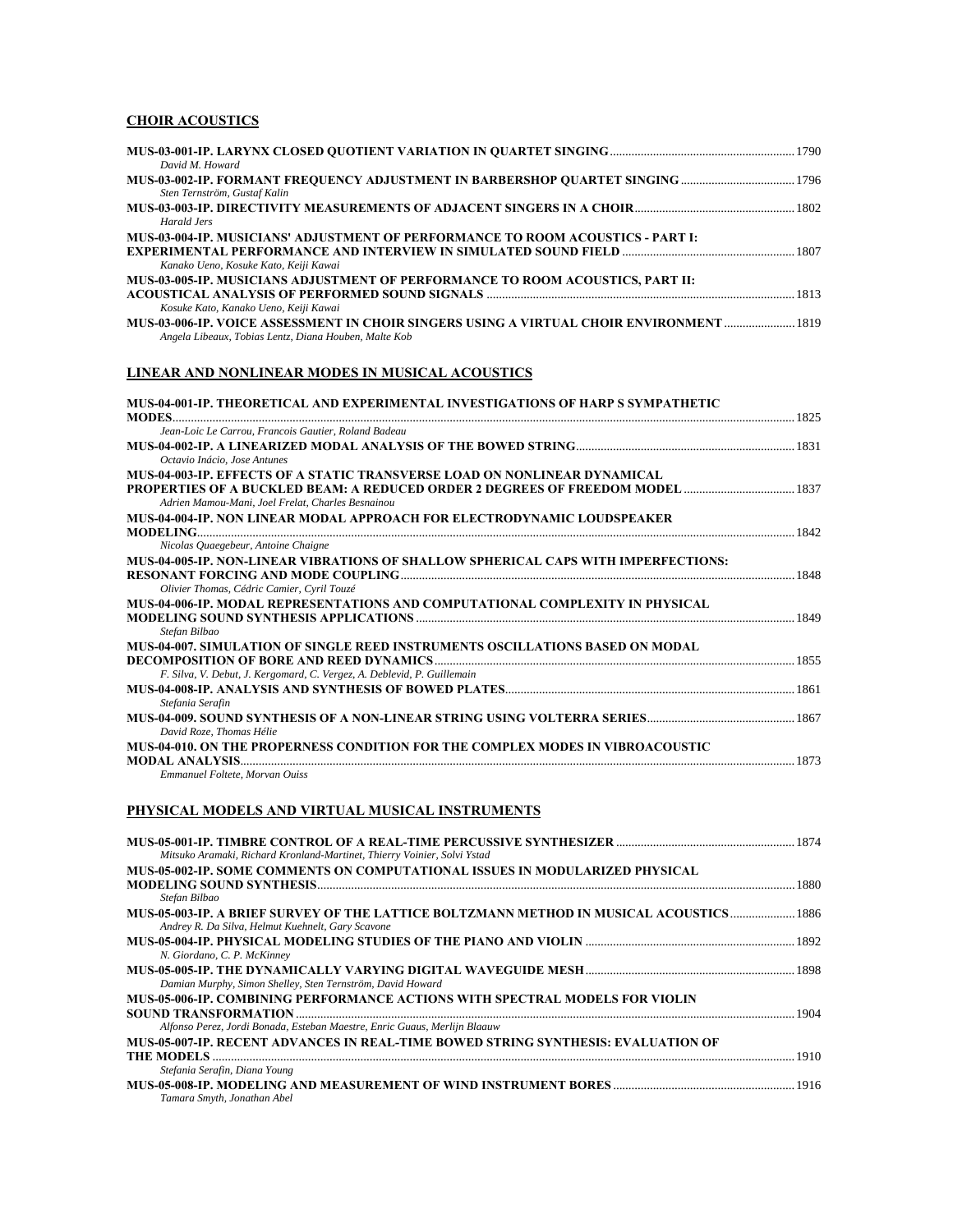## CHOIR ACOUSTICS

**MUS-03-001-IP. LARYNX CLOSED QUOTIENT VARIATION IN QUARTET SINGING** ........ 1790
*David M. Howard*

**MUS-03-002-IP. FORMANT FREQUENCY ADJUSTMENT IN BARBERSHOP QUARTET SINGING** ........ 1796
*Sten Ternström, Gustaf Kalin*

**MUS-03-003-IP. DIRECTIVITY MEASUREMENTS OF ADJACENT SINGERS IN A CHOIR** ........ 1802
*Harald Jers*

**MUS-03-004-IP. MUSICIANS' ADJUSTMENT OF PERFORMANCE TO ROOM ACOUSTICS - PART I: EXPERIMENTAL PERFORMANCE AND INTERVIEW IN SIMULATED SOUND FIELD** ........ 1807
*Kanako Ueno, Kosuke Kato, Keiji Kawai*

**MUS-03-005-IP. MUSICIANS ADJUSTMENT OF PERFORMANCE TO ROOM ACOUSTICS, PART II: ACOUSTICAL ANALYSIS OF PERFORMED SOUND SIGNALS** ........ 1813
*Kosuke Kato, Kanako Ueno, Keiji Kawai*

**MUS-03-006-IP. VOICE ASSESSMENT IN CHOIR SINGERS USING A VIRTUAL CHOIR ENVIRONMENT** ........ 1819
*Angela Libeaux, Tobias Lentz, Diana Houben, Malte Kob*

## LINEAR AND NONLINEAR MODES IN MUSICAL ACOUSTICS

**MUS-04-001-IP. THEORETICAL AND EXPERIMENTAL INVESTIGATIONS OF HARP S SYMPATHETIC MODES** ........ 1825
*Jean-Loic Le Carrou, Francois Gautier, Roland Badeau*

**MUS-04-002-IP. A LINEARIZED MODAL ANALYSIS OF THE BOWED STRING** ........ 1831
*Octavio Inácio, Jose Antunes*

**MUS-04-003-IP. EFFECTS OF A STATIC TRANSVERSE LOAD ON NONLINEAR DYNAMICAL PROPERTIES OF A BUCKLED BEAM: A REDUCED ORDER 2 DEGREES OF FREEDOM MODEL** ........ 1837
*Adrien Mamou-Mani, Joel Frelat, Charles Besnainou*

**MUS-04-004-IP. NON LINEAR MODAL APPROACH FOR ELECTRODYNAMIC LOUDSPEAKER MODELING** ........ 1842
*Nicolas Quaegebeur, Antoine Chaigne*

**MUS-04-005-IP. NON-LINEAR VIBRATIONS OF SHALLOW SPHERICAL CAPS WITH IMPERFECTIONS: RESONANT FORCING AND MODE COUPLING** ........ 1848
*Olivier Thomas, Cédric Camier, Cyril Touzé*

**MUS-04-006-IP. MODAL REPRESENTATIONS AND COMPUTATIONAL COMPLEXITY IN PHYSICAL MODELING SOUND SYNTHESIS APPLICATIONS** ........ 1849
*Stefan Bilbao*

**MUS-04-007. SIMULATION OF SINGLE REED INSTRUMENTS OSCILLATIONS BASED ON MODAL DECOMPOSITION OF BORE AND REED DYNAMICS** ........ 1855
*F. Silva, V. Debut, J. Kergomard, C. Vergez, A. Deblevid, P. Guillemain*

**MUS-04-008-IP. ANALYSIS AND SYNTHESIS OF BOWED PLATES** ........ 1861
*Stefania Serafin*

**MUS-04-009. SOUND SYNTHESIS OF A NON-LINEAR STRING USING VOLTERRA SERIES** ........ 1867
*David Roze, Thomas Hélie*

**MUS-04-010. ON THE PROPERNESS CONDITION FOR THE COMPLEX MODES IN VIBROACOUSTIC MODAL ANALYSIS** ........ 1873
*Emmanuel Foltete, Morvan Ouiss*

## PHYSICAL MODELS AND VIRTUAL MUSICAL INSTRUMENTS

**MUS-05-001-IP. TIMBRE CONTROL OF A REAL-TIME PERCUSSIVE SYNTHESIZER** ........ 1874
*Mitsuko Aramaki, Richard Kronland-Martinet, Thierry Voinier, Solvi Ystad*

**MUS-05-002-IP. SOME COMMENTS ON COMPUTATIONAL ISSUES IN MODULARIZED PHYSICAL MODELING SOUND SYNTHESIS** ........ 1880
*Stefan Bilbao*

**MUS-05-003-IP. A BRIEF SURVEY OF THE LATTICE BOLTZMANN METHOD IN MUSICAL ACOUSTICS** ........ 1886
*Andrey R. Da Silva, Helmut Kuehnelt, Gary Scavone*

**MUS-05-004-IP. PHYSICAL MODELING STUDIES OF THE PIANO AND VIOLIN** ........ 1892
*N. Giordano, C. P. McKinney*

**MUS-05-005-IP. THE DYNAMICALLY VARYING DIGITAL WAVEGUIDE MESH** ........ 1898
*Damian Murphy, Simon Shelley, Sten Ternström, David Howard*

**MUS-05-006-IP. COMBINING PERFORMANCE ACTIONS WITH SPECTRAL MODELS FOR VIOLIN SOUND TRANSFORMATION** ........ 1904
*Alfonso Perez, Jordi Bonada, Esteban Maestre, Enric Guaus, Merlijn Blaauw*

**MUS-05-007-IP. RECENT ADVANCES IN REAL-TIME BOWED STRING SYNTHESIS: EVALUATION OF THE MODELS** ........ 1910
*Stefania Serafin, Diana Young*

**MUS-05-008-IP. MODELING AND MEASUREMENT OF WIND INSTRUMENT BORES** ........ 1916
*Tamara Smyth, Jonathan Abel*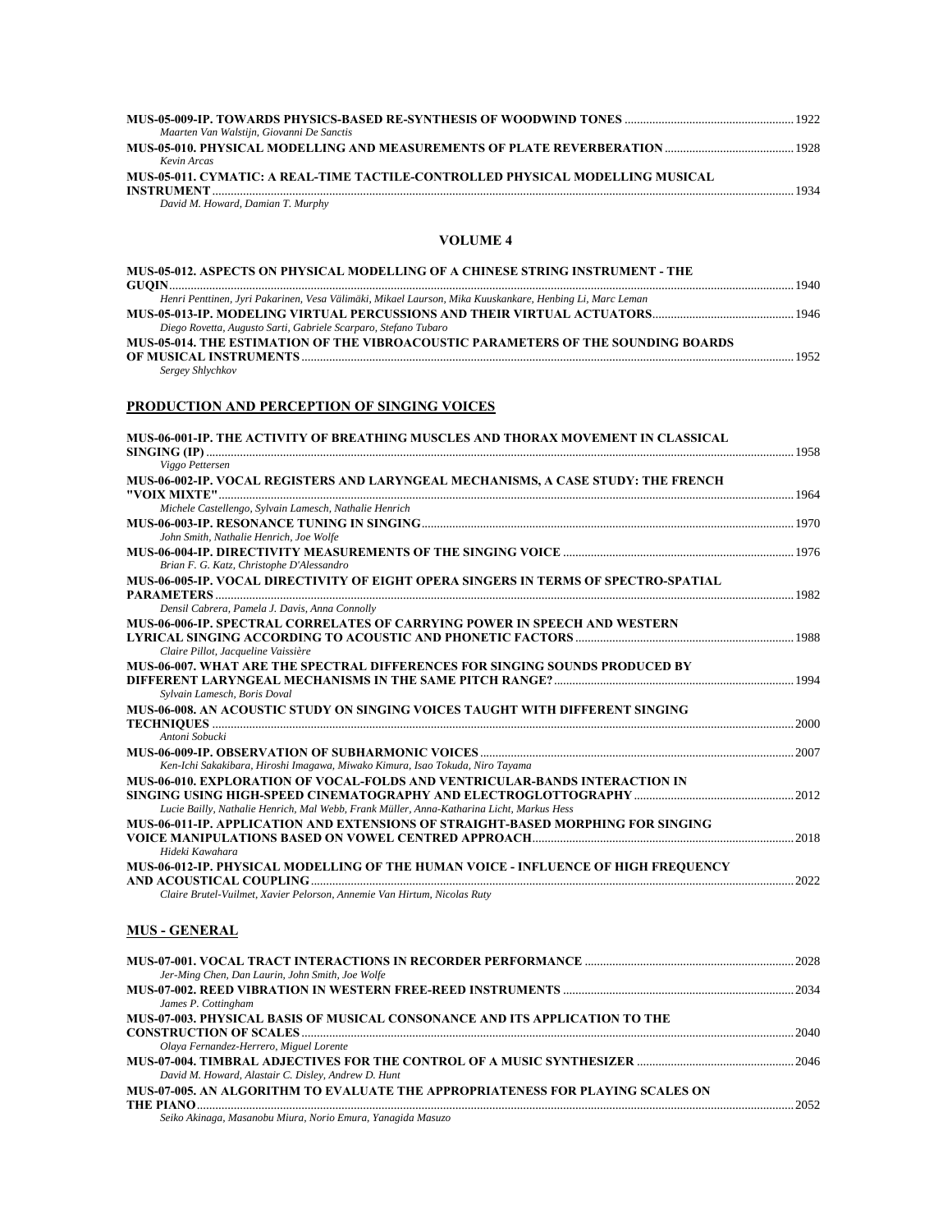**MUS-05-009-IP. TOWARDS PHYSICS-BASED RE-SYNTHESIS OF WOODWIND TONES** ........ 1922
*Maarten Van Walstijn, Giovanni De Sanctis*

**MUS-05-010. PHYSICAL MODELLING AND MEASUREMENTS OF PLATE REVERBERATION** ........ 1928
*Kevin Arcas*

**MUS-05-011. CYMATIC: A REAL-TIME TACTILE-CONTROLLED PHYSICAL MODELLING MUSICAL INSTRUMENT** ........ 1934
*David M. Howard, Damian T. Murphy*

## VOLUME 4

**MUS-05-012. ASPECTS ON PHYSICAL MODELLING OF A CHINESE STRING INSTRUMENT - THE GUQIN** ........ 1940
*Henri Penttinen, Jyri Pakarinen, Vesa Välimäki, Mikael Laurson, Mika Kuuskankare, Henbing Li, Marc Leman*

**MUS-05-013-IP. MODELING VIRTUAL PERCUSSIONS AND THEIR VIRTUAL ACTUATORS** ........ 1946
*Diego Rovetta, Augusto Sarti, Gabriele Scarparo, Stefano Tubaro*

**MUS-05-014. THE ESTIMATION OF THE VIBROACOUSTIC PARAMETERS OF THE SOUNDING BOARDS OF MUSICAL INSTRUMENTS** ........ 1952
*Sergey Shlychkov*

## PRODUCTION AND PERCEPTION OF SINGING VOICES

**MUS-06-001-IP. THE ACTIVITY OF BREATHING MUSCLES AND THORAX MOVEMENT IN CLASSICAL SINGING (IP)** ........ 1958
*Viggo Pettersen*

**MUS-06-002-IP. VOCAL REGISTERS AND LARYNGEAL MECHANISMS, A CASE STUDY: THE FRENCH "VOIX MIXTE"** ........ 1964
*Michele Castellengo, Sylvain Lamesch, Nathalie Henrich*

**MUS-06-003-IP. RESONANCE TUNING IN SINGING** ........ 1970
*John Smith, Nathalie Henrich, Joe Wolfe*

**MUS-06-004-IP. DIRECTIVITY MEASUREMENTS OF THE SINGING VOICE** ........ 1976
*Brian F. G. Katz, Christophe D'Alessandro*

**MUS-06-005-IP. VOCAL DIRECTIVITY OF EIGHT OPERA SINGERS IN TERMS OF SPECTRO-SPATIAL PARAMETERS** ........ 1982
*Densil Cabrera, Pamela J. Davis, Anna Connolly*

**MUS-06-006-IP. SPECTRAL CORRELATES OF CARRYING POWER IN SPEECH AND WESTERN LYRICAL SINGING ACCORDING TO ACOUSTIC AND PHONETIC FACTORS** ........ 1988
*Claire Pillot, Jacqueline Vaissière*

**MUS-06-007. WHAT ARE THE SPECTRAL DIFFERENCES FOR SINGING SOUNDS PRODUCED BY DIFFERENT LARYNGEAL MECHANISMS IN THE SAME PITCH RANGE?** ........ 1994
*Sylvain Lamesch, Boris Doval*

**MUS-06-008. AN ACOUSTIC STUDY ON SINGING VOICES TAUGHT WITH DIFFERENT SINGING TECHNIQUES** ........ 2000
*Antoni Sobucki*

**MUS-06-009-IP. OBSERVATION OF SUBHARMONIC VOICES** ........ 2007
*Ken-Ichi Sakakibara, Hiroshi Imagawa, Miwako Kimura, Isao Tokuda, Niro Tayama*

**MUS-06-010. EXPLORATION OF VOCAL-FOLDS AND VENTRICULAR-BANDS INTERACTION IN SINGING USING HIGH-SPEED CINEMATOGRAPHY AND ELECTROGLOTTOGRAPHY** ........ 2012
*Lucie Bailly, Nathalie Henrich, Mal Webb, Frank Müller, Anna-Katharina Licht, Markus Hess*

**MUS-06-011-IP. APPLICATION AND EXTENSIONS OF STRAIGHT-BASED MORPHING FOR SINGING VOICE MANIPULATIONS BASED ON VOWEL CENTRED APPROACH** ........ 2018
*Hideki Kawahara*

**MUS-06-012-IP. PHYSICAL MODELLING OF THE HUMAN VOICE - INFLUENCE OF HIGH FREQUENCY AND ACOUSTICAL COUPLING** ........ 2022
*Claire Brutel-Vuilmet, Xavier Pelorson, Annemie Van Hirtum, Nicolas Ruty*

## MUS - GENERAL

**MUS-07-001. VOCAL TRACT INTERACTIONS IN RECORDER PERFORMANCE** ........ 2028
*Jer-Ming Chen, Dan Laurin, John Smith, Joe Wolfe*

**MUS-07-002. REED VIBRATION IN WESTERN FREE-REED INSTRUMENTS** ........ 2034
*James P. Cottingham*

**MUS-07-003. PHYSICAL BASIS OF MUSICAL CONSONANCE AND ITS APPLICATION TO THE CONSTRUCTION OF SCALES** ........ 2040
*Olaya Fernandez-Herrero, Miguel Lorente*

**MUS-07-004. TIMBRAL ADJECTIVES FOR THE CONTROL OF A MUSIC SYNTHESIZER** ........ 2046
*David M. Howard, Alastair C. Disley, Andrew D. Hunt*

**MUS-07-005. AN ALGORITHM TO EVALUATE THE APPROPRIATENESS FOR PLAYING SCALES ON THE PIANO** ........ 2052
*Seiko Akinaga, Masanobu Miura, Norio Emura, Yanagida Masuzo*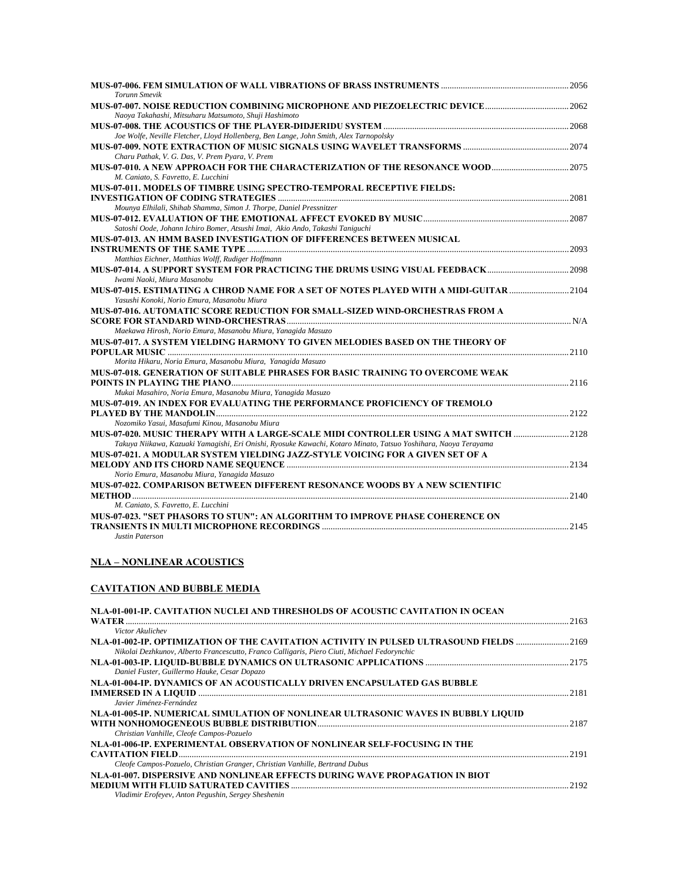**MUS-07-006. FEM SIMULATION OF WALL VIBRATIONS OF BRASS INSTRUMENTS** ........ 2056
*Torunn Smevik*

**MUS-07-007. NOISE REDUCTION COMBINING MICROPHONE AND PIEZOELECTRIC DEVICE** ........ 2062
*Naoya Takahashi, Mitsuharu Matsumoto, Shuji Hashimoto*

**MUS-07-008. THE ACOUSTICS OF THE PLAYER-DIDJERIDU SYSTEM** ........ 2068
*Joe Wolfe, Neville Fletcher, Lloyd Hollenberg, Ben Lange, John Smith, Alex Tarnopolsky*

**MUS-07-009. NOTE EXTRACTION OF MUSIC SIGNALS USING WAVELET TRANSFORMS** ........ 2074
*Charu Pathak, V. G. Das, V. Prem Pyara, V. Prem*

**MUS-07-010. A NEW APPROACH FOR THE CHARACTERIZATION OF THE RESONANCE WOOD** ........ 2075
*M. Caniato, S. Favretto, E. Lucchini*

**MUS-07-011. MODELS OF TIMBRE USING SPECTRO-TEMPORAL RECEPTIVE FIELDS: INVESTIGATION OF CODING STRATEGIES** ........ 2081
*Mounya Elhilali, Shihab Shamma, Simon J. Thorpe, Daniel Pressnitzer*

**MUS-07-012. EVALUATION OF THE EMOTIONAL AFFECT EVOKED BY MUSIC** ........ 2087
*Satoshi Oode, Johann Ichiro Bomer, Atsushi Imai, Akio Ando, Takashi Taniguchi*

**MUS-07-013. AN HMM BASED INVESTIGATION OF DIFFERENCES BETWEEN MUSICAL INSTRUMENTS OF THE SAME TYPE** ........ 2093
*Matthias Eichner, Matthias Wolff, Rudiger Hoffmann*

**MUS-07-014. A SUPPORT SYSTEM FOR PRACTICING THE DRUMS USING VISUAL FEEDBACK** ........ 2098
*Iwami Naoki, Miura Masanobu*

**MUS-07-015. ESTIMATING A CHROD NAME FOR A SET OF NOTES PLAYED WITH A MIDI-GUITAR** ........ 2104
*Yasushi Konoki, Norio Emura, Masanobu Miura*

**MUS-07-016. AUTOMATIC SCORE REDUCTION FOR SMALL-SIZED WIND-ORCHESTRAS FROM A SCORE FOR STANDARD WIND-ORCHESTRAS** ........ N/A
*Maekawa Hirosh, Norio Emura, Masanobu Miura, Yanagida Masuzo*

**MUS-07-017. A SYSTEM YIELDING HARMONY TO GIVEN MELODIES BASED ON THE THEORY OF POPULAR MUSIC** ........ 2110
*Morita Hikaru, Noria Emura, Masanobu Miura, Yanagida Masuzo*

**MUS-07-018. GENERATION OF SUITABLE PHRASES FOR BASIC TRAINING TO OVERCOME WEAK POINTS IN PLAYING THE PIANO** ........ 2116
*Mukai Masahiro, Noria Emura, Masanobu Miura, Yanagida Masuzo*

**MUS-07-019. AN INDEX FOR EVALUATING THE PERFORMANCE PROFICIENCY OF TREMOLO PLAYED BY THE MANDOLIN** ........ 2122
*Nozomiko Yasui, Masafumi Kinou, Masanobu Miura*

**MUS-07-020. MUSIC THERAPY WITH A LARGE-SCALE MIDI CONTROLLER USING A MAT SWITCH** ........ 2128
*Takuya Niikawa, Kazuaki Yamagishi, Eri Onishi, Ryosuke Kawachi, Kotaro Minato, Tatsuo Yoshihara, Naoya Terayama*

**MUS-07-021. A MODULAR SYSTEM YIELDING JAZZ-STYLE VOICING FOR A GIVEN SET OF A MELODY AND ITS CHORD NAME SEQUENCE** ........ 2134
*Norio Emura, Masanobu Miura, Yanagida Masuzo*

**MUS-07-022. COMPARISON BETWEEN DIFFERENT RESONANCE WOODS BY A NEW SCIENTIFIC METHOD** ........ 2140
*M. Caniato, S. Favretto, E. Lucchini*

**MUS-07-023. "SET PHASORS TO STUN": AN ALGORITHM TO IMPROVE PHASE COHERENCE ON TRANSIENTS IN MULTI MICROPHONE RECORDINGS** ........ 2145
*Justin Paterson*

## NLA – NONLINEAR ACOUSTICS

### CAVITATION AND BUBBLE MEDIA

**NLA-01-001-IP. CAVITATION NUCLEI AND THRESHOLDS OF ACOUSTIC CAVITATION IN OCEAN WATER** ........ 2163
*Victor Akulichev*

**NLA-01-002-IP. OPTIMIZATION OF THE CAVITATION ACTIVITY IN PULSED ULTRASOUND FIELDS** ........ 2169
*Nikolai Dezhkunov, Alberto Francescutto, Franco Calligaris, Piero Ciuti, Michael Fedorynchic*

**NLA-01-003-IP. LIQUID-BUBBLE DYNAMICS ON ULTRASONIC APPLICATIONS** ........ 2175
*Daniel Fuster, Guillermo Hauke, Cesar Dopazo*

**NLA-01-004-IP. DYNAMICS OF AN ACOUSTICALLY DRIVEN ENCAPSULATED GAS BUBBLE IMMERSED IN A LIQUID** ........ 2181
*Javier Jiménez-Fernández*

**NLA-01-005-IP. NUMERICAL SIMULATION OF NONLINEAR ULTRASONIC WAVES IN BUBBLY LIQUID WITH NONHOMOGENEOUS BUBBLE DISTRIBUTION** ........ 2187
*Christian Vanhille, Cleofe Campos-Pozuelo*

**NLA-01-006-IP. EXPERIMENTAL OBSERVATION OF NONLINEAR SELF-FOCUSING IN THE CAVITATION FIELD** ........ 2191
*Cleofe Campos-Pozuelo, Christian Granger, Christian Vanhille, Bertrand Dubus*

**NLA-01-007. DISPERSIVE AND NONLINEAR EFFECTS DURING WAVE PROPAGATION IN BIOT MEDIUM WITH FLUID SATURATED CAVITIES** ........ 2192
*Vladimir Erofeyev, Anton Pegushin, Sergey Sheshenin*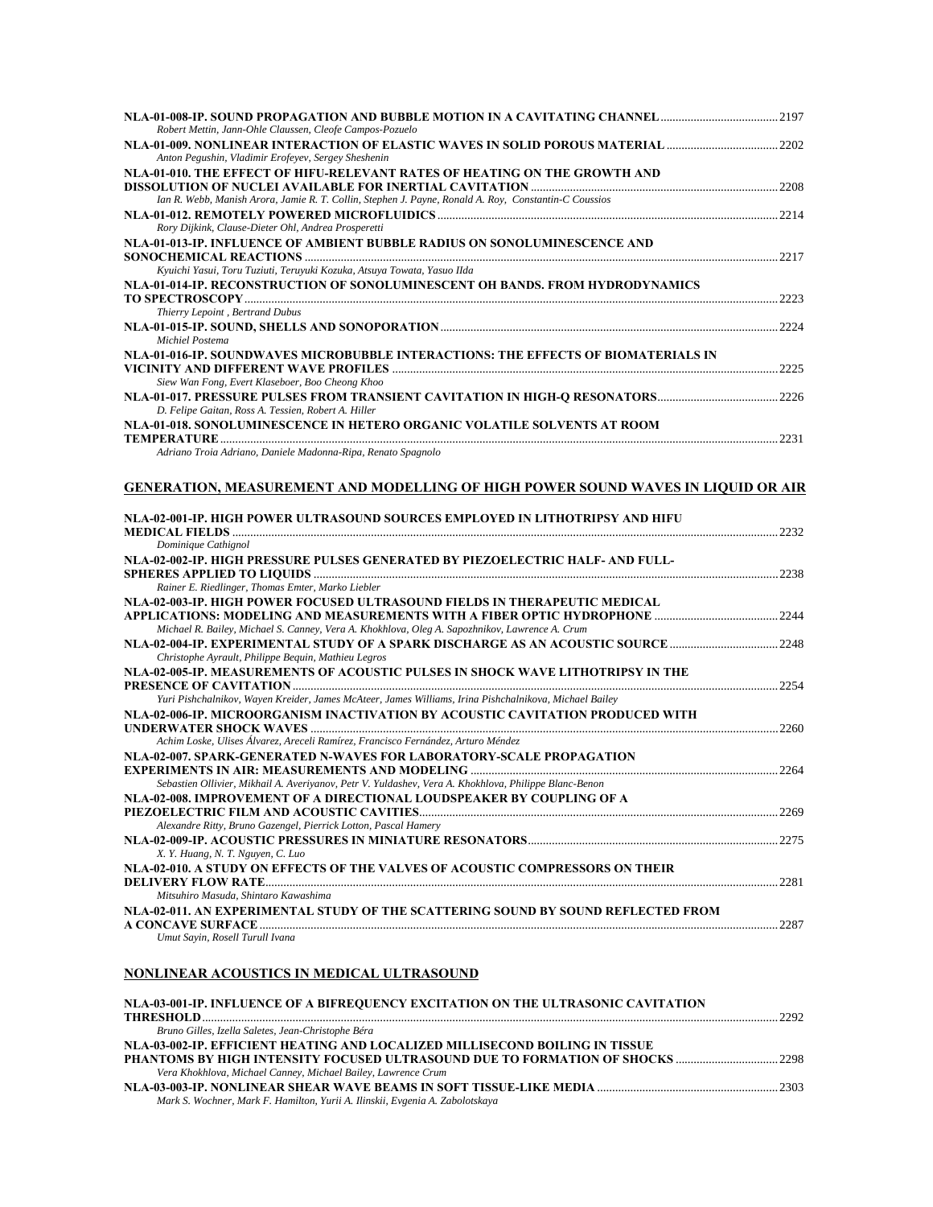**NLA-01-008-IP. SOUND PROPAGATION AND BUBBLE MOTION IN A CAVITATING CHANNEL** ........ 2197
*Robert Mettin, Jann-Ohle Claussen, Cleofe Campos-Pozuelo*

**NLA-01-009. NONLINEAR INTERACTION OF ELASTIC WAVES IN SOLID POROUS MATERIAL** ........ 2202
*Anton Pegushin, Vladimir Erofeyev, Sergey Sheshenin*

**NLA-01-010. THE EFFECT OF HIFU-RELEVANT RATES OF HEATING ON THE GROWTH AND DISSOLUTION OF NUCLEI AVAILABLE FOR INERTIAL CAVITATION** ........ 2208
*Ian R. Webb, Manish Arora, Jamie R. T. Collin, Stephen J. Payne, Ronald A. Roy, Constantin-C Coussios*

**NLA-01-012. REMOTELY POWERED MICROFLUIDICS** ........ 2214
*Rory Dijkink, Clause-Dieter Ohl, Andrea Prosperetti*

**NLA-01-013-IP. INFLUENCE OF AMBIENT BUBBLE RADIUS ON SONOLUMINESCENCE AND SONOCHEMICAL REACTIONS** ........ 2217
*Kyuichi Yasui, Toru Tuziuti, Teruyuki Kozuka, Atsuya Towata, Yasuo IIda*

**NLA-01-014-IP. RECONSTRUCTION OF SONOLUMINESCENT OH BANDS. FROM HYDRODYNAMICS TO SPECTROSCOPY** ........ 2223
*Thierry Lepoint , Bertrand Dubus*

**NLA-01-015-IP. SOUND, SHELLS AND SONOPORATION** ........ 2224
*Michiel Postema*

**NLA-01-016-IP. SOUNDWAVES MICROBUBBLE INTERACTIONS: THE EFFECTS OF BIOMATERIALS IN VICINITY AND DIFFERENT WAVE PROFILES** ........ 2225
*Siew Wan Fong, Evert Klaseboer, Boo Cheong Khoo*

**NLA-01-017. PRESSURE PULSES FROM TRANSIENT CAVITATION IN HIGH-Q RESONATORS** ........ 2226
*D. Felipe Gaitan, Ross A. Tessien, Robert A. Hiller*

**NLA-01-018. SONOLUMINESCENCE IN HETERO ORGANIC VOLATILE SOLVENTS AT ROOM TEMPERATURE** ........ 2231
*Adriano Troia Adriano, Daniele Madonna-Ripa, Renato Spagnolo*

## GENERATION, MEASUREMENT AND MODELLING OF HIGH POWER SOUND WAVES IN LIQUID OR AIR

**NLA-02-001-IP. HIGH POWER ULTRASOUND SOURCES EMPLOYED IN LITHOTRIPSY AND HIFU MEDICAL FIELDS** ........ 2232
*Dominique Cathignol*

**NLA-02-002-IP. HIGH PRESSURE PULSES GENERATED BY PIEZOELECTRIC HALF- AND FULL-SPHERES APPLIED TO LIQUIDS** ........ 2238
*Rainer E. Riedlinger, Thomas Emter, Marko Liebler*

**NLA-02-003-IP. HIGH POWER FOCUSED ULTRASOUND FIELDS IN THERAPEUTIC MEDICAL APPLICATIONS: MODELING AND MEASUREMENTS WITH A FIBER OPTIC HYDROPHONE** ........ 2244
*Michael R. Bailey, Michael S. Canney, Vera A. Khokhlova, Oleg A. Sapozhnikov, Lawrence A. Crum*

**NLA-02-004-IP. EXPERIMENTAL STUDY OF A SPARK DISCHARGE AS AN ACOUSTIC SOURCE** ........ 2248
*Christophe Ayrault, Philippe Bequin, Mathieu Legros*

**NLA-02-005-IP. MEASUREMENTS OF ACOUSTIC PULSES IN SHOCK WAVE LITHOTRIPSY IN THE PRESENCE OF CAVITATION** ........ 2254
*Yuri Pishchalnikov, Wayen Kreider, James McAteer, James Williams, Irina Pishchalnikova, Michael Bailey*

**NLA-02-006-IP. MICROORGANISM INACTIVATION BY ACOUSTIC CAVITATION PRODUCED WITH UNDERWATER SHOCK WAVES** ........ 2260
*Achim Loske, Ulises Álvarez, Areceli Ramírez, Francisco Fernández, Arturo Méndez*

**NLA-02-007. SPARK-GENERATED N-WAVES FOR LABORATORY-SCALE PROPAGATION EXPERIMENTS IN AIR: MEASUREMENTS AND MODELING** ........ 2264
*Sebastien Ollivier, Mikhail A. Averiyanov, Petr V. Yuldashev, Vera A. Khokhlova, Philippe Blanc-Benon*

**NLA-02-008. IMPROVEMENT OF A DIRECTIONAL LOUDSPEAKER BY COUPLING OF A PIEZOELECTRIC FILM AND ACOUSTIC CAVITIES** ........ 2269
*Alexandre Ritty, Bruno Gazengel, Pierrick Lotton, Pascal Hamery*

**NLA-02-009-IP. ACOUSTIC PRESSURES IN MINIATURE RESONATORS** ........ 2275
*X. Y. Huang, N. T. Nguyen, C. Luo*

**NLA-02-010. A STUDY ON EFFECTS OF THE VALVES OF ACOUSTIC COMPRESSORS ON THEIR DELIVERY FLOW RATE** ........ 2281
*Mitsuhiro Masuda, Shintaro Kawashima*

**NLA-02-011. AN EXPERIMENTAL STUDY OF THE SCATTERING SOUND BY SOUND REFLECTED FROM A CONCAVE SURFACE** ........ 2287
*Umut Sayin, Rosell Turull Ivana*

## NONLINEAR ACOUSTICS IN MEDICAL ULTRASOUND

**NLA-03-001-IP. INFLUENCE OF A BIFREQUENCY EXCITATION ON THE ULTRASONIC CAVITATION THRESHOLD** ........ 2292
*Bruno Gilles, Izella Saletes, Jean-Christophe Béra*

**NLA-03-002-IP. EFFICIENT HEATING AND LOCALIZED MILLISECOND BOILING IN TISSUE PHANTOMS BY HIGH INTENSITY FOCUSED ULTRASOUND DUE TO FORMATION OF SHOCKS** ........ 2298
*Vera Khokhlova, Michael Canney, Michael Bailey, Lawrence Crum*

**NLA-03-003-IP. NONLINEAR SHEAR WAVE BEAMS IN SOFT TISSUE-LIKE MEDIA** ........ 2303
*Mark S. Wochner, Mark F. Hamilton, Yurii A. Ilinskii, Evgenia A. Zabolotskaya*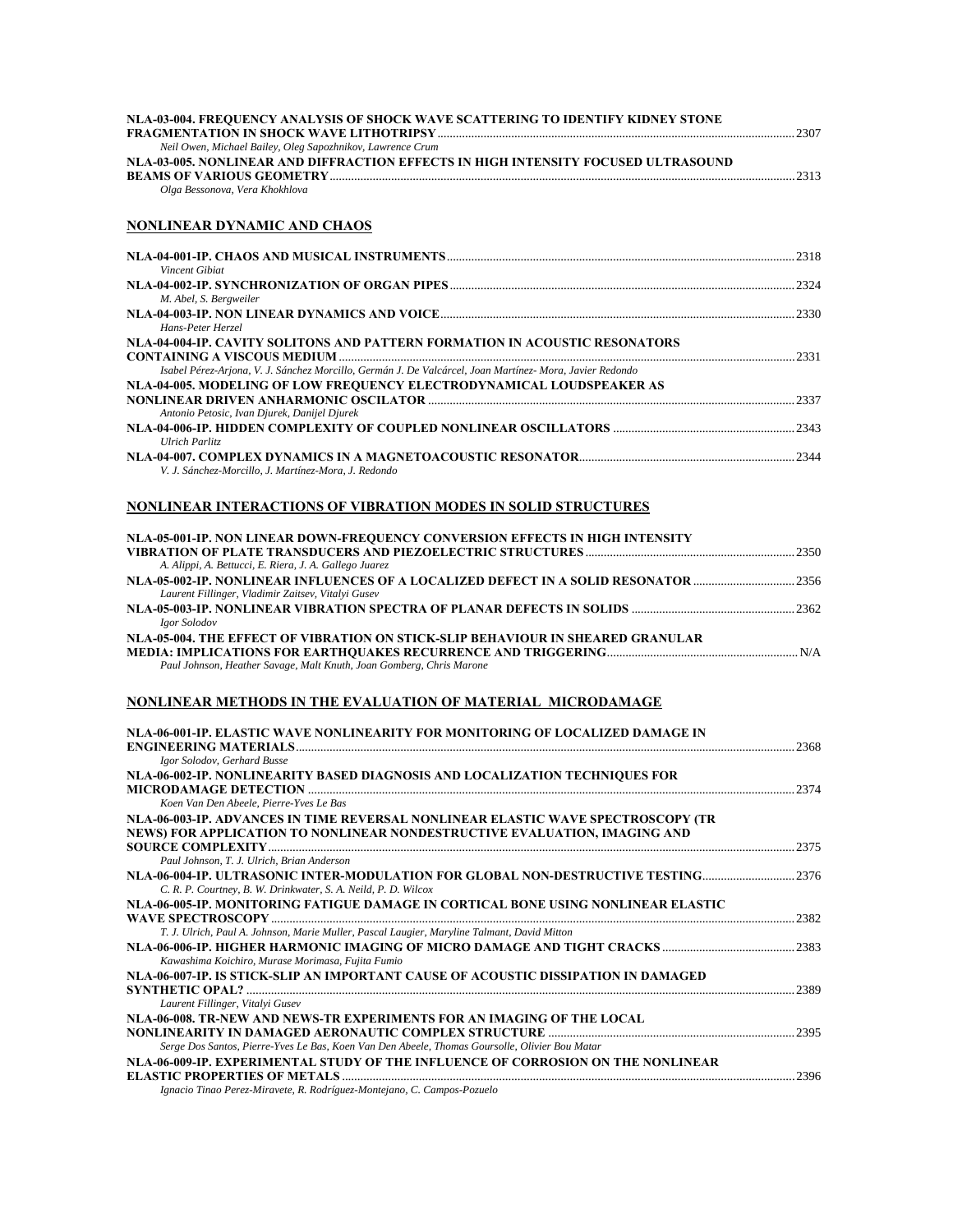**NLA-03-004. FREQUENCY ANALYSIS OF SHOCK WAVE SCATTERING TO IDENTIFY KIDNEY STONE FRAGMENTATION IN SHOCK WAVE LITHOTRIPSY** .......... 2307
*Neil Owen, Michael Bailey, Oleg Sapozhnikov, Lawrence Crum*

**NLA-03-005. NONLINEAR AND DIFFRACTION EFFECTS IN HIGH INTENSITY FOCUSED ULTRASOUND BEAMS OF VARIOUS GEOMETRY** .......... 2313
*Olga Bessonova, Vera Khokhlova*

## NONLINEAR DYNAMIC AND CHAOS

**NLA-04-001-IP. CHAOS AND MUSICAL INSTRUMENTS** .......... 2318
*Vincent Gibiat*

**NLA-04-002-IP. SYNCHRONIZATION OF ORGAN PIPES** .......... 2324
*M. Abel, S. Bergweiler*

**NLA-04-003-IP. NON LINEAR DYNAMICS AND VOICE** .......... 2330
*Hans-Peter Herzel*

**NLA-04-004-IP. CAVITY SOLITONS AND PATTERN FORMATION IN ACOUSTIC RESONATORS CONTAINING A VISCOUS MEDIUM** .......... 2331
*Isabel Pérez-Arjona, V. J. Sánchez Morcillo, Germán J. De Valcárcel, Joan Martínez- Mora, Javier Redondo*

**NLA-04-005. MODELING OF LOW FREQUENCY ELECTRODYNAMICAL LOUDSPEAKER AS NONLINEAR DRIVEN ANHARMONIC OSCILATOR** .......... 2337
*Antonio Petosic, Ivan Djurek, Danijel Djurek*

**NLA-04-006-IP. HIDDEN COMPLEXITY OF COUPLED NONLINEAR OSCILLATORS** .......... 2343
*Ulrich Parlitz*

**NLA-04-007. COMPLEX DYNAMICS IN A MAGNETOACOUSTIC RESONATOR** .......... 2344
*V. J. Sánchez-Morcillo, J. Martínez-Mora, J. Redondo*

## NONLINEAR INTERACTIONS OF VIBRATION MODES IN SOLID STRUCTURES

**NLA-05-001-IP. NON LINEAR DOWN-FREQUENCY CONVERSION EFFECTS IN HIGH INTENSITY VIBRATION OF PLATE TRANSDUCERS AND PIEZOELECTRIC STRUCTURES** .......... 2350
*A. Alippi, A. Bettucci, E. Riera, J. A. Gallego Juarez*

**NLA-05-002-IP. NONLINEAR INFLUENCES OF A LOCALIZED DEFECT IN A SOLID RESONATOR** .......... 2356
*Laurent Fillinger, Vladimir Zaitsev, Vitalyi Gusev*

**NLA-05-003-IP. NONLINEAR VIBRATION SPECTRA OF PLANAR DEFECTS IN SOLIDS** .......... 2362
*Igor Solodov*

**NLA-05-004. THE EFFECT OF VIBRATION ON STICK-SLIP BEHAVIOUR IN SHEARED GRANULAR MEDIA: IMPLICATIONS FOR EARTHQUAKES RECURRENCE AND TRIGGERING** .......... N/A
*Paul Johnson, Heather Savage, Malt Knuth, Joan Gomberg, Chris Marone*

## NONLINEAR METHODS IN THE EVALUATION OF MATERIAL MICRODAMAGE

**NLA-06-001-IP. ELASTIC WAVE NONLINEARITY FOR MONITORING OF LOCALIZED DAMAGE IN ENGINEERING MATERIALS** .......... 2368
*Igor Solodov, Gerhard Busse*

**NLA-06-002-IP. NONLINEARITY BASED DIAGNOSIS AND LOCALIZATION TECHNIQUES FOR MICRODAMAGE DETECTION** .......... 2374
*Koen Van Den Abeele, Pierre-Yves Le Bas*

**NLA-06-003-IP. ADVANCES IN TIME REVERSAL NONLINEAR ELASTIC WAVE SPECTROSCOPY (TR NEWS) FOR APPLICATION TO NONLINEAR NONDESTRUCTIVE EVALUATION, IMAGING AND SOURCE COMPLEXITY** .......... 2375
*Paul Johnson, T. J. Ulrich, Brian Anderson*

**NLA-06-004-IP. ULTRASONIC INTER-MODULATION FOR GLOBAL NON-DESTRUCTIVE TESTING** .......... 2376
*C. R. P. Courtney, B. W. Drinkwater, S. A. Neild, P. D. Wilcox*

**NLA-06-005-IP. MONITORING FATIGUE DAMAGE IN CORTICAL BONE USING NONLINEAR ELASTIC WAVE SPECTROSCOPY** .......... 2382
*T. J. Ulrich, Paul A. Johnson, Marie Muller, Pascal Laugier, Maryline Talmant, David Mitton*

**NLA-06-006-IP. HIGHER HARMONIC IMAGING OF MICRO DAMAGE AND TIGHT CRACKS** .......... 2383
*Kawashima Koichiro, Murase Morimasa, Fujita Fumio*

**NLA-06-007-IP. IS STICK-SLIP AN IMPORTANT CAUSE OF ACOUSTIC DISSIPATION IN DAMAGED SYNTHETIC OPAL?** .......... 2389
*Laurent Fillinger, Vitalyi Gusev*

**NLA-06-008. TR-NEW AND NEWS-TR EXPERIMENTS FOR AN IMAGING OF THE LOCAL NONLINEARITY IN DAMAGED AERONAUTIC COMPLEX STRUCTURE** .......... 2395
*Serge Dos Santos, Pierre-Yves Le Bas, Koen Van Den Abeele, Thomas Goursolle, Olivier Bou Matar*

**NLA-06-009-IP. EXPERIMENTAL STUDY OF THE INFLUENCE OF CORROSION ON THE NONLINEAR ELASTIC PROPERTIES OF METALS** .......... 2396
*Ignacio Tinao Perez-Miravete, R. Rodríguez-Montejano, C. Campos-Pozuelo*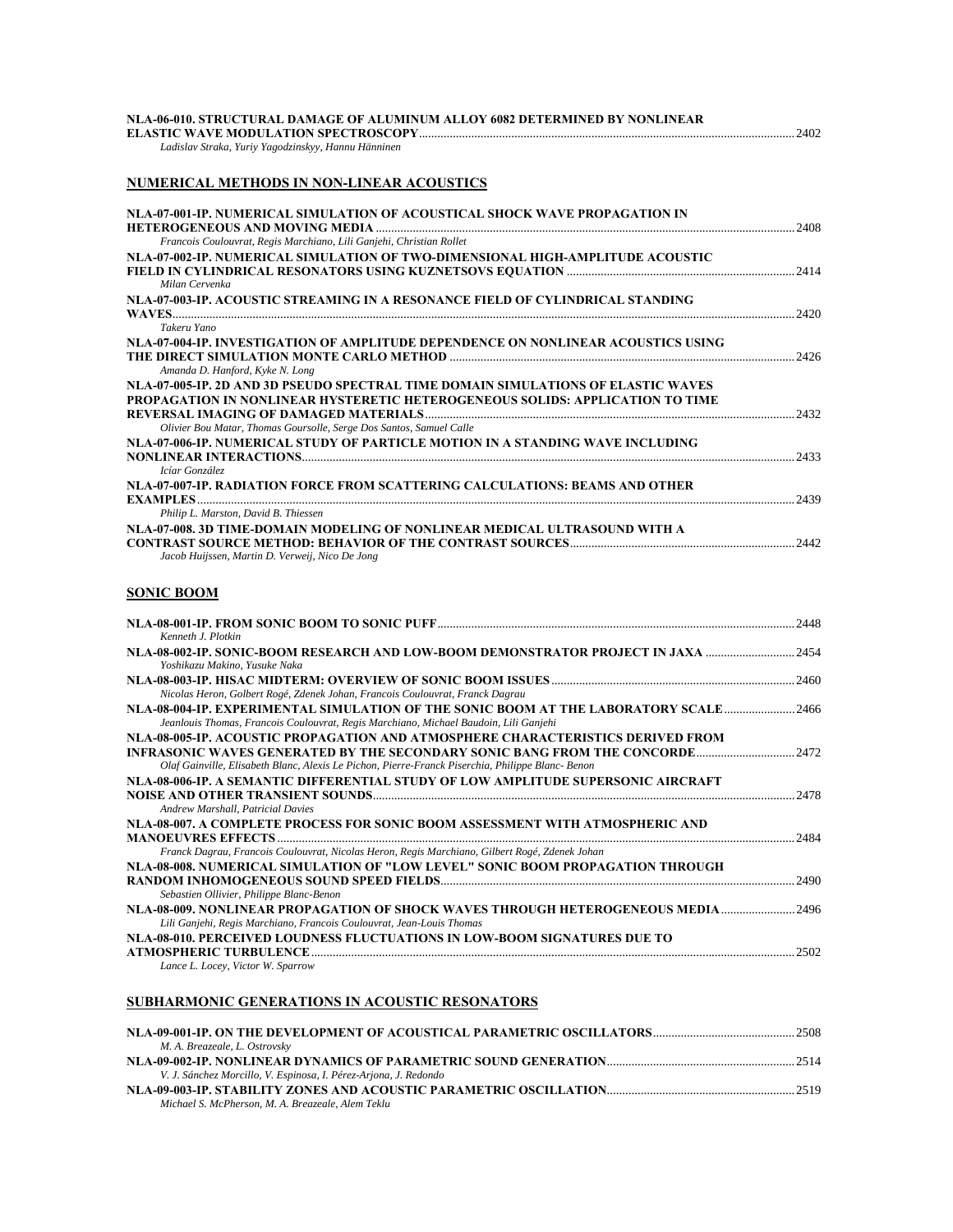**NLA-06-010. STRUCTURAL DAMAGE OF ALUMINUM ALLOY 6082 DETERMINED BY NONLINEAR ELASTIC WAVE MODULATION SPECTROSCOPY** ........ 2402
*Ladislav Straka, Yuriy Yagodzinskyy, Hannu Hänninen*

## NUMERICAL METHODS IN NON-LINEAR ACOUSTICS

**NLA-07-001-IP. NUMERICAL SIMULATION OF ACOUSTICAL SHOCK WAVE PROPAGATION IN HETEROGENEOUS AND MOVING MEDIA** ........ 2408
*Francois Coulouvrat, Regis Marchiano, Lili Ganjehi, Christian Rollet*

**NLA-07-002-IP. NUMERICAL SIMULATION OF TWO-DIMENSIONAL HIGH-AMPLITUDE ACOUSTIC FIELD IN CYLINDRICAL RESONATORS USING KUZNETSOVS EQUATION** ........ 2414
*Milan Cervenka*

**NLA-07-003-IP. ACOUSTIC STREAMING IN A RESONANCE FIELD OF CYLINDRICAL STANDING WAVES** ........ 2420
*Takeru Yano*

**NLA-07-004-IP. INVESTIGATION OF AMPLITUDE DEPENDENCE ON NONLINEAR ACOUSTICS USING THE DIRECT SIMULATION MONTE CARLO METHOD** ........ 2426
*Amanda D. Hanford, Kyke N. Long*

**NLA-07-005-IP. 2D AND 3D PSEUDO SPECTRAL TIME DOMAIN SIMULATIONS OF ELASTIC WAVES PROPAGATION IN NONLINEAR HYSTERETIC HETEROGENEOUS SOLIDS: APPLICATION TO TIME REVERSAL IMAGING OF DAMAGED MATERIALS** ........ 2432
*Olivier Bou Matar, Thomas Goursolle, Serge Dos Santos, Samuel Calle*

**NLA-07-006-IP. NUMERICAL STUDY OF PARTICLE MOTION IN A STANDING WAVE INCLUDING NONLINEAR INTERACTIONS** ........ 2433
*Icíar González*

**NLA-07-007-IP. RADIATION FORCE FROM SCATTERING CALCULATIONS: BEAMS AND OTHER EXAMPLES** ........ 2439
*Philip L. Marston, David B. Thiessen*

**NLA-07-008. 3D TIME-DOMAIN MODELING OF NONLINEAR MEDICAL ULTRASOUND WITH A CONTRAST SOURCE METHOD: BEHAVIOR OF THE CONTRAST SOURCES** ........ 2442
*Jacob Huijssen, Martin D. Verweij, Nico De Jong*

## SONIC BOOM

**NLA-08-001-IP. FROM SONIC BOOM TO SONIC PUFF** ........ 2448
*Kenneth J. Plotkin*

**NLA-08-002-IP. SONIC-BOOM RESEARCH AND LOW-BOOM DEMONSTRATOR PROJECT IN JAXA** ........ 2454
*Yoshikazu Makino, Yusuke Naka*

**NLA-08-003-IP. HISAC MIDTERM: OVERVIEW OF SONIC BOOM ISSUES** ........ 2460
*Nicolas Heron, Golbert Rogé, Zdenek Johan, Francois Coulouvrat, Franck Dagrau*

**NLA-08-004-IP. EXPERIMENTAL SIMULATION OF THE SONIC BOOM AT THE LABORATORY SCALE** ........ 2466
*Jeanlouis Thomas, Francois Coulouvrat, Regis Marchiano, Michael Baudoin, Lili Ganjehi*

**NLA-08-005-IP. ACOUSTIC PROPAGATION AND ATMOSPHERE CHARACTERISTICS DERIVED FROM INFRASONIC WAVES GENERATED BY THE SECONDARY SONIC BANG FROM THE CONCORDE** ........ 2472
*Olaf Gainville, Elisabeth Blanc, Alexis Le Pichon, Pierre-Franck Piserchia, Philippe Blanc- Benon*

**NLA-08-006-IP. A SEMANTIC DIFFERENTIAL STUDY OF LOW AMPLITUDE SUPERSONIC AIRCRAFT NOISE AND OTHER TRANSIENT SOUNDS** ........ 2478
*Andrew Marshall, Patricial Davies*

**NLA-08-007. A COMPLETE PROCESS FOR SONIC BOOM ASSESSMENT WITH ATMOSPHERIC AND MANOEUVRES EFFECTS** ........ 2484
*Franck Dagrau, Francois Coulouvrat, Nicolas Heron, Regis Marchiano, Gilbert Rogé, Zdenek Johan*

**NLA-08-008. NUMERICAL SIMULATION OF "LOW LEVEL" SONIC BOOM PROPAGATION THROUGH RANDOM INHOMOGENEOUS SOUND SPEED FIELDS** ........ 2490
*Sebastien Ollivier, Philippe Blanc-Benon*

**NLA-08-009. NONLINEAR PROPAGATION OF SHOCK WAVES THROUGH HETEROGENEOUS MEDIA** ........ 2496
*Lili Ganjehi, Regis Marchiano, Francois Coulouvrat, Jean-Louis Thomas*

**NLA-08-010. PERCEIVED LOUDNESS FLUCTUATIONS IN LOW-BOOM SIGNATURES DUE TO ATMOSPHERIC TURBULENCE** ........ 2502
*Lance L. Locey, Victor W. Sparrow*

## SUBHARMONIC GENERATIONS IN ACOUSTIC RESONATORS

**NLA-09-001-IP. ON THE DEVELOPMENT OF ACOUSTICAL PARAMETRIC OSCILLATORS** ........ 2508
*M. A. Breazeale, L. Ostrovsky*

**NLA-09-002-IP. NONLINEAR DYNAMICS OF PARAMETRIC SOUND GENERATION** ........ 2514
*V. J. Sánchez Morcillo, V. Espinosa, I. Pérez-Arjona, J. Redondo*

**NLA-09-003-IP. STABILITY ZONES AND ACOUSTIC PARAMETRIC OSCILLATION** ........ 2519
*Michael S. McPherson, M. A. Breazeale, Alem Teklu*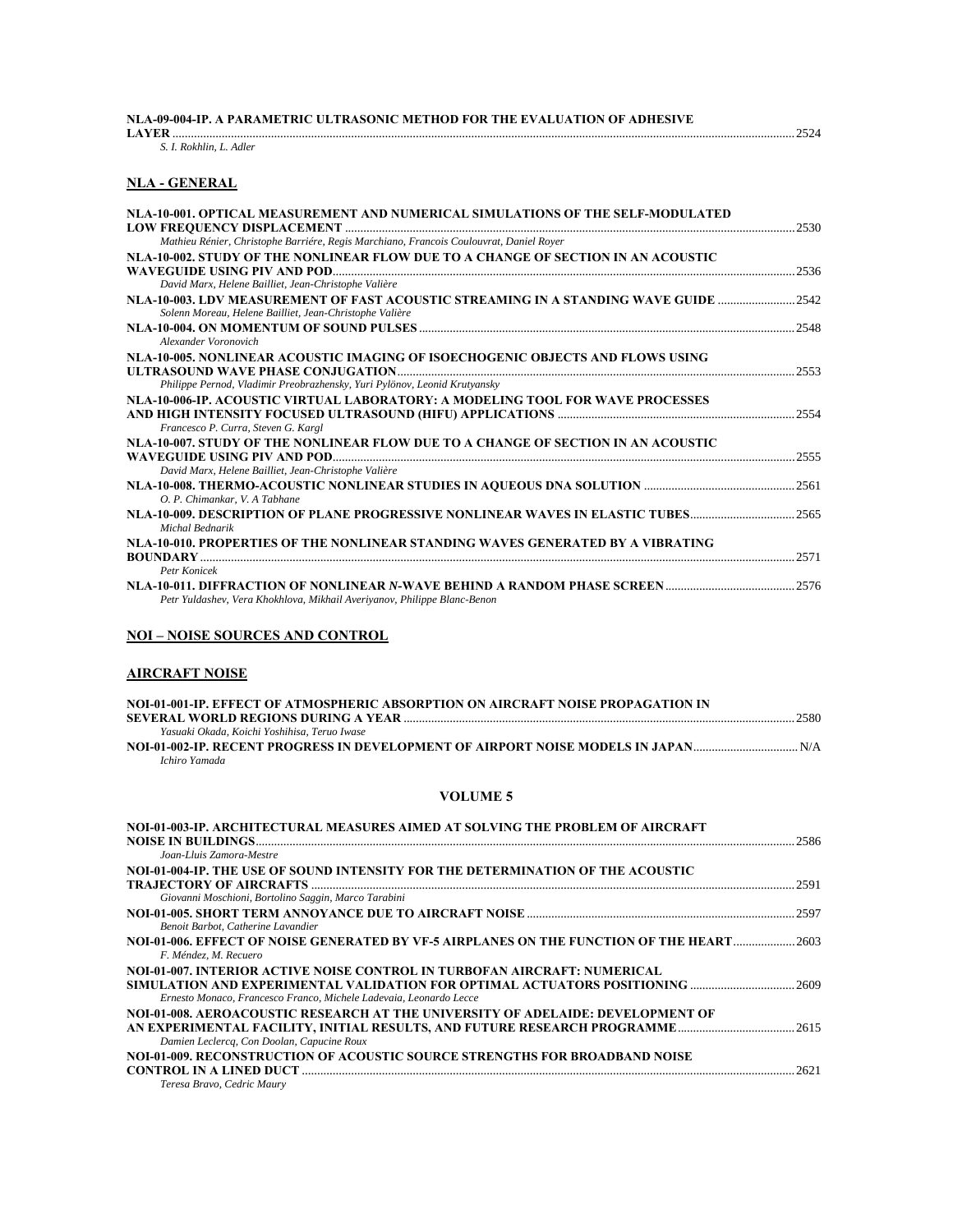**NLA-09-004-IP. A PARAMETRIC ULTRASONIC METHOD FOR THE EVALUATION OF ADHESIVE LAYER** ........ 2524
*S. I. Rokhlin, L. Adler*

## NLA - GENERAL

**NLA-10-001. OPTICAL MEASUREMENT AND NUMERICAL SIMULATIONS OF THE SELF-MODULATED LOW FREQUENCY DISPLACEMENT** ........ 2530
*Mathieu Rénier, Christophe Barriére, Regis Marchiano, Francois Coulouvrat, Daniel Royer*

**NLA-10-002. STUDY OF THE NONLINEAR FLOW DUE TO A CHANGE OF SECTION IN AN ACOUSTIC WAVEGUIDE USING PIV AND POD** ........ 2536
*David Marx, Helene Bailliet, Jean-Christophe Valière*

**NLA-10-003. LDV MEASUREMENT OF FAST ACOUSTIC STREAMING IN A STANDING WAVE GUIDE** ........ 2542
*Solenn Moreau, Helene Bailliet, Jean-Christophe Valière*

**NLA-10-004. ON MOMENTUM OF SOUND PULSES** ........ 2548
*Alexander Voronovich*

**NLA-10-005. NONLINEAR ACOUSTIC IMAGING OF ISOECHOGENIC OBJECTS AND FLOWS USING ULTRASOUND WAVE PHASE CONJUGATION** ........ 2553
*Philippe Pernod, Vladimir Preobrazhensky, Yuri Pylönov, Leonid Krutyansky*

**NLA-10-006-IP. ACOUSTIC VIRTUAL LABORATORY: A MODELING TOOL FOR WAVE PROCESSES AND HIGH INTENSITY FOCUSED ULTRASOUND (HIFU) APPLICATIONS** ........ 2554
*Francesco P. Curra, Steven G. Kargl*

**NLA-10-007. STUDY OF THE NONLINEAR FLOW DUE TO A CHANGE OF SECTION IN AN ACOUSTIC WAVEGUIDE USING PIV AND POD** ........ 2555
*David Marx, Helene Bailliet, Jean-Christophe Valière*

**NLA-10-008. THERMO-ACOUSTIC NONLINEAR STUDIES IN AQUEOUS DNA SOLUTION** ........ 2561
*O. P. Chimankar, V. A Tabhane*

**NLA-10-009. DESCRIPTION OF PLANE PROGRESSIVE NONLINEAR WAVES IN ELASTIC TUBES** ........ 2565
*Michal Bednarik*

**NLA-10-010. PROPERTIES OF THE NONLINEAR STANDING WAVES GENERATED BY A VIBRATING BOUNDARY** ........ 2571
*Petr Konicek*

**NLA-10-011. DIFFRACTION OF NONLINEAR *N*-WAVE BEHIND A RANDOM PHASE SCREEN** ........ 2576
*Petr Yuldashev, Vera Khokhlova, Mikhail Averiyanov, Philippe Blanc-Benon*

## NOI – NOISE SOURCES AND CONTROL

## AIRCRAFT NOISE

**NOI-01-001-IP. EFFECT OF ATMOSPHERIC ABSORPTION ON AIRCRAFT NOISE PROPAGATION IN SEVERAL WORLD REGIONS DURING A YEAR** ........ 2580
*Yasuaki Okada, Koichi Yoshihisa, Teruo Iwase*

**NOI-01-002-IP. RECENT PROGRESS IN DEVELOPMENT OF AIRPORT NOISE MODELS IN JAPAN** ........ N/A
*Ichiro Yamada*

## VOLUME 5

**NOI-01-003-IP. ARCHITECTURAL MEASURES AIMED AT SOLVING THE PROBLEM OF AIRCRAFT NOISE IN BUILDINGS** ........ 2586
*Joan-Lluis Zamora-Mestre*

**NOI-01-004-IP. THE USE OF SOUND INTENSITY FOR THE DETERMINATION OF THE ACOUSTIC TRAJECTORY OF AIRCRAFTS** ........ 2591
*Giovanni Moschioni, Bortolino Saggin, Marco Tarabini*

**NOI-01-005. SHORT TERM ANNOYANCE DUE TO AIRCRAFT NOISE** ........ 2597
*Benoit Barbot, Catherine Lavandier*

**NOI-01-006. EFFECT OF NOISE GENERATED BY VF-5 AIRPLANES ON THE FUNCTION OF THE HEART** ........ 2603
*F. Méndez, M. Recuero*

**NOI-01-007. INTERIOR ACTIVE NOISE CONTROL IN TURBOFAN AIRCRAFT: NUMERICAL SIMULATION AND EXPERIMENTAL VALIDATION FOR OPTIMAL ACTUATORS POSITIONING** ........ 2609
*Ernesto Monaco, Francesco Franco, Michele Ladevaia, Leonardo Lecce*

**NOI-01-008. AEROACOUSTIC RESEARCH AT THE UNIVERSITY OF ADELAIDE: DEVELOPMENT OF AN EXPERIMENTAL FACILITY, INITIAL RESULTS, AND FUTURE RESEARCH PROGRAMME** ........ 2615
*Damien Leclercq, Con Doolan, Capucine Roux*

**NOI-01-009. RECONSTRUCTION OF ACOUSTIC SOURCE STRENGTHS FOR BROADBAND NOISE CONTROL IN A LINED DUCT** ........ 2621
*Teresa Bravo, Cedric Maury*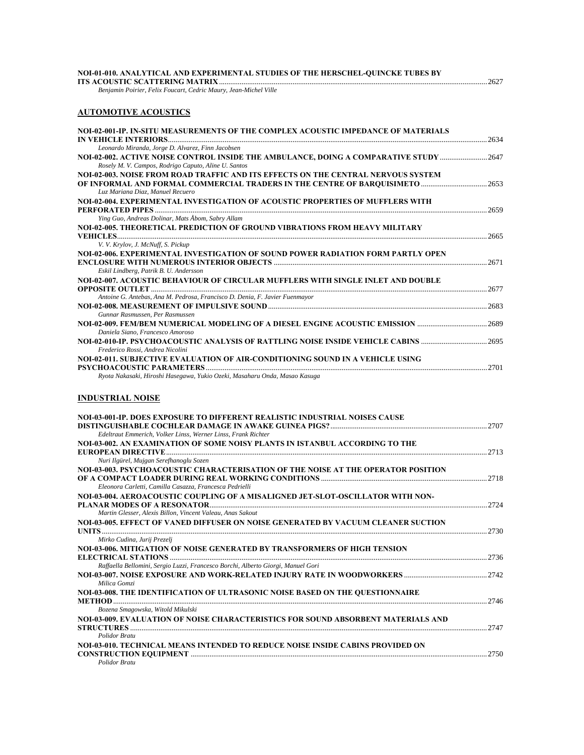**NOI-01-010. ANALYTICAL AND EXPERIMENTAL STUDIES OF THE HERSCHEL-QUINCKE TUBES BY ITS ACOUSTIC SCATTERING MATRIX** ........ 2627
*Benjamin Poirier, Felix Foucart, Cedric Maury, Jean-Michel Ville*

## AUTOMOTIVE ACOUSTICS

**NOI-02-001-IP. IN-SITU MEASUREMENTS OF THE COMPLEX ACOUSTIC IMPEDANCE OF MATERIALS IN VEHICLE INTERIORS** ........ 2634
*Leonardo Miranda, Jorge D. Alvarez, Finn Jacobsen*

**NOI-02-002. ACTIVE NOISE CONTROL INSIDE THE AMBULANCE, DOING A COMPARATIVE STUDY** ........ 2647
*Rosely M. V. Campos, Rodrigo Caputo, Aline U. Santos*

**NOI-02-003. NOISE FROM ROAD TRAFFIC AND ITS EFFECTS ON THE CENTRAL NERVOUS SYSTEM OF INFORMAL AND FORMAL COMMERCIAL TRADERS IN THE CENTRE OF BARQUISIMETO** ........ 2653
*Luz Mariana Diaz, Manuel Recuero*

**NOI-02-004. EXPERIMENTAL INVESTIGATION OF ACOUSTIC PROPERTIES OF MUFFLERS WITH PERFORATED PIPES** ........ 2659
*Ying Guo, Andreas Dolinar, Mats Åbom, Sabry Allam*

**NOI-02-005. THEORETICAL PREDICTION OF GROUND VIBRATIONS FROM HEAVY MILITARY VEHICLES** ........ 2665
*V. V. Krylov, J. McNuff, S. Pickup*

**NOI-02-006. EXPERIMENTAL INVESTIGATION OF SOUND POWER RADIATION FORM PARTLY OPEN ENCLOSURE WITH NUMEROUS INTERIOR OBJECTS** ........ 2671
*Eskil Lindberg, Patrik B. U. Andersson*

**NOI-02-007. ACOUSTIC BEHAVIOUR OF CIRCULAR MUFFLERS WITH SINGLE INLET AND DOUBLE OPPOSITE OUTLET** ........ 2677
*Antoine G. Antebas, Ana M. Pedrosa, Francisco D. Denia, F. Javier Fuenmayor*

**NOI-02-008. MEASUREMENT OF IMPULSIVE SOUND** ........ 2683
*Gunnar Rasmussen, Per Rasmussen*

**NOI-02-009. FEM/BEM NUMERICAL MODELING OF A DIESEL ENGINE ACOUSTIC EMISSION** ........ 2689
*Daniela Siano, Francesco Amoroso*

**NOI-02-010-IP. PSYCHOACOUSTIC ANALYSIS OF RATTLING NOISE INSIDE VEHICLE CABINS** ........ 2695
*Frederico Rossi, Andrea Nicolini*

**NOI-02-011. SUBJECTIVE EVALUATION OF AIR-CONDITIONING SOUND IN A VEHICLE USING PSYCHOACOUSTIC PARAMETERS** ........ 2701
*Ryota Nakasaki, Hiroshi Hasegawa, Yukio Ozeki, Masaharu Onda, Masao Kasuga*

## INDUSTRIAL NOISE

**NOI-03-001-IP. DOES EXPOSURE TO DIFFERENT REALISTIC INDUSTRIAL NOISES CAUSE DISTINGUISHABLE COCHLEAR DAMAGE IN AWAKE GUINEA PIGS?** ........ 2707
*Edeltraut Emmerich, Volker Linss, Werner Linss, Frank Richter*

**NOI-03-002. AN EXAMINATION OF SOME NOISY PLANTS IN ISTANBUL ACCORDING TO THE EUROPEAN DIRECTIVE** ........ 2713
*Nuri Ilgürel, Mujgan Serefhanoglu Sozen*

**NOI-03-003. PSYCHOACOUSTIC CHARACTERISATION OF THE NOISE AT THE OPERATOR POSITION OF A COMPACT LOADER DURING REAL WORKING CONDITIONS** ........ 2718
*Eleonora Carletti, Camilla Casazza, Francesca Pedrielli*

**NOI-03-004. AEROACOUSTIC COUPLING OF A MISALIGNED JET-SLOT-OSCILLATOR WITH NON-PLANAR MODES OF A RESONATOR** ........ 2724
*Martin Glesser, Alexis Billon, Vincent Valeau, Anas Sakout*

**NOI-03-005. EFFECT OF VANED DIFFUSER ON NOISE GENERATED BY VACUUM CLEANER SUCTION UNITS** ........ 2730
*Mirko Cudina, Jurij Prezelj*

**NOI-03-006. MITIGATION OF NOISE GENERATED BY TRANSFORMERS OF HIGH TENSION ELECTRICAL STATIONS** ........ 2736
*Raffaella Bellomini, Sergio Luzzi, Francesco Borchi, Alberto Giorgi, Manuel Gori*

**NOI-03-007. NOISE EXPOSURE AND WORK-RELATED INJURY RATE IN WOODWORKERS** ........ 2742
*Milica Gomzi*

**NOI-03-008. THE IDENTIFICATION OF ULTRASONIC NOISE BASED ON THE QUESTIONNAIRE METHOD** ........ 2746
*Bozena Smagowska, Witold Mikulski*

**NOI-03-009. EVALUATION OF NOISE CHARACTERISTICS FOR SOUND ABSORBENT MATERIALS AND STRUCTURES** ........ 2747
*Polidor Bratu*

**NOI-03-010. TECHNICAL MEANS INTENDED TO REDUCE NOISE INSIDE CABINS PROVIDED ON CONSTRUCTION EQUIPMENT** ........ 2750
*Polidor Bratu*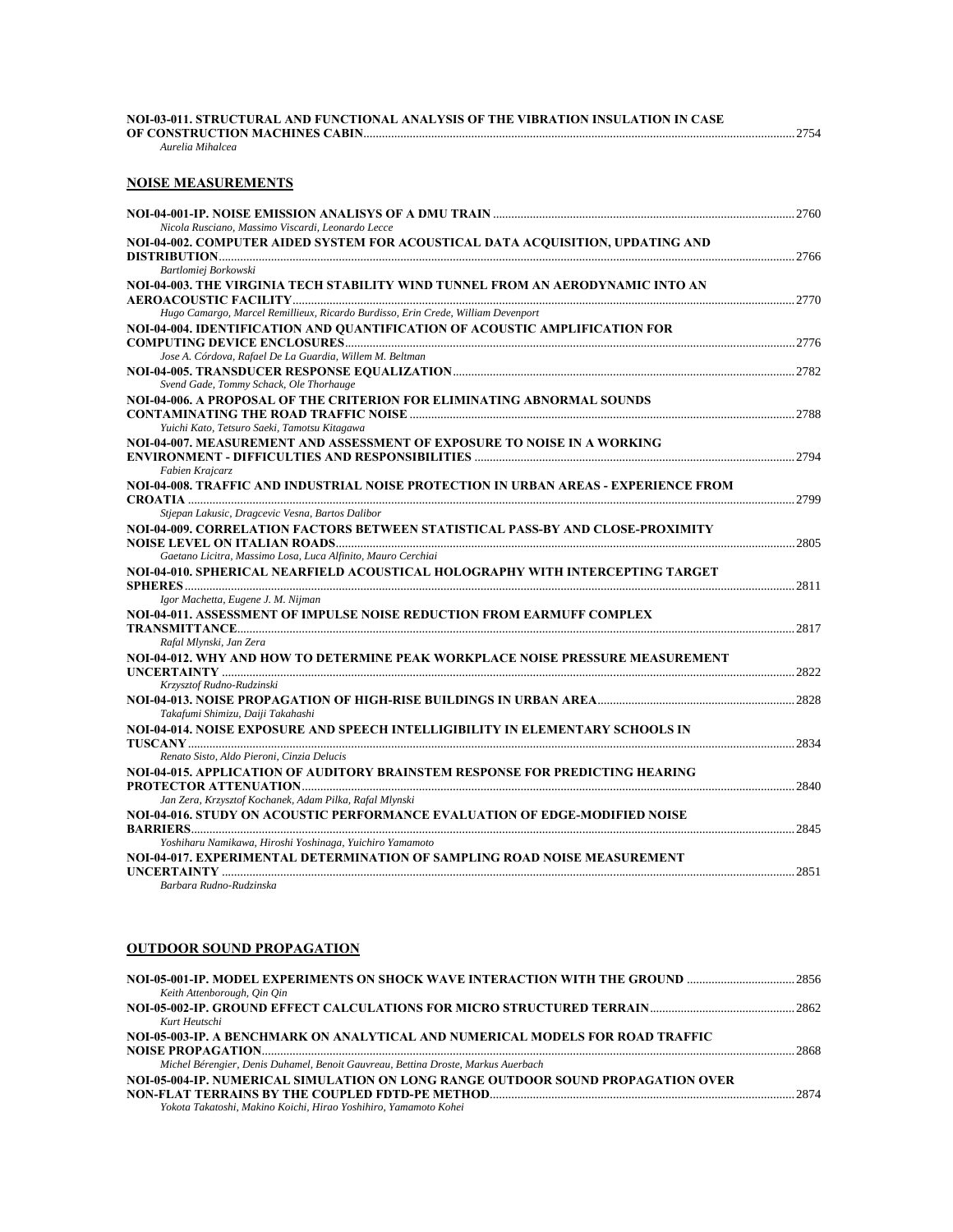**NOI-03-011. STRUCTURAL AND FUNCTIONAL ANALYSIS OF THE VIBRATION INSULATION IN CASE OF CONSTRUCTION MACHINES CABIN** .......... 2754
*Aurelia Mihalcea*

## NOISE MEASUREMENTS

**NOI-04-001-IP. NOISE EMISSION ANALISYS OF A DMU TRAIN** .......... 2760
*Nicola Rusciano, Massimo Viscardi, Leonardo Lecce*

**NOI-04-002. COMPUTER AIDED SYSTEM FOR ACOUSTICAL DATA ACQUISITION, UPDATING AND DISTRIBUTION** .......... 2766
*Bartlomiej Borkowski*

**NOI-04-003. THE VIRGINIA TECH STABILITY WIND TUNNEL FROM AN AERODYNAMIC INTO AN AEROACOUSTIC FACILITY** .......... 2770
*Hugo Camargo, Marcel Remillieux, Ricardo Burdisso, Erin Crede, William Devenport*

**NOI-04-004. IDENTIFICATION AND QUANTIFICATION OF ACOUSTIC AMPLIFICATION FOR COMPUTING DEVICE ENCLOSURES** .......... 2776
*Jose A. Córdova, Rafael De La Guardia, Willem M. Beltman*

**NOI-04-005. TRANSDUCER RESPONSE EQUALIZATION** .......... 2782
*Svend Gade, Tommy Schack, Ole Thorhauge*

**NOI-04-006. A PROPOSAL OF THE CRITERION FOR ELIMINATING ABNORMAL SOUNDS CONTAMINATING THE ROAD TRAFFIC NOISE** .......... 2788
*Yuichi Kato, Tetsuro Saeki, Tamotsu Kitagawa*

**NOI-04-007. MEASUREMENT AND ASSESSMENT OF EXPOSURE TO NOISE IN A WORKING ENVIRONMENT - DIFFICULTIES AND RESPONSIBILITIES** .......... 2794
*Fabien Krajcarz*

**NOI-04-008. TRAFFIC AND INDUSTRIAL NOISE PROTECTION IN URBAN AREAS - EXPERIENCE FROM CROATIA** .......... 2799
*Stjepan Lakusic, Dragcevic Vesna, Bartos Dalibor*

**NOI-04-009. CORRELATION FACTORS BETWEEN STATISTICAL PASS-BY AND CLOSE-PROXIMITY NOISE LEVEL ON ITALIAN ROADS** .......... 2805
*Gaetano Licitra, Massimo Losa, Luca Alfinito, Mauro Cerchiai*

**NOI-04-010. SPHERICAL NEARFIELD ACOUSTICAL HOLOGRAPHY WITH INTERCEPTING TARGET SPHERES** .......... 2811
*Igor Machetta, Eugene J. M. Nijman*

**NOI-04-011. ASSESSMENT OF IMPULSE NOISE REDUCTION FROM EARMUFF COMPLEX TRANSMITTANCE** .......... 2817
*Rafal Mlynski, Jan Zera*

**NOI-04-012. WHY AND HOW TO DETERMINE PEAK WORKPLACE NOISE PRESSURE MEASUREMENT UNCERTAINTY** .......... 2822
*Krzysztof Rudno-Rudzinski*

**NOI-04-013. NOISE PROPAGATION OF HIGH-RISE BUILDINGS IN URBAN AREA** .......... 2828
*Takafumi Shimizu, Daiji Takahashi*

**NOI-04-014. NOISE EXPOSURE AND SPEECH INTELLIGIBILITY IN ELEMENTARY SCHOOLS IN TUSCANY** .......... 2834
*Renato Sisto, Aldo Pieroni, Cinzia Delucis*

**NOI-04-015. APPLICATION OF AUDITORY BRAINSTEM RESPONSE FOR PREDICTING HEARING PROTECTOR ATTENUATION** .......... 2840
*Jan Zera, Krzysztof Kochanek, Adam Pilka, Rafal Mlynski*

**NOI-04-016. STUDY ON ACOUSTIC PERFORMANCE EVALUATION OF EDGE-MODIFIED NOISE BARRIERS** .......... 2845
*Yoshiharu Namikawa, Hiroshi Yoshinaga, Yuichiro Yamamoto*

**NOI-04-017. EXPERIMENTAL DETERMINATION OF SAMPLING ROAD NOISE MEASUREMENT UNCERTAINTY** .......... 2851
*Barbara Rudno-Rudzinska*

## OUTDOOR SOUND PROPAGATION

**NOI-05-001-IP. MODEL EXPERIMENTS ON SHOCK WAVE INTERACTION WITH THE GROUND** .......... 2856
*Keith Attenborough, Qin Qin*

**NOI-05-002-IP. GROUND EFFECT CALCULATIONS FOR MICRO STRUCTURED TERRAIN** .......... 2862
*Kurt Heutschi*

**NOI-05-003-IP. A BENCHMARK ON ANALYTICAL AND NUMERICAL MODELS FOR ROAD TRAFFIC NOISE PROPAGATION** .......... 2868
*Michel Bérengier, Denis Duhamel, Benoit Gauvreau, Bettina Droste, Markus Auerbach*

**NOI-05-004-IP. NUMERICAL SIMULATION ON LONG RANGE OUTDOOR SOUND PROPAGATION OVER NON-FLAT TERRAINS BY THE COUPLED FDTD-PE METHOD** .......... 2874
*Yokota Takatoshi, Makino Koichi, Hirao Yoshihiro, Yamamoto Kohei*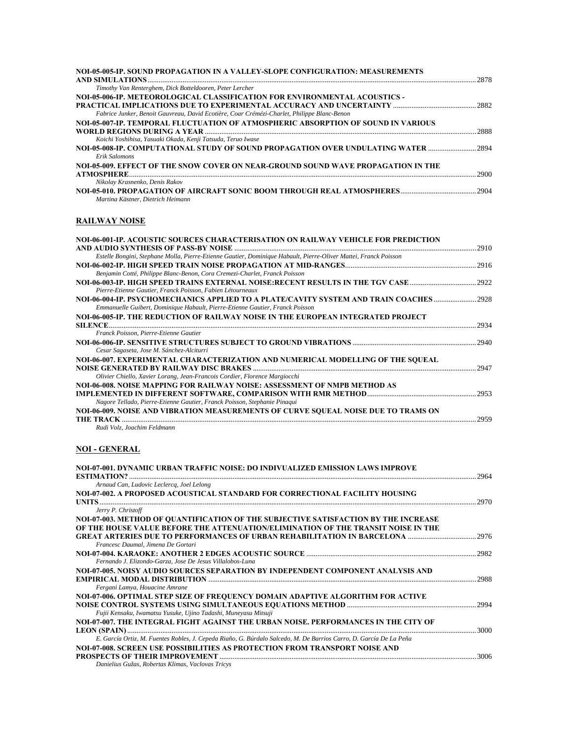**NOI-05-005-IP. SOUND PROPAGATION IN A VALLEY-SLOPE CONFIGURATION: MEASUREMENTS AND SIMULATIONS** ........ 2878
*Timothy Van Renterghem, Dick Botteldooren, Peter Lercher*

**NOI-05-006-IP. METEOROLOGICAL CLASSIFICATION FOR ENVIRONMENTAL ACOUSTICS - PRACTICAL IMPLICATIONS DUE TO EXPERIMENTAL ACCURACY AND UNCERTAINTY** ........ 2882
*Fabrice Junker, Benoit Gauvreau, David Ecotière, Coar Crémézi-Charlet, Philippe Blanc-Benon*

**NOI-05-007-IP. TEMPORAL FLUCTUATION OF ATMOSPHERIC ABSORPTION OF SOUND IN VARIOUS WORLD REGIONS DURING A YEAR** ........ 2888
*Koichi Yoshihisa, Yasuaki Okada, Kenji Tatsuda, Teruo Iwase*

**NOI-05-008-IP. COMPUTATIONAL STUDY OF SOUND PROPAGATION OVER UNDULATING WATER** ........ 2894
*Erik Salomons*

**NOI-05-009. EFFECT OF THE SNOW COVER ON NEAR-GROUND SOUND WAVE PROPAGATION IN THE ATMOSPHERE** ........ 2900
*Nikolay Krasnenko, Denis Rakov*

**NOI-05-010. PROPAGATION OF AIRCRAFT SONIC BOOM THROUGH REAL ATMOSPHERES** ........ 2904
*Martina Kästner, Dietrich Heimann*

## RAILWAY NOISE

**NOI-06-001-IP. ACOUSTIC SOURCES CHARACTERISATION ON RAILWAY VEHICLE FOR PREDICTION AND AUDIO SYNTHESIS OF PASS-BY NOISE** ........ 2910
*Estelle Bongini, Stephane Molla, Pierre-Etienne Gautier, Dominique Habault, Pierre-Oliver Mattei, Franck Poisson*

**NOI-06-002-IP. HIGH SPEED TRAIN NOISE PROPAGATION AT MID-RANGES** ........ 2916
*Benjamin Cotté, Philippe Blanc-Benon, Cora Cremezi-Charlet, Franck Poisson*

**NOI-06-003-IP. HIGH SPEED TRAINS EXTERNAL NOISE:RECENT RESULTS IN THE TGV CASE** ........ 2922
*Pierre-Etienne Gautier, Franck Poisson, Fabien Létourneaux*

**NOI-06-004-IP. PSYCHOMECHANICS APPLIED TO A PLATE/CAVITY SYSTEM AND TRAIN COACHES** ........ 2928
*Emmanuelle Guibert, Dominique Habault, Pierre-Etienne Gautier, Franck Poisson*

**NOI-06-005-IP. THE REDUCTION OF RAILWAY NOISE IN THE EUROPEAN INTEGRATED PROJECT SILENCE** ........ 2934
*Franck Poisson, Pierre-Etienne Gautier*

**NOI-06-006-IP. SENSITIVE STRUCTURES SUBJECT TO GROUND VIBRATIONS** ........ 2940
*Cesar Sagaseta, Jose M. Sánchez-Alciturri*

**NOI-06-007. EXPERIMENTAL CHARACTERIZATION AND NUMERICAL MODELLING OF THE SQUEAL NOISE GENERATED BY RAILWAY DISC BRAKES** ........ 2947
*Olivier Chiello, Xavier Lorang, Jean-Francois Cordier, Florence Margiocchi*

**NOI-06-008. NOISE MAPPING FOR RAILWAY NOISE: ASSESSMENT OF NMPB METHOD AS IMPLEMENTED IN DIFFERENT SOFTWARE, COMPARISON WITH RMR METHOD** ........ 2953
*Nagore Tellado, Pierre-Etienne Gautier, Franck Poisson, Stephanie Pinaqui*

**NOI-06-009. NOISE AND VIBRATION MEASUREMENTS OF CURVE SQUEAL NOISE DUE TO TRAMS ON THE TRACK** ........ 2959
*Rudi Volz, Joachim Feldmann*

## NOI - GENERAL

**NOI-07-001. DYNAMIC URBAN TRAFFIC NOISE: DO INDIVUALIZED EMISSION LAWS IMPROVE ESTIMATION?** ........ 2964
*Arnaud Can, Ludovic Leclercq, Joel Lelong*

**NOI-07-002. A PROPOSED ACOUSTICAL STANDARD FOR CORRECTIONAL FACILITY HOUSING UNITS** ........ 2970
*Jerry P. Christoff*

**NOI-07-003. METHOD OF QUANTIFICATION OF THE SUBJECTIVE SATISFACTION BY THE INCREASE OF THE HOUSE VALUE BEFORE THE ATTENUATION/ELIMINATION OF THE TRANSIT NOISE IN THE GREAT ARTERIES DUE TO PERFORMANCES OF URBAN REHABILITATION IN BARCELONA** ........ 2976
*Francesc Daumal, Jimena De Gortari*

**NOI-07-004. KARAOKE: ANOTHER 2 EDGES ACOUSTIC SOURCE** ........ 2982
*Fernando J. Elizondo-Garza, Jose De Jesus Villalobos-Luna*

**NOI-07-005. NOISY AUDIO SOURCES SEPARATION BY INDEPENDENT COMPONENT ANALYSIS AND EMPIRICAL MODAL DISTRIBUTION** ........ 2988
*Fergani Lamya, Houacine Amrane*

**NOI-07-006. OPTIMAL STEP SIZE OF FREQUENCY DOMAIN ADAPTIVE ALGORITHM FOR ACTIVE NOISE CONTROL SYSTEMS USING SIMULTANEOUS EQUATIONS METHOD** ........ 2994
*Fujii Kensaku, Iwamatsu Yusuke, Ujino Tadashi, Muneyasu Mitsuji*

**NOI-07-007. THE INTEGRAL FIGHT AGAINST THE URBAN NOISE. PERFORMANCES IN THE CITY OF LEON (SPAIN)** ........ 3000
*E. García Ortiz, M. Fuentes Robles, J. Cepeda Riaño, G. Búrdalo Salcedo, M. De Barrios Carro, D. García De La Peña*

**NOI-07-008. SCREEN USE POSSIBILITIES AS PROTECTION FROM TRANSPORT NOISE AND PROSPECTS OF THEIR IMPROVEMENT** ........ 3006
*Danielius Gužas, Robertas Klimas, Vaclovas Tricys*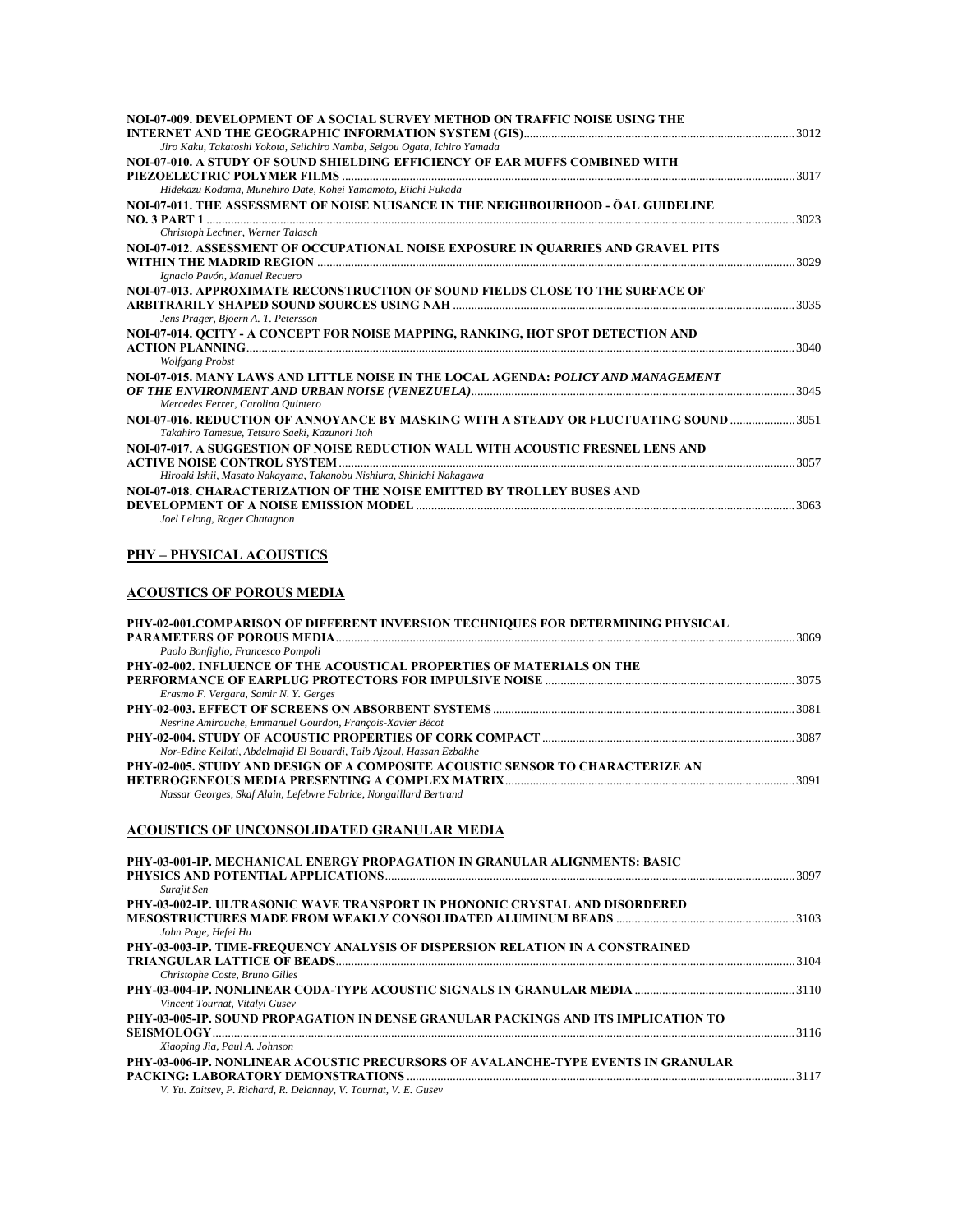**NOI-07-009. DEVELOPMENT OF A SOCIAL SURVEY METHOD ON TRAFFIC NOISE USING THE INTERNET AND THE GEOGRAPHIC INFORMATION SYSTEM (GIS)** ........ 3012
*Jiro Kaku, Takatoshi Yokota, Seiichiro Namba, Seigou Ogata, Ichiro Yamada*

**NOI-07-010. A STUDY OF SOUND SHIELDING EFFICIENCY OF EAR MUFFS COMBINED WITH PIEZOELECTRIC POLYMER FILMS** ........ 3017
*Hidekazu Kodama, Munehiro Date, Kohei Yamamoto, Eiichi Fukada*

**NOI-07-011. THE ASSESSMENT OF NOISE NUISANCE IN THE NEIGHBOURHOOD - ÖAL GUIDELINE NO. 3 PART 1** ........ 3023
*Christoph Lechner, Werner Talasch*

**NOI-07-012. ASSESSMENT OF OCCUPATIONAL NOISE EXPOSURE IN QUARRIES AND GRAVEL PITS WITHIN THE MADRID REGION** ........ 3029
*Ignacio Pavón, Manuel Recuero*

**NOI-07-013. APPROXIMATE RECONSTRUCTION OF SOUND FIELDS CLOSE TO THE SURFACE OF ARBITRARILY SHAPED SOUND SOURCES USING NAH** ........ 3035
*Jens Prager, Bjoern A. T. Petersson*

**NOI-07-014. QCITY - A CONCEPT FOR NOISE MAPPING, RANKING, HOT SPOT DETECTION AND ACTION PLANNING** ........ 3040
*Wolfgang Probst*

**NOI-07-015. MANY LAWS AND LITTLE NOISE IN THE LOCAL AGENDA: *POLICY AND MANAGEMENT OF THE ENVIRONMENT AND URBAN NOISE (VENEZUELA)*** ........ 3045
*Mercedes Ferrer, Carolina Quintero*

**NOI-07-016. REDUCTION OF ANNOYANCE BY MASKING WITH A STEADY OR FLUCTUATING SOUND** ........ 3051
*Takahiro Tamesue, Tetsuro Saeki, Kazunori Itoh*

**NOI-07-017. A SUGGESTION OF NOISE REDUCTION WALL WITH ACOUSTIC FRESNEL LENS AND ACTIVE NOISE CONTROL SYSTEM** ........ 3057
*Hiroaki Ishii, Masato Nakayama, Takanobu Nishiura, Shinichi Nakagawa*

**NOI-07-018. CHARACTERIZATION OF THE NOISE EMITTED BY TROLLEY BUSES AND DEVELOPMENT OF A NOISE EMISSION MODEL** ........ 3063
*Joel Lelong, Roger Chatagnon*

## PHY – PHYSICAL ACOUSTICS

### ACOUSTICS OF POROUS MEDIA

**PHY-02-001.COMPARISON OF DIFFERENT INVERSION TECHNIQUES FOR DETERMINING PHYSICAL PARAMETERS OF POROUS MEDIA** ........ 3069
*Paolo Bonfiglio, Francesco Pompoli*

**PHY-02-002. INFLUENCE OF THE ACOUSTICAL PROPERTIES OF MATERIALS ON THE PERFORMANCE OF EARPLUG PROTECTORS FOR IMPULSIVE NOISE** ........ 3075
*Erasmo F. Vergara, Samir N. Y. Gerges*

**PHY-02-003. EFFECT OF SCREENS ON ABSORBENT SYSTEMS** ........ 3081
*Nesrine Amirouche, Emmanuel Gourdon, François-Xavier Bécot*

**PHY-02-004. STUDY OF ACOUSTIC PROPERTIES OF CORK COMPACT** ........ 3087
*Nor-Edine Kellati, Abdelmajid El Bouardi, Taib Ajzoul, Hassan Ezbakhe*

**PHY-02-005. STUDY AND DESIGN OF A COMPOSITE ACOUSTIC SENSOR TO CHARACTERIZE AN HETEROGENEOUS MEDIA PRESENTING A COMPLEX MATRIX** ........ 3091
*Nassar Georges, Skaf Alain, Lefebvre Fabrice, Nongaillard Bertrand*

### ACOUSTICS OF UNCONSOLIDATED GRANULAR MEDIA

**PHY-03-001-IP. MECHANICAL ENERGY PROPAGATION IN GRANULAR ALIGNMENTS: BASIC PHYSICS AND POTENTIAL APPLICATIONS** ........ 3097
*Surajit Sen*

**PHY-03-002-IP. ULTRASONIC WAVE TRANSPORT IN PHONONIC CRYSTAL AND DISORDERED MESOSTRUCTURES MADE FROM WEAKLY CONSOLIDATED ALUMINUM BEADS** ........ 3103
*John Page, Hefei Hu*

**PHY-03-003-IP. TIME-FREQUENCY ANALYSIS OF DISPERSION RELATION IN A CONSTRAINED TRIANGULAR LATTICE OF BEADS** ........ 3104
*Christophe Coste, Bruno Gilles*

**PHY-03-004-IP. NONLINEAR CODA-TYPE ACOUSTIC SIGNALS IN GRANULAR MEDIA** ........ 3110
*Vincent Tournat, Vitalyi Gusev*

**PHY-03-005-IP. SOUND PROPAGATION IN DENSE GRANULAR PACKINGS AND ITS IMPLICATION TO SEISMOLOGY** ........ 3116
*Xiaoping Jia, Paul A. Johnson*

**PHY-03-006-IP. NONLINEAR ACOUSTIC PRECURSORS OF AVALANCHE-TYPE EVENTS IN GRANULAR PACKING: LABORATORY DEMONSTRATIONS** ........ 3117
*V. Yu. Zaitsev, P. Richard, R. Delannay, V. Tournat, V. E. Gusev*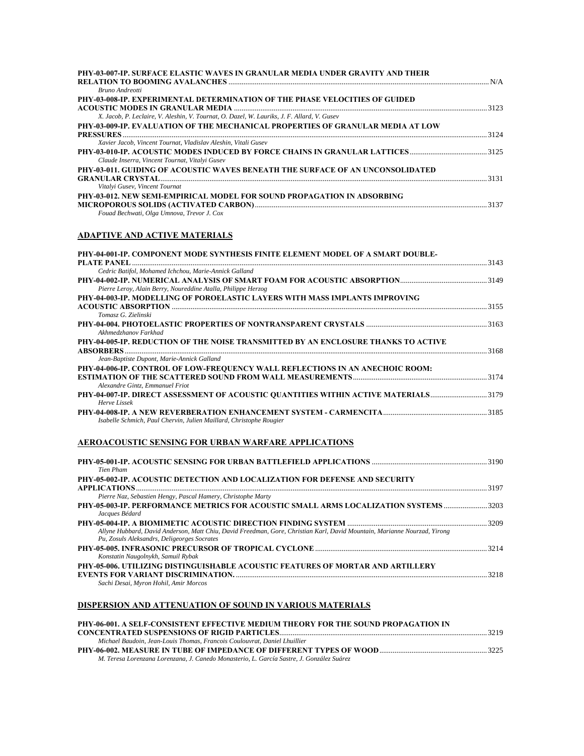**PHY-03-007-IP. SURFACE ELASTIC WAVES IN GRANULAR MEDIA UNDER GRAVITY AND THEIR RELATION TO BOOMING AVALANCHES** ........ N/A
*Bruno Andreotti*

**PHY-03-008-IP. EXPERIMENTAL DETERMINATION OF THE PHASE VELOCITIES OF GUIDED ACOUSTIC MODES IN GRANULAR MEDIA** ........ 3123
*X. Jacob, P. Leclaire, V. Aleshin, V. Tournat, O. Dazel, W. Lauriks, J. F. Allard, V. Gusev*

**PHY-03-009-IP. EVALUATION OF THE MECHANICAL PROPERTIES OF GRANULAR MEDIA AT LOW PRESSURES** ........ 3124
*Xavier Jacob, Vincent Tournat, Vladislav Aleshin, Vitali Gusev*

**PHY-03-010-IP. ACOUSTIC MODES INDUCED BY FORCE CHAINS IN GRANULAR LATTICES** ........ 3125
*Claude Inserra, Vincent Tournat, Vitalyi Gusev*

**PHY-03-011. GUIDING OF ACOUSTIC WAVES BENEATH THE SURFACE OF AN UNCONSOLIDATED GRANULAR CRYSTAL** ........ 3131
*Vitalyi Gusev, Vincent Tournat*

**PHY-03-012. NEW SEMI-EMPIRICAL MODEL FOR SOUND PROPAGATION IN ADSORBING MICROPOROUS SOLIDS (ACTIVATED CARBON)** ........ 3137
*Fouad Bechwati, Olga Umnova, Trevor J. Cox*

## ADAPTIVE AND ACTIVE MATERIALS

**PHY-04-001-IP. COMPONENT MODE SYNTHESIS FINITE ELEMENT MODEL OF A SMART DOUBLE-PLATE PANEL** ........ 3143
*Cedric Batifol, Mohamed Ichchou, Marie-Annick Galland*

**PHY-04-002-IP. NUMERICAL ANALYSIS OF SMART FOAM FOR ACOUSTIC ABSORPTION** ........ 3149
*Pierre Leroy, Alain Berry, Noureddine Atalla, Philippe Herzog*

**PHY-04-003-IP. MODELLING OF POROELASTIC LAYERS WITH MASS IMPLANTS IMPROVING ACOUSTIC ABSORPTION** ........ 3155
*Tomasz G. Zielinski*

**PHY-04-004. PHOTOELASTIC PROPERTIES OF NONTRANSPARENT CRYSTALS** ........ 3163
*Akhmedzhanov Farkhad*

**PHY-04-005-IP. REDUCTION OF THE NOISE TRANSMITTED BY AN ENCLOSURE THANKS TO ACTIVE ABSORBERS** ........ 3168
*Jean-Baptiste Dupont, Marie-Annick Galland*

**PHY-04-006-IP. CONTROL OF LOW-FREQUENCY WALL REFLECTIONS IN AN ANECHOIC ROOM: ESTIMATION OF THE SCATTERED SOUND FROM WALL MEASUREMENTS** ........ 3174
*Alexandre Gintz, Emmanuel Friot*

**PHY-04-007-IP. DIRECT ASSESSMENT OF ACOUSTIC QUANTITIES WITHIN ACTIVE MATERIALS** ........ 3179
*Herve Lissek*

**PHY-04-008-IP. A NEW REVERBERATION ENHANCEMENT SYSTEM - CARMENCITA** ........ 3185
*Isabelle Schmich, Paul Chervin, Julien Maillard, Christophe Rougier*

## AEROACOUSTIC SENSING FOR URBAN WARFARE APPLICATIONS

**PHY-05-001-IP. ACOUSTIC SENSING FOR URBAN BATTLEFIELD APPLICATIONS** ........ 3190
*Tien Pham*

**PHY-05-002-IP. ACOUSTIC DETECTION AND LOCALIZATION FOR DEFENSE AND SECURITY APPLICATIONS** ........ 3197
*Pierre Naz, Sebastien Hengy, Pascal Hamery, Christophe Marty*

**PHY-05-003-IP. PERFORMANCE METRICS FOR ACOUSTIC SMALL ARMS LOCALIZATION SYSTEMS** ........ 3203
*Jacques Bédard*

**PHY-05-004-IP. A BIOMIMETIC ACOUSTIC DIRECTION FINDING SYSTEM** ........ 3209
*Allyne Hubbard, David Anderson, Matt Chiu, David Freedman, Gore, Christian Karl, David Mountain, Marianne Nourzad, Yirong Pu, Zosuls Aleksandrs, Deligeorges Socrates*

**PHY-05-005. INFRASONIC PRECURSOR OF TROPICAL CYCLONE** ........ 3214
*Konstatin Naugolnykh, Samuil Rybak*

**PHY-05-006. UTILIZING DISTINGUISHABLE ACOUSTIC FEATURES OF MORTAR AND ARTILLERY EVENTS FOR VARIANT DISCRIMINATION.** ........ 3218
*Sachi Desai, Myron Hohil, Amir Morcos*

## DISPERSION AND ATTENUATION OF SOUND IN VARIOUS MATERIALS

**PHY-06-001. A SELF-CONSISTENT EFFECTIVE MEDIUM THEORY FOR THE SOUND PROPAGATION IN CONCENTRATED SUSPENSIONS OF RIGID PARTICLES** ........ 3219
*Michael Baudoin, Jean-Louis Thomas, Francois Coulouvrat, Daniel Lhuillier*

**PHY-06-002. MEASURE IN TUBE OF IMPEDANCE OF DIFFERENT TYPES OF WOOD** ........ 3225
*M. Teresa Lorenzana Lorenzana, J. Canedo Monasterio, L. García Sastre, J. González Suárez*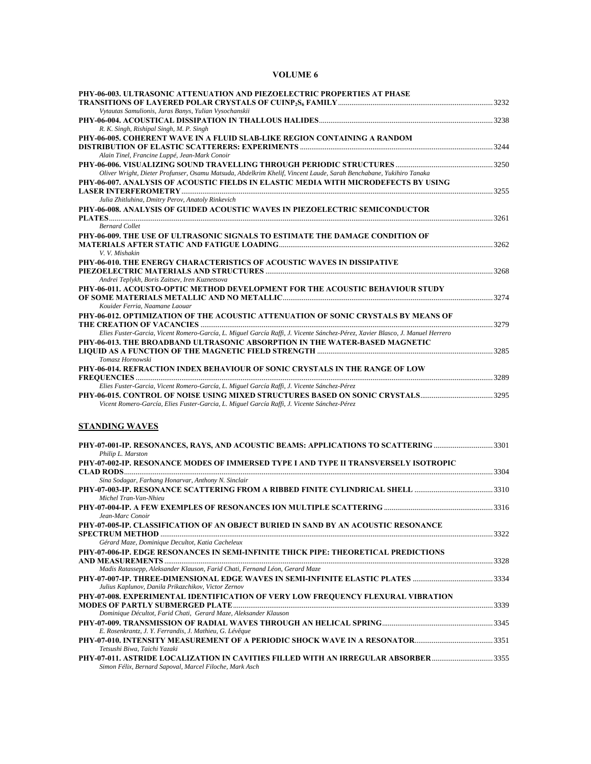# VOLUME 6

**PHY-06-003. ULTRASONIC ATTENUATION AND PIEZOELECTRIC PROPERTIES AT PHASE TRANSITIONS OF LAYERED POLAR CRYSTALS OF CUINP $_2$ S $_6$ FAMILY** ... 3232
*Vytautas Samulionis, Juras Banys, Yulian Vysochanskii*

**PHY-06-004. ACOUSTICAL DISSIPATION IN THALLOUS HALIDES** ... 3238
*R. K. Singh, Rishipal Singh, M. P. Singh*

**PHY-06-005. COHERENT WAVE IN A FLUID SLAB-LIKE REGION CONTAINING A RANDOM DISTRIBUTION OF ELASTIC SCATTERERS: EXPERIMENTS** ... 3244
*Alain Tinel, Francine Luppé, Jean-Mark Conoir*

**PHY-06-006. VISUALIZING SOUND TRAVELLING THROUGH PERIODIC STRUCTURES** ... 3250
*Oliver Wright, Dieter Profunser, Osamu Matsuda, Abdelkrim Khelif, Vincent Laude, Sarah Benchabane, Yukihiro Tanaka*

**PHY-06-007. ANALYSIS OF ACOUSTIC FIELDS IN ELASTIC MEDIA WITH MICRODEFECTS BY USING LASER INTERFEROMETRY** ... 3255
*Julia Zhitluhina, Dmitry Perov, Anatoly Rinkevich*

**PHY-06-008. ANALYSIS OF GUIDED ACOUSTIC WAVES IN PIEZOELECTRIC SEMICONDUCTOR PLATES** ... 3261
*Bernard Collet*

**PHY-06-009. THE USE OF ULTRASONIC SIGNALS TO ESTIMATE THE DAMAGE CONDITION OF MATERIALS AFTER STATIC AND FATIGUE LOADING** ... 3262
*V. V. Mishakin*

**PHY-06-010. THE ENERGY CHARACTERISTICS OF ACOUSTIC WAVES IN DISSIPATIVE PIEZOELECTRIC MATERIALS AND STRUCTURES** ... 3268
*Andrei Teplykh, Boris Zaitsev, Iren Kuznetsova*

**PHY-06-011. ACOUSTO-OPTIC METHOD DEVELOPMENT FOR THE ACOUSTIC BEHAVIOUR STUDY OF SOME MATERIALS METALLIC AND NO METALLIC** ... 3274
*Kouider Ferria, Naamane Laouar*

**PHY-06-012. OPTIMIZATION OF THE ACOUSTIC ATTENUATION OF SONIC CRYSTALS BY MEANS OF THE CREATION OF VACANCIES** ... 3279
*Elies Fuster-Garcia, Vicent Romero-García, L. Miguel García Raffi, J. Vicente Sánchez-Pérez, Xavier Blasco, J. Manuel Herrero*

**PHY-06-013. THE BROADBAND ULTRASONIC ABSORPTION IN THE WATER-BASED MAGNETIC LIQUID AS A FUNCTION OF THE MAGNETIC FIELD STRENGTH** ... 3285
*Tomasz Hornowski*

**PHY-06-014. REFRACTION INDEX BEHAVIOUR OF SONIC CRYSTALS IN THE RANGE OF LOW FREQUENCIES** ... 3289
*Elies Fuster-Garcia, Vicent Romero-García, L. Miguel García Raffi, J. Vicente Sánchez-Pérez*

**PHY-06-015. CONTROL OF NOISE USING MIXED STRUCTURES BASED ON SONIC CRYSTALS** ... 3295
*Vicent Romero-García, Elies Fuster-Garcia, L. Miguel García Raffi, J. Vicente Sánchez-Pérez*

## STANDING WAVES

**PHY-07-001-IP. RESONANCES, RAYS, AND ACOUSTIC BEAMS: APPLICATIONS TO SCATTERING** ... 3301
*Philip L. Marston*

**PHY-07-002-IP. RESONANCE MODES OF IMMERSED TYPE I AND TYPE II TRANSVERSELY ISOTROPIC CLAD RODS** ... 3304
*Sina Sodagar, Farhang Honarvar, Anthony N. Sinclair*

**PHY-07-003-IP. RESONANCE SCATTERING FROM A RIBBED FINITE CYLINDRICAL SHELL** ... 3310
*Michel Tran-Van-Nhieu*

**PHY-07-004-IP. A FEW EXEMPLES OF RESONANCES ION MULTIPLE SCATTERING** ... 3316
*Jean-Marc Conoir*

**PHY-07-005-IP. CLASSIFICATION OF AN OBJECT BURIED IN SAND BY AN ACOUSTIC RESONANCE SPECTRUM METHOD** ... 3322
*Gérard Maze, Dominique Decultot, Katia Cacheleux*

**PHY-07-006-IP. EDGE RESONANCES IN SEMI-INFINITE THICK PIPE: THEORETICAL PREDICTIONS AND MEASUREMENTS** ... 3328
*Madis Ratassepp, Aleksander Klauson, Farid Chati, Fernand Léon, Gerard Maze*

**PHY-07-007-IP. THREE-DIMENSIONAL EDGE WAVES IN SEMI-INFINITE ELASTIC PLATES** ... 3334
*Julius Kaplunov, Danila Prikazchikov, Victor Zernov*

**PHY-07-008. EXPERIMENTAL IDENTIFICATION OF VERY LOW FREQUENCY FLEXURAL VIBRATION MODES OF PARTLY SUBMERGED PLATE** ... 3339
*Dominique Décultot, Farid Chati, Gerard Maze, Aleksander Klauson*

**PHY-07-009. TRANSMISSION OF RADIAL WAVES THROUGH AN HELICAL SPRING** ... 3345
*E. Rosenkrantz, J. Y. Ferrandis, J. Mathieu, G. Lévêque*

**PHY-07-010. INTENSITY MEASUREMENT OF A PERIODIC SHOCK WAVE IN A RESONATOR** ... 3351
*Tetsushi Biwa, Taichi Yazaki*

**PHY-07-011. ASTRIDE LOCALIZATION IN CAVITIES FILLED WITH AN IRREGULAR ABSORBER** ... 3355
*Simon Félix, Bernard Sapoval, Marcel Filoche, Mark Asch*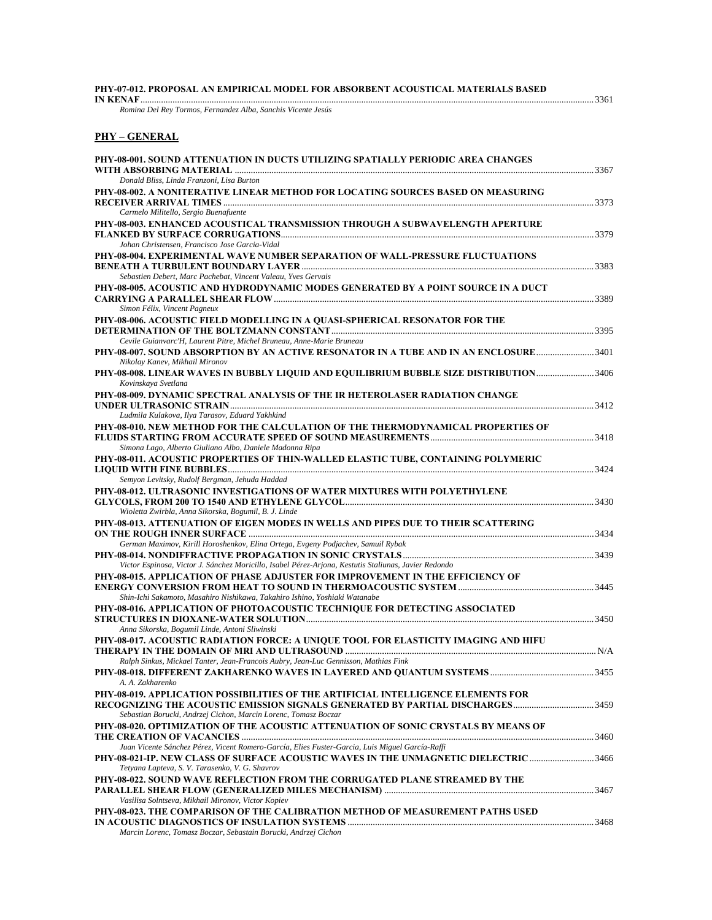**PHY-07-012. PROPOSAL AN EMPIRICAL MODEL FOR ABSORBENT ACOUSTICAL MATERIALS BASED IN KENAF** ........ 3361
*Romina Del Rey Tormos, Fernandez Alba, Sanchis Vicente Jesús*

## PHY – GENERAL

**PHY-08-001. SOUND ATTENUATION IN DUCTS UTILIZING SPATIALLY PERIODIC AREA CHANGES WITH ABSORBING MATERIAL** ........ 3367
*Donald Bliss, Linda Franzoni, Lisa Burton*

**PHY-08-002. A NONITERATIVE LINEAR METHOD FOR LOCATING SOURCES BASED ON MEASURING RECEIVER ARRIVAL TIMES** ........ 3373
*Carmelo Militello, Sergio Buenafuente*

**PHY-08-003. ENHANCED ACOUSTICAL TRANSMISSION THROUGH A SUBWAVELENGTH APERTURE FLANKED BY SURFACE CORRUGATIONS** ........ 3379
*Johan Christensen, Francisco Jose Garcia-Vidal*

**PHY-08-004. EXPERIMENTAL WAVE NUMBER SEPARATION OF WALL-PRESSURE FLUCTUATIONS BENEATH A TURBULENT BOUNDARY LAYER** ........ 3383
*Sebastien Debert, Marc Pachebat, Vincent Valeau, Yves Gervais*

**PHY-08-005. ACOUSTIC AND HYDRODYNAMIC MODES GENERATED BY A POINT SOURCE IN A DUCT CARRYING A PARALLEL SHEAR FLOW** ........ 3389
*Simon Félix, Vincent Pagneux*

**PHY-08-006. ACOUSTIC FIELD MODELLING IN A QUASI-SPHERICAL RESONATOR FOR THE DETERMINATION OF THE BOLTZMANN CONSTANT** ........ 3395
*Cevile Guianvarc'H, Laurent Pitre, Michel Bruneau, Anne-Marie Bruneau*

**PHY-08-007. SOUND ABSORPTION BY AN ACTIVE RESONATOR IN A TUBE AND IN AN ENCLOSURE** ........ 3401
*Nikolay Kanev, Mikhail Mironov*

**PHY-08-008. LINEAR WAVES IN BUBBLY LIQUID AND EQUILIBRIUM BUBBLE SIZE DISTRIBUTION** ........ 3406
*Kovinskaya Svetlana*

**PHY-08-009. DYNAMIC SPECTRAL ANALYSIS OF THE IR HETEROLASER RADIATION CHANGE UNDER ULTRASONIC STRAIN** ........ 3412
*Ludmila Kulakova, Ilya Tarasov, Eduard Yakhkind*

**PHY-08-010. NEW METHOD FOR THE CALCULATION OF THE THERMODYNAMICAL PROPERTIES OF FLUIDS STARTING FROM ACCURATE SPEED OF SOUND MEASUREMENTS** ........ 3418
*Simona Lago, Alberto Giuliano Albo, Daniele Madonna Ripa*

**PHY-08-011. ACOUSTIC PROPERTIES OF THIN-WALLED ELASTIC TUBE, CONTAINING POLYMERIC LIQUID WITH FINE BUBBLES** ........ 3424
*Semyon Levitsky, Rudolf Bergman, Jehuda Haddad*

**PHY-08-012. ULTRASONIC INVESTIGATIONS OF WATER MIXTURES WITH POLYETHYLENE GLYCOLS, FROM 200 TO 1540 AND ETHYLENE GLYCOL** ........ 3430
*Wioletta Zwirbla, Anna Sikorska, Bogumil, B. J. Linde*

**PHY-08-013. ATTENUATION OF EIGEN MODES IN WELLS AND PIPES DUE TO THEIR SCATTERING ON THE ROUGH INNER SURFACE** ........ 3434
*German Maximov, Kirill Horoshenkov, Elina Ortega, Evgeny Podjachev, Samuil Rybak*

**PHY-08-014. NONDIFFRACTIVE PROPAGATION IN SONIC CRYSTALS** ........ 3439
*Victor Espinosa, Victor J. Sánchez Moricillo, Isabel Pérez-Arjona, Kestutis Staliunas, Javier Redondo*

**PHY-08-015. APPLICATION OF PHASE ADJUSTER FOR IMPROVEMENT IN THE EFFICIENCY OF ENERGY CONVERSION FROM HEAT TO SOUND IN THERMOACOUSTIC SYSTEM** ........ 3445
*Shin-Ichi Sakamoto, Masahiro Nishikawa, Takahiro Ishino, Yoshiaki Watanabe*

**PHY-08-016. APPLICATION OF PHOTOACOUSTIC TECHNIQUE FOR DETECTING ASSOCIATED STRUCTURES IN DIOXANE-WATER SOLUTION** ........ 3450
*Anna Sikorska, Bogumil Linde, Antoni Sliwinski*

**PHY-08-017. ACOUSTIC RADIATION FORCE: A UNIQUE TOOL FOR ELASTICITY IMAGING AND HIFU THERAPY IN THE DOMAIN OF MRI AND ULTRASOUND** ........ N/A
*Ralph Sinkus, Mickael Tanter, Jean-Francois Aubry, Jean-Luc Gennisson, Mathias Fink*

**PHY-08-018. DIFFERENT ZAKHARENKO WAVES IN LAYERED AND QUANTUM SYSTEMS** ........ 3455
*A. A. Zakharenko*

**PHY-08-019. APPLICATION POSSIBILITIES OF THE ARTIFICIAL INTELLIGENCE ELEMENTS FOR RECOGNIZING THE ACOUSTIC EMISSION SIGNALS GENERATED BY PARTIAL DISCHARGES** ........ 3459
*Sebastian Borucki, Andrzej Cichon, Marcin Lorenc, Tomasz Boczar*

**PHY-08-020. OPTIMIZATION OF THE ACOUSTIC ATTENUATION OF SONIC CRYSTALS BY MEANS OF THE CREATION OF VACANCIES** ........ 3460
*Juan Vicente Sánchez Pérez, Vicent Romero-García, Elies Fuster-Garcia, Luis Miguel García-Raffi*

**PHY-08-021-IP. NEW CLASS OF SURFACE ACOUSTIC WAVES IN THE UNMAGNETIC DIELECTRIC** ........ 3466
*Tetyana Lapteva, S. V. Tarasenko, V. G. Shavrov*

**PHY-08-022. SOUND WAVE REFLECTION FROM THE CORRUGATED PLANE STREAMED BY THE PARALLEL SHEAR FLOW (GENERALIZED MILES MECHANISM)** ........ 3467
*Vasilisa Solntseva, Mikhail Mironov, Victor Kopiev*

**PHY-08-023. THE COMPARISON OF THE CALIBRATION METHOD OF MEASUREMENT PATHS USED IN ACOUSTIC DIAGNOSTICS OF INSULATION SYSTEMS** ........ 3468
*Marcin Lorenc, Tomasz Boczar, Sebastain Borucki, Andrzej Cichon*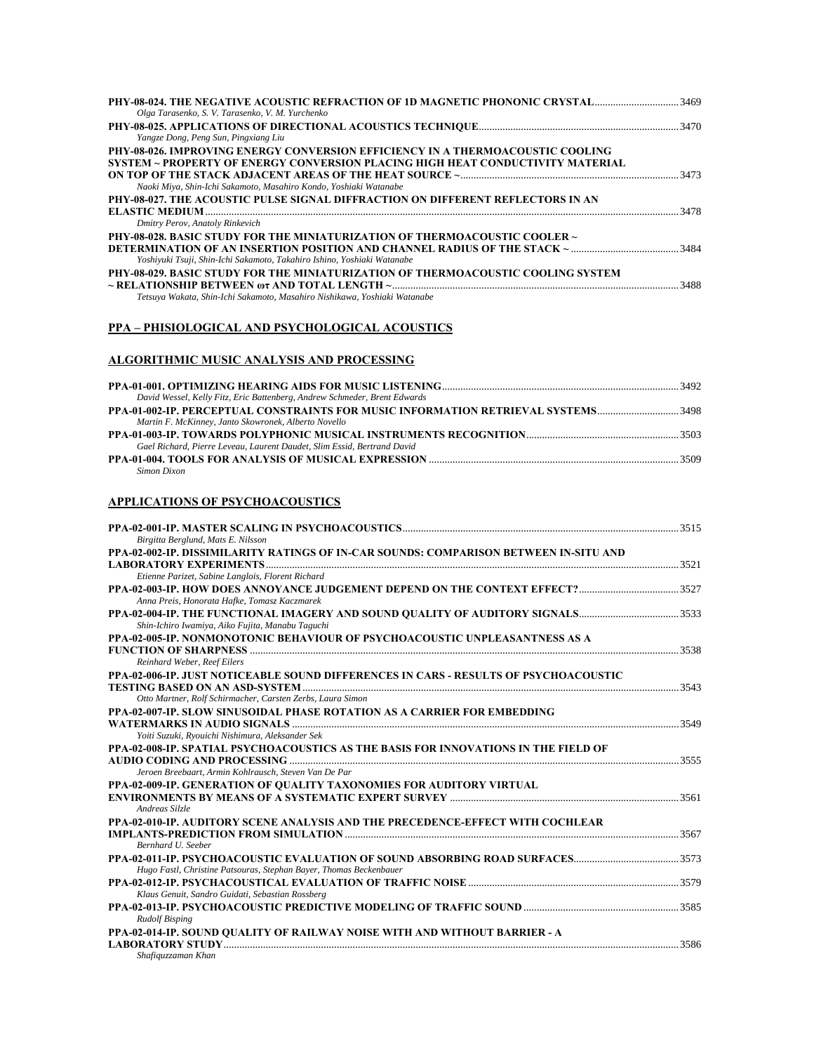**PHY-08-024. THE NEGATIVE ACOUSTIC REFRACTION OF 1D MAGNETIC PHONONIC CRYSTAL** ........ 3469
*Olga Tarasenko, S. V. Tarasenko, V. M. Yurchenko*

**PHY-08-025. APPLICATIONS OF DIRECTIONAL ACOUSTICS TECHNIQUE** ........ 3470
*Yangze Dong, Peng Sun, Pingxiang Liu*

**PHY-08-026. IMPROVING ENERGY CONVERSION EFFICIENCY IN A THERMOACOUSTIC COOLING SYSTEM ~ PROPERTY OF ENERGY CONVERSION PLACING HIGH HEAT CONDUCTIVITY MATERIAL ON TOP OF THE STACK ADJACENT AREAS OF THE HEAT SOURCE ~** ........ 3473
*Naoki Miya, Shin-Ichi Sakamoto, Masahiro Kondo, Yoshiaki Watanabe*

**PHY-08-027. THE ACOUSTIC PULSE SIGNAL DIFFRACTION ON DIFFERENT REFLECTORS IN AN ELASTIC MEDIUM** ........ 3478
*Dmitry Perov, Anatoly Rinkevich*

**PHY-08-028. BASIC STUDY FOR THE MINIATURIZATION OF THERMOACOUSTIC COOLER ~ DETERMINATION OF AN INSERTION POSITION AND CHANNEL RADIUS OF THE STACK ~** ........ 3484
*Yoshiyuki Tsuji, Shin-Ichi Sakamoto, Takahiro Ishino, Yoshiaki Watanabe*

**PHY-08-029. BASIC STUDY FOR THE MINIATURIZATION OF THERMOACOUSTIC COOLING SYSTEM ~ RELATIONSHIP BETWEEN ωτ AND TOTAL LENGTH ~** ........ 3488
*Tetsuya Wakata, Shin-Ichi Sakamoto, Masahiro Nishikawa, Yoshiaki Watanabe*

## PPA – PHISIOLOGICAL AND PSYCHOLOGICAL ACOUSTICS

### ALGORITHMIC MUSIC ANALYSIS AND PROCESSING

**PPA-01-001. OPTIMIZING HEARING AIDS FOR MUSIC LISTENING** ........ 3492
*David Wessel, Kelly Fitz, Eric Battenberg, Andrew Schmeder, Brent Edwards*

**PPA-01-002-IP. PERCEPTUAL CONSTRAINTS FOR MUSIC INFORMATION RETRIEVAL SYSTEMS** ........ 3498
*Martin F. McKinney, Janto Skowronek, Alberto Novello*

**PPA-01-003-IP. TOWARDS POLYPHONIC MUSICAL INSTRUMENTS RECOGNITION** ........ 3503
*Gael Richard, Pierre Leveau, Laurent Daudet, Slim Essid, Bertrand David*

**PPA-01-004. TOOLS FOR ANALYSIS OF MUSICAL EXPRESSION** ........ 3509
*Simon Dixon*

### APPLICATIONS OF PSYCHOACOUSTICS

**PPA-02-001-IP. MASTER SCALING IN PSYCHOACOUSTICS** ........ 3515
*Birgitta Berglund, Mats E. Nilsson*

**PPA-02-002-IP. DISSIMILARITY RATINGS OF IN-CAR SOUNDS: COMPARISON BETWEEN IN-SITU AND LABORATORY EXPERIMENTS** ........ 3521
*Etienne Parizet, Sabine Langlois, Florent Richard*

**PPA-02-003-IP. HOW DOES ANNOYANCE JUDGEMENT DEPEND ON THE CONTEXT EFFECT?** ........ 3527
*Anna Preis, Honorata Hafke, Tomasz Kaczmarek*

**PPA-02-004-IP. THE FUNCTIONAL IMAGERY AND SOUND QUALITY OF AUDITORY SIGNALS** ........ 3533
*Shin-Ichiro Iwamiya, Aiko Fujita, Manabu Taguchi*

**PPA-02-005-IP. NONMONOTONIC BEHAVIOUR OF PSYCHOACOUSTIC UNPLEASANTNESS AS A FUNCTION OF SHARPNESS** ........ 3538
*Reinhard Weber, Reef Eilers*

**PPA-02-006-IP. JUST NOTICEABLE SOUND DIFFERENCES IN CARS - RESULTS OF PSYCHOACOUSTIC TESTING BASED ON AN ASD-SYSTEM** ........ 3543
*Otto Martner, Rolf Schirmacher, Carsten Zerbs, Laura Simon*

**PPA-02-007-IP. SLOW SINUSOIDAL PHASE ROTATION AS A CARRIER FOR EMBEDDING WATERMARKS IN AUDIO SIGNALS** ........ 3549
*Yoiti Suzuki, Ryouichi Nishimura, Aleksander Sek*

**PPA-02-008-IP. SPATIAL PSYCHOACOUSTICS AS THE BASIS FOR INNOVATIONS IN THE FIELD OF AUDIO CODING AND PROCESSING** ........ 3555
*Jeroen Breebaart, Armin Kohlrausch, Steven Van De Par*

**PPA-02-009-IP. GENERATION OF QUALITY TAXONOMIES FOR AUDITORY VIRTUAL ENVIRONMENTS BY MEANS OF A SYSTEMATIC EXPERT SURVEY** ........ 3561
*Andreas Silzle*

**PPA-02-010-IP. AUDITORY SCENE ANALYSIS AND THE PRECEDENCE-EFFECT WITH COCHLEAR IMPLANTS-PREDICTION FROM SIMULATION** ........ 3567
*Bernhard U. Seeber*

**PPA-02-011-IP. PSYCHOACOUSTIC EVALUATION OF SOUND ABSORBING ROAD SURFACES** ........ 3573
*Hugo Fastl, Christine Patsouras, Stephan Bayer, Thomas Beckenbauer*

**PPA-02-012-IP. PSYCHACOUSTICAL EVALUATION OF TRAFFIC NOISE** ........ 3579
*Klaus Genuit, Sandro Guidati, Sebastian Rossberg*

**PPA-02-013-IP. PSYCHOACOUSTIC PREDICTIVE MODELING OF TRAFFIC SOUND** ........ 3585
*Rudolf Bisping*

**PPA-02-014-IP. SOUND QUALITY OF RAILWAY NOISE WITH AND WITHOUT BARRIER - A LABORATORY STUDY** ........ 3586
*Shafiquzzaman Khan*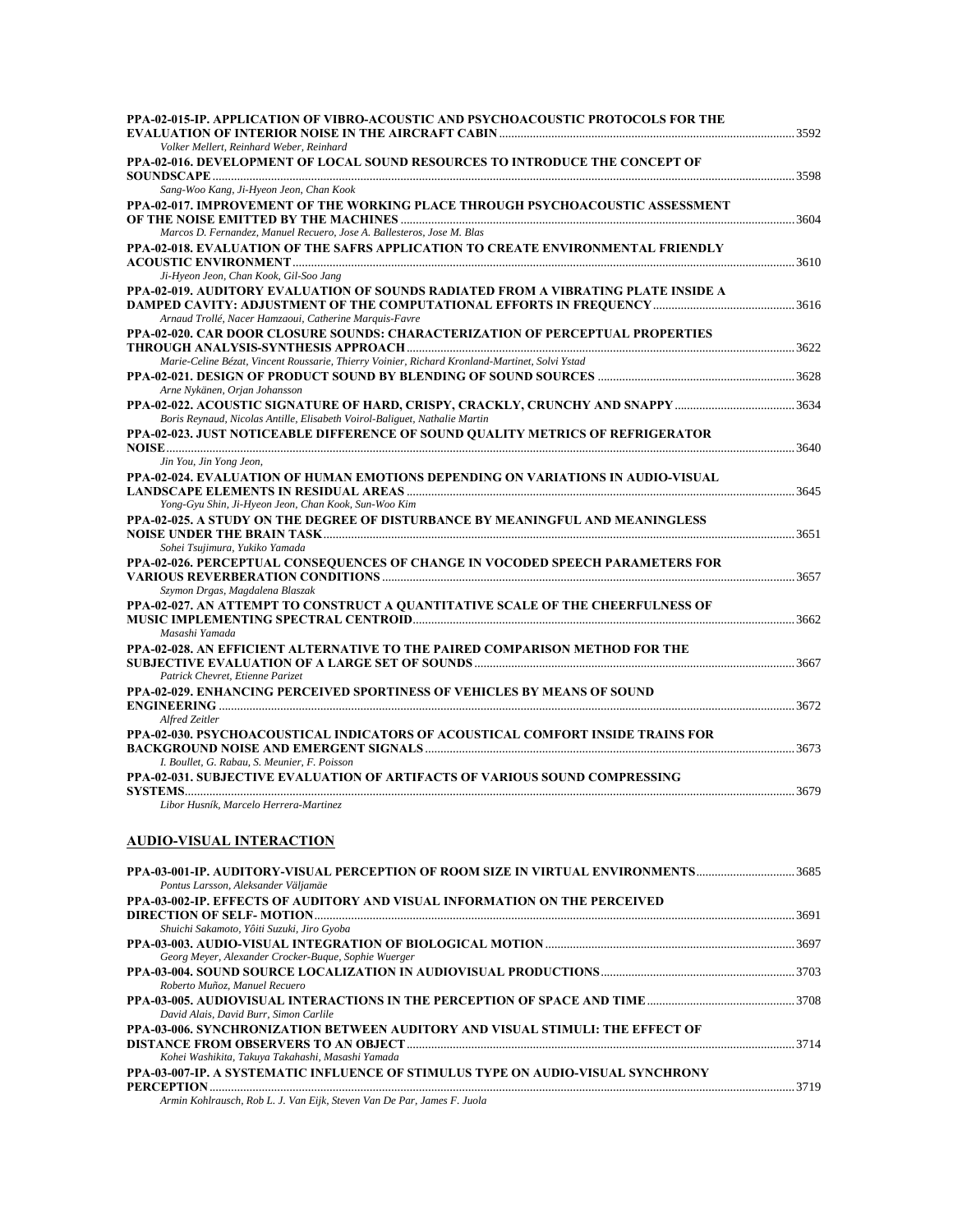**PPA-02-015-IP. APPLICATION OF VIBRO-ACOUSTIC AND PSYCHOACOUSTIC PROTOCOLS FOR THE EVALUATION OF INTERIOR NOISE IN THE AIRCRAFT CABIN** ............ 3592
*Volker Mellert, Reinhard Weber, Reinhard*

**PPA-02-016. DEVELOPMENT OF LOCAL SOUND RESOURCES TO INTRODUCE THE CONCEPT OF SOUNDSCAPE** ............ 3598
*Sang-Woo Kang, Ji-Hyeon Jeon, Chan Kook*

**PPA-02-017. IMPROVEMENT OF THE WORKING PLACE THROUGH PSYCHOACOUSTIC ASSESSMENT OF THE NOISE EMITTED BY THE MACHINES** ............ 3604
*Marcos D. Fernandez, Manuel Recuero, Jose A. Ballesteros, Jose M. Blas*

**PPA-02-018. EVALUATION OF THE SAFRS APPLICATION TO CREATE ENVIRONMENTAL FRIENDLY ACOUSTIC ENVIRONMENT** ............ 3610
*Ji-Hyeon Jeon, Chan Kook, Gil-Soo Jang*

**PPA-02-019. AUDITORY EVALUATION OF SOUNDS RADIATED FROM A VIBRATING PLATE INSIDE A DAMPED CAVITY: ADJUSTMENT OF THE COMPUTATIONAL EFFORTS IN FREQUENCY** ............ 3616
*Arnaud Trollé, Nacer Hamzaoui, Catherine Marquis-Favre*

**PPA-02-020. CAR DOOR CLOSURE SOUNDS: CHARACTERIZATION OF PERCEPTUAL PROPERTIES THROUGH ANALYSIS-SYNTHESIS APPROACH** ............ 3622
*Marie-Celine Bézat, Vincent Roussarie, Thierry Voinier, Richard Kronland-Martinet, Solvi Ystad*

**PPA-02-021. DESIGN OF PRODUCT SOUND BY BLENDING OF SOUND SOURCES** ............ 3628
*Arne Nykänen, Orjan Johansson*

**PPA-02-022. ACOUSTIC SIGNATURE OF HARD, CRISPY, CRACKLY, CRUNCHY AND SNAPPY** ............ 3634
*Boris Reynaud, Nicolas Antille, Elisabeth Voirol-Baliguet, Nathalie Martin*

**PPA-02-023. JUST NOTICEABLE DIFFERENCE OF SOUND QUALITY METRICS OF REFRIGERATOR NOISE** ............ 3640
*Jin You, Jin Yong Jeon,*

**PPA-02-024. EVALUATION OF HUMAN EMOTIONS DEPENDING ON VARIATIONS IN AUDIO-VISUAL LANDSCAPE ELEMENTS IN RESIDUAL AREAS** ............ 3645
*Yong-Gyu Shin, Ji-Hyeon Jeon, Chan Kook, Sun-Woo Kim*

**PPA-02-025. A STUDY ON THE DEGREE OF DISTURBANCE BY MEANINGFUL AND MEANINGLESS NOISE UNDER THE BRAIN TASK** ............ 3651
*Sohei Tsujimura, Yukiko Yamada*

**PPA-02-026. PERCEPTUAL CONSEQUENCES OF CHANGE IN VOCODED SPEECH PARAMETERS FOR VARIOUS REVERBERATION CONDITIONS** ............ 3657
*Szymon Drgas, Magdalena Blaszak*

**PPA-02-027. AN ATTEMPT TO CONSTRUCT A QUANTITATIVE SCALE OF THE CHEERFULNESS OF MUSIC IMPLEMENTING SPECTRAL CENTROID** ............ 3662
*Masashi Yamada*

**PPA-02-028. AN EFFICIENT ALTERNATIVE TO THE PAIRED COMPARISON METHOD FOR THE SUBJECTIVE EVALUATION OF A LARGE SET OF SOUNDS** ............ 3667
*Patrick Chevret, Etienne Parizet*

**PPA-02-029. ENHANCING PERCEIVED SPORTINESS OF VEHICLES BY MEANS OF SOUND ENGINEERING** ............ 3672
*Alfred Zeitler*

**PPA-02-030. PSYCHOACOUSTICAL INDICATORS OF ACOUSTICAL COMFORT INSIDE TRAINS FOR BACKGROUND NOISE AND EMERGENT SIGNALS** ............ 3673
*I. Boullet, G. Rabau, S. Meunier, F. Poisson*

**PPA-02-031. SUBJECTIVE EVALUATION OF ARTIFACTS OF VARIOUS SOUND COMPRESSING SYSTEMS** ............ 3679
*Libor Husník, Marcelo Herrera-Martinez*

## AUDIO-VISUAL INTERACTION

**PPA-03-001-IP. AUDITORY-VISUAL PERCEPTION OF ROOM SIZE IN VIRTUAL ENVIRONMENTS** ............ 3685
*Pontus Larsson, Aleksander Väljamäe*

**PPA-03-002-IP. EFFECTS OF AUDITORY AND VISUAL INFORMATION ON THE PERCEIVED DIRECTION OF SELF- MOTION** ............ 3691
*Shuichi Sakamoto, Yôiti Suzuki, Jiro Gyoba*

**PPA-03-003. AUDIO-VISUAL INTEGRATION OF BIOLOGICAL MOTION** ............ 3697
*Georg Meyer, Alexander Crocker-Buque, Sophie Wuerger*

**PPA-03-004. SOUND SOURCE LOCALIZATION IN AUDIOVISUAL PRODUCTIONS** ............ 3703
*Roberto Muñoz, Manuel Recuero*

**PPA-03-005. AUDIOVISUAL INTERACTIONS IN THE PERCEPTION OF SPACE AND TIME** ............ 3708
*David Alais, David Burr, Simon Carlile*

**PPA-03-006. SYNCHRONIZATION BETWEEN AUDITORY AND VISUAL STIMULI: THE EFFECT OF DISTANCE FROM OBSERVERS TO AN OBJECT** ............ 3714
*Kohei Washikita, Takuya Takahashi, Masashi Yamada*

**PPA-03-007-IP. A SYSTEMATIC INFLUENCE OF STIMULUS TYPE ON AUDIO-VISUAL SYNCHRONY PERCEPTION** ............ 3719
*Armin Kohlrausch, Rob L. J. Van Eijk, Steven Van De Par, James F. Juola*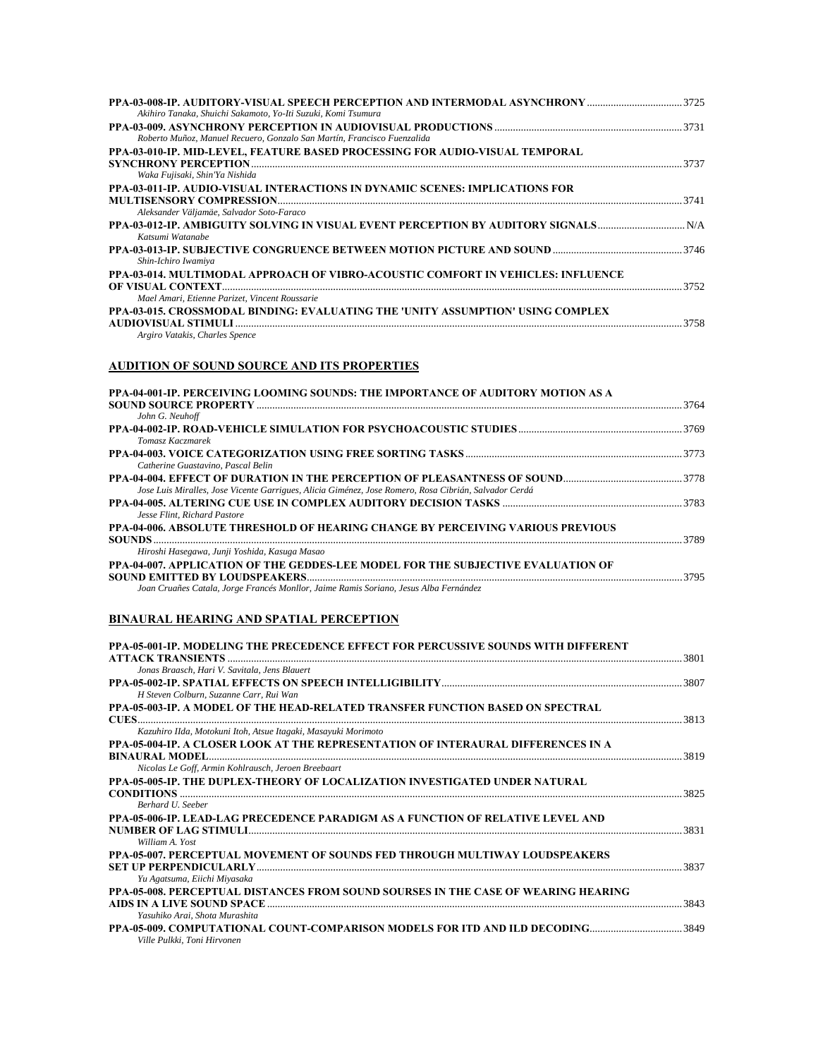**PPA-03-008-IP. AUDITORY-VISUAL SPEECH PERCEPTION AND INTERMODAL ASYNCHRONY** ....................................3725
*Akihiro Tanaka, Shuichi Sakamoto, Yo-Iti Suzuki, Komi Tsumura*

**PPA-03-009. ASYNCHRONY PERCEPTION IN AUDIOVISUAL PRODUCTIONS** .......................................................................3731
*Roberto Muñoz, Manuel Recuero, Gonzalo San Martín, Francisco Fuenzalida*

**PPA-03-010-IP. MID-LEVEL, FEATURE BASED PROCESSING FOR AUDIO-VISUAL TEMPORAL SYNCHRONY PERCEPTION** .................................................................................................................................................................3737
*Waka Fujisaki, Shin'Ya Nishida*

**PPA-03-011-IP. AUDIO-VISUAL INTERACTIONS IN DYNAMIC SCENES: IMPLICATIONS FOR MULTISENSORY COMPRESSION** ...........................................................................................................................................................3741
*Aleksander Väljamäe, Salvador Soto-Faraco*

**PPA-03-012-IP. AMBIGUITY SOLVING IN VISUAL EVENT PERCEPTION BY AUDITORY SIGNALS** ................................ N/A
*Katsumi Watanabe*

**PPA-03-013-IP. SUBJECTIVE CONGRUENCE BETWEEN MOTION PICTURE AND SOUND** ................................................3746
*Shin-Ichiro Iwamiya*

**PPA-03-014. MULTIMODAL APPROACH OF VIBRO-ACOUSTIC COMFORT IN VEHICLES: INFLUENCE OF VISUAL CONTEXT** ...........................................................................................................................................................3752
*Mael Amari, Etienne Parizet, Vincent Roussarie*

**PPA-03-015. CROSSMODAL BINDING: EVALUATING THE 'UNITY ASSUMPTION' USING COMPLEX AUDIOVISUAL STIMULI** ..........................................................................................................................................................3758
*Argiro Vatakis, Charles Spence*

## AUDITION OF SOUND SOURCE AND ITS PROPERTIES

**PPA-04-001-IP. PERCEIVING LOOMING SOUNDS: THE IMPORTANCE OF AUDITORY MOTION AS A SOUND SOURCE PROPERTY** ...............................................................................................................................................3764
*John G. Neuhoff*

**PPA-04-002-IP. ROAD-VEHICLE SIMULATION FOR PSYCHOACOUSTIC STUDIES** .............................................................3769
*Tomasz Kaczmarek*

**PPA-04-003. VOICE CATEGORIZATION USING FREE SORTING TASKS** .................................................................................3773
*Catherine Guastavino, Pascal Belin*

**PPA-04-004. EFFECT OF DURATION IN THE PERCEPTION OF PLEASANTNESS OF SOUND** ............................................3778
*Jose Luis Miralles, Jose Vicente Garrigues, Alicia Giménez, Jose Romero, Rosa Cibrián, Salvador Cerdá*

**PPA-04-005. ALTERING CUE USE IN COMPLEX AUDITORY DECISION TASKS** ....................................................................3783
*Jesse Flint, Richard Pastore*

**PPA-04-006. ABSOLUTE THRESHOLD OF HEARING CHANGE BY PERCEIVING VARIOUS PREVIOUS SOUNDS** .......................................................................................................................................................................3789
*Hiroshi Hasegawa, Junji Yoshida, Kasuga Masao*

**PPA-04-007. APPLICATION OF THE GEDDES-LEE MODEL FOR THE SUBJECTIVE EVALUATION OF SOUND EMITTED BY LOUDSPEAKERS** ...........................................................................................................................3795
*Joan Cruañes Catala, Jorge Francés Monllor, Jaime Ramis Soriano, Jesus Alba Fernández*

## BINAURAL HEARING AND SPATIAL PERCEPTION

**PPA-05-001-IP. MODELING THE PRECEDENCE EFFECT FOR PERCUSSIVE SOUNDS WITH DIFFERENT ATTACK TRANSIENTS** .........................................................................................................................................................3801
*Jonas Braasch, Hari V. Savitala, Jens Blauert*

**PPA-05-002-IP. SPATIAL EFFECTS ON SPEECH INTELLIGIBILITY** ..........................................................................................3807
*H Steven Colburn, Suzanne Carr, Rui Wan*

**PPA-05-003-IP. A MODEL OF THE HEAD-RELATED TRANSFER FUNCTION BASED ON SPECTRAL CUES** .............................................................................................................................................................................3813
*Kazuhiro IIda, Motokuni Itoh, Atsue Itagaki, Masayuki Morimoto*

**PPA-05-004-IP. A CLOSER LOOK AT THE REPRESENTATION OF INTERAURAL DIFFERENCES IN A BINAURAL MODEL** .........................................................................................................................................................3819
*Nicolas Le Goff, Armin Kohlrausch, Jeroen Breebaart*

**PPA-05-005-IP. THE DUPLEX-THEORY OF LOCALIZATION INVESTIGATED UNDER NATURAL CONDITIONS** ................................................................................................................................................................3825
*Berhard U. Seeber*

**PPA-05-006-IP. LEAD-LAG PRECEDENCE PARADIGM AS A FUNCTION OF RELATIVE LEVEL AND NUMBER OF LAG STIMULI** ...................................................................................................................................................3831
*William A. Yost*

**PPA-05-007. PERCEPTUAL MOVEMENT OF SOUNDS FED THROUGH MULTIWAY LOUDSPEAKERS SET UP PERPENDICULARLY** ......................................................................................................................................................3837
*Yu Agatsuma, Eiichi Miyasaka*

**PPA-05-008. PERCEPTUAL DISTANCES FROM SOUND SOURSES IN THE CASE OF WEARING HEARING AIDS IN A LIVE SOUND SPACE** ...............................................................................................................................................3843
*Yasuhiko Arai, Shota Murashita*

**PPA-05-009. COMPUTATIONAL COUNT-COMPARISON MODELS FOR ITD AND ILD DECODING** ...................................3849
*Ville Pulkki, Toni Hirvonen*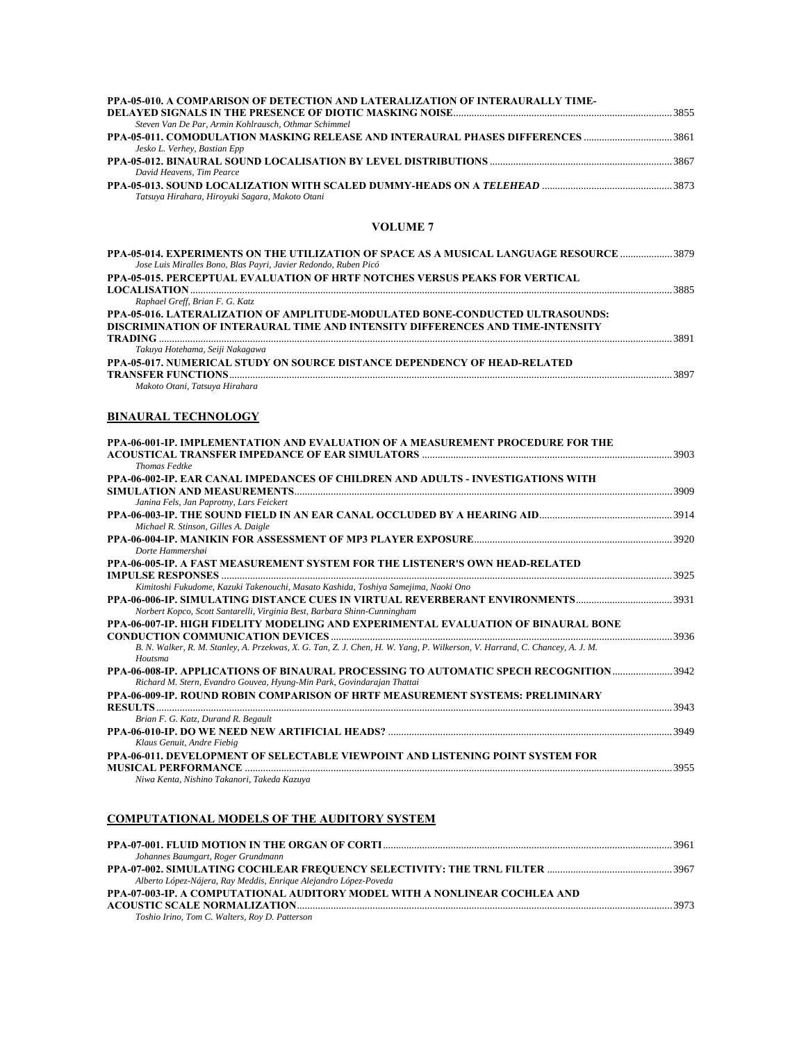**PPA-05-010. A COMPARISON OF DETECTION AND LATERALIZATION OF INTERAURALLY TIME-DELAYED SIGNALS IN THE PRESENCE OF DIOTIC MASKING NOISE** .......... 3855
*Steven Van De Par, Armin Kohlrausch, Othmar Schimmel*

**PPA-05-011. COMODULATION MASKING RELEASE AND INTERAURAL PHASES DIFFERENCES** .......... 3861
*Jesko L. Verhey, Bastian Epp*

**PPA-05-012. BINAURAL SOUND LOCALISATION BY LEVEL DISTRIBUTIONS** .......... 3867
*David Heavens, Tim Pearce*

**PPA-05-013. SOUND LOCALIZATION WITH SCALED DUMMY-HEADS ON A *TELEHEAD*** .......... 3873
*Tatsuya Hirahara, Hiroyuki Sagara, Makoto Otani*

## VOLUME 7

**PPA-05-014. EXPERIMENTS ON THE UTILIZATION OF SPACE AS A MUSICAL LANGUAGE RESOURCE** .......... 3879
*Jose Luis Miralles Bono, Blas Payri, Javier Redondo, Ruben Picó*

**PPA-05-015. PERCEPTUAL EVALUATION OF HRTF NOTCHES VERSUS PEAKS FOR VERTICAL LOCALISATION** .......... 3885
*Raphael Greff, Brian F. G. Katz*

**PPA-05-016. LATERALIZATION OF AMPLITUDE-MODULATED BONE-CONDUCTED ULTRASOUNDS: DISCRIMINATION OF INTERAURAL TIME AND INTENSITY DIFFERENCES AND TIME-INTENSITY TRADING** .......... 3891
*Takuya Hotehama, Seiji Nakagawa*

**PPA-05-017. NUMERICAL STUDY ON SOURCE DISTANCE DEPENDENCY OF HEAD-RELATED TRANSFER FUNCTIONS** .......... 3897
*Makoto Otani, Tatsuya Hirahara*

## BINAURAL TECHNOLOGY

**PPA-06-001-IP. IMPLEMENTATION AND EVALUATION OF A MEASUREMENT PROCEDURE FOR THE ACOUSTICAL TRANSFER IMPEDANCE OF EAR SIMULATORS** .......... 3903
*Thomas Fedtke*

**PPA-06-002-IP. EAR CANAL IMPEDANCES OF CHILDREN AND ADULTS - INVESTIGATIONS WITH SIMULATION AND MEASUREMENTS** .......... 3909
*Janina Fels, Jan Paprotny, Lars Feickert*

**PPA-06-003-IP. THE SOUND FIELD IN AN EAR CANAL OCCLUDED BY A HEARING AID** .......... 3914
*Michael R. Stinson, Gilles A. Daigle*

**PPA-06-004-IP. MANIKIN FOR ASSESSMENT OF MP3 PLAYER EXPOSURE** .......... 3920
*Dorte Hammershøi*

**PPA-06-005-IP. A FAST MEASUREMENT SYSTEM FOR THE LISTENER'S OWN HEAD-RELATED IMPULSE RESPONSES** .......... 3925
*Kimitoshi Fukudome, Kazuki Takenouchi, Masato Kashida, Toshiya Samejima, Naoki Ono*

**PPA-06-006-IP. SIMULATING DISTANCE CUES IN VIRTUAL REVERBERANT ENVIRONMENTS** .......... 3931
*Norbert Kopco, Scott Santarelli, Virginia Best, Barbara Shinn-Cunningham*

**PPA-06-007-IP. HIGH FIDELITY MODELING AND EXPERIMENTAL EVALUATION OF BINAURAL BONE CONDUCTION COMMUNICATION DEVICES** .......... 3936
*B. N. Walker, R. M. Stanley, A. Przekwas, X. G. Tan, Z. J. Chen, H. W. Yang, P. Wilkerson, V. Harrand, C. Chancey, A. J. M. Houtsma*

**PPA-06-008-IP. APPLICATIONS OF BINAURAL PROCESSING TO AUTOMATIC SPECH RECOGNITION** .......... 3942
*Richard M. Stern, Evandro Gouvea, Hyung-Min Park, Govindarajan Thattai*

**PPA-06-009-IP. ROUND ROBIN COMPARISON OF HRTF MEASUREMENT SYSTEMS: PRELIMINARY RESULTS** .......... 3943
*Brian F. G. Katz, Durand R. Begault*

**PPA-06-010-IP. DO WE NEED NEW ARTIFICIAL HEADS?** .......... 3949
*Klaus Genuit, Andre Fiebig*

**PPA-06-011. DEVELOPMENT OF SELECTABLE VIEWPOINT AND LISTENING POINT SYSTEM FOR MUSICAL PERFORMANCE** .......... 3955
*Niwa Kenta, Nishino Takanori, Takeda Kazuya*

## COMPUTATIONAL MODELS OF THE AUDITORY SYSTEM

**PPA-07-001. FLUID MOTION IN THE ORGAN OF CORTI** .......... 3961
*Johannes Baumgart, Roger Grundmann*

**PPA-07-002. SIMULATING COCHLEAR FREQUENCY SELECTIVITY: THE TRNL FILTER** .......... 3967
*Alberto López-Nájera, Ray Meddis, Enrique Alejandro López-Poveda*

**PPA-07-003-IP. A COMPUTATIONAL AUDITORY MODEL WITH A NONLINEAR COCHLEA AND ACOUSTIC SCALE NORMALIZATION** .......... 3973
*Toshio Irino, Tom C. Walters, Roy D. Patterson*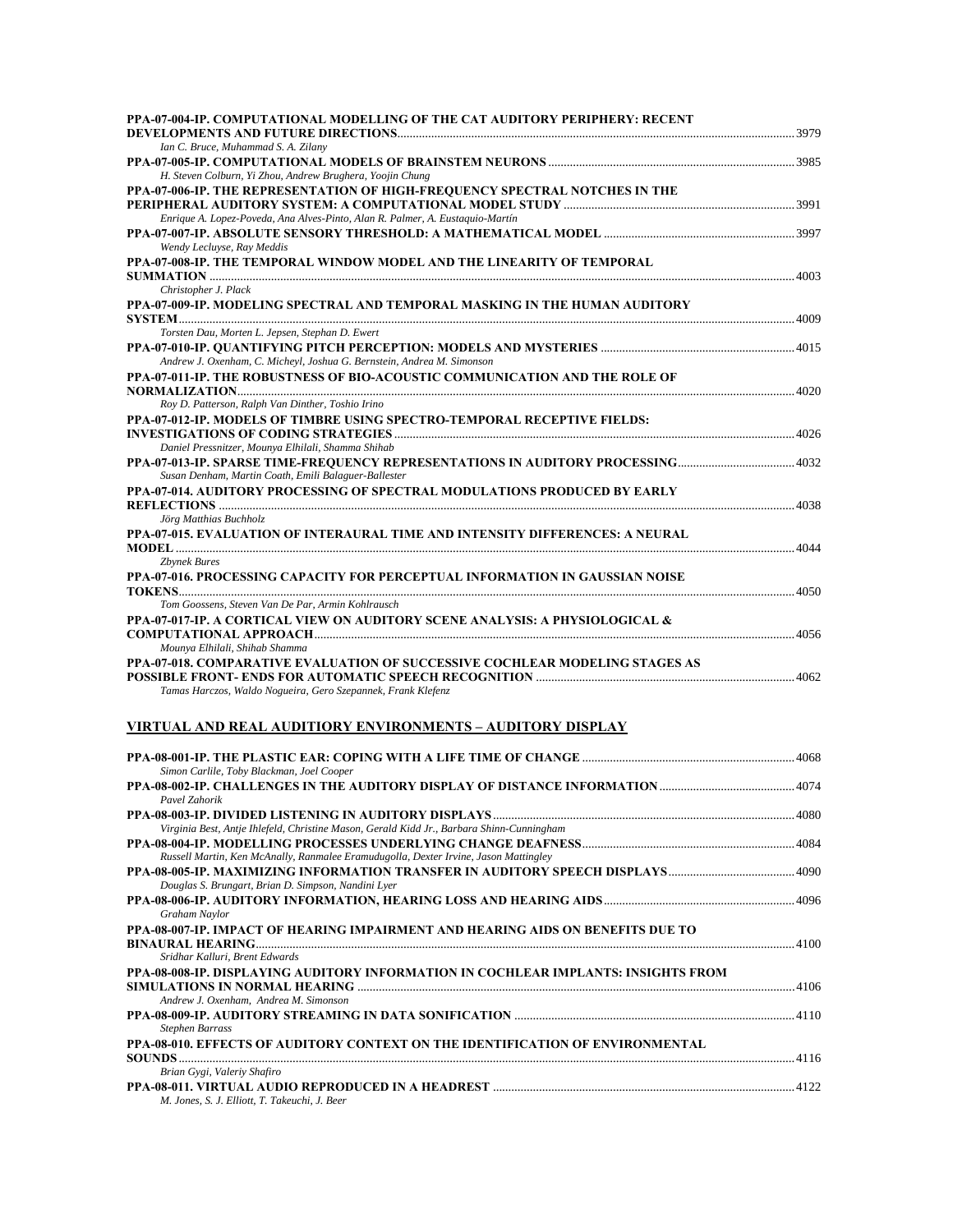**PPA-07-004-IP. COMPUTATIONAL MODELLING OF THE CAT AUDITORY PERIPHERY: RECENT DEVELOPMENTS AND FUTURE DIRECTIONS** .......... 3979
*Ian C. Bruce, Muhammad S. A. Zilany*

**PPA-07-005-IP. COMPUTATIONAL MODELS OF BRAINSTEM NEURONS** .......... 3985
*H. Steven Colburn, Yi Zhou, Andrew Brughera, Yoojin Chung*

**PPA-07-006-IP. THE REPRESENTATION OF HIGH-FREQUENCY SPECTRAL NOTCHES IN THE PERIPHERAL AUDITORY SYSTEM: A COMPUTATIONAL MODEL STUDY** .......... 3991
*Enrique A. Lopez-Poveda, Ana Alves-Pinto, Alan R. Palmer, A. Eustaquio-Martín*

**PPA-07-007-IP. ABSOLUTE SENSORY THRESHOLD: A MATHEMATICAL MODEL** .......... 3997
*Wendy Lecluyse, Ray Meddis*

**PPA-07-008-IP. THE TEMPORAL WINDOW MODEL AND THE LINEARITY OF TEMPORAL SUMMATION** .......... 4003
*Christopher J. Plack*

**PPA-07-009-IP. MODELING SPECTRAL AND TEMPORAL MASKING IN THE HUMAN AUDITORY SYSTEM** .......... 4009
*Torsten Dau, Morten L. Jepsen, Stephan D. Ewert*

**PPA-07-010-IP. QUANTIFYING PITCH PERCEPTION: MODELS AND MYSTERIES** .......... 4015
*Andrew J. Oxenham, C. Micheyl, Joshua G. Bernstein, Andrea M. Simonson*

**PPA-07-011-IP. THE ROBUSTNESS OF BIO-ACOUSTIC COMMUNICATION AND THE ROLE OF NORMALIZATION** .......... 4020
*Roy D. Patterson, Ralph Van Dinther, Toshio Irino*

**PPA-07-012-IP. MODELS OF TIMBRE USING SPECTRO-TEMPORAL RECEPTIVE FIELDS: INVESTIGATIONS OF CODING STRATEGIES** .......... 4026
*Daniel Pressnitzer, Mounya Elhilali, Shamma Shihab*

**PPA-07-013-IP. SPARSE TIME-FREQUENCY REPRESENTATIONS IN AUDITORY PROCESSING** .......... 4032
*Susan Denham, Martin Coath, Emili Balaguer-Ballester*

**PPA-07-014. AUDITORY PROCESSING OF SPECTRAL MODULATIONS PRODUCED BY EARLY REFLECTIONS** .......... 4038
*Jörg Matthias Buchholz*

**PPA-07-015. EVALUATION OF INTERAURAL TIME AND INTENSITY DIFFERENCES: A NEURAL MODEL** .......... 4044
*Zbynek Bures*

**PPA-07-016. PROCESSING CAPACITY FOR PERCEPTUAL INFORMATION IN GAUSSIAN NOISE TOKENS** .......... 4050
*Tom Goossens, Steven Van De Par, Armin Kohlrausch*

**PPA-07-017-IP. A CORTICAL VIEW ON AUDITORY SCENE ANALYSIS: A PHYSIOLOGICAL & COMPUTATIONAL APPROACH** .......... 4056
*Mounya Elhilali, Shihab Shamma*

**PPA-07-018. COMPARATIVE EVALUATION OF SUCCESSIVE COCHLEAR MODELING STAGES AS POSSIBLE FRONT- ENDS FOR AUTOMATIC SPEECH RECOGNITION** .......... 4062
*Tamas Harczos, Waldo Nogueira, Gero Szepannek, Frank Klefenz*

## VIRTUAL AND REAL AUDITIORY ENVIRONMENTS – AUDITORY DISPLAY

**PPA-08-001-IP. THE PLASTIC EAR: COPING WITH A LIFE TIME OF CHANGE** .......... 4068
*Simon Carlile, Toby Blackman, Joel Cooper*

**PPA-08-002-IP. CHALLENGES IN THE AUDITORY DISPLAY OF DISTANCE INFORMATION** .......... 4074
*Pavel Zahorik*

**PPA-08-003-IP. DIVIDED LISTENING IN AUDITORY DISPLAYS** .......... 4080
*Virginia Best, Antje Ihlefeld, Christine Mason, Gerald Kidd Jr., Barbara Shinn-Cunningham*

**PPA-08-004-IP. MODELLING PROCESSES UNDERLYING CHANGE DEAFNESS** .......... 4084
*Russell Martin, Ken McAnally, Ranmalee Eramudugolla, Dexter Irvine, Jason Mattingley*

**PPA-08-005-IP. MAXIMIZING INFORMATION TRANSFER IN AUDITORY SPEECH DISPLAYS** .......... 4090
*Douglas S. Brungart, Brian D. Simpson, Nandini Lyer*

**PPA-08-006-IP. AUDITORY INFORMATION, HEARING LOSS AND HEARING AIDS** .......... 4096
*Graham Naylor*

**PPA-08-007-IP. IMPACT OF HEARING IMPAIRMENT AND HEARING AIDS ON BENEFITS DUE TO BINAURAL HEARING** .......... 4100
*Sridhar Kalluri, Brent Edwards*

**PPA-08-008-IP. DISPLAYING AUDITORY INFORMATION IN COCHLEAR IMPLANTS: INSIGHTS FROM SIMULATIONS IN NORMAL HEARING** .......... 4106
*Andrew J. Oxenham, Andrea M. Simonson*

**PPA-08-009-IP. AUDITORY STREAMING IN DATA SONIFICATION** .......... 4110
*Stephen Barrass*

**PPA-08-010. EFFECTS OF AUDITORY CONTEXT ON THE IDENTIFICATION OF ENVIRONMENTAL SOUNDS** .......... 4116
*Brian Gygi, Valeriy Shafiro*

**PPA-08-011. VIRTUAL AUDIO REPRODUCED IN A HEADREST** .......... 4122
*M. Jones, S. J. Elliott, T. Takeuchi, J. Beer*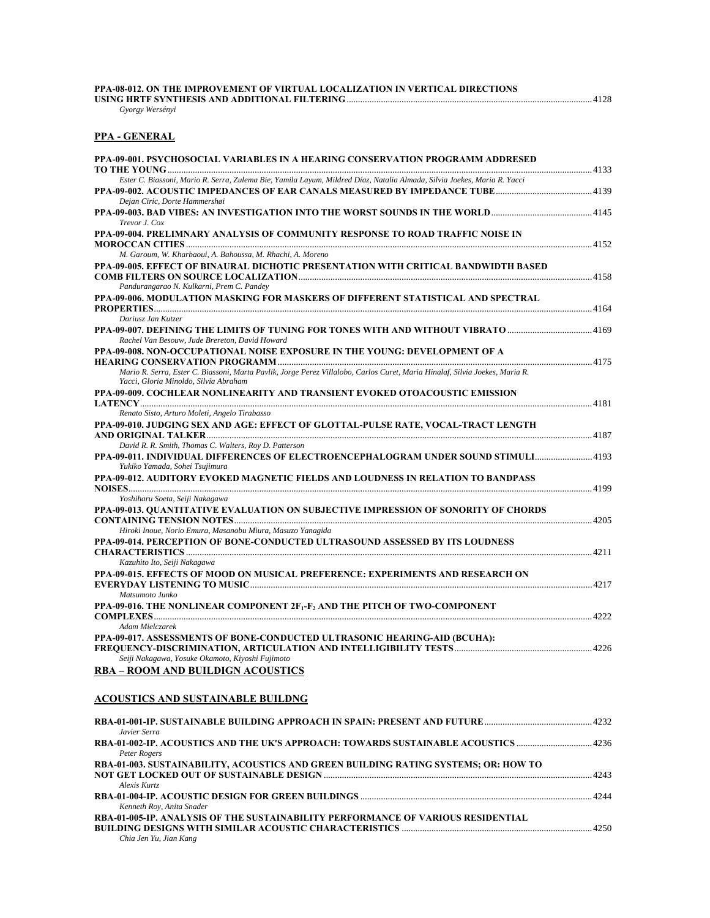**PPA-08-012. ON THE IMPROVEMENT OF VIRTUAL LOCALIZATION IN VERTICAL DIRECTIONS USING HRTF SYNTHESIS AND ADDITIONAL FILTERING** ..... 4128
*Gyorgy Wersényi*

## PPA - GENERAL

**PPA-09-001. PSYCHOSOCIAL VARIABLES IN A HEARING CONSERVATION PROGRAMM ADDRESED TO THE YOUNG** ..... 4133
*Ester C. Biassoni, Mario R. Serra, Zulema Bie, Yamila Layum, Mildred Díaz, Natalia Almada, Silvia Joekes, Maria R. Yacci*

**PPA-09-002. ACOUSTIC IMPEDANCES OF EAR CANALS MEASURED BY IMPEDANCE TUBE** ..... 4139
*Dejan Ciric, Dorte Hammershøi*

**PPA-09-003. BAD VIBES: AN INVESTIGATION INTO THE WORST SOUNDS IN THE WORLD** ..... 4145
*Trevor J. Cox*

**PPA-09-004. PRELIMNARY ANALYSIS OF COMMUNITY RESPONSE TO ROAD TRAFFIC NOISE IN MOROCCAN CITIES** ..... 4152
*M. Garoum, W. Kharbaoui, A. Bahoussa, M. Rhachi, A. Moreno*

**PPA-09-005. EFFECT OF BINAURAL DICHOTIC PRESENTATION WITH CRITICAL BANDWIDTH BASED COMB FILTERS ON SOURCE LOCALIZATION** ..... 4158
*Pandurangarao N. Kulkarni, Prem C. Pandey*

**PPA-09-006. MODULATION MASKING FOR MASKERS OF DIFFERENT STATISTICAL AND SPECTRAL PROPERTIES** ..... 4164
*Dariusz Jan Kutzer*

**PPA-09-007. DEFINING THE LIMITS OF TUNING FOR TONES WITH AND WITHOUT VIBRATO** ..... 4169
*Rachel Van Besouw, Jude Brereton, David Howard*

**PPA-09-008. NON-OCCUPATIONAL NOISE EXPOSURE IN THE YOUNG: DEVELOPMENT OF A HEARING CONSERVATION PROGRAMM** ..... 4175
*Mario R. Serra, Ester C. Biassoni, Marta Pavlik, Jorge Perez Villalobo, Carlos Curet, Maria Hinalaf, Silvia Joekes, Maria R. Yacci, Gloria Minoldo, Silvia Abraham*

**PPA-09-009. COCHLEAR NONLINEARITY AND TRANSIENT EVOKED OTOACOUSTIC EMISSION LATENCY** ..... 4181
*Renato Sisto, Arturo Moleti, Angelo Tirabasso*

**PPA-09-010. JUDGING SEX AND AGE: EFFECT OF GLOTTAL-PULSE RATE, VOCAL-TRACT LENGTH AND ORIGINAL TALKER** ..... 4187
*David R. R. Smith, Thomas C. Walters, Roy D. Patterson*

**PPA-09-011. INDIVIDUAL DIFFERENCES OF ELECTROENCEPHALOGRAM UNDER SOUND STIMULI** ..... 4193
*Yukiko Yamada, Sohei Tsujimura*

**PPA-09-012. AUDITORY EVOKED MAGNETIC FIELDS AND LOUDNESS IN RELATION TO BANDPASS NOISES** ..... 4199
*Yoshiharu Soeta, Seiji Nakagawa*

**PPA-09-013. QUANTITATIVE EVALUATION ON SUBJECTIVE IMPRESSION OF SONORITY OF CHORDS CONTAINING TENSION NOTES** ..... 4205
*Hiroki Inoue, Norio Emura, Masanobu Miura, Masuzo Yanagida*

**PPA-09-014. PERCEPTION OF BONE-CONDUCTED ULTRASOUND ASSESSED BY ITS LOUDNESS CHARACTERISTICS** ..... 4211
*Kazuhito Ito, Seiji Nakagawa*

**PPA-09-015. EFFECTS OF MOOD ON MUSICAL PREFERENCE: EXPERIMENTS AND RESEARCH ON EVERYDAY LISTENING TO MUSIC** ..... 4217
*Matsumoto Junko*

**PPA-09-016. THE NONLINEAR COMPONENT $2F_1$-$F_2$ AND THE PITCH OF TWO-COMPONENT COMPLEXES** ..... 4222
*Adam Mielczarek*

**PPA-09-017. ASSESSMENTS OF BONE-CONDUCTED ULTRASONIC HEARING-AID (BCUHA): FREQUENCY-DISCRIMINATION, ARTICULATION AND INTELLIGIBILITY TESTS** ..... 4226
*Seiji Nakagawa, Yosuke Okamoto, Kiyoshi Fujimoto*

## RBA – ROOM AND BUILDIGN ACOUSTICS

## ACOUSTICS AND SUSTAINABLE BUILDNG

**RBA-01-001-IP. SUSTAINABLE BUILDING APPROACH IN SPAIN: PRESENT AND FUTURE** ..... 4232
*Javier Serra*

**RBA-01-002-IP. ACOUSTICS AND THE UK'S APPROACH: TOWARDS SUSTAINABLE ACOUSTICS** ..... 4236
*Peter Rogers*

**RBA-01-003. SUSTAINABILITY, ACOUSTICS AND GREEN BUILDING RATING SYSTEMS; OR: HOW TO NOT GET LOCKED OUT OF SUSTAINABLE DESIGN** ..... 4243
*Alexis Kurtz*

**RBA-01-004-IP. ACOUSTIC DESIGN FOR GREEN BUILDINGS** ..... 4244
*Kenneth Roy, Anita Snader*

**RBA-01-005-IP. ANALYSIS OF THE SUSTAINABILITY PERFORMANCE OF VARIOUS RESIDENTIAL BUILDING DESIGNS WITH SIMILAR ACOUSTIC CHARACTERISTICS** ..... 4250
*Chia Jen Yu, Jian Kang*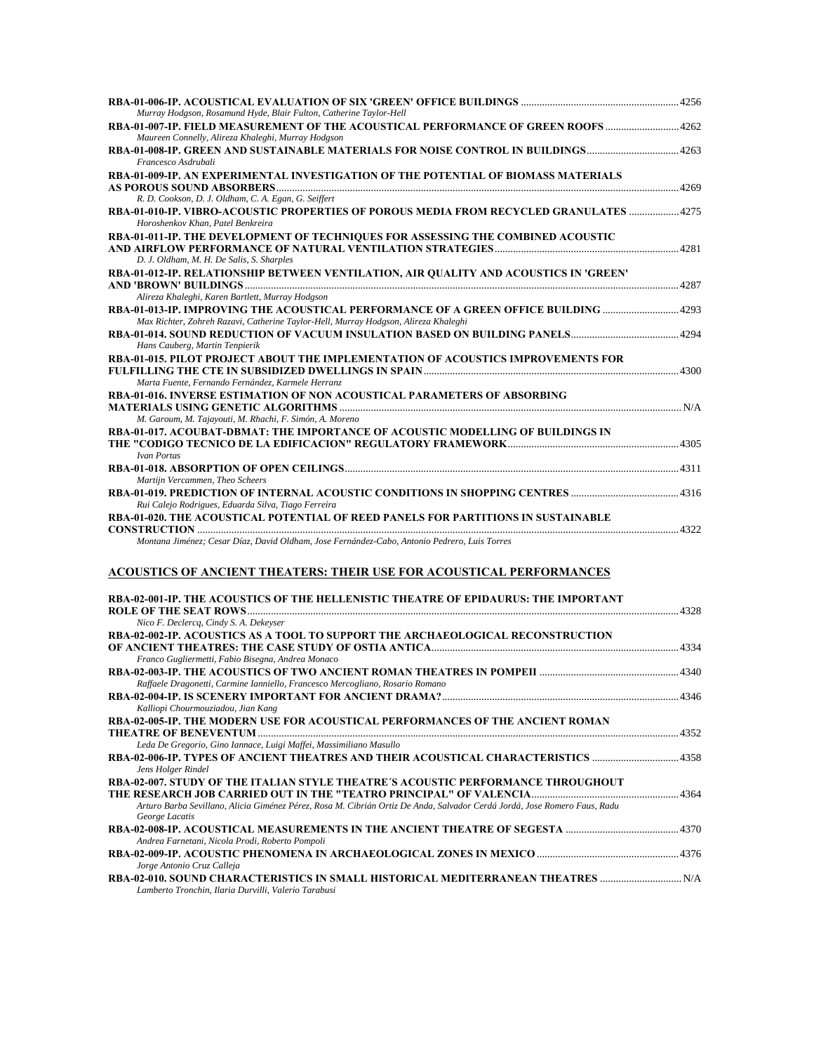**RBA-01-006-IP. ACOUSTICAL EVALUATION OF SIX 'GREEN' OFFICE BUILDINGS** ........ 4256
*Murray Hodgson, Rosamund Hyde, Blair Fulton, Catherine Taylor-Hell*

**RBA-01-007-IP. FIELD MEASUREMENT OF THE ACOUSTICAL PERFORMANCE OF GREEN ROOFS** ........ 4262
*Maureen Connelly, Alireza Khaleghi, Murray Hodgson*

**RBA-01-008-IP. GREEN AND SUSTAINABLE MATERIALS FOR NOISE CONTROL IN BUILDINGS** ........ 4263
*Francesco Asdrubali*

**RBA-01-009-IP. AN EXPERIMENTAL INVESTIGATION OF THE POTENTIAL OF BIOMASS MATERIALS AS POROUS SOUND ABSORBERS** ........ 4269
*R. D. Cookson, D. J. Oldham, C. A. Egan, G. Seiffert*

**RBA-01-010-IP. VIBRO-ACOUSTIC PROPERTIES OF POROUS MEDIA FROM RECYCLED GRANULATES** ........ 4275
*Horoshenkov Khan, Patel Benkreira*

**RBA-01-011-IP. THE DEVELOPMENT OF TECHNIQUES FOR ASSESSING THE COMBINED ACOUSTIC AND AIRFLOW PERFORMANCE OF NATURAL VENTILATION STRATEGIES** ........ 4281
*D. J. Oldham, M. H. De Salis, S. Sharples*

**RBA-01-012-IP. RELATIONSHIP BETWEEN VENTILATION, AIR QUALITY AND ACOUSTICS IN 'GREEN' AND 'BROWN' BUILDINGS** ........ 4287
*Alireza Khaleghi, Karen Bartlett, Murray Hodgson*

**RBA-01-013-IP. IMPROVING THE ACOUSTICAL PERFORMANCE OF A GREEN OFFICE BUILDING** ........ 4293
*Max Richter, Zohreh Razavi, Catherine Taylor-Hell, Murray Hodgson, Alireza Khaleghi*

**RBA-01-014. SOUND REDUCTION OF VACUUM INSULATION BASED ON BUILDING PANELS** ........ 4294
*Hans Cauberg, Martin Tenpierik*

**RBA-01-015. PILOT PROJECT ABOUT THE IMPLEMENTATION OF ACOUSTICS IMPROVEMENTS FOR FULFILLING THE CTE IN SUBSIDIZED DWELLINGS IN SPAIN** ........ 4300
*Marta Fuente, Fernando Fernández, Karmele Herranz*

**RBA-01-016. INVERSE ESTIMATION OF NON ACOUSTICAL PARAMETERS OF ABSORBING MATERIALS USING GENETIC ALGORITHMS** ........ N/A
*M. Garoum, M. Tajayouti, M. Rhachi, F. Simón, A. Moreno*

**RBA-01-017. ACOUBAT-DBMAT: THE IMPORTANCE OF ACOUSTIC MODELLING OF BUILDINGS IN THE "CODIGO TECNICO DE LA EDIFICACION" REGULATORY FRAMEWORK** ........ 4305
*Ivan Portas*

**RBA-01-018. ABSORPTION OF OPEN CEILINGS** ........ 4311
*Martijn Vercammen, Theo Scheers*

**RBA-01-019. PREDICTION OF INTERNAL ACOUSTIC CONDITIONS IN SHOPPING CENTRES** ........ 4316
*Rui Calejo Rodrigues, Eduarda Silva, Tiago Ferreira*

**RBA-01-020. THE ACOUSTICAL POTENTIAL OF REED PANELS FOR PARTITIONS IN SUSTAINABLE CONSTRUCTION** ........ 4322
*Montana Jiménez; Cesar Díaz, David Oldham, Jose Fernández-Cabo, Antonio Pedrero, Luis Torres*

## ACOUSTICS OF ANCIENT THEATERS: THEIR USE FOR ACOUSTICAL PERFORMANCES

**RBA-02-001-IP. THE ACOUSTICS OF THE HELLENISTIC THEATRE OF EPIDAURUS: THE IMPORTANT ROLE OF THE SEAT ROWS** ........ 4328
*Nico F. Declercq, Cindy S. A. Dekeyser*

**RBA-02-002-IP. ACOUSTICS AS A TOOL TO SUPPORT THE ARCHAEOLOGICAL RECONSTRUCTION OF ANCIENT THEATRES: THE CASE STUDY OF OSTIA ANTICA** ........ 4334
*Franco Gugliermetti, Fabio Bisegna, Andrea Monaco*

**RBA-02-003-IP. THE ACOUSTICS OF TWO ANCIENT ROMAN THEATRES IN POMPEII** ........ 4340
*Raffaele Dragonetti, Carmine Ianniello, Francesco Mercogliano, Rosario Romano*

**RBA-02-004-IP. IS SCENERY IMPORTANT FOR ANCIENT DRAMA?** ........ 4346
*Kalliopi Chourmouziadou, Jian Kang*

**RBA-02-005-IP. THE MODERN USE FOR ACOUSTICAL PERFORMANCES OF THE ANCIENT ROMAN THEATRE OF BENEVENTUM** ........ 4352
*Leda De Gregorio, Gino Iannace, Luigi Maffei, Massimiliano Masullo*

**RBA-02-006-IP. TYPES OF ANCIENT THEATRES AND THEIR ACOUSTICAL CHARACTERISTICS** ........ 4358
*Jens Holger Rindel*

**RBA-02-007. STUDY OF THE ITALIAN STYLE THEATRE´S ACOUSTIC PERFORMANCE THROUGHOUT THE RESEARCH JOB CARRIED OUT IN THE "TEATRO PRINCIPAL" OF VALENCIA** ........ 4364
*Arturo Barba Sevillano, Alicia Giménez Pérez, Rosa M. Cibrián Ortiz De Anda, Salvador Cerdá Jordá, Jose Romero Faus, Radu George Lacatis*

**RBA-02-008-IP. ACOUSTICAL MEASUREMENTS IN THE ANCIENT THEATRE OF SEGESTA** ........ 4370
*Andrea Farnetani, Nicola Prodi, Roberto Pompoli*

**RBA-02-009-IP. ACOUSTIC PHENOMENA IN ARCHAEOLOGICAL ZONES IN MEXICO** ........ 4376
*Jorge Antonio Cruz Calleja*

**RBA-02-010. SOUND CHARACTERISTICS IN SMALL HISTORICAL MEDITERRANEAN THEATRES** ........ N/A
*Lamberto Tronchin, Ilaria Durvilli, Valerio Tarabusi*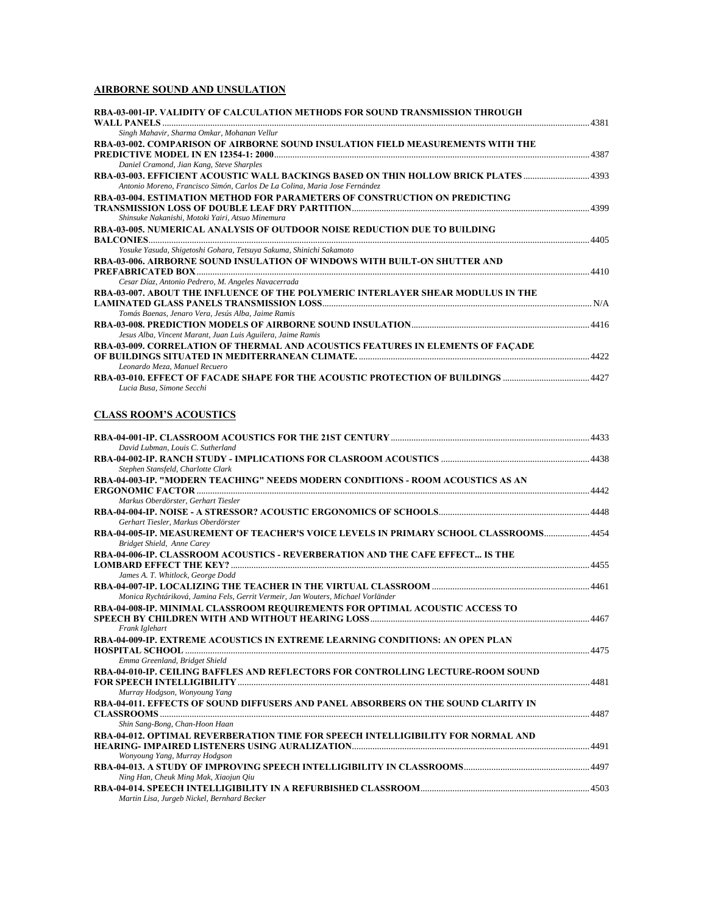## AIRBORNE SOUND AND UNSULATION

**RBA-03-001-IP. VALIDITY OF CALCULATION METHODS FOR SOUND TRANSMISSION THROUGH WALL PANELS** .......... 4381
*Singh Mahavir, Sharma Omkar, Mohanan Vellur*

**RBA-03-002. COMPARISON OF AIRBORNE SOUND INSULATION FIELD MEASUREMENTS WITH THE PREDICTIVE MODEL IN EN 12354-1: 2000** .......... 4387
*Daniel Cramond, Jian Kang, Steve Sharples*

**RBA-03-003. EFFICIENT ACOUSTIC WALL BACKINGS BASED ON THIN HOLLOW BRICK PLATES** .......... 4393
*Antonio Moreno, Francisco Simón, Carlos De La Colina, Maria Jose Fernández*

**RBA-03-004. ESTIMATION METHOD FOR PARAMETERS OF CONSTRUCTION ON PREDICTING TRANSMISSION LOSS OF DOUBLE LEAF DRY PARTITION** .......... 4399
*Shinsuke Nakanishi, Motoki Yairi, Atsuo Minemura*

**RBA-03-005. NUMERICAL ANALYSIS OF OUTDOOR NOISE REDUCTION DUE TO BUILDING BALCONIES** .......... 4405
*Yosuke Yasuda, Shigetoshi Gohara, Tetsuya Sakuma, Shinichi Sakamoto*

**RBA-03-006. AIRBORNE SOUND INSULATION OF WINDOWS WITH BUILT-ON SHUTTER AND PREFABRICATED BOX** .......... 4410
*Cesar Díaz, Antonio Pedrero, M. Angeles Navacerrada*

**RBA-03-007. ABOUT THE INFLUENCE OF THE POLYMERIC INTERLAYER SHEAR MODULUS IN THE LAMINATED GLASS PANELS TRANSMISSION LOSS** .......... N/A
*Tomás Baenas, Jenaro Vera, Jesús Alba, Jaime Ramis*

**RBA-03-008. PREDICTION MODELS OF AIRBORNE SOUND INSULATION** .......... 4416
*Jesus Alba, Vincent Marant, Juan Luis Aguilera, Jaime Ramis*

**RBA-03-009. CORRELATION OF THERMAL AND ACOUSTICS FEATURES IN ELEMENTS OF FAÇADE OF BUILDINGS SITUATED IN MEDITERRANEAN CLIMATE.** .......... 4422
*Leonardo Meza, Manuel Recuero*

**RBA-03-010. EFFECT OF FACADE SHAPE FOR THE ACOUSTIC PROTECTION OF BUILDINGS** .......... 4427
*Lucia Busa, Simone Secchi*

## CLASS ROOM'S ACOUSTICS

**RBA-04-001-IP. CLASSROOM ACOUSTICS FOR THE 21ST CENTURY** .......... 4433
*David Lubman, Louis C. Sutherland*

**RBA-04-002-IP. RANCH STUDY - IMPLICATIONS FOR CLASROOM ACOUSTICS** .......... 4438
*Stephen Stansfeld, Charlotte Clark*

**RBA-04-003-IP. "MODERN TEACHING" NEEDS MODERN CONDITIONS - ROOM ACOUSTICS AS AN ERGONOMIC FACTOR** .......... 4442
*Markus Oberdörster, Gerhart Tiesler*

**RBA-04-004-IP. NOISE - A STRESSOR? ACOUSTIC ERGONOMICS OF SCHOOLS** .......... 4448
*Gerhart Tiesler, Markus Oberdörster*

**RBA-04-005-IP. MEASUREMENT OF TEACHER'S VOICE LEVELS IN PRIMARY SCHOOL CLASSROOMS** .......... 4454
*Bridget Shield, Anne Carey*

**RBA-04-006-IP. CLASSROOM ACOUSTICS - REVERBERATION AND THE CAFE EFFECT... IS THE LOMBARD EFFECT THE KEY?** .......... 4455
*James A. T. Whitlock, George Dodd*

**RBA-04-007-IP. LOCALIZING THE TEACHER IN THE VIRTUAL CLASSROOM** .......... 4461
*Monica Rychtáriková, Jamina Fels, Gerrit Vermeir, Jan Wouters, Michael Vorländer*

**RBA-04-008-IP. MINIMAL CLASSROOM REQUIREMENTS FOR OPTIMAL ACOUSTIC ACCESS TO SPEECH BY CHILDREN WITH AND WITHOUT HEARING LOSS** .......... 4467
*Frank Iglehart*

**RBA-04-009-IP. EXTREME ACOUSTICS IN EXTREME LEARNING CONDITIONS: AN OPEN PLAN HOSPITAL SCHOOL** .......... 4475
*Emma Greenland, Bridget Shield*

**RBA-04-010-IP. CEILING BAFFLES AND REFLECTORS FOR CONTROLLING LECTURE-ROOM SOUND FOR SPEECH INTELLIGIBILITY** .......... 4481
*Murray Hodgson, Wonyoung Yang*

**RBA-04-011. EFFECTS OF SOUND DIFFUSERS AND PANEL ABSORBERS ON THE SOUND CLARITY IN CLASSROOMS** .......... 4487
*Shin Sang-Bong, Chan-Hoon Haan*

**RBA-04-012. OPTIMAL REVERBERATION TIME FOR SPEECH INTELLIGIBILITY FOR NORMAL AND HEARING- IMPAIRED LISTENERS USING AURALIZATION** .......... 4491
*Wonyoung Yang, Murray Hodgson*

**RBA-04-013. A STUDY OF IMPROVING SPEECH INTELLIGIBILITY IN CLASSROOMS** .......... 4497
*Ning Han, Cheuk Ming Mak, Xiaojun Qiu*

**RBA-04-014. SPEECH INTELLIGIBILITY IN A REFURBISHED CLASSROOM** .......... 4503
*Martin Lisa, Jurgeb Nickel, Bernhard Becker*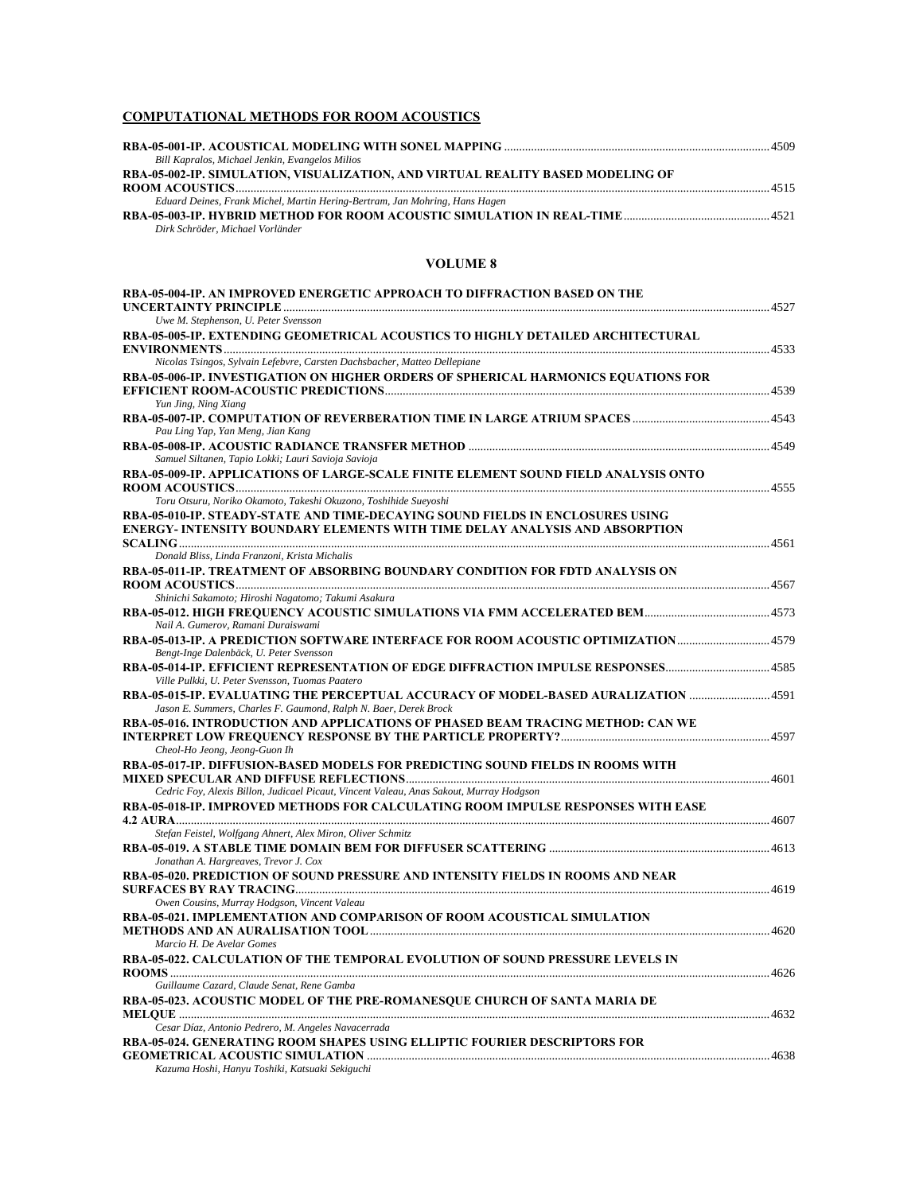## COMPUTATIONAL METHODS FOR ROOM ACOUSTICS

**RBA-05-001-IP. ACOUSTICAL MODELING WITH SONEL MAPPING** ........................................ 4509
*Bill Kapralos, Michael Jenkin, Evangelos Milios*

**RBA-05-002-IP. SIMULATION, VISUALIZATION, AND VIRTUAL REALITY BASED MODELING OF ROOM ACOUSTICS** ........................................ 4515
*Eduard Deines, Frank Michel, Martin Hering-Bertram, Jan Mohring, Hans Hagen*

**RBA-05-003-IP. HYBRID METHOD FOR ROOM ACOUSTIC SIMULATION IN REAL-TIME** ........................................ 4521
*Dirk Schröder, Michael Vorländer*

### VOLUME 8

**RBA-05-004-IP. AN IMPROVED ENERGETIC APPROACH TO DIFFRACTION BASED ON THE UNCERTAINTY PRINCIPLE** ........................................ 4527
*Uwe M. Stephenson, U. Peter Svensson*

**RBA-05-005-IP. EXTENDING GEOMETRICAL ACOUSTICS TO HIGHLY DETAILED ARCHITECTURAL ENVIRONMENTS** ........................................ 4533
*Nicolas Tsingos, Sylvain Lefebvre, Carsten Dachsbacher, Matteo Dellepiane*

**RBA-05-006-IP. INVESTIGATION ON HIGHER ORDERS OF SPHERICAL HARMONICS EQUATIONS FOR EFFICIENT ROOM-ACOUSTIC PREDICTIONS** ........................................ 4539
*Yun Jing, Ning Xiang*

**RBA-05-007-IP. COMPUTATION OF REVERBERATION TIME IN LARGE ATRIUM SPACES** ........................................ 4543
*Pau Ling Yap, Yan Meng, Jian Kang*

**RBA-05-008-IP. ACOUSTIC RADIANCE TRANSFER METHOD** ........................................ 4549
*Samuel Siltanen, Tapio Lokki; Lauri Savioja Savioja*

**RBA-05-009-IP. APPLICATIONS OF LARGE-SCALE FINITE ELEMENT SOUND FIELD ANALYSIS ONTO ROOM ACOUSTICS** ........................................ 4555
*Toru Otsuru, Noriko Okamoto, Takeshi Okuzono, Toshihide Sueyoshi*

**RBA-05-010-IP. STEADY-STATE AND TIME-DECAYING SOUND FIELDS IN ENCLOSURES USING ENERGY- INTENSITY BOUNDARY ELEMENTS WITH TIME DELAY ANALYSIS AND ABSORPTION SCALING** ........................................ 4561
*Donald Bliss, Linda Franzoni, Krista Michalis*

**RBA-05-011-IP. TREATMENT OF ABSORBING BOUNDARY CONDITION FOR FDTD ANALYSIS ON ROOM ACOUSTICS** ........................................ 4567
*Shinichi Sakamoto; Hiroshi Nagatomo; Takumi Asakura*

**RBA-05-012. HIGH FREQUENCY ACOUSTIC SIMULATIONS VIA FMM ACCELERATED BEM** ........................................ 4573
*Nail A. Gumerov, Ramani Duraiswami*

**RBA-05-013-IP. A PREDICTION SOFTWARE INTERFACE FOR ROOM ACOUSTIC OPTIMIZATION** ........................................ 4579
*Bengt-Inge Dalenbäck, U. Peter Svensson*

**RBA-05-014-IP. EFFICIENT REPRESENTATION OF EDGE DIFFRACTION IMPULSE RESPONSES** ........................................ 4585
*Ville Pulkki, U. Peter Svensson, Tuomas Paatero*

**RBA-05-015-IP. EVALUATING THE PERCEPTUAL ACCURACY OF MODEL-BASED AURALIZATION** ........................................ 4591
*Jason E. Summers, Charles F. Gaumond, Ralph N. Baer, Derek Brock*

**RBA-05-016. INTRODUCTION AND APPLICATIONS OF PHASED BEAM TRACING METHOD: CAN WE INTERPRET LOW FREQUENCY RESPONSE BY THE PARTICLE PROPERTY?** ........................................ 4597
*Cheol-Ho Jeong, Jeong-Guon Ih*

**RBA-05-017-IP. DIFFUSION-BASED MODELS FOR PREDICTING SOUND FIELDS IN ROOMS WITH MIXED SPECULAR AND DIFFUSE REFLECTIONS** ........................................ 4601
*Cedric Foy, Alexis Billon, Judicael Picaut, Vincent Valeau, Anas Sakout, Murray Hodgson*

**RBA-05-018-IP. IMPROVED METHODS FOR CALCULATING ROOM IMPULSE RESPONSES WITH EASE 4.2 AURA** ........................................ 4607
*Stefan Feistel, Wolfgang Ahnert, Alex Miron, Oliver Schmitz*

**RBA-05-019. A STABLE TIME DOMAIN BEM FOR DIFFUSER SCATTERING** ........................................ 4613
*Jonathan A. Hargreaves, Trevor J. Cox*

**RBA-05-020. PREDICTION OF SOUND PRESSURE AND INTENSITY FIELDS IN ROOMS AND NEAR SURFACES BY RAY TRACING** ........................................ 4619
*Owen Cousins, Murray Hodgson, Vincent Valeau*

**RBA-05-021. IMPLEMENTATION AND COMPARISON OF ROOM ACOUSTICAL SIMULATION METHODS AND AN AURALISATION TOOL** ........................................ 4620
*Marcio H. De Avelar Gomes*

**RBA-05-022. CALCULATION OF THE TEMPORAL EVOLUTION OF SOUND PRESSURE LEVELS IN ROOMS** ........................................ 4626
*Guillaume Cazard, Claude Senat, Rene Gamba*

**RBA-05-023. ACOUSTIC MODEL OF THE PRE-ROMANESQUE CHURCH OF SANTA MARIA DE MELQUE** ........................................ 4632
*Cesar Díaz, Antonio Pedrero, M. Angeles Navacerrada*

**RBA-05-024. GENERATING ROOM SHAPES USING ELLIPTIC FOURIER DESCRIPTORS FOR GEOMETRICAL ACOUSTIC SIMULATION** ........................................ 4638
*Kazuma Hoshi, Hanyu Toshiki, Katsuaki Sekiguchi*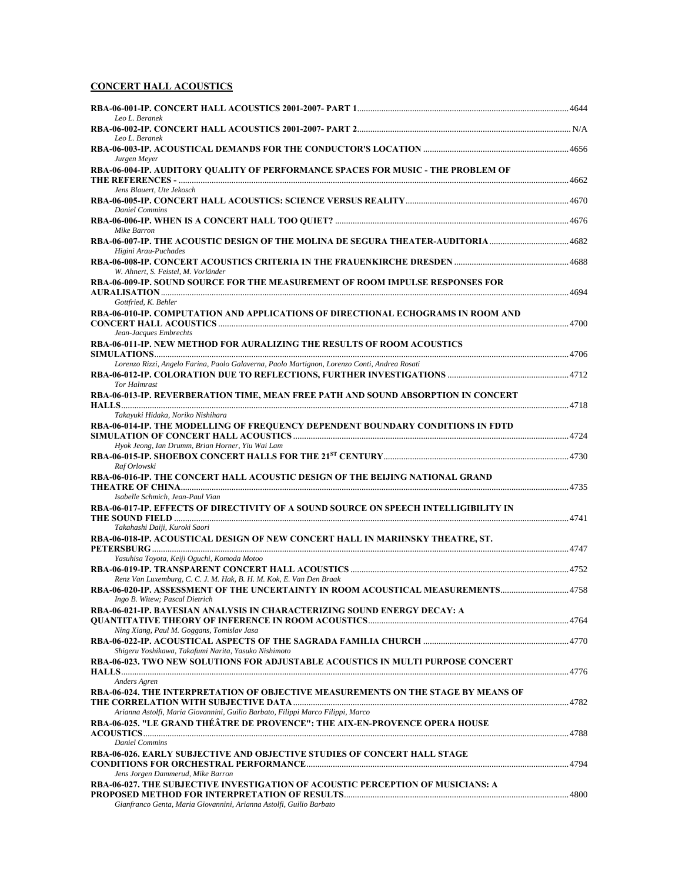## CONCERT HALL ACOUSTICS

**RBA-06-001-IP. CONCERT HALL ACOUSTICS 2001-2007- PART 1** .......... 4644
*Leo L. Beranek*

**RBA-06-002-IP. CONCERT HALL ACOUSTICS 2001-2007- PART 2** .......... N/A
*Leo L. Beranek*

**RBA-06-003-IP. ACOUSTICAL DEMANDS FOR THE CONDUCTOR'S LOCATION** .......... 4656
*Jurgen Meyer*

**RBA-06-004-IP. AUDITORY QUALITY OF PERFORMANCE SPACES FOR MUSIC - THE PROBLEM OF THE REFERENCES -** .......... 4662
*Jens Blauert, Ute Jekosch*

**RBA-06-005-IP. CONCERT HALL ACOUSTICS: SCIENCE VERSUS REALITY** .......... 4670
*Daniel Commins*

**RBA-06-006-IP. WHEN IS A CONCERT HALL TOO QUIET?** .......... 4676
*Mike Barron*

**RBA-06-007-IP. THE ACOUSTIC DESIGN OF THE MOLINA DE SEGURA THEATER-AUDITORIA** .......... 4682
*Higini Arau-Puchades*

**RBA-06-008-IP. CONCERT ACOUSTICS CRITERIA IN THE FRAUENKIRCHE DRESDEN** .......... 4688
*W. Ahnert, S. Feistel, M. Vorländer*

**RBA-06-009-IP. SOUND SOURCE FOR THE MEASUREMENT OF ROOM IMPULSE RESPONSES FOR AURALISATION** .......... 4694
*Gottfried, K. Behler*

**RBA-06-010-IP. COMPUTATION AND APPLICATIONS OF DIRECTIONAL ECHOGRAMS IN ROOM AND CONCERT HALL ACOUSTICS** .......... 4700
*Jean-Jacques Embrechts*

**RBA-06-011-IP. NEW METHOD FOR AURALIZING THE RESULTS OF ROOM ACOUSTICS SIMULATIONS** .......... 4706
*Lorenzo Rizzi, Angelo Farina, Paolo Galaverna, Paolo Martignon, Lorenzo Conti, Andrea Rosati*

**RBA-06-012-IP. COLORATION DUE TO REFLECTIONS, FURTHER INVESTIGATIONS** .......... 4712
*Tor Halmrast*

**RBA-06-013-IP. REVERBERATION TIME, MEAN FREE PATH AND SOUND ABSORPTION IN CONCERT HALLS** .......... 4718
*Takayuki Hidaka, Noriko Nishihara*

**RBA-06-014-IP. THE MODELLING OF FREQUENCY DEPENDENT BOUNDARY CONDITIONS IN FDTD SIMULATION OF CONCERT HALL ACOUSTICS** .......... 4724
*Hyok Jeong, Ian Drumm, Brian Horner, Yiu Wai Lam*

**RBA-06-015-IP. SHOEBOX CONCERT HALLS FOR THE 21ST CENTURY** .......... 4730
*Raf Orlowski*

**RBA-06-016-IP. THE CONCERT HALL ACOUSTIC DESIGN OF THE BEIJING NATIONAL GRAND THEATRE OF CHINA** .......... 4735
*Isabelle Schmich, Jean-Paul Vian*

**RBA-06-017-IP. EFFECTS OF DIRECTIVITY OF A SOUND SOURCE ON SPEECH INTELLIGIBILITY IN THE SOUND FIELD** .......... 4741
*Takahashi Daiji, Kuroki Saori*

**RBA-06-018-IP. ACOUSTICAL DESIGN OF NEW CONCERT HALL IN MARIINSKY THEATRE, ST. PETERSBURG** .......... 4747
*Yasuhisa Toyota, Keiji Oguchi, Komoda Motoo*

**RBA-06-019-IP. TRANSPARENT CONCERT HALL ACOUSTICS** .......... 4752
*Renz Van Luxemburg, C. C. J. M. Hak, B. H. M. Kok, E. Van Den Braak*

**RBA-06-020-IP. ASSESSMENT OF THE UNCERTAINTY IN ROOM ACOUSTICAL MEASUREMENTS** .......... 4758
*Ingo B. Witew; Pascal Dietrich*

**RBA-06-021-IP. BAYESIAN ANALYSIS IN CHARACTERIZING SOUND ENERGY DECAY: A QUANTITATIVE THEORY OF INFERENCE IN ROOM ACOUSTICS** .......... 4764
*Ning Xiang, Paul M. Goggans, Tomislav Jasa*

**RBA-06-022-IP. ACOUSTICAL ASPECTS OF THE SAGRADA FAMILIA CHURCH** .......... 4770
*Shigeru Yoshikawa, Takafumi Narita, Yasuko Nishimoto*

**RBA-06-023. TWO NEW SOLUTIONS FOR ADJUSTABLE ACOUSTICS IN MULTI PURPOSE CONCERT HALLS** .......... 4776
*Anders Agren*

**RBA-06-024. THE INTERPRETATION OF OBJECTIVE MEASUREMENTS ON THE STAGE BY MEANS OF THE CORRELATION WITH SUBJECTIVE DATA** .......... 4782
*Arianna Astolfi, Maria Giovannini, Guilio Barbato, Filippi Marco Filippi, Marco*

**RBA-06-025. "LE GRAND THÉÂTRE DE PROVENCE": THE AIX-EN-PROVENCE OPERA HOUSE ACOUSTICS** .......... 4788
*Daniel Commins*

**RBA-06-026. EARLY SUBJECTIVE AND OBJECTIVE STUDIES OF CONCERT HALL STAGE CONDITIONS FOR ORCHESTRAL PERFORMANCE** .......... 4794
*Jens Jorgen Dammerud, Mike Barron*

**RBA-06-027. THE SUBJECTIVE INVESTIGATION OF ACOUSTIC PERCEPTION OF MUSICIANS: A PROPOSED METHOD FOR INTERPRETATION OF RESULTS** .......... 4800
*Gianfranco Genta, Maria Giovannini, Arianna Astolfi, Guilio Barbato*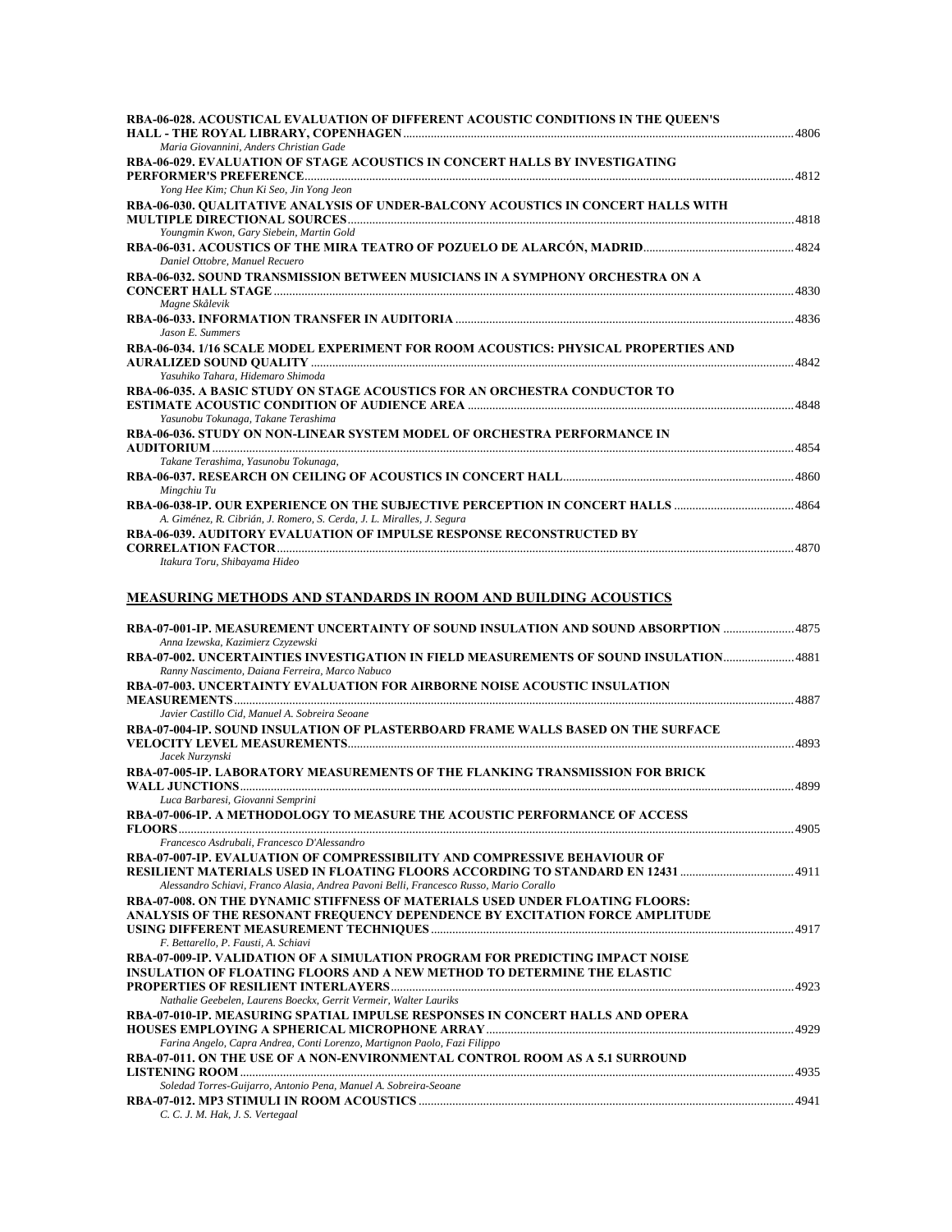**RBA-06-028. ACOUSTICAL EVALUATION OF DIFFERENT ACOUSTIC CONDITIONS IN THE QUEEN'S HALL - THE ROYAL LIBRARY, COPENHAGEN** ........ 4806
*Maria Giovannini, Anders Christian Gade*

**RBA-06-029. EVALUATION OF STAGE ACOUSTICS IN CONCERT HALLS BY INVESTIGATING PERFORMER'S PREFERENCE** ........ 4812
*Yong Hee Kim; Chun Ki Seo, Jin Yong Jeon*

**RBA-06-030. QUALITATIVE ANALYSIS OF UNDER-BALCONY ACOUSTICS IN CONCERT HALLS WITH MULTIPLE DIRECTIONAL SOURCES** ........ 4818
*Youngmin Kwon, Gary Siebein, Martin Gold*

**RBA-06-031. ACOUSTICS OF THE MIRA TEATRO DE POZUELO DE ALARCÓN, MADRID** ........ 4824
*Daniel Ottobre, Manuel Recuero*

**RBA-06-032. SOUND TRANSMISSION BETWEEN MUSICIANS IN A SYMPHONY ORCHESTRA ON A CONCERT HALL STAGE** ........ 4830
*Magne Skålevik*

**RBA-06-033. INFORMATION TRANSFER IN AUDITORIA** ........ 4836
*Jason E. Summers*

**RBA-06-034. 1/16 SCALE MODEL EXPERIMENT FOR ROOM ACOUSTICS: PHYSICAL PROPERTIES AND AURALIZED SOUND QUALITY** ........ 4842
*Yasuhiko Tahara, Hidemaro Shimoda*

**RBA-06-035. A BASIC STUDY ON STAGE ACOUSTICS FOR AN ORCHESTRA CONDUCTOR TO ESTIMATE ACOUSTIC CONDITION OF AUDIENCE AREA** ........ 4848
*Yasunobu Tokunaga, Takane Terashima*

**RBA-06-036. STUDY ON NON-LINEAR SYSTEM MODEL OF ORCHESTRA PERFORMANCE IN AUDITORIUM** ........ 4854
*Takane Terashima, Yasunobu Tokunaga,*

**RBA-06-037. RESEARCH ON CEILING OF ACOUSTICS IN CONCERT HALL** ........ 4860
*Mingchiu Tu*

**RBA-06-038-IP. OUR EXPERIENCE ON THE SUBJECTIVE PERCEPTION IN CONCERT HALLS** ........ 4864
*A. Giménez, R. Cibrián, J. Romero, S. Cerda, J. L. Miralles, J. Segura*

**RBA-06-039. AUDITORY EVALUATION OF IMPULSE RESPONSE RECONSTRUCTED BY CORRELATION FACTOR** ........ 4870
*Itakura Toru, Shibayama Hideo*

## MEASURING METHODS AND STANDARDS IN ROOM AND BUILDING ACOUSTICS

**RBA-07-001-IP. MEASUREMENT UNCERTAINTY OF SOUND INSULATION AND SOUND ABSORPTION** ........ 4875
*Anna Izewska, Kazimierz Czyzewski*

**RBA-07-002. UNCERTAINTIES INVESTIGATION IN FIELD MEASUREMENTS OF SOUND INSULATION** ........ 4881
*Ranny Nascimento, Daiana Ferreira, Marco Nabuco*

**RBA-07-003. UNCERTAINTY EVALUATION FOR AIRBORNE NOISE ACOUSTIC INSULATION MEASUREMENTS** ........ 4887
*Javier Castillo Cid, Manuel A. Sobreira Seoane*

**RBA-07-004-IP. SOUND INSULATION OF PLASTERBOARD FRAME WALLS BASED ON THE SURFACE VELOCITY LEVEL MEASUREMENTS** ........ 4893
*Jacek Nurzynski*

**RBA-07-005-IP. LABORATORY MEASUREMENTS OF THE FLANKING TRANSMISSION FOR BRICK WALL JUNCTIONS** ........ 4899
*Luca Barbaresi, Giovanni Semprini*

**RBA-07-006-IP. A METHODOLOGY TO MEASURE THE ACOUSTIC PERFORMANCE OF ACCESS FLOORS** ........ 4905
*Francesco Asdrubali, Francesco D'Alessandro*

**RBA-07-007-IP. EVALUATION OF COMPRESSIBILITY AND COMPRESSIVE BEHAVIOUR OF RESILIENT MATERIALS USED IN FLOATING FLOORS ACCORDING TO STANDARD EN 12431** ........ 4911
*Alessandro Schiavi, Franco Alasia, Andrea Pavoni Belli, Francesco Russo, Mario Corallo*

**RBA-07-008. ON THE DYNAMIC STIFFNESS OF MATERIALS USED UNDER FLOATING FLOORS: ANALYSIS OF THE RESONANT FREQUENCY DEPENDENCE BY EXCITATION FORCE AMPLITUDE USING DIFFERENT MEASUREMENT TECHNIQUES** ........ 4917
*F. Bettarello, P. Fausti, A. Schiavi*

**RBA-07-009-IP. VALIDATION OF A SIMULATION PROGRAM FOR PREDICTING IMPACT NOISE INSULATION OF FLOATING FLOORS AND A NEW METHOD TO DETERMINE THE ELASTIC PROPERTIES OF RESILIENT INTERLAYERS** ........ 4923
*Nathalie Geebelen, Laurens Boeckx, Gerrit Vermeir, Walter Lauriks*

**RBA-07-010-IP. MEASURING SPATIAL IMPULSE RESPONSES IN CONCERT HALLS AND OPERA HOUSES EMPLOYING A SPHERICAL MICROPHONE ARRAY** ........ 4929
*Farina Angelo, Capra Andrea, Conti Lorenzo, Martignon Paolo, Fazi Filippo*

**RBA-07-011. ON THE USE OF A NON-ENVIRONMENTAL CONTROL ROOM AS A 5.1 SURROUND LISTENING ROOM** ........ 4935
*Soledad Torres-Guijarro, Antonio Pena, Manuel A. Sobreira-Seoane*

**RBA-07-012. MP3 STIMULI IN ROOM ACOUSTICS** ........ 4941
*C. C. J. M. Hak, J. S. Vertegaal*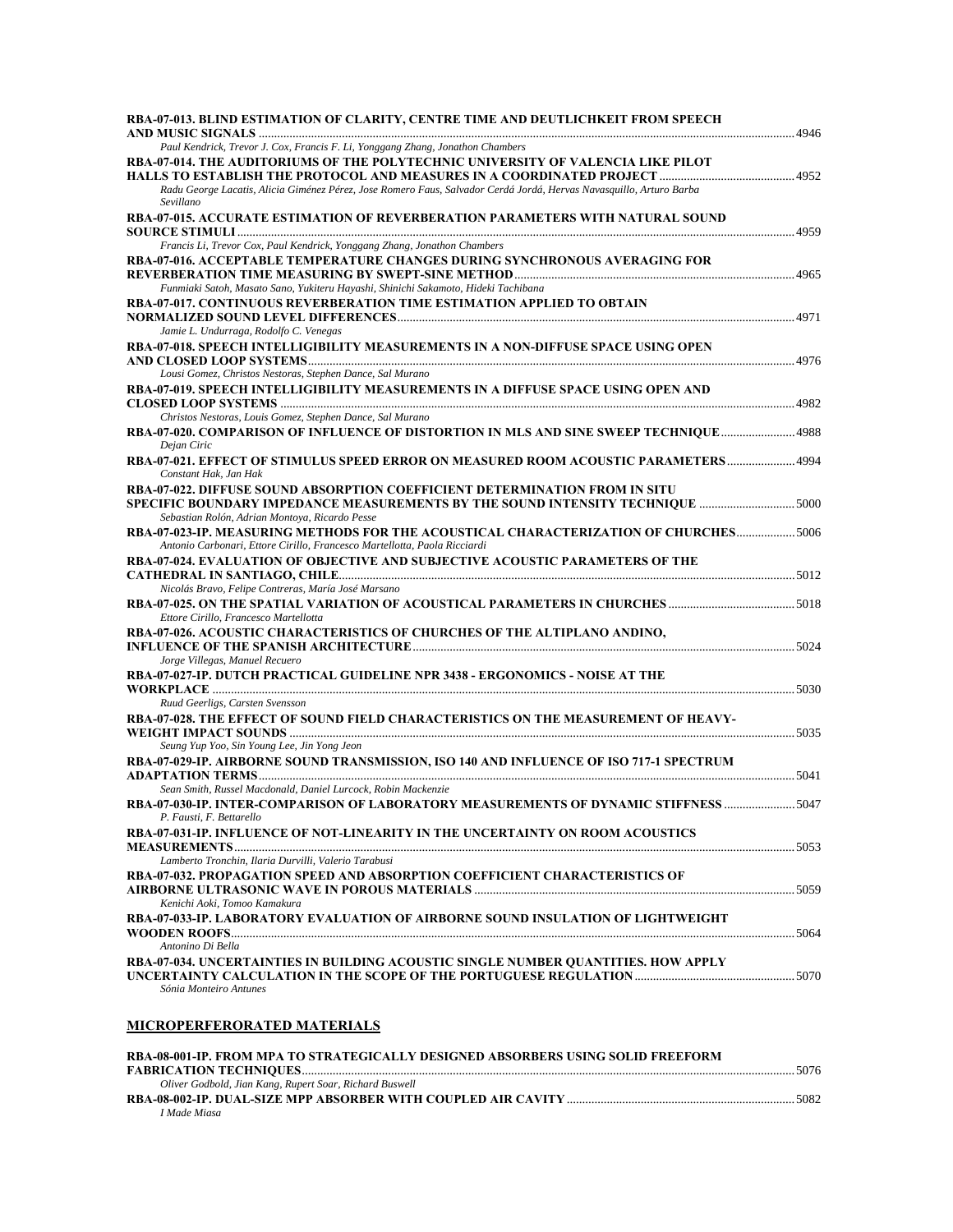**RBA-07-013. BLIND ESTIMATION OF CLARITY, CENTRE TIME AND DEUTLICHKEIT FROM SPEECH AND MUSIC SIGNALS** ..... 4946
*Paul Kendrick, Trevor J. Cox, Francis F. Li, Yonggang Zhang, Jonathon Chambers*

**RBA-07-014. THE AUDITORIUMS OF THE POLYTECHNIC UNIVERSITY OF VALENCIA LIKE PILOT HALLS TO ESTABLISH THE PROTOCOL AND MEASURES IN A COORDINATED PROJECT** ..... 4952
*Radu George Lacatis, Alicia Giménez Pérez, Jose Romero Faus, Salvador Cerdá Jordá, Hervas Navasquillo, Arturo Barba Sevillano*

**RBA-07-015. ACCURATE ESTIMATION OF REVERBERATION PARAMETERS WITH NATURAL SOUND SOURCE STIMULI** ..... 4959
*Francis Li, Trevor Cox, Paul Kendrick, Yonggang Zhang, Jonathon Chambers*

**RBA-07-016. ACCEPTABLE TEMPERATURE CHANGES DURING SYNCHRONOUS AVERAGING FOR REVERBERATION TIME MEASURING BY SWEPT-SINE METHOD** ..... 4965
*Funmiaki Satoh, Masato Sano, Yukiteru Hayashi, Shinichi Sakamoto, Hideki Tachibana*

**RBA-07-017. CONTINUOUS REVERBERATION TIME ESTIMATION APPLIED TO OBTAIN NORMALIZED SOUND LEVEL DIFFERENCES** ..... 4971
*Jamie L. Undurraga, Rodolfo C. Venegas*

**RBA-07-018. SPEECH INTELLIGIBILITY MEASUREMENTS IN A NON-DIFFUSE SPACE USING OPEN AND CLOSED LOOP SYSTEMS** ..... 4976
*Lousi Gomez, Christos Nestoras, Stephen Dance, Sal Murano*

**RBA-07-019. SPEECH INTELLIGIBILITY MEASUREMENTS IN A DIFFUSE SPACE USING OPEN AND CLOSED LOOP SYSTEMS** ..... 4982
*Christos Nestoras, Louis Gomez, Stephen Dance, Sal Murano*

**RBA-07-020. COMPARISON OF INFLUENCE OF DISTORTION IN MLS AND SINE SWEEP TECHNIQUE** ..... 4988
*Dejan Ciric*

**RBA-07-021. EFFECT OF STIMULUS SPEED ERROR ON MEASURED ROOM ACOUSTIC PARAMETERS** ..... 4994
*Constant Hak, Jan Hak*

**RBA-07-022. DIFFUSE SOUND ABSORPTION COEFFICIENT DETERMINATION FROM IN SITU SPECIFIC BOUNDARY IMPEDANCE MEASUREMENTS BY THE SOUND INTENSITY TECHNIQUE** ..... 5000
*Sebastian Rolón, Adrian Montoya, Ricardo Pesse*

**RBA-07-023-IP. MEASURING METHODS FOR THE ACOUSTICAL CHARACTERIZATION OF CHURCHES** ..... 5006
*Antonio Carbonari, Ettore Cirillo, Francesco Martellotta, Paola Ricciardi*

**RBA-07-024. EVALUATION OF OBJECTIVE AND SUBJECTIVE ACOUSTIC PARAMETERS OF THE CATHEDRAL IN SANTIAGO, CHILE** ..... 5012
*Nicolás Bravo, Felipe Contreras, María José Marsano*

**RBA-07-025. ON THE SPATIAL VARIATION OF ACOUSTICAL PARAMETERS IN CHURCHES** ..... 5018
*Ettore Cirillo, Francesco Martellotta*

**RBA-07-026. ACOUSTIC CHARACTERISTICS OF CHURCHES OF THE ALTIPLANO ANDINO, INFLUENCE OF THE SPANISH ARCHITECTURE** ..... 5024
*Jorge Villegas, Manuel Recuero*

**RBA-07-027-IP. DUTCH PRACTICAL GUIDELINE NPR 3438 - ERGONOMICS - NOISE AT THE WORKPLACE** ..... 5030
*Ruud Geerligs, Carsten Svensson*

**RBA-07-028. THE EFFECT OF SOUND FIELD CHARACTERISTICS ON THE MEASUREMENT OF HEAVY-WEIGHT IMPACT SOUNDS** ..... 5035
*Seung Yup Yoo, Sin Young Lee, Jin Yong Jeon*

**RBA-07-029-IP. AIRBORNE SOUND TRANSMISSION, ISO 140 AND INFLUENCE OF ISO 717-1 SPECTRUM ADAPTATION TERMS** ..... 5041
*Sean Smith, Russel Macdonald, Daniel Lurcock, Robin Mackenzie*

**RBA-07-030-IP. INTER-COMPARISON OF LABORATORY MEASUREMENTS OF DYNAMIC STIFFNESS** ..... 5047
*P. Fausti, F. Bettarello*

**RBA-07-031-IP. INFLUENCE OF NOT-LINEARITY IN THE UNCERTAINTY ON ROOM ACOUSTICS MEASUREMENTS** ..... 5053
*Lamberto Tronchin, Ilaria Durvilli, Valerio Tarabusi*

**RBA-07-032. PROPAGATION SPEED AND ABSORPTION COEFFICIENT CHARACTERISTICS OF AIRBORNE ULTRASONIC WAVE IN POROUS MATERIALS** ..... 5059
*Kenichi Aoki, Tomoo Kamakura*

**RBA-07-033-IP. LABORATORY EVALUATION OF AIRBORNE SOUND INSULATION OF LIGHTWEIGHT WOODEN ROOFS** ..... 5064
*Antonino Di Bella*

**RBA-07-034. UNCERTAINTIES IN BUILDING ACOUSTIC SINGLE NUMBER QUANTITIES. HOW APPLY UNCERTAINTY CALCULATION IN THE SCOPE OF THE PORTUGUESE REGULATION** ..... 5070
*Sónia Monteiro Antunes*

## MICROPERFERORATED MATERIALS

**RBA-08-001-IP. FROM MPA TO STRATEGICALLY DESIGNED ABSORBERS USING SOLID FREEFORM FABRICATION TECHNIQUES** ..... 5076
*Oliver Godbold, Jian Kang, Rupert Soar, Richard Buswell*

**RBA-08-002-IP. DUAL-SIZE MPP ABSORBER WITH COUPLED AIR CAVITY** ..... 5082
*I Made Miasa*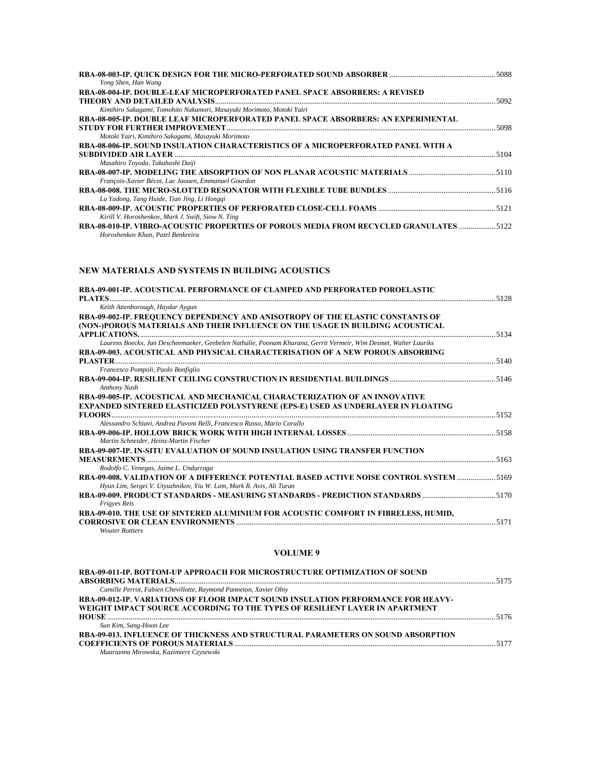**RBA-08-003-IP. QUICK DESIGN FOR THE MICRO-PERFORATED SOUND ABSORBER** ........................................................ 5088
*Yong Shen, Han Wang*

**RBA-08-004-IP. DOUBLE-LEAF MICROPERFORATED PANEL SPACE ABSORBERS: A REVISED THEORY AND DETAILED ANALYSIS** ........................................................ 5092
*Kimihiro Sakagami, Tomohito Nakamori, Masayuki Morimoto, Motoki Yairi*

**RBA-08-005-IP. DOUBLE LEAF MICROPERFORATED PANEL SPACE ABSORBERS: AN EXPERIMENTAL STUDY FOR FURTHER IMPROVEMENT** ........................................................ 5098
*Motoki Yairi, Kimihiro Sakagami, Masayuki Morimoto*

**RBA-08-006-IP. SOUND INSULATION CHARACTERISTICS OF A MICROPERFORATED PANEL WITH A SUBDIVIDED AIR LAYER** ........................................................ 5104
*Masahiro Toyoda, Takahashi Daiji*

**RBA-08-007-IP. MODELING THE ABSORPTION OF NON PLANAR ACOUSTIC MATERIALS** ........................................................ 5110
*François-Xavier Bécot, Luc Jaouen, Emmanuel Gourdon*

**RBA-08-008. THE MICRO-SLOTTED RESONATOR WITH FLEXIBLE TUBE BUNDLES** ........................................................ 5116
*Lu Yadong, Tang Huide, Tian Jing, Li Hongqi*

**RBA-08-009-IP. ACOUSTIC PROPERTIES OF PERFORATED CLOSE-CELL FOAMS** ........................................................ 5121
*Kirill V. Horoshenkov, Mark J. Swift, Siow N. Ting*

**RBA-08-010-IP. VIBRO-ACOUSTIC PROPERTIES OF POROUS MEDIA FROM RECYCLED GRANULATES** ........................................................ 5122
*Horoshenkov Khan, Patel Benkreira*

## NEW MATERIALS AND SYSTEMS IN BUILDING ACOUSTICS

**RBA-09-001-IP. ACOUSTICAL PERFORMANCE OF CLAMPED AND PERFORATED POROELASTIC PLATES** ........................................................ 5128
*Keith Attenborough, Haydar Aygun*

**RBA-09-002-IP. FREQUENCY DEPENDENCY AND ANISOTROPY OF THE ELASTIC CONSTANTS OF (NON-)POROUS MATERIALS AND THEIR INFLUENCE ON THE USAGE IN BUILDING ACOUSTICAL APPLICATIONS.** ........................................................ 5134
*Laurens Boeckx, Jan Descheemaeker, Geebelen Nathalie, Poonam Khurana, Gerrit Vermeir, Wim Desmet, Walter Lauriks*

**RBA-09-003. ACOUSTICAL AND PHYSICAL CHARACTERISATION OF A NEW POROUS ABSORBING PLASTER** ........................................................ 5140
*Francesco Pompoli, Paolo Bonfiglio*

**RBA-09-004-IP. RESILIENT CEILING CONSTRUCTION IN RESIDENTIAL BUILDINGS** ........................................................ 5146
*Anthony Nash*

**RBA-09-005-IP. ACOUSTICAL AND MECHANICAL CHARACTERIZATION OF AN INNOVATIVE EXPANDED SINTERED ELASTICIZED POLYSTYRENE (EPS-E) USED AS UNDERLAYER IN FLOATING FLOORS** ........................................................ 5152
*Alessandro Schiavi, Andrea Pavoni Belli, Francesco Russo, Mario Corallo*

**RBA-09-006-IP. HOLLOW BRICK WORK WITH HIGH INTERNAL LOSSES** ........................................................ 5158
*Martin Schneider, Heinz-Martin Fischer*

**RBA-09-007-IP. IN-SITU EVALUATION OF SOUND INSULATION USING TRANSFER FUNCTION MEASUREMENTS** ........................................................ 5163
*Rodolfo C. Venegas, Jaime L. Undurraga*

**RBA-09-008. VALIDATION OF A DIFFERENCE POTENTIAL BASED ACTIVE NOISE CONTROL SYSTEM** ........................................................ 5169
*Hyun Lim, Sergei V. Utyuzhnikov, Yiu W. Lam, Mark R. Avis, Ali Turan*

**RBA-09-009. PRODUCT STANDARDS - MEASURING STANDARDS - PREDICTION STANDARDS** ........................................................ 5170
*Frigyes Reis*

**RBA-09-010. THE USE OF SINTERED ALUMINIUM FOR ACOUSTIC COMFORT IN FIBRELESS, HUMID, CORROSIVE OR CLEAN ENVIRONMENTS** ........................................................ 5171
*Wouter Rottiers*

## VOLUME 9

**RBA-09-011-IP. BOTTOM-UP APPROACH FOR MICROSTRUCTURE OPTIMIZATION OF SOUND ABSORBING MATERIALS** ........................................................ 5175
*Camille Perrot, Fabien Chevillotte, Raymond Panneton, Xavier Olny*

**RBA-09-012-IP. VARIATIONS OF FLOOR IMPACT SOUND INSULATION PERFORMANCE FOR HEAVY-WEIGHT IMPACT SOURCE ACCORDING TO THE TYPES OF RESILIENT LAYER IN APARTMENT HOUSE** ........................................................ 5176
*Sun Kim, Sang-Hoon Lee*

**RBA-09-013. INFLUENCE OF THICKNESS AND STRUCTURAL PARAMETERS ON SOUND ABSORPTION COEFFICIENTS OF POROUS MATERIALS** ........................................................ 5177
*Maarianna Mirowska, Kazimierz Czysewski*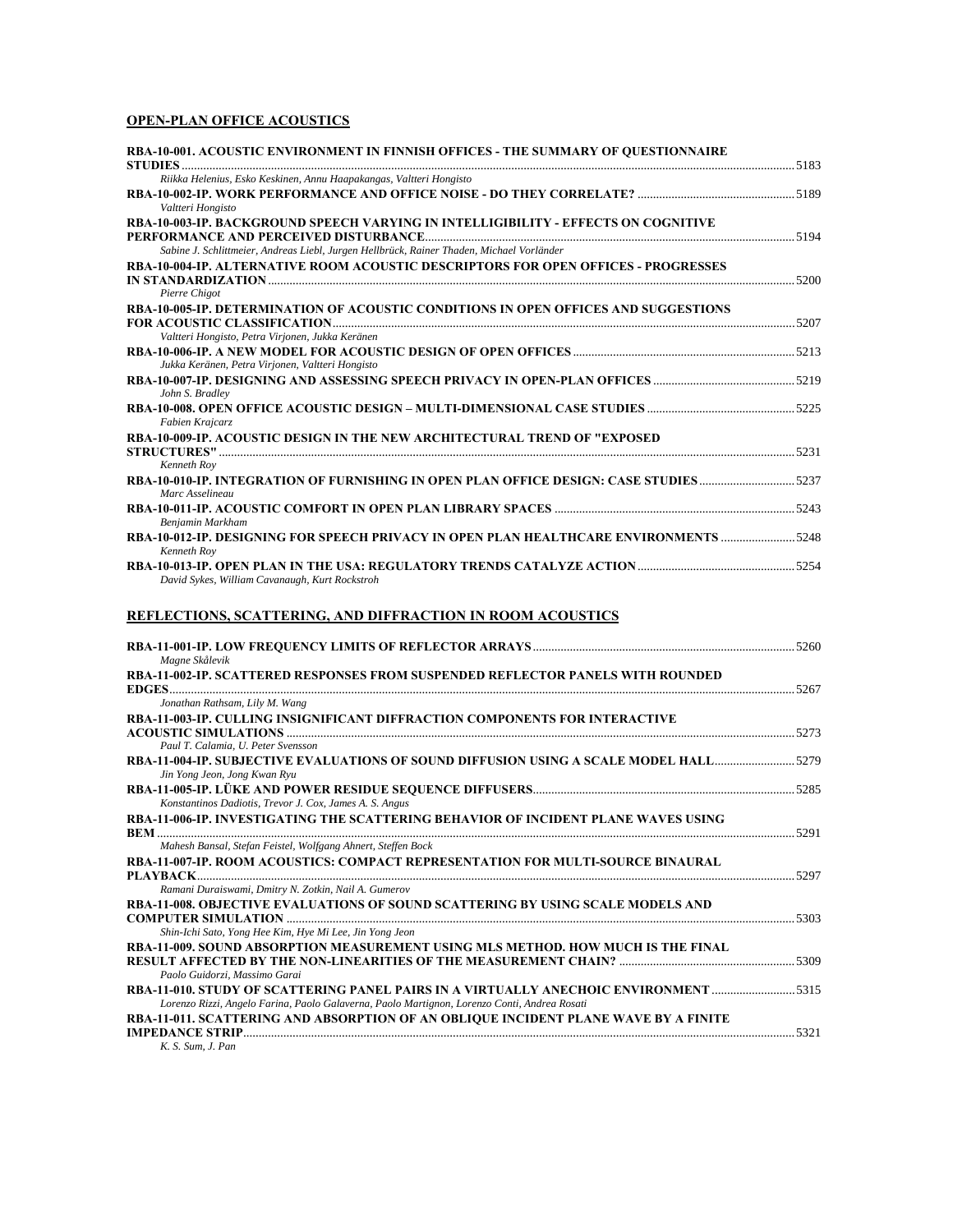## OPEN-PLAN OFFICE ACOUSTICS

**RBA-10-001. ACOUSTIC ENVIRONMENT IN FINNISH OFFICES - THE SUMMARY OF QUESTIONNAIRE STUDIES** ..... 5183
*Riikka Helenius, Esko Keskinen, Annu Haapakangas, Valtteri Hongisto*

**RBA-10-002-IP. WORK PERFORMANCE AND OFFICE NOISE - DO THEY CORRELATE?** ..... 5189
*Valtteri Hongisto*

**RBA-10-003-IP. BACKGROUND SPEECH VARYING IN INTELLIGIBILITY - EFFECTS ON COGNITIVE PERFORMANCE AND PERCEIVED DISTURBANCE** ..... 5194
*Sabine J. Schlittmeier, Andreas Liebl, Jurgen Hellbrück, Rainer Thaden, Michael Vorländer*

**RBA-10-004-IP. ALTERNATIVE ROOM ACOUSTIC DESCRIPTORS FOR OPEN OFFICES - PROGRESSES IN STANDARDIZATION** ..... 5200
*Pierre Chigot*

**RBA-10-005-IP. DETERMINATION OF ACOUSTIC CONDITIONS IN OPEN OFFICES AND SUGGESTIONS FOR ACOUSTIC CLASSIFICATION** ..... 5207
*Valtteri Hongisto, Petra Virjonen, Jukka Keränen*

**RBA-10-006-IP. A NEW MODEL FOR ACOUSTIC DESIGN OF OPEN OFFICES** ..... 5213
*Jukka Keränen, Petra Virjonen, Valtteri Hongisto*

**RBA-10-007-IP. DESIGNING AND ASSESSING SPEECH PRIVACY IN OPEN-PLAN OFFICES** ..... 5219
*John S. Bradley*

**RBA-10-008. OPEN OFFICE ACOUSTIC DESIGN – MULTI-DIMENSIONAL CASE STUDIES** ..... 5225
*Fabien Krajcarz*

**RBA-10-009-IP. ACOUSTIC DESIGN IN THE NEW ARCHITECTURAL TREND OF "EXPOSED STRUCTURES"** ..... 5231
*Kenneth Roy*

**RBA-10-010-IP. INTEGRATION OF FURNISHING IN OPEN PLAN OFFICE DESIGN: CASE STUDIES** ..... 5237
*Marc Asselineau*

**RBA-10-011-IP. ACOUSTIC COMFORT IN OPEN PLAN LIBRARY SPACES** ..... 5243
*Benjamin Markham*

**RBA-10-012-IP. DESIGNING FOR SPEECH PRIVACY IN OPEN PLAN HEALTHCARE ENVIRONMENTS** ..... 5248
*Kenneth Roy*

**RBA-10-013-IP. OPEN PLAN IN THE USA: REGULATORY TRENDS CATALYZE ACTION** ..... 5254
*David Sykes, William Cavanaugh, Kurt Rockstroh*

## REFLECTIONS, SCATTERING, AND DIFFRACTION IN ROOM ACOUSTICS

**RBA-11-001-IP. LOW FREQUENCY LIMITS OF REFLECTOR ARRAYS** ..... 5260
*Magne Skålevik*

**RBA-11-002-IP. SCATTERED RESPONSES FROM SUSPENDED REFLECTOR PANELS WITH ROUNDED EDGES** ..... 5267
*Jonathan Rathsam, Lily M. Wang*

**RBA-11-003-IP. CULLING INSIGNIFICANT DIFFRACTION COMPONENTS FOR INTERACTIVE ACOUSTIC SIMULATIONS** ..... 5273
*Paul T. Calamia, U. Peter Svensson*

**RBA-11-004-IP. SUBJECTIVE EVALUATIONS OF SOUND DIFFUSION USING A SCALE MODEL HALL** ..... 5279
*Jin Yong Jeon, Jong Kwan Ryu*

**RBA-11-005-IP. LÜKE AND POWER RESIDUE SEQUENCE DIFFUSERS** ..... 5285
*Konstantinos Dadiotis, Trevor J. Cox, James A. S. Angus*

**RBA-11-006-IP. INVESTIGATING THE SCATTERING BEHAVIOR OF INCIDENT PLANE WAVES USING BEM** ..... 5291
*Mahesh Bansal, Stefan Feistel, Wolfgang Ahnert, Steffen Bock*

**RBA-11-007-IP. ROOM ACOUSTICS: COMPACT REPRESENTATION FOR MULTI-SOURCE BINAURAL PLAYBACK** ..... 5297
*Ramani Duraiswami, Dmitry N. Zotkin, Nail A. Gumerov*

**RBA-11-008. OBJECTIVE EVALUATIONS OF SOUND SCATTERING BY USING SCALE MODELS AND COMPUTER SIMULATION** ..... 5303
*Shin-Ichi Sato, Yong Hee Kim, Hye Mi Lee, Jin Yong Jeon*

**RBA-11-009. SOUND ABSORPTION MEASUREMENT USING MLS METHOD. HOW MUCH IS THE FINAL RESULT AFFECTED BY THE NON-LINEARITIES OF THE MEASUREMENT CHAIN?** ..... 5309
*Paolo Guidorzi, Massimo Garai*

**RBA-11-010. STUDY OF SCATTERING PANEL PAIRS IN A VIRTUALLY ANECHOIC ENVIRONMENT** ..... 5315
*Lorenzo Rizzi, Angelo Farina, Paolo Galaverna, Paolo Martignon, Lorenzo Conti, Andrea Rosati*

**RBA-11-011. SCATTERING AND ABSORPTION OF AN OBLIQUE INCIDENT PLANE WAVE BY A FINITE IMPEDANCE STRIP** ..... 5321
*K. S. Sum, J. Pan*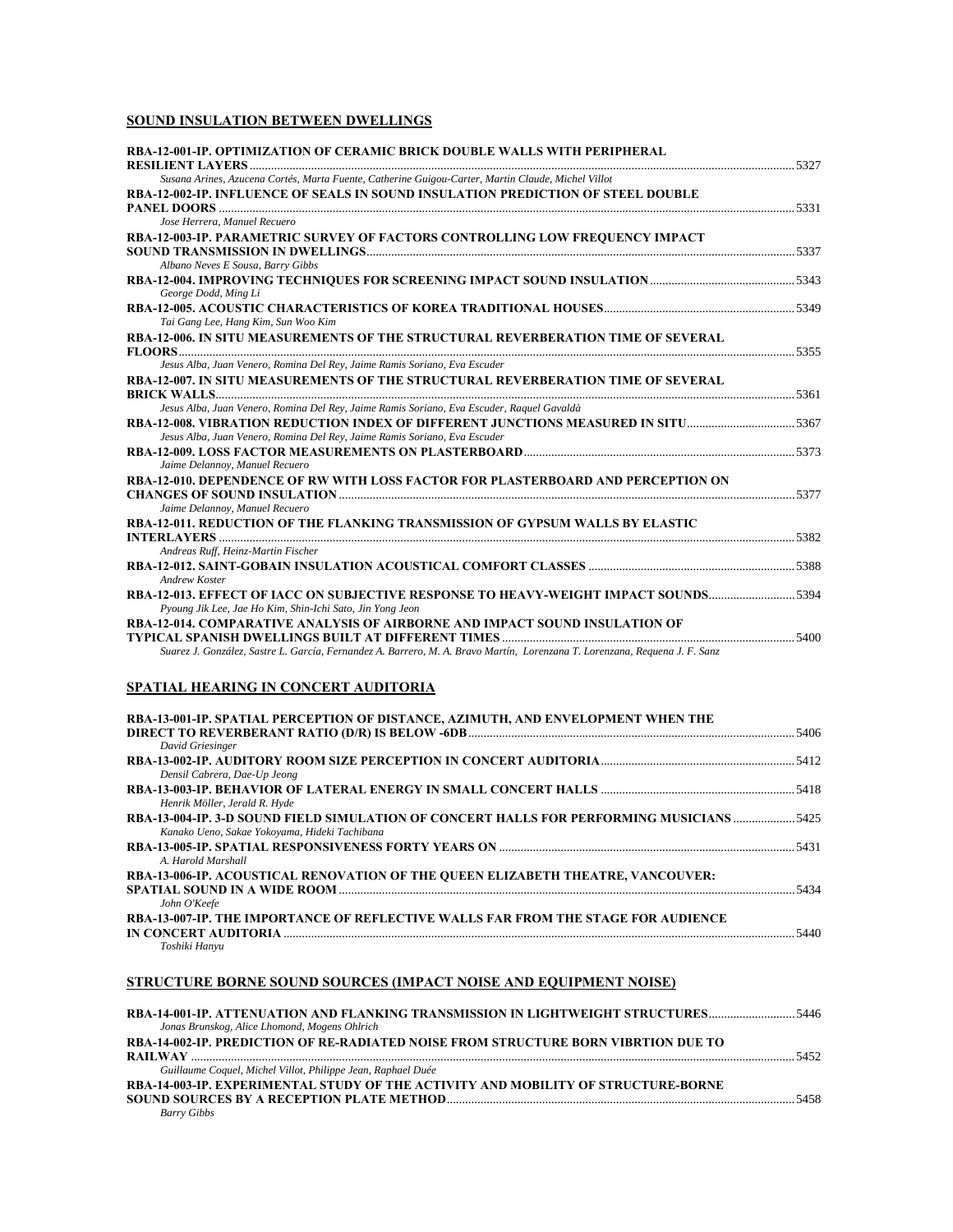## SOUND INSULATION BETWEEN DWELLINGS

**RBA-12-001-IP. OPTIMIZATION OF CERAMIC BRICK DOUBLE WALLS WITH PERIPHERAL RESILIENT LAYERS** ........ 5327
*Susana Arines, Azucena Cortés, Marta Fuente, Catherine Guigou-Carter, Martin Claude, Michel Villot*

**RBA-12-002-IP. INFLUENCE OF SEALS IN SOUND INSULATION PREDICTION OF STEEL DOUBLE PANEL DOORS** ........ 5331
*Jose Herrera, Manuel Recuero*

**RBA-12-003-IP. PARAMETRIC SURVEY OF FACTORS CONTROLLING LOW FREQUENCY IMPACT SOUND TRANSMISSION IN DWELLINGS** ........ 5337
*Albano Neves E Sousa, Barry Gibbs*

**RBA-12-004. IMPROVING TECHNIQUES FOR SCREENING IMPACT SOUND INSULATION** ........ 5343
*George Dodd, Ming Li*

**RBA-12-005. ACOUSTIC CHARACTERISTICS OF KOREA TRADITIONAL HOUSES** ........ 5349
*Tai Gang Lee, Hang Kim, Sun Woo Kim*

**RBA-12-006. IN SITU MEASUREMENTS OF THE STRUCTURAL REVERBERATION TIME OF SEVERAL FLOORS** ........ 5355
*Jesus Alba, Juan Venero, Romina Del Rey, Jaime Ramis Soriano, Eva Escuder*

**RBA-12-007. IN SITU MEASUREMENTS OF THE STRUCTURAL REVERBERATION TIME OF SEVERAL BRICK WALLS** ........ 5361
*Jesus Alba, Juan Venero, Romina Del Rey, Jaime Ramis Soriano, Eva Escuder, Raquel Gavaldà*

**RBA-12-008. VIBRATION REDUCTION INDEX OF DIFFERENT JUNCTIONS MEASURED IN SITU** ........ 5367
*Jesus Alba, Juan Venero, Romina Del Rey, Jaime Ramis Soriano, Eva Escuder*

**RBA-12-009. LOSS FACTOR MEASUREMENTS ON PLASTERBOARD** ........ 5373
*Jaime Delannoy, Manuel Recuero*

**RBA-12-010. DEPENDENCE OF RW WITH LOSS FACTOR FOR PLASTERBOARD AND PERCEPTION ON CHANGES OF SOUND INSULATION** ........ 5377
*Jaime Delannoy, Manuel Recuero*

**RBA-12-011. REDUCTION OF THE FLANKING TRANSMISSION OF GYPSUM WALLS BY ELASTIC INTERLAYERS** ........ 5382
*Andreas Ruff, Heinz-Martin Fischer*

**RBA-12-012. SAINT-GOBAIN INSULATION ACOUSTICAL COMFORT CLASSES** ........ 5388
*Andrew Koster*

**RBA-12-013. EFFECT OF IACC ON SUBJECTIVE RESPONSE TO HEAVY-WEIGHT IMPACT SOUNDS** ........ 5394
*Pyoung Jik Lee, Jae Ho Kim, Shin-Ichi Sato, Jin Yong Jeon*

**RBA-12-014. COMPARATIVE ANALYSIS OF AIRBORNE AND IMPACT SOUND INSULATION OF TYPICAL SPANISH DWELLINGS BUILT AT DIFFERENT TIMES** ........ 5400
*Suarez J. González, Sastre L. García, Fernandez A. Barrero, M. A. Bravo Martín, Lorenzana T. Lorenzana, Requena J. F. Sanz*

## SPATIAL HEARING IN CONCERT AUDITORIA

**RBA-13-001-IP. SPATIAL PERCEPTION OF DISTANCE, AZIMUTH, AND ENVELOPMENT WHEN THE DIRECT TO REVERBERANT RATIO (D/R) IS BELOW -6DB** ........ 5406
*David Griesinger*

**RBA-13-002-IP. AUDITORY ROOM SIZE PERCEPTION IN CONCERT AUDITORIA** ........ 5412
*Densil Cabrera, Dae-Up Jeong*

**RBA-13-003-IP. BEHAVIOR OF LATERAL ENERGY IN SMALL CONCERT HALLS** ........ 5418
*Henrik Möller, Jerald R. Hyde*

**RBA-13-004-IP. 3-D SOUND FIELD SIMULATION OF CONCERT HALLS FOR PERFORMING MUSICIANS** ........ 5425
*Kanako Ueno, Sakae Yokoyama, Hideki Tachibana*

**RBA-13-005-IP. SPATIAL RESPONSIVENESS FORTY YEARS ON** ........ 5431
*A. Harold Marshall*

**RBA-13-006-IP. ACOUSTICAL RENOVATION OF THE QUEEN ELIZABETH THEATRE, VANCOUVER: SPATIAL SOUND IN A WIDE ROOM** ........ 5434
*John O'Keefe*

**RBA-13-007-IP. THE IMPORTANCE OF REFLECTIVE WALLS FAR FROM THE STAGE FOR AUDIENCE IN CONCERT AUDITORIA** ........ 5440
*Toshiki Hanyu*

## STRUCTURE BORNE SOUND SOURCES (IMPACT NOISE AND EQUIPMENT NOISE)

**RBA-14-001-IP. ATTENUATION AND FLANKING TRANSMISSION IN LIGHTWEIGHT STRUCTURES** ........ 5446
*Jonas Brunskog, Alice Lhomond, Mogens Ohlrich*

**RBA-14-002-IP. PREDICTION OF RE-RADIATED NOISE FROM STRUCTURE BORN VIBRTION DUE TO RAILWAY** ........ 5452
*Guillaume Coquel, Michel Villot, Philippe Jean, Raphael Duée*

**RBA-14-003-IP. EXPERIMENTAL STUDY OF THE ACTIVITY AND MOBILITY OF STRUCTURE-BORNE SOUND SOURCES BY A RECEPTION PLATE METHOD** ........ 5458
*Barry Gibbs*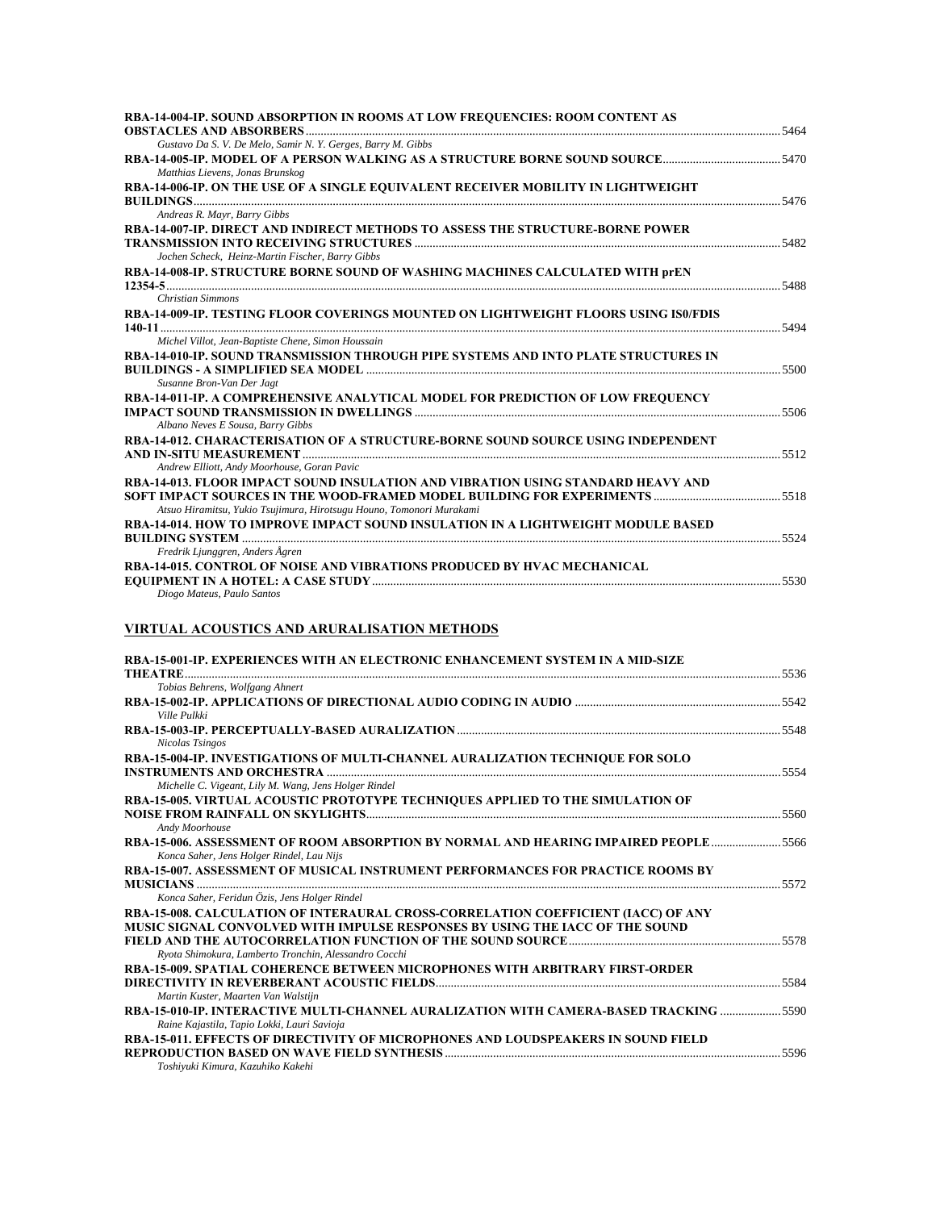**RBA-14-004-IP. SOUND ABSORPTION IN ROOMS AT LOW FREQUENCIES: ROOM CONTENT AS OBSTACLES AND ABSORBERS** ........ 5464
*Gustavo Da S. V. De Melo, Samir N. Y. Gerges, Barry M. Gibbs*

**RBA-14-005-IP. MODEL OF A PERSON WALKING AS A STRUCTURE BORNE SOUND SOURCE** ........ 5470
*Matthias Lievens, Jonas Brunskog*

**RBA-14-006-IP. ON THE USE OF A SINGLE EQUIVALENT RECEIVER MOBILITY IN LIGHTWEIGHT BUILDINGS** ........ 5476
*Andreas R. Mayr, Barry Gibbs*

**RBA-14-007-IP. DIRECT AND INDIRECT METHODS TO ASSESS THE STRUCTURE-BORNE POWER TRANSMISSION INTO RECEIVING STRUCTURES** ........ 5482
*Jochen Scheck, Heinz-Martin Fischer, Barry Gibbs*

**RBA-14-008-IP. STRUCTURE BORNE SOUND OF WASHING MACHINES CALCULATED WITH prEN 12354-5** ........ 5488
*Christian Simmons*

**RBA-14-009-IP. TESTING FLOOR COVERINGS MOUNTED ON LIGHTWEIGHT FLOORS USING IS0/FDIS 140-11** ........ 5494
*Michel Villot, Jean-Baptiste Chene, Simon Houssain*

**RBA-14-010-IP. SOUND TRANSMISSION THROUGH PIPE SYSTEMS AND INTO PLATE STRUCTURES IN BUILDINGS - A SIMPLIFIED SEA MODEL** ........ 5500
*Susanne Bron-Van Der Jagt*

**RBA-14-011-IP. A COMPREHENSIVE ANALYTICAL MODEL FOR PREDICTION OF LOW FREQUENCY IMPACT SOUND TRANSMISSION IN DWELLINGS** ........ 5506
*Albano Neves E Sousa, Barry Gibbs*

**RBA-14-012. CHARACTERISATION OF A STRUCTURE-BORNE SOUND SOURCE USING INDEPENDENT AND IN-SITU MEASUREMENT** ........ 5512
*Andrew Elliott, Andy Moorhouse, Goran Pavic*

**RBA-14-013. FLOOR IMPACT SOUND INSULATION AND VIBRATION USING STANDARD HEAVY AND SOFT IMPACT SOURCES IN THE WOOD-FRAMED MODEL BUILDING FOR EXPERIMENTS** ........ 5518
*Atsuo Hiramitsu, Yukio Tsujimura, Hirotsugu Houno, Tomonori Murakami*

**RBA-14-014. HOW TO IMPROVE IMPACT SOUND INSULATION IN A LIGHTWEIGHT MODULE BASED BUILDING SYSTEM** ........ 5524
*Fredrik Ljunggren, Anders Ågren*

**RBA-14-015. CONTROL OF NOISE AND VIBRATIONS PRODUCED BY HVAC MECHANICAL EQUIPMENT IN A HOTEL: A CASE STUDY** ........ 5530
*Diogo Mateus, Paulo Santos*

## VIRTUAL ACOUSTICS AND ARURALISATION METHODS

**RBA-15-001-IP. EXPERIENCES WITH AN ELECTRONIC ENHANCEMENT SYSTEM IN A MID-SIZE THEATRE** ........ 5536
*Tobias Behrens, Wolfgang Ahnert*

**RBA-15-002-IP. APPLICATIONS OF DIRECTIONAL AUDIO CODING IN AUDIO** ........ 5542
*Ville Pulkki*

**RBA-15-003-IP. PERCEPTUALLY-BASED AURALIZATION** ........ 5548
*Nicolas Tsingos*

**RBA-15-004-IP. INVESTIGATIONS OF MULTI-CHANNEL AURALIZATION TECHNIQUE FOR SOLO INSTRUMENTS AND ORCHESTRA** ........ 5554
*Michelle C. Vigeant, Lily M. Wang, Jens Holger Rindel*

**RBA-15-005. VIRTUAL ACOUSTIC PROTOTYPE TECHNIQUES APPLIED TO THE SIMULATION OF NOISE FROM RAINFALL ON SKYLIGHTS** ........ 5560
*Andy Moorhouse*

**RBA-15-006. ASSESSMENT OF ROOM ABSORPTION BY NORMAL AND HEARING IMPAIRED PEOPLE** ........ 5566
*Konca Saher, Jens Holger Rindel, Lau Nijs*

**RBA-15-007. ASSESSMENT OF MUSICAL INSTRUMENT PERFORMANCES FOR PRACTICE ROOMS BY MUSICIANS** ........ 5572
*Konca Saher, Feridun Özis, Jens Holger Rindel*

**RBA-15-008. CALCULATION OF INTERAURAL CROSS-CORRELATION COEFFICIENT (IACC) OF ANY MUSIC SIGNAL CONVOLVED WITH IMPULSE RESPONSES BY USING THE IACC OF THE SOUND FIELD AND THE AUTOCORRELATION FUNCTION OF THE SOUND SOURCE** ........ 5578
*Ryota Shimokura, Lamberto Tronchin, Alessandro Cocchi*

**RBA-15-009. SPATIAL COHERENCE BETWEEN MICROPHONES WITH ARBITRARY FIRST-ORDER DIRECTIVITY IN REVERBERANT ACOUSTIC FIELDS** ........ 5584
*Martin Kuster, Maarten Van Walstijn*

**RBA-15-010-IP. INTERACTIVE MULTI-CHANNEL AURALIZATION WITH CAMERA-BASED TRACKING** ........ 5590
*Raine Kajastila, Tapio Lokki, Lauri Savioja*

**RBA-15-011. EFFECTS OF DIRECTIVITY OF MICROPHONES AND LOUDSPEAKERS IN SOUND FIELD REPRODUCTION BASED ON WAVE FIELD SYNTHESIS** ........ 5596
*Toshiyuki Kimura, Kazuhiko Kakehi*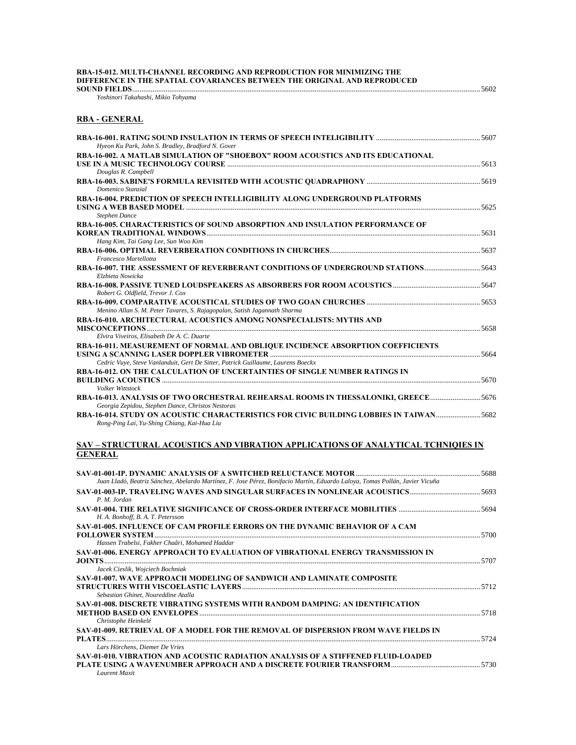**RBA-15-012. MULTI-CHANNEL RECORDING AND REPRODUCTION FOR MINIMIZING THE DIFFERENCE IN THE SPATIAL COVARIANCES BETWEEN THE ORIGINAL AND REPRODUCED SOUND FIELDS** .......... 5602
*Yoshinori Takahashi, Mikio Tohyama*

## RBA - GENERAL

**RBA-16-001. RATING SOUND INSULATION IN TERMS OF SPEECH INTELIGIBILITY** .......... 5607
*Hyeon Ku Park, John S. Bradley, Bradford N. Gover*

**RBA-16-002. A MATLAB SIMULATION OF "SHOEBOX" ROOM ACOUSTICS AND ITS EDUCATIONAL USE IN A MUSIC TECHNOLOGY COURSE** .......... 5613
*Douglas R. Campbell*

**RBA-16-003. SABINE'S FORMULA REVISITED WITH ACOUSTIC QUADRAPHONY** .......... 5619
*Domenico Stanzial*

**RBA-16-004. PREDICTION OF SPEECH INTELLIGIBILITY ALONG UNDERGROUND PLATFORMS USING A WEB BASED MODEL** .......... 5625
*Stephen Dance*

**RBA-16-005. CHARACTERISTICS OF SOUND ABSORPTION AND INSULATION PERFORMANCE OF KOREAN TRADITIONAL WINDOWS** .......... 5631
*Hang Kim, Tai Gang Lee, Sun Woo Kim*

**RBA-16-006. OPTIMAL REVERBERATION CONDITIONS IN CHURCHES** .......... 5637
*Francesco Martellotta*

**RBA-16-007. THE ASSESSMENT OF REVERBERANT CONDITIONS OF UNDERGROUND STATIONS** .......... 5643
*Elzbieta Nowicka*

**RBA-16-008. PASSIVE TUNED LOUDSPEAKERS AS ABSORBERS FOR ROOM ACOUSTICS** .......... 5647
*Robert G. Oldfield, Trevor J. Cox*

**RBA-16-009. COMPARATIVE ACOUSTICAL STUDIES OF TWO GOAN CHURCHES** .......... 5653
*Menino Allan S. M. Peter Tavares, S. Rajagopalan, Satish Jagannath Sharma*

**RBA-16-010. ARCHITECTURAL ACOUSTICS AMONG NONSPECIALISTS: MYTHS AND MISCONCEPTIONS** .......... 5658
*Elvira Viveiros, Elisabeth De A. C. Duarte*

**RBA-16-011. MEASUREMENT OF NORMAL AND OBLIQUE INCIDENCE ABSORPTION COEFFICIENTS USING A SCANNING LASER DOPPLER VIBROMETER** .......... 5664
*Cedric Vuye, Steve Vanlanduit, Gert De Sitter, Patrick Guillaume, Laurens Boeckx*

**RBA-16-012. ON THE CALCULATION OF UNCERTAINTIES OF SINGLE NUMBER RATINGS IN BUILDING ACOUSTICS** .......... 5670
*Volker Wittstock*

**RBA-16-013. ANALYSIS OF TWO ORCHESTRAL REHEARSAL ROOMS IN THESSALONIKI, GREECE** .......... 5676
*Georgia Zepidou, Stephen Dance, Christos Nestoras*

**RBA-16-014. STUDY ON ACOUSTIC CHARACTERISTICS FOR CIVIC BUILDING LOBBIES IN TAIWAN** .......... 5682
*Rong-Ping Lai, Yu-Shing Chiang, Kai-Hua Liu*

## SAV – STRUCTURAL ACOUSTICS AND VIBRATION APPLICATIONS OF ANALYTICAL TCHNIQIES IN GENERAL

**SAV-01-001-IP. DYNAMIC ANALYSIS OF A SWITCHED RELUCTANCE MOTOR** .......... 5688
*Juan Lladó, Beatriz Sánchez, Abelardo Martínez, F. Jose Pérez, Bonifacio Martín, Eduardo Laloya, Tomas Pollán, Javier Vicuña*

**SAV-01-003-IP. TRAVELING WAVES AND SINGULAR SURFACES IN NONLINEAR ACOUSTICS** .......... 5693
*P. M. Jordan*

**SAV-01-004. THE RELATIVE SIGNIFICANCE OF CROSS-ORDER INTERFACE MOBILITIES** .......... 5694
*H. A. Bonhoff, B. A. T. Petersson*

**SAV-01-005. INFLUENCE OF CAM PROFILE ERRORS ON THE DYNAMIC BEHAVIOR OF A CAM FOLLOWER SYSTEM** .......... 5700
*Hassen Trabelsi, Fakher Chaâri, Mohamed Haddar*

**SAV-01-006. ENERGY APPROACH TO EVALUATION OF VIBRATIONAL ENERGY TRANSMISSION IN JOINTS** .......... 5707
*Jacek Cieslik, Wojciech Bochniak*

**SAV-01-007. WAVE APPROACH MODELING OF SANDWICH AND LAMINATE COMPOSITE STRUCTURES WITH VISCOELASTIC LAYERS** .......... 5712
*Sebastian Ghinet, Noureddine Atalla*

**SAV-01-008. DISCRETE VIBRATING SYSTEMS WITH RANDOM DAMPING: AN IDENTIFICATION METHOD BASED ON ENVELOPES** .......... 5718
*Christophe Heinkelé*

**SAV-01-009. RETRIEVAL OF A MODEL FOR THE REMOVAL OF DISPERSION FROM WAVE FIELDS IN PLATES** .......... 5724
*Lars Hörchens, Diemer De Vries*

**SAV-01-010. VIBRATION AND ACOUSTIC RADIATION ANALYSIS OF A STIFFENED FLUID-LOADED PLATE USING A WAVENUMBER APPROACH AND A DISCRETE FOURIER TRANSFORM** .......... 5730
*Laurent Maxit*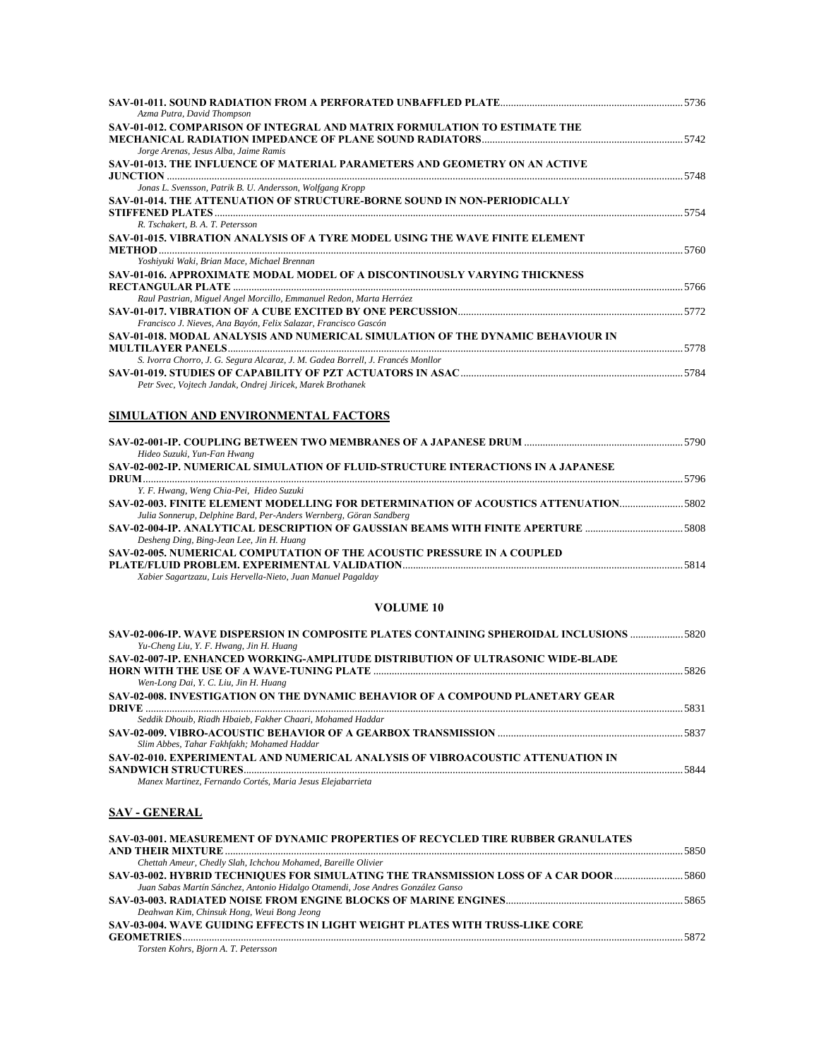**SAV-01-011. SOUND RADIATION FROM A PERFORATED UNBAFFLED PLATE** .......... 5736
*Azma Putra, David Thompson*

**SAV-01-012. COMPARISON OF INTEGRAL AND MATRIX FORMULATION TO ESTIMATE THE MECHANICAL RADIATION IMPEDANCE OF PLANE SOUND RADIATORS** .......... 5742
*Jorge Arenas, Jesus Alba, Jaime Ramis*

**SAV-01-013. THE INFLUENCE OF MATERIAL PARAMETERS AND GEOMETRY ON AN ACTIVE JUNCTION** .......... 5748
*Jonas L. Svensson, Patrik B. U. Andersson, Wolfgang Kropp*

**SAV-01-014. THE ATTENUATION OF STRUCTURE-BORNE SOUND IN NON-PERIODICALLY STIFFENED PLATES** .......... 5754
*R. Tschakert, B. A. T. Petersson*

**SAV-01-015. VIBRATION ANALYSIS OF A TYRE MODEL USING THE WAVE FINITE ELEMENT METHOD** .......... 5760
*Yoshiyuki Waki, Brian Mace, Michael Brennan*

**SAV-01-016. APPROXIMATE MODAL MODEL OF A DISCONTINOUSLY VARYING THICKNESS RECTANGULAR PLATE** .......... 5766
*Raul Pastrian, Miguel Angel Morcillo, Emmanuel Redon, Marta Herráez*

**SAV-01-017. VIBRATION OF A CUBE EXCITED BY ONE PERCUSSION** .......... 5772
*Francisco J. Nieves, Ana Bayón, Felix Salazar, Francisco Gascón*

**SAV-01-018. MODAL ANALYSIS AND NUMERICAL SIMULATION OF THE DYNAMIC BEHAVIOUR IN MULTILAYER PANELS** .......... 5778
*S. Ivorra Chorro, J. G. Segura Alcaraz, J. M. Gadea Borrell, J. Francés Monllor*

**SAV-01-019. STUDIES OF CAPABILITY OF PZT ACTUATORS IN ASAC** .......... 5784
*Petr Svec, Vojtech Jandak, Ondrej Jiricek, Marek Brothanek*

## SIMULATION AND ENVIRONMENTAL FACTORS

**SAV-02-001-IP. COUPLING BETWEEN TWO MEMBRANES OF A JAPANESE DRUM** .......... 5790
*Hideo Suzuki, Yun-Fan Hwang*

**SAV-02-002-IP. NUMERICAL SIMULATION OF FLUID-STRUCTURE INTERACTIONS IN A JAPANESE DRUM** .......... 5796
*Y. F. Hwang, Weng Chia-Pei, Hideo Suzuki*

**SAV-02-003. FINITE ELEMENT MODELLING FOR DETERMINATION OF ACOUSTICS ATTENUATION** .......... 5802
*Julia Sonnerup, Delphine Bard, Per-Anders Wernberg, Göran Sandberg*

**SAV-02-004-IP. ANALYTICAL DESCRIPTION OF GAUSSIAN BEAMS WITH FINITE APERTURE** .......... 5808
*Desheng Ding, Bing-Jean Lee, Jin H. Huang*

**SAV-02-005. NUMERICAL COMPUTATION OF THE ACOUSTIC PRESSURE IN A COUPLED PLATE/FLUID PROBLEM. EXPERIMENTAL VALIDATION** .......... 5814
*Xabier Sagartzazu, Luis Hervella-Nieto, Juan Manuel Pagalday*

## VOLUME 10

**SAV-02-006-IP. WAVE DISPERSION IN COMPOSITE PLATES CONTAINING SPHEROIDAL INCLUSIONS** .......... 5820
*Yu-Cheng Liu, Y. F. Hwang, Jin H. Huang*

**SAV-02-007-IP. ENHANCED WORKING-AMPLITUDE DISTRIBUTION OF ULTRASONIC WIDE-BLADE HORN WITH THE USE OF A WAVE-TUNING PLATE** .......... 5826
*Wen-Long Dai, Y. C. Liu, Jin H. Huang*

**SAV-02-008. INVESTIGATION ON THE DYNAMIC BEHAVIOR OF A COMPOUND PLANETARY GEAR DRIVE** .......... 5831
*Seddik Dhouib, Riadh Hbaieb, Fakher Chaari, Mohamed Haddar*

**SAV-02-009. VIBRO-ACOUSTIC BEHAVIOR OF A GEARBOX TRANSMISSION** .......... 5837
*Slim Abbes, Tahar Fakhfakh; Mohamed Haddar*

**SAV-02-010. EXPERIMENTAL AND NUMERICAL ANALYSIS OF VIBROACOUSTIC ATTENUATION IN SANDWICH STRUCTURES** .......... 5844
*Manex Martinez, Fernando Cortés, Maria Jesus Elejabarrieta*

## SAV - GENERAL

**SAV-03-001. MEASUREMENT OF DYNAMIC PROPERTIES OF RECYCLED TIRE RUBBER GRANULATES AND THEIR MIXTURE** .......... 5850
*Chettah Ameur, Chedly Slah, Ichchou Mohamed, Bareille Olivier*

**SAV-03-002. HYBRID TECHNIQUES FOR SIMULATING THE TRANSMISSION LOSS OF A CAR DOOR** .......... 5860
*Juan Sabas Martín Sánchez, Antonio Hidalgo Otamendi, Jose Andres González Ganso*

**SAV-03-003. RADIATED NOISE FROM ENGINE BLOCKS OF MARINE ENGINES** .......... 5865
*Deahwan Kim, Chinsuk Hong, Weui Bong Jeong*

**SAV-03-004. WAVE GUIDING EFFECTS IN LIGHT WEIGHT PLATES WITH TRUSS-LIKE CORE GEOMETRIES** .......... 5872
*Torsten Kohrs, Bjorn A. T. Petersson*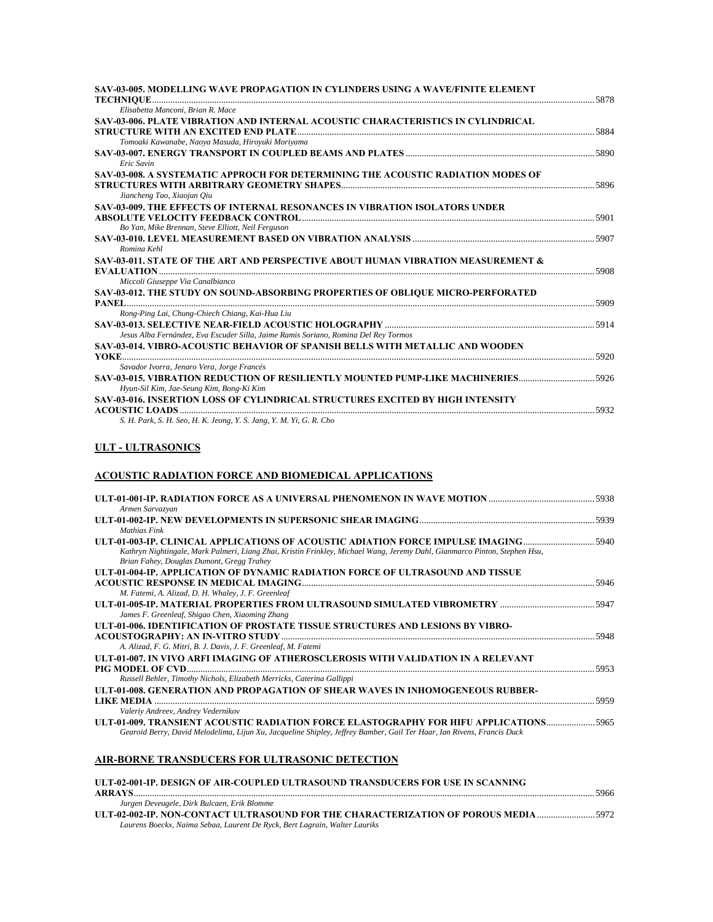**SAV-03-005. MODELLING WAVE PROPAGATION IN CYLINDERS USING A WAVE/FINITE ELEMENT TECHNIQUE** .......... 5878
*Elisabetta Manconi, Brian R. Mace*

**SAV-03-006. PLATE VIBRATION AND INTERNAL ACOUSTIC CHARACTERISTICS IN CYLINDRICAL STRUCTURE WITH AN EXCITED END PLATE** .......... 5884
*Tomoaki Kawanabe, Naoya Masuda, Hiroyuki Moriyama*

**SAV-03-007. ENERGY TRANSPORT IN COUPLED BEAMS AND PLATES** .......... 5890
*Eric Savin*

**SAV-03-008. A SYSTEMATIC APPROCH FOR DETERMINING THE ACOUSTIC RADIATION MODES OF STRUCTURES WITH ARBITRARY GEOMETRY SHAPES** .......... 5896
*Jiancheng Tao, Xiaojun Qiu*

**SAV-03-009. THE EFFECTS OF INTERNAL RESONANCES IN VIBRATION ISOLATORS UNDER ABSOLUTE VELOCITY FEEDBACK CONTROL** .......... 5901
*Bo Yan, Mike Brennan, Steve Elliott, Neil Ferguson*

**SAV-03-010. LEVEL MEASUREMENT BASED ON VIBRATION ANALYSIS** .......... 5907
*Romina Kehl*

**SAV-03-011. STATE OF THE ART AND PERSPECTIVE ABOUT HUMAN VIBRATION MEASUREMENT & EVALUATION** .......... 5908
*Miccoli Giuseppe Via Canalbianco*

**SAV-03-012. THE STUDY ON SOUND-ABSORBING PROPERTIES OF OBLIQUE MICRO-PERFORATED PANEL** .......... 5909
*Rong-Ping Lai, Chung-Chiech Chiang, Kai-Hua Liu*

**SAV-03-013. SELECTIVE NEAR-FIELD ACOUSTIC HOLOGRAPHY** .......... 5914
*Jesus Alba Fernández, Eva Escuder Silla, Jaime Ramis Soriano, Romina Del Rey Tormos*

**SAV-03-014. VIBRO-ACOUSTIC BEHAVIOR OF SPANISH BELLS WITH METALLIC AND WOODEN YOKE** .......... 5920
*Savador Ivorra, Jenaro Vera, Jorge Francés*

**SAV-03-015. VIBRATION REDUCTION OF RESILIENTLY MOUNTED PUMP-LIKE MACHINERIES** .......... 5926
*Hyun-Sil Kim, Jae-Seung Kim, Bong-Ki Kim*

**SAV-03-016. INSERTION LOSS OF CYLINDRICAL STRUCTURES EXCITED BY HIGH INTENSITY ACOUSTIC LOADS** .......... 5932
*S. H. Park, S. H. Seo, H. K. Jeong, Y. S. Jang, Y. M. Yi, G. R. Cho*

## ULT - ULTRASONICS

### ACOUSTIC RADIATION FORCE AND BIOMEDICAL APPLICATIONS

**ULT-01-001-IP. RADIATION FORCE AS A UNIVERSAL PHENOMENON IN WAVE MOTION** .......... 5938
*Armen Sarvazyan*

**ULT-01-002-IP. NEW DEVELOPMENTS IN SUPERSONIC SHEAR IMAGING** .......... 5939
*Mathias Fink*

**ULT-01-003-IP. CLINICAL APPLICATIONS OF ACOUSTIC ADIATION FORCE IMPULSE IMAGING** .......... 5940
*Kathryn Nightingale, Mark Palmeri, Liang Zhai, Kristin Frinkley, Michael Wang, Jeremy Dahl, Gianmarco Pinton, Stephen Hsu, Brian Fahey, Douglas Dumont, Gregg Trahey*

**ULT-01-004-IP. APPLICATION OF DYNAMIC RADIATION FORCE OF ULTRASOUND AND TISSUE ACOUSTIC RESPONSE IN MEDICAL IMAGING** .......... 5946
*M. Fatemi, A. Alizad, D. H. Whaley, J. F. Greenleaf*

**ULT-01-005-IP. MATERIAL PROPERTIES FROM ULTRASOUND SIMULATED VIBROMETRY** .......... 5947
*James F. Greenleaf, Shigao Chen, Xiaoming Zhang*

**ULT-01-006. IDENTIFICATION OF PROSTATE TISSUE STRUCTURES AND LESIONS BY VIBRO-ACOUSTOGRAPHY: AN IN-VITRO STUDY** .......... 5948
*A. Alizad, F. G. Mitri, B. J. Davis, J. F. Greenleaf, M. Fatemi*

**ULT-01-007. IN VIVO ARFI IMAGING OF ATHEROSCLEROSIS WITH VALIDATION IN A RELEVANT PIG MODEL OF CVD** .......... 5953
*Russell Behler, Timothy Nichols, Elizabeth Merricks, Caterina Gallippi*

**ULT-01-008. GENERATION AND PROPAGATION OF SHEAR WAVES IN INHOMOGENEOUS RUBBER-LIKE MEDIA** .......... 5959
*Valeriy Andreev, Andrey Vedernikov*

**ULT-01-009. TRANSIENT ACOUSTIC RADIATION FORCE ELASTOGRAPHY FOR HIFU APPLICATIONS** .......... 5965
*Gearoid Berry, David Melodelima, Lijun Xu, Jacqueline Shipley, Jeffrey Bamber, Gail Ter Haar, Ian Rivens, Francis Duck*

### AIR-BORNE TRANSDUCERS FOR ULTRASONIC DETECTION

**ULT-02-001-IP. DESIGN OF AIR-COUPLED ULTRASOUND TRANSDUCERS FOR USE IN SCANNING ARRAYS** .......... 5966
*Jurgen Deveugele, Dirk Bulcaen, Erik Blomme*

**ULT-02-002-IP. NON-CONTACT ULTRASOUND FOR THE CHARACTERIZATION OF POROUS MEDIA** .......... 5972
*Laurens Boeckx, Naima Sebaa, Laurent De Ryck, Bert Lagrain, Walter Lauriks*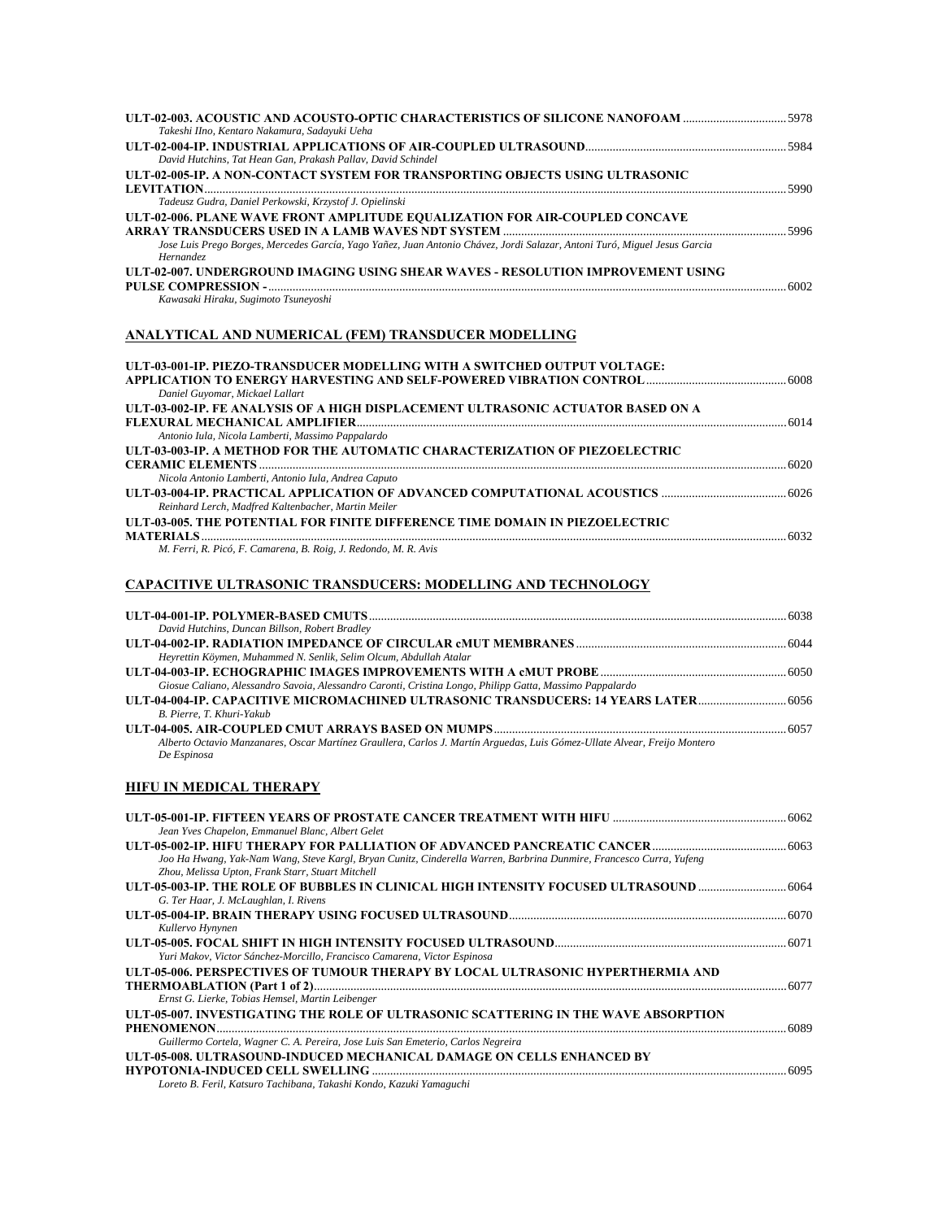**ULT-02-003. ACOUSTIC AND ACOUSTO-OPTIC CHARACTERISTICS OF SILICONE NANOFOAM** .......... 5978
*Takeshi IIno, Kentaro Nakamura, Sadayuki Ueha*

**ULT-02-004-IP. INDUSTRIAL APPLICATIONS OF AIR-COUPLED ULTRASOUND** .......... 5984
*David Hutchins, Tat Hean Gan, Prakash Pallav, David Schindel*

**ULT-02-005-IP. A NON-CONTACT SYSTEM FOR TRANSPORTING OBJECTS USING ULTRASONIC LEVITATION** .......... 5990
*Tadeusz Gudra, Daniel Perkowski, Krzystof J. Opielinski*

**ULT-02-006. PLANE WAVE FRONT AMPLITUDE EQUALIZATION FOR AIR-COUPLED CONCAVE ARRAY TRANSDUCERS USED IN A LAMB WAVES NDT SYSTEM** .......... 5996
*Jose Luis Prego Borges, Mercedes García, Yago Yañez, Juan Antonio Chávez, Jordi Salazar, Antoni Turó, Miguel Jesus Garcia Hernandez*

**ULT-02-007. UNDERGROUND IMAGING USING SHEAR WAVES - RESOLUTION IMPROVEMENT USING PULSE COMPRESSION -** .......... 6002
*Kawasaki Hiraku, Sugimoto Tsuneyoshi*

## ANALYTICAL AND NUMERICAL (FEM) TRANSDUCER MODELLING

**ULT-03-001-IP. PIEZO-TRANSDUCER MODELLING WITH A SWITCHED OUTPUT VOLTAGE: APPLICATION TO ENERGY HARVESTING AND SELF-POWERED VIBRATION CONTROL** .......... 6008
*Daniel Guyomar, Mickael Lallart*

**ULT-03-002-IP. FE ANALYSIS OF A HIGH DISPLACEMENT ULTRASONIC ACTUATOR BASED ON A FLEXURAL MECHANICAL AMPLIFIER** .......... 6014
*Antonio Iula, Nicola Lamberti, Massimo Pappalardo*

**ULT-03-003-IP. A METHOD FOR THE AUTOMATIC CHARACTERIZATION OF PIEZOELECTRIC CERAMIC ELEMENTS** .......... 6020
*Nicola Antonio Lamberti, Antonio Iula, Andrea Caputo*

**ULT-03-004-IP. PRACTICAL APPLICATION OF ADVANCED COMPUTATIONAL ACOUSTICS** .......... 6026
*Reinhard Lerch, Madfred Kaltenbacher, Martin Meiler*

**ULT-03-005. THE POTENTIAL FOR FINITE DIFFERENCE TIME DOMAIN IN PIEZOELECTRIC MATERIALS** .......... 6032
*M. Ferri, R. Picó, F. Camarena, B. Roig, J. Redondo, M. R. Avis*

## CAPACITIVE ULTRASONIC TRANSDUCERS: MODELLING AND TECHNOLOGY

**ULT-04-001-IP. POLYMER-BASED CMUTS** .......... 6038
*David Hutchins, Duncan Billson, Robert Bradley*

**ULT-04-002-IP. RADIATION IMPEDANCE OF CIRCULAR cMUT MEMBRANES** .......... 6044
*Heyrettin Köymen, Muhammed N. Senlik, Selim Olcum, Abdullah Atalar*

**ULT-04-003-IP. ECHOGRAPHIC IMAGES IMPROVEMENTS WITH A cMUT PROBE** .......... 6050
*Giosue Caliano, Alessandro Savoia, Alessandro Caronti, Cristina Longo, Philipp Gatta, Massimo Pappalardo*

**ULT-04-004-IP. CAPACITIVE MICROMACHINED ULTRASONIC TRANSDUCERS: 14 YEARS LATER** .......... 6056
*B. Pierre, T. Khuri-Yakub*

**ULT-04-005. AIR-COUPLED CMUT ARRAYS BASED ON MUMPS** .......... 6057
*Alberto Octavio Manzanares, Oscar Martínez Graullera, Carlos J. Martín Arguedas, Luis Gómez-Ullate Alvear, Freijo Montero De Espinosa*

## HIFU IN MEDICAL THERAPY

**ULT-05-001-IP. FIFTEEN YEARS OF PROSTATE CANCER TREATMENT WITH HIFU** .......... 6062
*Jean Yves Chapelon, Emmanuel Blanc, Albert Gelet*

**ULT-05-002-IP. HIFU THERAPY FOR PALLIATION OF ADVANCED PANCREATIC CANCER** .......... 6063
*Joo Ha Hwang, Yak-Nam Wang, Steve Kargl, Bryan Cunitz, Cinderella Warren, Barbrina Dunmire, Francesco Curra, Yufeng Zhou, Melissa Upton, Frank Starr, Stuart Mitchell*

**ULT-05-003-IP. THE ROLE OF BUBBLES IN CLINICAL HIGH INTENSITY FOCUSED ULTRASOUND** .......... 6064
*G. Ter Haar, J. McLaughlan, I. Rivens*

**ULT-05-004-IP. BRAIN THERAPY USING FOCUSED ULTRASOUND** .......... 6070
*Kullervo Hynynen*

**ULT-05-005. FOCAL SHIFT IN HIGH INTENSITY FOCUSED ULTRASOUND** .......... 6071
*Yuri Makov, Victor Sánchez-Morcillo, Francisco Camarena, Victor Espinosa*

**ULT-05-006. PERSPECTIVES OF TUMOUR THERAPY BY LOCAL ULTRASONIC HYPERTHERMIA AND THERMOABLATION (Part 1 of 2)** .......... 6077
*Ernst G. Lierke, Tobias Hemsel, Martin Leibenger*

**ULT-05-007. INVESTIGATING THE ROLE OF ULTRASONIC SCATTERING IN THE WAVE ABSORPTION PHENOMENON** .......... 6089
*Guillermo Cortela, Wagner C. A. Pereira, Jose Luis San Emeterio, Carlos Negreira*

**ULT-05-008. ULTRASOUND-INDUCED MECHANICAL DAMAGE ON CELLS ENHANCED BY HYPOTONIA-INDUCED CELL SWELLING** .......... 6095
*Loreto B. Feril, Katsuro Tachibana, Takashi Kondo, Kazuki Yamaguchi*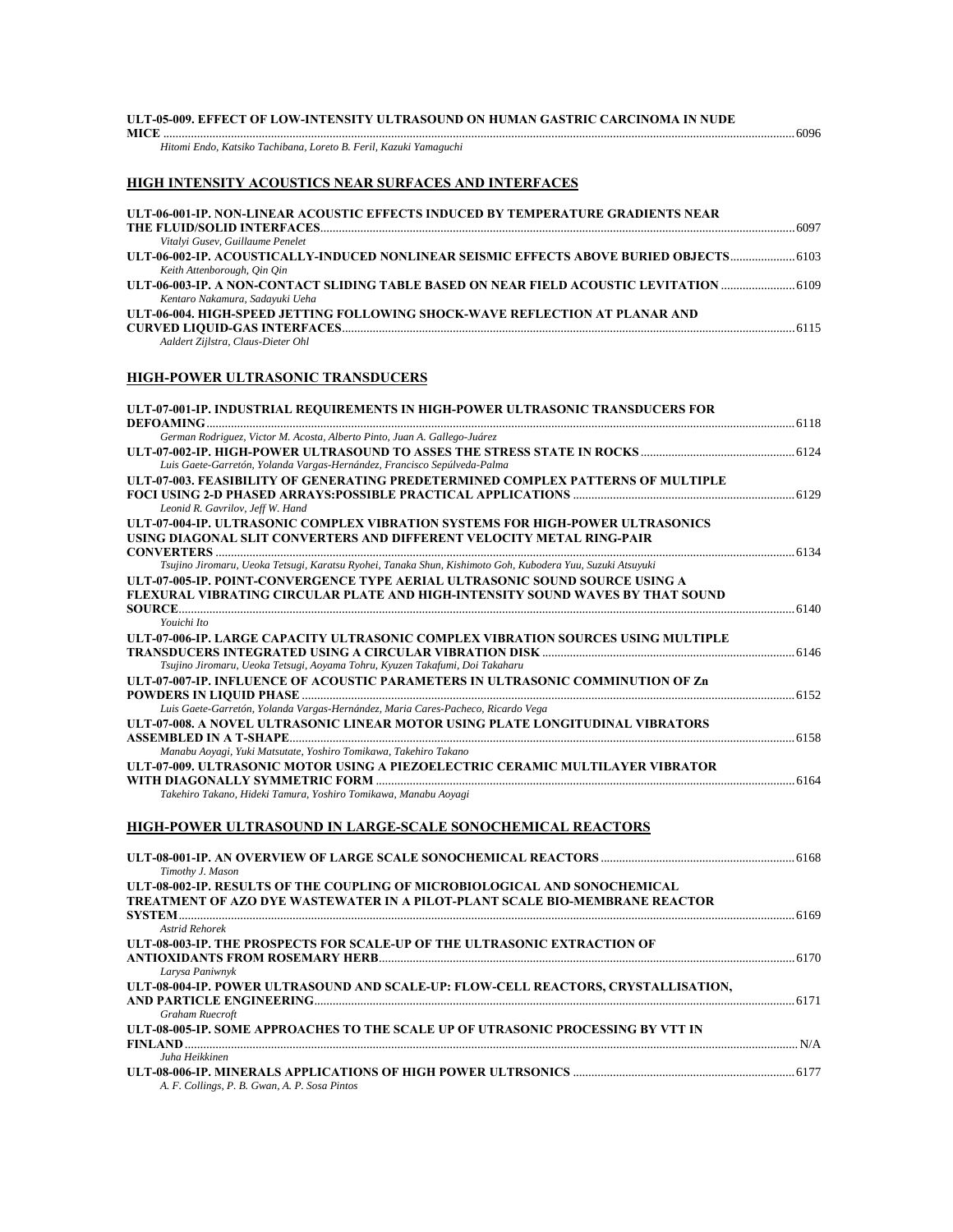**ULT-05-009. EFFECT OF LOW-INTENSITY ULTRASOUND ON HUMAN GASTRIC CARCINOMA IN NUDE MICE** ........ 6096
*Hitomi Endo, Katsiko Tachibana, Loreto B. Feril, Kazuki Yamaguchi*

## HIGH INTENSITY ACOUSTICS NEAR SURFACES AND INTERFACES

**ULT-06-001-IP. NON-LINEAR ACOUSTIC EFFECTS INDUCED BY TEMPERATURE GRADIENTS NEAR THE FLUID/SOLID INTERFACES** ........ 6097
*Vitalyi Gusev, Guillaume Penelet*

**ULT-06-002-IP. ACOUSTICALLY-INDUCED NONLINEAR SEISMIC EFFECTS ABOVE BURIED OBJECTS** ........ 6103
*Keith Attenborough, Qin Qin*

**ULT-06-003-IP. A NON-CONTACT SLIDING TABLE BASED ON NEAR FIELD ACOUSTIC LEVITATION** ........ 6109
*Kentaro Nakamura, Sadayuki Ueha*

**ULT-06-004. HIGH-SPEED JETTING FOLLOWING SHOCK-WAVE REFLECTION AT PLANAR AND CURVED LIQUID-GAS INTERFACES** ........ 6115
*Aaldert Zijlstra, Claus-Dieter Ohl*

## HIGH-POWER ULTRASONIC TRANSDUCERS

**ULT-07-001-IP. INDUSTRIAL REQUIREMENTS IN HIGH-POWER ULTRASONIC TRANSDUCERS FOR DEFOAMING** ........ 6118
*German Rodriguez, Victor M. Acosta, Alberto Pinto, Juan A. Gallego-Juárez*

**ULT-07-002-IP. HIGH-POWER ULTRASOUND TO ASSES THE STRESS STATE IN ROCKS** ........ 6124
*Luis Gaete-Garretón, Yolanda Vargas-Hernández, Francisco Sepúlveda-Palma*

**ULT-07-003. FEASIBILITY OF GENERATING PREDETERMINED COMPLEX PATTERNS OF MULTIPLE FOCI USING 2-D PHASED ARRAYS:POSSIBLE PRACTICAL APPLICATIONS** ........ 6129
*Leonid R. Gavrilov, Jeff W. Hand*

**ULT-07-004-IP. ULTRASONIC COMPLEX VIBRATION SYSTEMS FOR HIGH-POWER ULTRASONICS USING DIAGONAL SLIT CONVERTERS AND DIFFERENT VELOCITY METAL RING-PAIR CONVERTERS** ........ 6134
*Tsujino Jiromaru, Ueoka Tetsugi, Karatsu Ryohei, Tanaka Shun, Kishimoto Goh, Kubodera Yuu, Suzuki Atsuyuki*

**ULT-07-005-IP. POINT-CONVERGENCE TYPE AERIAL ULTRASONIC SOUND SOURCE USING A FLEXURAL VIBRATING CIRCULAR PLATE AND HIGH-INTENSITY SOUND WAVES BY THAT SOUND SOURCE** ........ 6140
*Youichi Ito*

**ULT-07-006-IP. LARGE CAPACITY ULTRASONIC COMPLEX VIBRATION SOURCES USING MULTIPLE TRANSDUCERS INTEGRATED USING A CIRCULAR VIBRATION DISK** ........ 6146
*Tsujino Jiromaru, Ueoka Tetsugi, Aoyama Tohru, Kyuzen Takafumi, Doi Takaharu*

**ULT-07-007-IP. INFLUENCE OF ACOUSTIC PARAMETERS IN ULTRASONIC COMMINUTION OF Zn POWDERS IN LIQUID PHASE** ........ 6152
*Luis Gaete-Garretón, Yolanda Vargas-Hernández, Maria Cares-Pacheco, Ricardo Vega*

**ULT-07-008. A NOVEL ULTRASONIC LINEAR MOTOR USING PLATE LONGITUDINAL VIBRATORS ASSEMBLED IN A T-SHAPE** ........ 6158
*Manabu Aoyagi, Yuki Matsutate, Yoshiro Tomikawa, Takehiro Takano*

**ULT-07-009. ULTRASONIC MOTOR USING A PIEZOELECTRIC CERAMIC MULTILAYER VIBRATOR WITH DIAGONALLY SYMMETRIC FORM** ........ 6164
*Takehiro Takano, Hideki Tamura, Yoshiro Tomikawa, Manabu Aoyagi*

## HIGH-POWER ULTRASOUND IN LARGE-SCALE SONOCHEMICAL REACTORS

**ULT-08-001-IP. AN OVERVIEW OF LARGE SCALE SONOCHEMICAL REACTORS** ........ 6168
*Timothy J. Mason*

**ULT-08-002-IP. RESULTS OF THE COUPLING OF MICROBIOLOGICAL AND SONOCHEMICAL TREATMENT OF AZO DYE WASTEWATER IN A PILOT-PLANT SCALE BIO-MEMBRANE REACTOR SYSTEM** ........ 6169
*Astrid Rehorek*

**ULT-08-003-IP. THE PROSPECTS FOR SCALE-UP OF THE ULTRASONIC EXTRACTION OF ANTIOXIDANTS FROM ROSEMARY HERB** ........ 6170
*Larysa Paniwnyk*

**ULT-08-004-IP. POWER ULTRASOUND AND SCALE-UP: FLOW-CELL REACTORS, CRYSTALLISATION, AND PARTICLE ENGINEERING** ........ 6171
*Graham Ruecroft*

**ULT-08-005-IP. SOME APPROACHES TO THE SCALE UP OF UTRASONIC PROCESSING BY VTT IN FINLAND** ........ N/A
*Juha Heikkinen*

**ULT-08-006-IP. MINERALS APPLICATIONS OF HIGH POWER ULTRSONICS** ........ 6177
*A. F. Collings, P. B. Gwan, A. P. Sosa Pintos*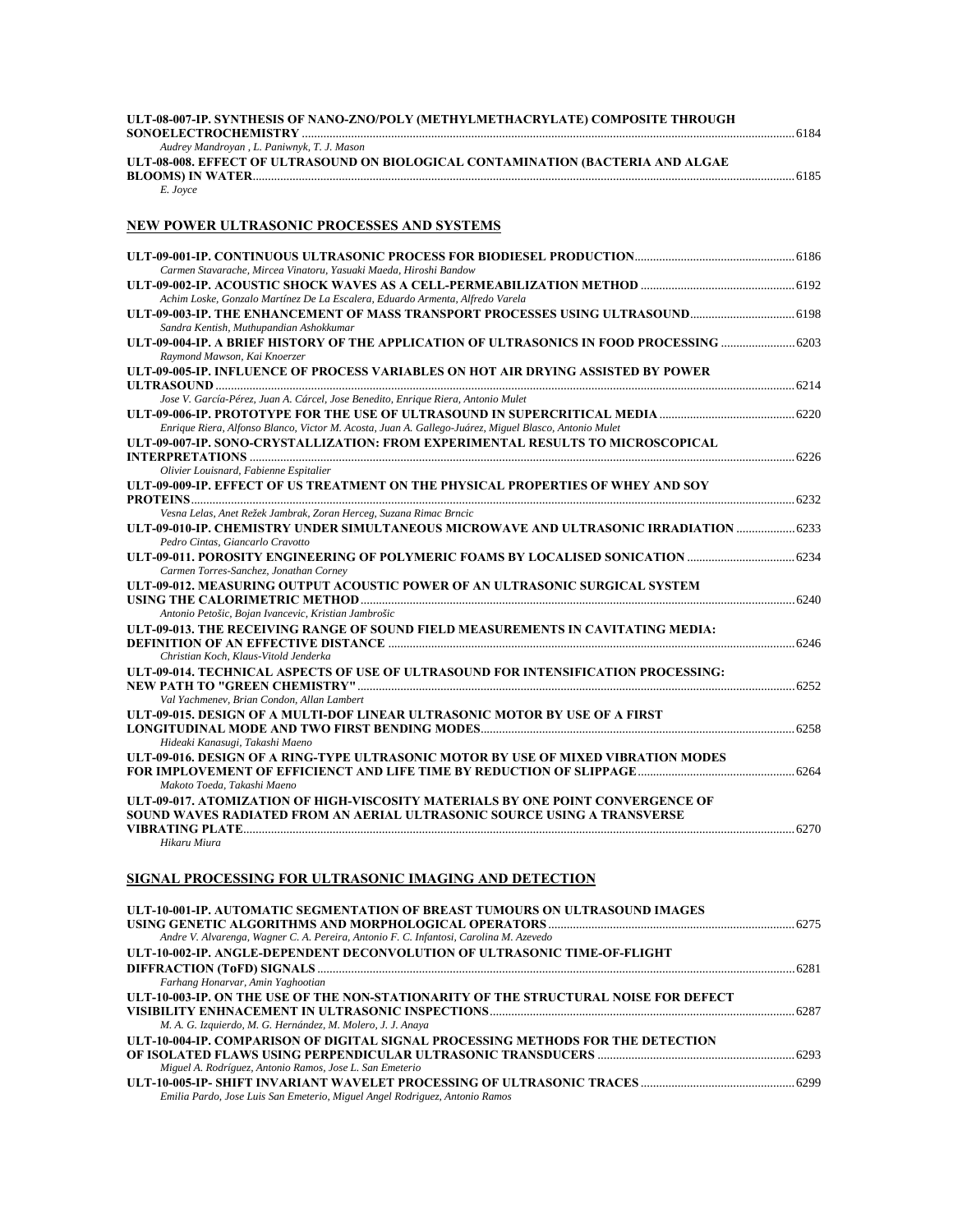**ULT-08-007-IP. SYNTHESIS OF NANO-ZNO/POLY (METHYLMETHACRYLATE) COMPOSITE THROUGH SONOELECTROCHEMISTRY** ..... 6184
*Audrey Mandroyan , L. Paniwnyk, T. J. Mason*

**ULT-08-008. EFFECT OF ULTRASOUND ON BIOLOGICAL CONTAMINATION (BACTERIA AND ALGAE BLOOMS) IN WATER** ..... 6185
*E. Joyce*

## NEW POWER ULTRASONIC PROCESSES AND SYSTEMS

**ULT-09-001-IP. CONTINUOUS ULTRASONIC PROCESS FOR BIODIESEL PRODUCTION** ..... 6186
*Carmen Stavarache, Mircea Vinatoru, Yasuaki Maeda, Hiroshi Bandow*

**ULT-09-002-IP. ACOUSTIC SHOCK WAVES AS A CELL-PERMEABILIZATION METHOD** ..... 6192
*Achim Loske, Gonzalo Martínez De La Escalera, Eduardo Armenta, Alfredo Varela*

**ULT-09-003-IP. THE ENHANCEMENT OF MASS TRANSPORT PROCESSES USING ULTRASOUND** ..... 6198
*Sandra Kentish, Muthupandian Ashokkumar*

**ULT-09-004-IP. A BRIEF HISTORY OF THE APPLICATION OF ULTRASONICS IN FOOD PROCESSING** ..... 6203
*Raymond Mawson, Kai Knoerzer*

**ULT-09-005-IP. INFLUENCE OF PROCESS VARIABLES ON HOT AIR DRYING ASSISTED BY POWER ULTRASOUND** ..... 6214
*Jose V. García-Pérez, Juan A. Cárcel, Jose Benedito, Enrique Riera, Antonio Mulet*

**ULT-09-006-IP. PROTOTYPE FOR THE USE OF ULTRASOUND IN SUPERCRITICAL MEDIA** ..... 6220
*Enrique Riera, Alfonso Blanco, Victor M. Acosta, Juan A. Gallego-Juárez, Miguel Blasco, Antonio Mulet*

**ULT-09-007-IP. SONO-CRYSTALLIZATION: FROM EXPERIMENTAL RESULTS TO MICROSCOPICAL INTERPRETATIONS** ..... 6226
*Olivier Louisnard, Fabienne Espitalier*

**ULT-09-009-IP. EFFECT OF US TREATMENT ON THE PHYSICAL PROPERTIES OF WHEY AND SOY PROTEINS** ..... 6232
*Vesna Lelas, Anet Režek Jambrak, Zoran Herceg, Suzana Rimac Brncic*

**ULT-09-010-IP. CHEMISTRY UNDER SIMULTANEOUS MICROWAVE AND ULTRASONIC IRRADIATION** ..... 6233
*Pedro Cintas, Giancarlo Cravotto*

**ULT-09-011. POROSITY ENGINEERING OF POLYMERIC FOAMS BY LOCALISED SONICATION** ..... 6234
*Carmen Torres-Sanchez, Jonathan Corney*

**ULT-09-012. MEASURING OUTPUT ACOUSTIC POWER OF AN ULTRASONIC SURGICAL SYSTEM USING THE CALORIMETRIC METHOD** ..... 6240
*Antonio Petošic, Bojan Ivancevic, Kristian Jambrošic*

**ULT-09-013. THE RECEIVING RANGE OF SOUND FIELD MEASUREMENTS IN CAVITATING MEDIA: DEFINITION OF AN EFFECTIVE DISTANCE** ..... 6246
*Christian Koch, Klaus-Vitold Jenderka*

**ULT-09-014. TECHNICAL ASPECTS OF USE OF ULTRASOUND FOR INTENSIFICATION PROCESSING: NEW PATH TO "GREEN CHEMISTRY"** ..... 6252
*Val Yachmenev, Brian Condon, Allan Lambert*

**ULT-09-015. DESIGN OF A MULTI-DOF LINEAR ULTRASONIC MOTOR BY USE OF A FIRST LONGITUDINAL MODE AND TWO FIRST BENDING MODES** ..... 6258
*Hideaki Kanasugi, Takashi Maeno*

**ULT-09-016. DESIGN OF A RING-TYPE ULTRASONIC MOTOR BY USE OF MIXED VIBRATION MODES FOR IMPLOVEMENT OF EFFICIENCT AND LIFE TIME BY REDUCTION OF SLIPPAGE** ..... 6264
*Makoto Toeda, Takashi Maeno*

**ULT-09-017. ATOMIZATION OF HIGH-VISCOSITY MATERIALS BY ONE POINT CONVERGENCE OF SOUND WAVES RADIATED FROM AN AERIAL ULTRASONIC SOURCE USING A TRANSVERSE VIBRATING PLATE** ..... 6270
*Hikaru Miura*

## SIGNAL PROCESSING FOR ULTRASONIC IMAGING AND DETECTION

**ULT-10-001-IP. AUTOMATIC SEGMENTATION OF BREAST TUMOURS ON ULTRASOUND IMAGES USING GENETIC ALGORITHMS AND MORPHOLOGICAL OPERATORS** ..... 6275
*Andre V. Alvarenga, Wagner C. A. Pereira, Antonio F. C. Infantosi, Carolina M. Azevedo*

**ULT-10-002-IP. ANGLE-DEPENDENT DECONVOLUTION OF ULTRASONIC TIME-OF-FLIGHT DIFFRACTION (ToFD) SIGNALS** ..... 6281
*Farhang Honarvar, Amin Yaghootian*

**ULT-10-003-IP. ON THE USE OF THE NON-STATIONARITY OF THE STRUCTURAL NOISE FOR DEFECT VISIBILITY ENHNACEMENT IN ULTRASONIC INSPECTIONS** ..... 6287
*M. A. G. Izquierdo, M. G. Hernández, M. Molero, J. J. Anaya*

**ULT-10-004-IP. COMPARISON OF DIGITAL SIGNAL PROCESSING METHODS FOR THE DETECTION OF ISOLATED FLAWS USING PERPENDICULAR ULTRASONIC TRANSDUCERS** ..... 6293
*Miguel A. Rodríguez, Antonio Ramos, Jose L. San Emeterio*

**ULT-10-005-IP- SHIFT INVARIANT WAVELET PROCESSING OF ULTRASONIC TRACES** ..... 6299
*Emilia Pardo, Jose Luis San Emeterio, Miguel Angel Rodriguez, Antonio Ramos*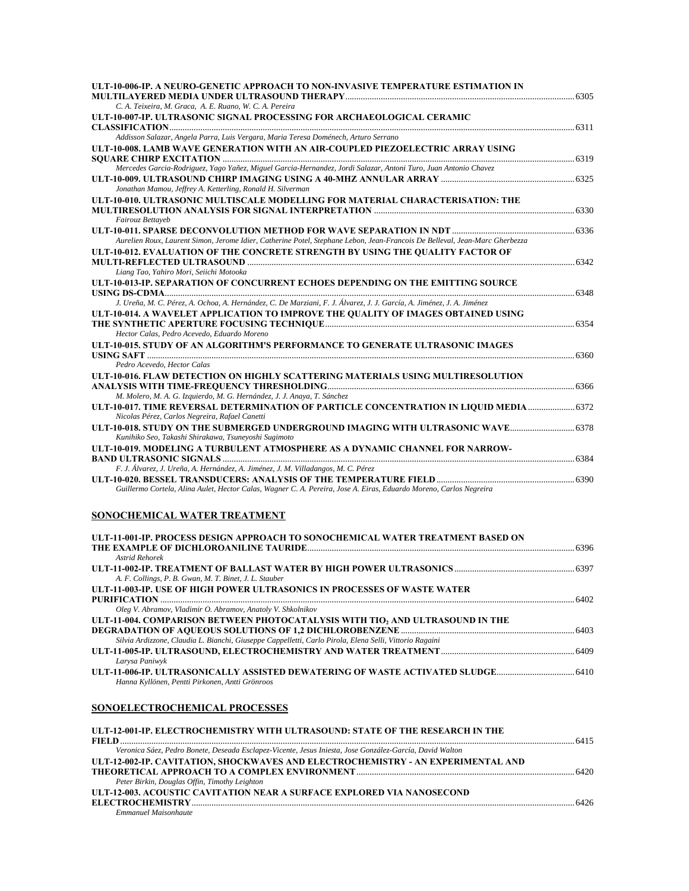**ULT-10-006-IP. A NEURO-GENETIC APPROACH TO NON-INVASIVE TEMPERATURE ESTIMATION IN MULTILAYERED MEDIA UNDER ULTRASOUND THERAPY** ........ 6305
*C. A. Teixeira, M. Graca, A. E. Ruano, W. C. A. Pereira*

**ULT-10-007-IP. ULTRASONIC SIGNAL PROCESSING FOR ARCHAEOLOGICAL CERAMIC CLASSIFICATION** ........ 6311
*Addisson Salazar, Angela Parra, Luis Vergara, Maria Teresa Doménech, Arturo Serrano*

**ULT-10-008. LAMB WAVE GENERATION WITH AN AIR-COUPLED PIEZOELECTRIC ARRAY USING SQUARE CHIRP EXCITATION** ........ 6319
*Mercedes Garcia-Rodriguez, Yago Yañez, Miguel Garcia-Hernandez, Jordi Salazar, Antoni Turo, Juan Antonio Chavez*

**ULT-10-009. ULTRASOUND CHIRP IMAGING USING A 40-MHZ ANNULAR ARRAY** ........ 6325
*Jonathan Mamou, Jeffrey A. Ketterling, Ronald H. Silverman*

**ULT-10-010. ULTRASONIC MULTISCALE MODELLING FOR MATERIAL CHARACTERISATION: THE MULTIRESOLUTION ANALYSIS FOR SIGNAL INTERPRETATION** ........ 6330
*Fairouz Bettayeb*

**ULT-10-011. SPARSE DECONVOLUTION METHOD FOR WAVE SEPARATION IN NDT** ........ 6336
*Aurelien Roux, Laurent Simon, Jerome Idier, Catherine Potel, Stephane Lebon, Jean-Francois De Belleval, Jean-Marc Gherbezza*

**ULT-10-012. EVALUATION OF THE CONCRETE STRENGTH BY USING THE QUALITY FACTOR OF MULTI-REFLECTED ULTRASOUND** ........ 6342
*Liang Tao, Yahiro Mori, Seiichi Motooka*

**ULT-10-013-IP. SEPARATION OF CONCURRENT ECHOES DEPENDING ON THE EMITTING SOURCE USING DS-CDMA** ........ 6348
*J. Ureña, M. C. Pérez, A. Ochoa, A. Hernández, C. De Marziani, F. J. Álvarez, J. J. García, A. Jiménez, J. A. Jiménez*

**ULT-10-014. A WAVELET APPLICATION TO IMPROVE THE QUALITY OF IMAGES OBTAINED USING THE SYNTHETIC APERTURE FOCUSING TECHNIQUE** ........ 6354
*Hector Calas, Pedro Acevedo, Eduardo Moreno*

**ULT-10-015. STUDY OF AN ALGORITHM'S PERFORMANCE TO GENERATE ULTRASONIC IMAGES USING SAFT** ........ 6360
*Pedro Acevedo, Hector Calas*

**ULT-10-016. FLAW DETECTION ON HIGHLY SCATTERING MATERIALS USING MULTIRESOLUTION ANALYSIS WITH TIME-FREQUENCY THRESHOLDING** ........ 6366
*M. Molero, M. A. G. Izquierdo, M. G. Hernández, J. J. Anaya, T. Sánchez*

**ULT-10-017. TIME REVERSAL DETERMINATION OF PARTICLE CONCENTRATION IN LIQUID MEDIA** ........ 6372
*Nicolas Pérez, Carlos Negreira, Rafael Canetti*

**ULT-10-018. STUDY ON THE SUBMERGED UNDERGROUND IMAGING WITH ULTRASONIC WAVE** ........ 6378
*Kunihiko Seo, Takashi Shirakawa, Tsuneyoshi Sugimoto*

**ULT-10-019. MODELING A TURBULENT ATMOSPHERE AS A DYNAMIC CHANNEL FOR NARROW-BAND ULTRASONIC SIGNALS** ........ 6384
*F. J. Álvarez, J. Ureña, A. Hernández, A. Jiménez, J. M. Villadangos, M. C. Pérez*

**ULT-10-020. BESSEL TRANSDUCERS: ANALYSIS OF THE TEMPERATURE FIELD** ........ 6390
*Guillermo Cortela, Alina Aulet, Hector Calas, Wagner C. A. Pereira, Jose A. Eiras, Eduardo Moreno, Carlos Negreira*

## SONOCHEMICAL WATER TREATMENT

**ULT-11-001-IP. PROCESS DESIGN APPROACH TO SONOCHEMICAL WATER TREATMENT BASED ON THE EXAMPLE OF DICHLOROANILINE TAURIDE** ........ 6396
*Astrid Rehorek*

**ULT-11-002-IP. TREATMENT OF BALLAST WATER BY HIGH POWER ULTRASONICS** ........ 6397
*A. F. Collings, P. B. Gwan, M. T. Binet, J. L. Stauber*

**ULT-11-003-IP. USE OF HIGH POWER ULTRASONICS IN PROCESSES OF WASTE WATER PURIFICATION** ........ 6402
*Oleg V. Abramov, Vladimir O. Abramov, Anatoly V. Shkolnikov*

**ULT-11-004. COMPARISON BETWEEN PHOTOCATALYSIS WITH $TiO_2$ AND ULTRASOUND IN THE DEGRADATION OF AQUEOUS SOLUTIONS OF 1,2 DICHLOROBENZENE** ........ 6403
*Silvia Ardizzone, Claudia L. Bianchi, Giuseppe Cappelletti, Carlo Pirola, Elena Selli, Vittorio Ragaini*

**ULT-11-005-IP. ULTRASOUND, ELECTROCHEMISTRY AND WATER TREATMENT** ........ 6409
*Larysa Paniwyk*

**ULT-11-006-IP. ULTRASONICALLY ASSISTED DEWATERING OF WASTE ACTIVATED SLUDGE** ........ 6410
*Hanna Kyllönen, Pentti Pirkonen, Antti Grönroos*

## SONOELECTROCHEMICAL PROCESSES

**ULT-12-001-IP. ELECTROCHEMISTRY WITH ULTRASOUND: STATE OF THE RESEARCH IN THE FIELD** ........ 6415
*Veronica Sáez, Pedro Bonete, Deseada Esclapez-Vicente, Jesus Iniesta, Jose González-García, David Walton*

**ULT-12-002-IP. CAVITATION, SHOCKWAVES AND ELECTROCHEMISTRY - AN EXPERIMENTAL AND THEORETICAL APPROACH TO A COMPLEX ENVIRONMENT** ........ 6420
*Peter Birkin, Douglas Offin, Timothy Leighton*

**ULT-12-003. ACOUSTIC CAVITATION NEAR A SURFACE EXPLORED VIA NANOSECOND ELECTROCHEMISTRY** ........ 6426
*Emmanuel Maisonhaute*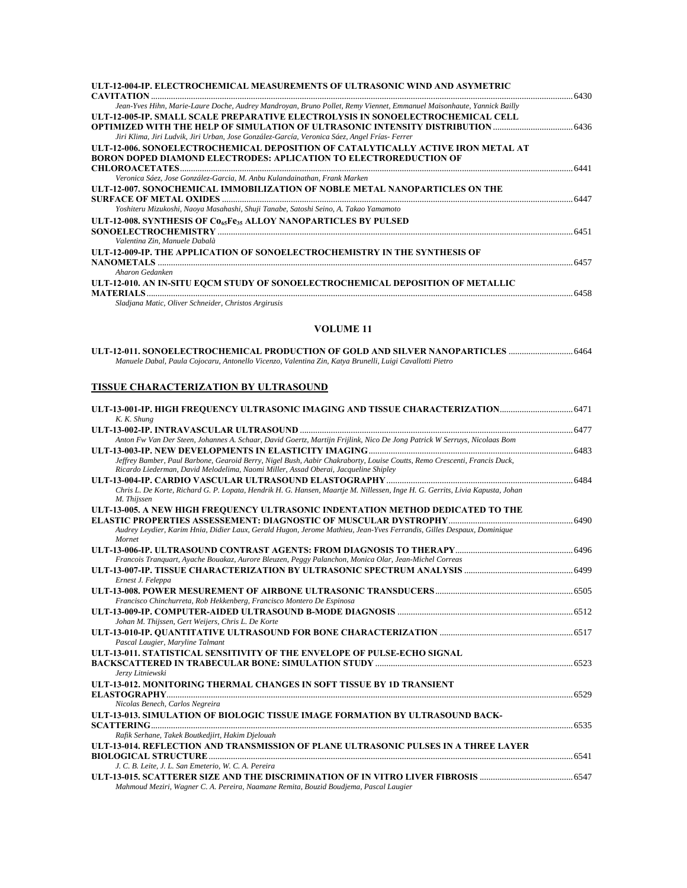**ULT-12-004-IP. ELECTROCHEMICAL MEASUREMENTS OF ULTRASONIC WIND AND ASYMETRIC CAVITATION** ........ 6430
*Jean-Yves Hihn, Marie-Laure Doche, Audrey Mandroyan, Bruno Pollet, Remy Viennet, Emmanuel Maisonhaute, Yannick Bailly*

**ULT-12-005-IP. SMALL SCALE PREPARATIVE ELECTROLYSIS IN SONOELECTROCHEMICAL CELL OPTIMIZED WITH THE HELP OF SIMULATION OF ULTRASONIC INTENSITY DISTRIBUTION** ........ 6436
*Jiri Klima, Jiri Ludvik, Jiri Urban, Jose González-García, Veronica Sáez, Angel Frías- Ferrer*

**ULT-12-006. SONOELECTROCHEMICAL DEPOSITION OF CATALYTICALLY ACTIVE IRON METAL AT BORON DOPED DIAMOND ELECTRODES: APLICATION TO ELECTROREDUCTION OF CHLOROACETATES** ........ 6441
*Veronica Sáez, Jose González-Garcia, M. Anbu Kulandainathan, Frank Marken*

**ULT-12-007. SONOCHEMICAL IMMOBILIZATION OF NOBLE METAL NANOPARTICLES ON THE SURFACE OF METAL OXIDES** ........ 6447
*Yoshiteru Mizukoshi, Naoya Masahashi, Shuji Tanabe, Satoshi Seino, A. Takao Yamamoto*

**ULT-12-008. SYNTHESIS OF $Co_{65}Fe_{35}$ ALLOY NANOPARTICLES BY PULSED SONOELECTROCHEMISTRY** ........ 6451
*Valentina Zin, Manuele Dabalà*

**ULT-12-009-IP. THE APPLICATION OF SONOELECTROCHEMISTRY IN THE SYNTHESIS OF NANOMETALS** ........ 6457
*Aharon Gedanken*

**ULT-12-010. AN IN-SITU EQCM STUDY OF SONOELECTROCHEMICAL DEPOSITION OF METALLIC MATERIALS** ........ 6458
*Sladjana Matic, Oliver Schneider, Christos Argirusis*

## VOLUME 11

**ULT-12-011. SONOELECTROCHEMICAL PRODUCTION OF GOLD AND SILVER NANOPARTICLES** ........ 6464
*Manuele Dabal, Paula Cojocaru, Antonello Vicenzo, Valentina Zin, Katya Brunelli, Luigi Cavallotti Pietro*

## TISSUE CHARACTERIZATION BY ULTRASOUND

**ULT-13-001-IP. HIGH FREQUENCY ULTRASONIC IMAGING AND TISSUE CHARACTERIZATION** ........ 6471
*K. K. Shung*

**ULT-13-002-IP. INTRAVASCULAR ULTRASOUND** ........ 6477
*Anton Fw Van Der Steen, Johannes A. Schaar, David Goertz, Martijn Frijlink, Nico De Jong Patrick W Serruys, Nicolaas Bom*

**ULT-13-003-IP. NEW DEVELOPMENTS IN ELASTICITY IMAGING** ........ 6483
*Jeffrey Bamber, Paul Barbone, Gearoid Berry, Nigel Bush, Aabir Chakraborty, Louise Coutts, Remo Crescenti, Francis Duck, Ricardo Liederman, David Melodelima, Naomi Miller, Assad Oberai, Jacqueline Shipley*

**ULT-13-004-IP. CARDIO VASCULAR ULTRASOUND ELASTOGRAPHY** ........ 6484
*Chris L. De Korte, Richard G. P. Lopata, Hendrik H. G. Hansen, Maartje M. Nillessen, Inge H. G. Gerrits, Livia Kapusta, Johan M. Thijssen*

**ULT-13-005. A NEW HIGH FREQUENCY ULTRASONIC INDENTATION METHOD DEDICATED TO THE ELASTIC PROPERTIES ASSESSEMENT: DIAGNOSTIC OF MUSCULAR DYSTROPHY** ........ 6490
*Audrey Leydier, Karim Hnia, Didier Laux, Gerald Hugon, Jerome Mathieu, Jean-Yves Ferrandis, Gilles Despaux, Dominique Mornet*

**ULT-13-006-IP. ULTRASOUND CONTRAST AGENTS: FROM DIAGNOSIS TO THERAPY** ........ 6496
*Francois Tranquart, Ayache Bouakaz, Aurore Bleuzen, Peggy Palanchon, Monica Olar, Jean-Michel Correas*

**ULT-13-007-IP. TISSUE CHARACTERIZATION BY ULTRASONIC SPECTRUM ANALYSIS** ........ 6499
*Ernest J. Feleppa*

**ULT-13-008. POWER MESUREMENT OF AIRBONE ULTRASONIC TRANSDUCERS** ........ 6505
*Francisco Chinchurreta, Rob Hekkenberg, Francisco Montero De Espinosa*

**ULT-13-009-IP. COMPUTER-AIDED ULTRASOUND B-MODE DIAGNOSIS** ........ 6512
*Johan M. Thijssen, Gert Weijers, Chris L. De Korte*

**ULT-13-010-IP. QUANTITATIVE ULTRASOUND FOR BONE CHARACTERIZATION** ........ 6517
*Pascal Laugier, Maryline Talmant*

**ULT-13-011. STATISTICAL SENSITIVITY OF THE ENVELOPE OF PULSE-ECHO SIGNAL BACKSCATTERED IN TRABECULAR BONE: SIMULATION STUDY** ........ 6523
*Jerzy Litniewski*

**ULT-13-012. MONITORING THERMAL CHANGES IN SOFT TISSUE BY 1D TRANSIENT ELASTOGRAPHY** ........ 6529
*Nicolas Benech, Carlos Negreira*

**ULT-13-013. SIMULATION OF BIOLOGIC TISSUE IMAGE FORMATION BY ULTRASOUND BACK-SCATTERING** ........ 6535
*Rafik Serhane, Takek Boutkedjirt, Hakim Djelouah*

**ULT-13-014. REFLECTION AND TRANSMISSION OF PLANE ULTRASONIC PULSES IN A THREE LAYER BIOLOGICAL STRUCTURE** ........ 6541
*J. C. B. Leite, J. L. San Emeterio, W. C. A. Pereira*

**ULT-13-015. SCATTERER SIZE AND THE DISCRIMINATION OF IN VITRO LIVER FIBROSIS** ........ 6547
*Mahmoud Meziri, Wagner C. A. Pereira, Naamane Remita, Bouzid Boudjema, Pascal Laugier*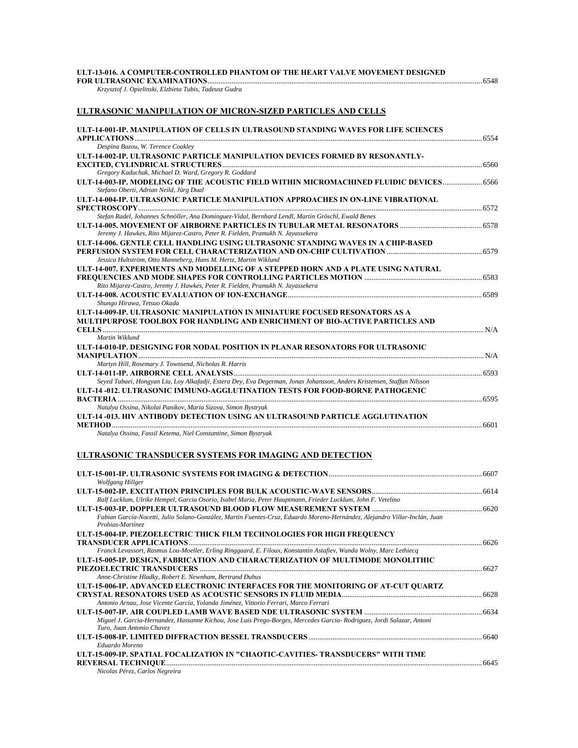**ULT-13-016. A COMPUTER-CONTROLLED PHANTOM OF THE HEART VALVE MOVEMENT DESIGNED FOR ULTRASONIC EXAMINATIONS** ........ 6548
*Krzysztof J. Opielinski, Elzbieta Tubis, Tadeusz Gudra*

## ULTRASONIC MANIPULATION OF MICRON-SIZED PARTICLES AND CELLS

**ULT-14-001-IP. MANIPULATION OF CELLS IN ULTRASOUND STANDING WAVES FOR LIFE SCIENCES APPLICATIONS** ........ 6554
*Despina Bazou, W. Terence Coakley*

**ULT-14-002-IP. ULTRASONIC PARTICLE MANIPULATION DEVICES FORMED BY RESONANTLY-EXCITED, CYLINDRICAL STRUCTURES** ........ 6560
*Gregory Kaduchak, Michael D. Ward, Gregory R. Goddard*

**ULT-14-003-IP. MODELING OF THE ACOUSTIC FIELD WITHIN MICROMACHINED FLUIDIC DEVICES** ........ 6566
*Stefano Oberti, Adrian Neild, Jürg Dual*

**ULT-14-004-IP. ULTRASONIC PARTICLE MANIPULATION APPROACHES IN ON-LINE VIBRATIONAL SPECTROSCOPY** ........ 6572
*Stefan Radel, Johannes Schnöller, Ana Dominguez-Vidal, Bernhard Lendl, Martin Gröschl, Ewald Benes*

**ULT-14-005. MOVEMENT OF AIRBORNE PARTICLES IN TUBULAR METAL RESONATORS** ........ 6578
*Jeremy J. Hawkes, Rito Mijarez-Castro, Peter R. Fielden, Pramukh N. Jayassekera*

**ULT-14-006. GENTLE CELL HANDLING USING ULTRASONIC STANDING WAVES IN A CHIP-BASED PERFUSION SYSTEM FOR CELL CHARACTERIZATION AND ON-CHIP CULTIVATION** ........ 6579
*Jessica Hultström, Otto Manneberg, Hans M. Hertz, Martin Wiklund*

**ULT-14-007. EXPERIMENTS AND MODELLING OF A STEPPED HORN AND A PLATE USING NATURAL FREQUENCIES AND MODE SHAPES FOR CONTROLLING PARTICLES MOTION** ........ 6583
*Rito Mijarez-Castro, Jeremy J. Hawkes, Peter R. Fielden, Pramukh N. Jayassekera*

**ULT-14-008. ACOUSTIC EVALUATION OF ION-EXCHANGE** ........ 6589
*Shungo Hirawa, Tetsuo Okada*

**ULT-14-009-IP. ULTRASONIC MANIPULATION IN MINIATURE FOCUSED RESONATORS AS A MULTIPURPOSE TOOLBOX FOR HANDLING AND ENRICHMENT OF BIO-ACTIVE PARTICLES AND CELLS** ........ N/A
*Martin Wiklund*

**ULT-14-010-IP. DESIGNING FOR NODAL POSITION IN PLANAR RESONATORS FOR ULTRASONIC MANIPULATION** ........ N/A
*Martyn Hill, Rosemary J. Townsend, Nicholas R. Harris*

**ULT-14-011-IP. AIRBORNE CELL ANALYSIS** ........ 6593
*Seyed Tabaei, Hongyan Liu, Loy Alkafadji, Estera Dey, Eva Degerman, Jonas Johansson, Anders Kristensen, Staffan Nilsson*

**ULT-14 -012. ULTRASONIC IMMUNO-AGGLUTINATION TESTS FOR FOOD-BORNE PATHOGENIC BACTERIA** ........ 6595
*Natalya Ossina, Nikolai Panikov, Maria Sizova, Simon Bystryak*

**ULT-14 -013. HIV ANTIBODY DETECTION USING AN ULTRASOUND PARTICLE AGGLUTINATION METHOD** ........ 6601
*Natalya Ossina, Fassil Ketema, Niel Constantine, Simon Bystryak*

## ULTRASONIC TRANSDUCER SYSTEMS FOR IMAGING AND DETECTION

**ULT-15-001-IP. ULTRASONIC SYSTEMS FOR IMAGING & DETECTION** ........ 6607
*Wolfgang Hillger*

**ULT-15-002-IP. EXCITATION PRINCIPLES FOR BULK ACOUSTIC-WAVE SENSORS** ........ 6614
*Ralf Lucklum, Ulrike Hempel, Garcia Osorio, Isabel Maria, Peter Hauptmann, Frieder Lucklum, John F. Vetelino*

**ULT-15-003-IP. DOPPLER ULTRASOUND BLOOD FLOW MEASUREMENT SYSTEM** ........ 6620
*Fabian García-Nocetti, Julio Solano-González, Martin Fuentes-Cruz, Eduardo Moreno-Hernández, Alejandro Villar-Inclán, Juan Prohias-Martínez*

**ULT-15-004-IP. PIEZOELECTRIC THICK FILM TECHNOLOGIES FOR HIGH FREQUENCY TRANSDUCER APPLICATIONS** ........ 6626
*Franck Levassort, Rasmus Lou-Moeller, Erling Ringgaard, E. Filoux, Konstantin Astafiev, Wanda Wolny, Marc Lethiecq*

**ULT-15-005-IP. DESIGN, FABRICATION AND CHARACTERIZATION OF MULTIMODE MONOLITHIC PIEZOELECTRIC TRANSDUCERS** ........ 6627
*Anne-Christine Hladky, Robert E. Newnham, Bertrand Dubus*

**ULT-15-006-IP. ADVANCED ELECTRONIC INTERFACES FOR THE MONITORING OF AT-CUT QUARTZ CRYSTAL RESONATORS USED AS ACOUSTIC SENSORS IN FLUID MEDIA** ........ 6628
*Antonio Arnau, Jose Vicente García, Yolanda Jiménez, Vittorio Ferrari, Marco Ferrari*

**ULT-15-007-IP. AIR COUPLED LAMB WAVE BASED NDE ULTRASONIC SYSTEM** ........ 6634
*Miguel J. Garcia-Hernandez, Hassanne Kichou, Jose Luis Prego-Borges, Mercedes Garcia- Rodriguez, Jordi Salazar, Antoni Turo, Juan Antonio Chavez*

**ULT-15-008-IP. LIMITED DIFFRACTION BESSEL TRANSDUCERS** ........ 6640
*Eduardo Moreno*

**ULT-15-009-IP. SPATIAL FOCALIZATION IN "CHAOTIC-CAVITIES- TRANSDUCERS" WITH TIME REVERSAL TECHNIQUE** ........ 6645
*Nicolas Pérez, Carlos Negreira*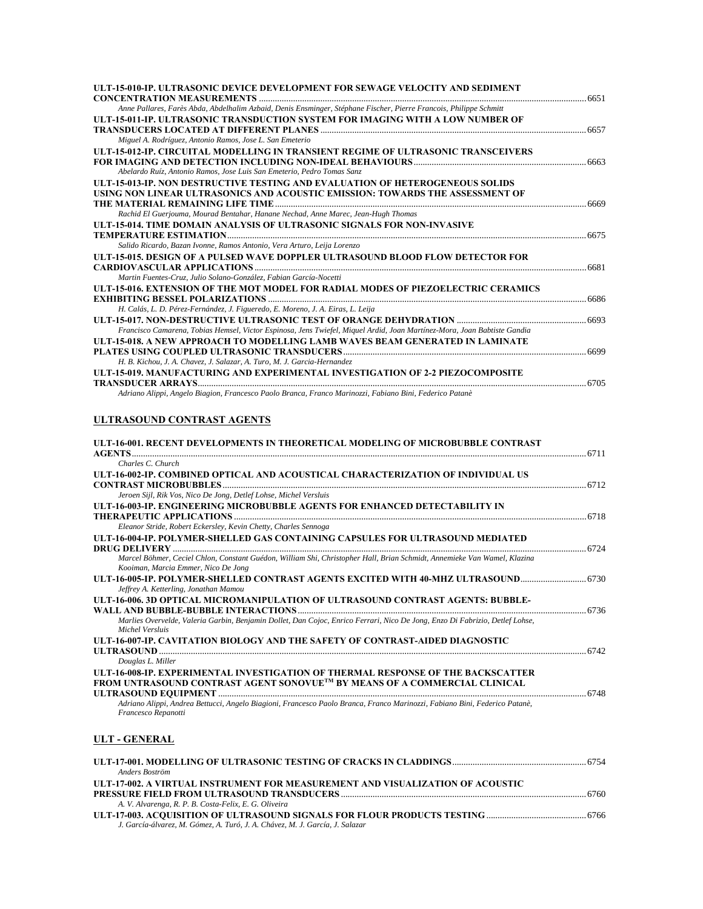**ULT-15-010-IP. ULTRASONIC DEVICE DEVELOPMENT FOR SEWAGE VELOCITY AND SEDIMENT CONCENTRATION MEASUREMENTS** ........ 6651
*Anne Pallares, Farès Abda, Abdelhalim Azbaid, Denis Ensminger, Stéphane Fischer, Pierre Francois, Philippe Schmitt*

**ULT-15-011-IP. ULTRASONIC TRANSDUCTION SYSTEM FOR IMAGING WITH A LOW NUMBER OF TRANSDUCERS LOCATED AT DIFFERENT PLANES** ........ 6657
*Miguel A. Rodríguez, Antonio Ramos, Jose L. San Emeterio*

**ULT-15-012-IP. CIRCUITAL MODELLING IN TRANSIENT REGIME OF ULTRASONIC TRANSCEIVERS FOR IMAGING AND DETECTION INCLUDING NON-IDEAL BEHAVIOURS** ........ 6663
*Abelardo Ruíz, Antonio Ramos, Jose Luis San Emeterio, Pedro Tomas Sanz*

**ULT-15-013-IP. NON DESTRUCTIVE TESTING AND EVALUATION OF HETEROGENEOUS SOLIDS USING NON LINEAR ULTRASONICS AND ACOUSTIC EMISSION: TOWARDS THE ASSESSMENT OF THE MATERIAL REMAINING LIFE TIME** ........ 6669
*Rachid El Guerjouma, Mourad Bentahar, Hanane Nechad, Anne Marec, Jean-Hugh Thomas*

**ULT-15-014. TIME DOMAIN ANALYSIS OF ULTRASONIC SIGNALS FOR NON-INVASIVE TEMPERATURE ESTIMATION** ........ 6675
*Salido Ricardo, Bazan Ivonne, Ramos Antonio, Vera Arturo, Leija Lorenzo*

**ULT-15-015. DESIGN OF A PULSED WAVE DOPPLER ULTRASOUND BLOOD FLOW DETECTOR FOR CARDIOVASCULAR APPLICATIONS** ........ 6681
*Martin Fuentes-Cruz, Julio Solano-González, Fabian García-Nocetti*

**ULT-15-016. EXTENSION OF THE MOT MODEL FOR RADIAL MODES OF PIEZOELECTRIC CERAMICS EXHIBITING BESSEL POLARIZATIONS** ........ 6686
*H. Calás, L. D. Pérez-Fernández, J. Figueredo, E. Moreno, J. A. Eiras, L. Leija*

**ULT-15-017. NON-DESTRUCTIVE ULTRASONIC TEST OF ORANGE DEHYDRATION** ........ 6693
*Francisco Camarena, Tobias Hemsel, Victor Espinosa, Jens Twiefel, Miquel Ardid, Joan Martínez-Mora, Joan Babtiste Gandia*

**ULT-15-018. A NEW APPROACH TO MODELLING LAMB WAVES BEAM GENERATED IN LAMINATE PLATES USING COUPLED ULTRASONIC TRANSDUCERS** ........ 6699
*H. B. Kichou, J. A. Chavez, J. Salazar, A. Turo, M. J. Garcia-Hernandez*

**ULT-15-019. MANUFACTURING AND EXPERIMENTAL INVESTIGATION OF 2-2 PIEZOCOMPOSITE TRANSDUCER ARRAYS** ........ 6705
*Adriano Alippi, Angelo Biagion, Francesco Paolo Branca, Franco Marinozzi, Fabiano Bini, Federico Patanè*

## ULTRASOUND CONTRAST AGENTS

**ULT-16-001. RECENT DEVELOPMENTS IN THEORETICAL MODELING OF MICROBUBBLE CONTRAST AGENTS** ........ 6711
*Charles C. Church*

**ULT-16-002-IP. COMBINED OPTICAL AND ACOUSTICAL CHARACTERIZATION OF INDIVIDUAL US CONTRAST MICROBUBBLES** ........ 6712
*Jeroen Sijl, Rik Vos, Nico De Jong, Detlef Lohse, Michel Versluis*

**ULT-16-003-IP. ENGINEERING MICROBUBBLE AGENTS FOR ENHANCED DETECTABILITY IN THERAPEUTIC APPLICATIONS** ........ 6718
*Eleanor Stride, Robert Eckersley, Kevin Chetty, Charles Sennoga*

**ULT-16-004-IP. POLYMER-SHELLED GAS CONTAINING CAPSULES FOR ULTRASOUND MEDIATED DRUG DELIVERY** ........ 6724
*Marcel Böhmer, Ceciel Chlon, Constant Guédon, William Shi, Christopher Hall, Brian Schmidt, Annemieke Van Wamel, Klazina Kooiman, Marcia Emmer, Nico De Jong*

**ULT-16-005-IP. POLYMER-SHELLED CONTRAST AGENTS EXCITED WITH 40-MHZ ULTRASOUND** ........ 6730
*Jeffrey A. Ketterling, Jonathan Mamou*

**ULT-16-006. 3D OPTICAL MICROMANIPULATION OF ULTRASOUND CONTRAST AGENTS: BUBBLE-WALL AND BUBBLE-BUBBLE INTERACTIONS** ........ 6736
*Marlies Overvelde, Valeria Garbin, Benjamin Dollet, Dan Cojoc, Enrico Ferrari, Nico De Jong, Enzo Di Fabrizio, Detlef Lohse, Michel Versluis*

**ULT-16-007-IP. CAVITATION BIOLOGY AND THE SAFETY OF CONTRAST-AIDED DIAGNOSTIC ULTRASOUND** ........ 6742
*Douglas L. Miller*

**ULT-16-008-IP. EXPERIMENTAL INVESTIGATION OF THERMAL RESPONSE OF THE BACKSCATTER FROM UNTRASOUND CONTRAST AGENT SONOVUE™ BY MEANS OF A COMMERCIAL CLINICAL ULTRASOUND EQUIPMENT** ........ 6748
*Adriano Alippi, Andrea Bettucci, Angelo Biagioni, Francesco Paolo Branca, Franco Marinozzi, Fabiano Bini, Federico Patanè, Francesco Repanotti*

## ULT - GENERAL

**ULT-17-001. MODELLING OF ULTRASONIC TESTING OF CRACKS IN CLADDINGS** ........ 6754
*Anders Boström*

**ULT-17-002. A VIRTUAL INSTRUMENT FOR MEASUREMENT AND VISUALIZATION OF ACOUSTIC PRESSURE FIELD FROM ULTRASOUND TRANSDUCERS** ........ 6760
*A. V. Alvarenga, R. P. B. Costa-Felix, E. G. Oliveira*

**ULT-17-003. ACQUISITION OF ULTRASOUND SIGNALS FOR FLOUR PRODUCTS TESTING** ........ 6766
*J. García-álvarez, M. Gómez, A. Turó, J. A. Chávez, M. J. García, J. Salazar*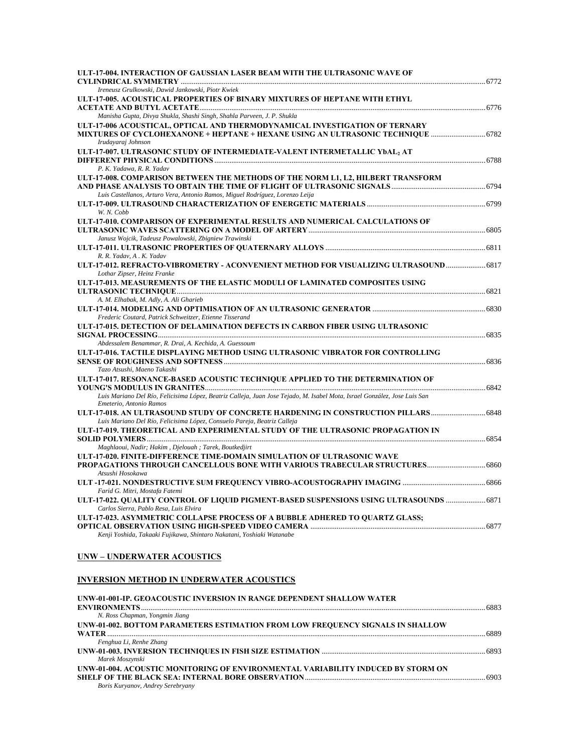**ULT-17-004. INTERACTION OF GAUSSIAN LASER BEAM WITH THE ULTRASONIC WAVE OF CYLINDRICAL SYMMETRY** ............ 6772
*Ireneusz Grulkowski, Dawid Jankowski, Piotr Kwiek*

**ULT-17-005. ACOUSTICAL PROPERTIES OF BINARY MIXTURES OF HEPTANE WITH ETHYL ACETATE AND BUTYL ACETATE** ............ 6776
*Manisha Gupta, Divya Shukla, Shashi Singh, Shahla Parveen, J. P. Shukla*

**ULT-17-006 ACOUSTICAL, OPTICAL AND THERMODYNAMICAL INVESTIGATION OF TERNARY MIXTURES OF CYCLOHEXANONE + HEPTANE + HEXANE USING AN ULTRASONIC TECHNIQUE** ............ 6782
*Irudayaraj Johnson*

**ULT-17-007. ULTRASONIC STUDY OF INTERMEDIATE-VALENT INTERMETALLIC YbAL$_2$ AT DIFFERENT PHYSICAL CONDITIONS** ............ 6788
*P. K. Yadawa, R. R. Yadav*

**ULT-17-008. COMPARISON BETWEEN THE METHODS OF THE NORM L1, L2, HILBERT TRANSFORM AND PHASE ANALYSIS TO OBTAIN THE TIME OF FLIGHT OF ULTRASONIC SIGNALS** ............ 6794
*Luis Castellanos, Arturo Vera, Antonio Ramos, Miguel Rodríguez, Lorenzo Leija*

**ULT-17-009. ULTRASOUND CHARACTERIZATION OF ENERGETIC MATERIALS** ............ 6799
*W. N. Cobb*

**ULT-17-010. COMPARISON OF EXPERIMENTAL RESULTS AND NUMERICAL CALCULATIONS OF ULTRASONIC WAVES SCATTERING ON A MODEL OF ARTERY** ............ 6805
*Janusz Wojcik, Tadeusz Powalowski, Zbigniew Trawinski*

**ULT-17-011. ULTRASONIC PROPERTIES OF QUATERNARY ALLOYS** ............ 6811
*R. R. Yadav, A . K. Yadav*

**ULT-17-012. REFRACTO-VIBROMETRY - ACONVENIENT METHOD FOR VISUALIZING ULTRASOUND** ............ 6817
*Lothar Zipser, Heinz Franke*

**ULT-17-013. MEASUREMENTS OF THE ELASTIC MODULI OF LAMINATED COMPOSITES USING ULTRASONIC TECHNIQUE** ............ 6821
*A. M. Elhabak, M. Adly, A. Ali Gharieb*

**ULT-17-014. MODELING AND OPTIMISATION OF AN ULTRASONIC GENERATOR** ............ 6830
*Frederic Coutard, Patrick Schweitzer, Etienne Tisserand*

**ULT-17-015. DETECTION OF DELAMINATION DEFECTS IN CARBON FIBER USING ULTRASONIC SIGNAL PROCESSING** ............ 6835
*Abdessalem Benammar, R. Drai, A. Kechida, A. Guessoum*

**ULT-17-016. TACTILE DISPLAYING METHOD USING ULTRASONIC VIBRATOR FOR CONTROLLING SENSE OF ROUGHNESS AND SOFTNESS** ............ 6836
*Tazo Atsushi, Maeno Takashi*

**ULT-17-017. RESONANCE-BASED ACOUSTIC TECHNIQUE APPLIED TO THE DETERMINATION OF YOUNG'S MODULUS IN GRANITES** ............ 6842
*Luis Mariano Del Río, Felicisima López, Beatriz Calleja, Juan Jose Tejado, M. Isabel Mota, Israel González, Jose Luis San Emeterio, Antonio Ramos*

**ULT-17-018. AN ULTRASOUND STUDY OF CONCRETE HARDENING IN CONSTRUCTION PILLARS** ............ 6848
*Luis Mariano Del Río, Felicisima López, Consuelo Pareja, Beatriz Calleja*

**ULT-17-019. THEORETICAL AND EXPERIMENTAL STUDY OF THE ULTRASONIC PROPAGATION IN SOLID POLYMERS** ............ 6854
*Maghlaoui, Nadir; Hakim , Djelouah ; Tarek, Boutkedjirt*

**ULT-17-020. FINITE-DIFFERENCE TIME-DOMAIN SIMULATION OF ULTRASONIC WAVE PROPAGATIONS THROUGH CANCELLOUS BONE WITH VARIOUS TRABECULAR STRUCTURES** ............ 6860
*Atsushi Hosokawa*

**ULT -17-021. NONDESTRUCTIVE SUM FREQUENCY VIBRO-ACOUSTOGRAPHY IMAGING** ............ 6866
*Farid G. Mitri, Mostafa Fatemi*

**ULT-17-022. QUALITY CONTROL OF LIQUID PIGMENT-BASED SUSPENSIONS USING ULTRASOUNDS** ............ 6871
*Carlos Sierra, Pablo Resa, Luis Elvira*

**ULT-17-023. ASYMMETRIC COLLAPSE PROCESS OF A BUBBLE ADHERED TO QUARTZ GLASS; OPTICAL OBSERVATION USING HIGH-SPEED VIDEO CAMERA** ............ 6877
*Kenji Yoshida, Takaaki Fujikawa, Shintaro Nakatani, Yoshiaki Watanabe*

## UNW – UNDERWATER ACOUSTICS

### INVERSION METHOD IN UNDERWATER ACOUSTICS

**UNW-01-001-IP. GEOACOUSTIC INVERSION IN RANGE DEPENDENT SHALLOW WATER ENVIRONMENTS** ............ 6883
*N. Ross Chapman, Yongmin Jiang*

**UNW-01-002. BOTTOM PARAMETERS ESTIMATION FROM LOW FREQUENCY SIGNALS IN SHALLOW WATER** ............ 6889
*Fenghua Li, Renhe Zhang*

**UNW-01-003. INVERSION TECHNIQUES IN FISH SIZE ESTIMATION** ............ 6893
*Marek Moszynski*

**UNW-01-004. ACOUSTIC MONITORING OF ENVIRONMENTAL VARIABILITY INDUCED BY STORM ON SHELF OF THE BLACK SEA: INTERNAL BORE OBSERVATION** ............ 6903
*Boris Kuryanov, Andrey Serebryany*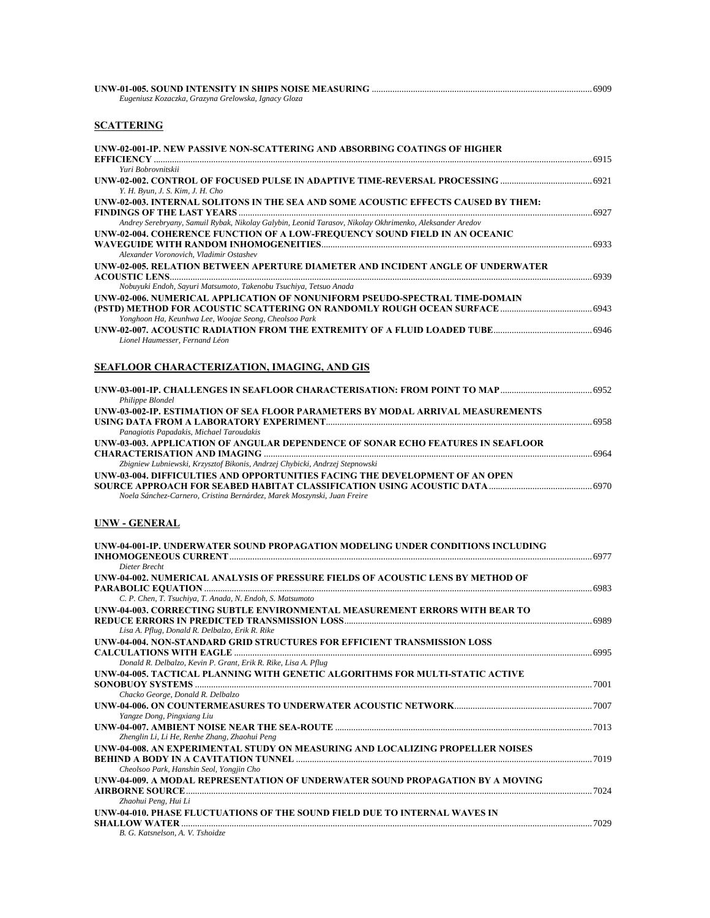**UNW-01-005. SOUND INTENSITY IN SHIPS NOISE MEASURING** ........ 6909
*Eugeniusz Kozaczka, Grazyna Grelowska, Ignacy Gloza*

## SCATTERING

**UNW-02-001-IP. NEW PASSIVE NON-SCATTERING AND ABSORBING COATINGS OF HIGHER EFFICIENCY** ........ 6915
*Yuri Bobrovnitskii*

**UNW-02-002. CONTROL OF FOCUSED PULSE IN ADAPTIVE TIME-REVERSAL PROCESSING** ........ 6921
*Y. H. Byun, J. S. Kim, J. H. Cho*

**UNW-02-003. INTERNAL SOLITONS IN THE SEA AND SOME ACOUSTIC EFFECTS CAUSED BY THEM: FINDINGS OF THE LAST YEARS** ........ 6927
*Andrey Serebryany, Samuil Rybak, Nikolay Galybin, Leonid Tarasov, Nikolay Okhrimenko, Aleksander Aredov*

**UNW-02-004. COHERENCE FUNCTION OF A LOW-FREQUENCY SOUND FIELD IN AN OCEANIC WAVEGUIDE WITH RANDOM INHOMOGENEITIES** ........ 6933
*Alexander Voronovich, Vladimir Ostashev*

**UNW-02-005. RELATION BETWEEN APERTURE DIAMETER AND INCIDENT ANGLE OF UNDERWATER ACOUSTIC LENS** ........ 6939
*Nobuyuki Endoh, Sayuri Matsumoto, Takenobu Tsuchiya, Tetsuo Anada*

**UNW-02-006. NUMERICAL APPLICATION OF NONUNIFORM PSEUDO-SPECTRAL TIME-DOMAIN (PSTD) METHOD FOR ACOUSTIC SCATTERING ON RANDOMLY ROUGH OCEAN SURFACE** ........ 6943
*Yonghoon Ha, Keunhwa Lee, Woojae Seong, Cheolsoo Park*

**UNW-02-007. ACOUSTIC RADIATION FROM THE EXTREMITY OF A FLUID LOADED TUBE** ........ 6946
*Lionel Haumesser, Fernand Léon*

## SEAFLOOR CHARACTERIZATION, IMAGING, AND GIS

**UNW-03-001-IP. CHALLENGES IN SEAFLOOR CHARACTERISATION: FROM POINT TO MAP** ........ 6952
*Philippe Blondel*

**UNW-03-002-IP. ESTIMATION OF SEA FLOOR PARAMETERS BY MODAL ARRIVAL MEASUREMENTS USING DATA FROM A LABORATORY EXPERIMENT** ........ 6958
*Panagiotis Papadakis, Michael Taroudakis*

**UNW-03-003. APPLICATION OF ANGULAR DEPENDENCE OF SONAR ECHO FEATURES IN SEAFLOOR CHARACTERISATION AND IMAGING** ........ 6964
*Zbigniew Lubniewski, Krzysztof Bikonis, Andrzej Chybicki, Andrzej Stepnowski*

**UNW-03-004. DIFFICULTIES AND OPPORTUNITIES FACING THE DEVELOPMENT OF AN OPEN SOURCE APPROACH FOR SEABED HABITAT CLASSIFICATION USING ACOUSTIC DATA** ........ 6970
*Noela Sánchez-Carnero, Cristina Bernárdez, Marek Moszynski, Juan Freire*

## UNW - GENERAL

**UNW-04-001-IP. UNDERWATER SOUND PROPAGATION MODELING UNDER CONDITIONS INCLUDING INHOMOGENEOUS CURRENT** ........ 6977
*Dieter Brecht*

**UNW-04-002. NUMERICAL ANALYSIS OF PRESSURE FIELDS OF ACOUSTIC LENS BY METHOD OF PARABOLIC EQUATION** ........ 6983
*C. P. Chen, T. Tsuchiya, T. Anada, N. Endoh, S. Matsumoto*

**UNW-04-003. CORRECTING SUBTLE ENVIRONMENTAL MEASUREMENT ERRORS WITH BEAR TO REDUCE ERRORS IN PREDICTED TRANSMISSION LOSS** ........ 6989
*Lisa A. Pflug, Donald R. Delbalzo, Erik R. Rike*

**UNW-04-004. NON-STANDARD GRID STRUCTURES FOR EFFICIENT TRANSMISSION LOSS CALCULATIONS WITH EAGLE** ........ 6995
*Donald R. Delbalzo, Kevin P. Grant, Erik R. Rike, Lisa A. Pflug*

**UNW-04-005. TACTICAL PLANNING WITH GENETIC ALGORITHMS FOR MULTI-STATIC ACTIVE SONOBUOY SYSTEMS** ........ 7001
*Chacko George, Donald R. Delbalzo*

**UNW-04-006. ON COUNTERMEASURES TO UNDERWATER ACOUSTIC NETWORK** ........ 7007
*Yangze Dong, Pingxiang Liu*

**UNW-04-007. AMBIENT NOISE NEAR THE SEA-ROUTE** ........ 7013
*Zhenglin Li, Li He, Renhe Zhang, Zhaohui Peng*

**UNW-04-008. AN EXPERIMENTAL STUDY ON MEASURING AND LOCALIZING PROPELLER NOISES BEHIND A BODY IN A CAVITATION TUNNEL** ........ 7019
*Cheolsoo Park, Hanshin Seol, Yongjin Cho*

**UNW-04-009. A MODAL REPRESENTATION OF UNDERWATER SOUND PROPAGATION BY A MOVING AIRBORNE SOURCE** ........ 7024
*Zhaohui Peng, Hui Li*

**UNW-04-010. PHASE FLUCTUATIONS OF THE SOUND FIELD DUE TO INTERNAL WAVES IN SHALLOW WATER** ........ 7029
*B. G. Katsnelson, A. V. Tshoidze*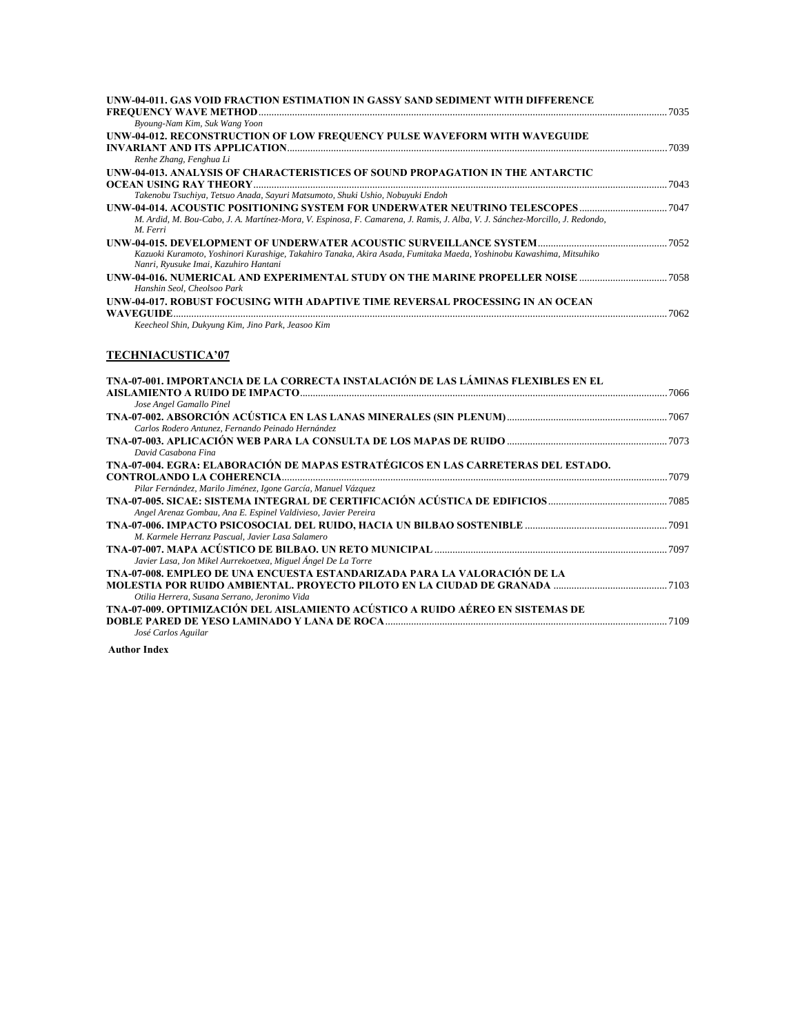**UNW-04-011. GAS VOID FRACTION ESTIMATION IN GASSY SAND SEDIMENT WITH DIFFERENCE FREQUENCY WAVE METHOD** ............ 7035
*Byoung-Nam Kim, Suk Wang Yoon*

**UNW-04-012. RECONSTRUCTION OF LOW FREQUENCY PULSE WAVEFORM WITH WAVEGUIDE INVARIANT AND ITS APPLICATION** ............ 7039
*Renhe Zhang, Fenghua Li*

**UNW-04-013. ANALYSIS OF CHARACTERISTICES OF SOUND PROPAGATION IN THE ANTARCTIC OCEAN USING RAY THEORY** ............ 7043
*Takenobu Tsuchiya, Tetsuo Anada, Sayuri Matsumoto, Shuki Ushio, Nobuyuki Endoh*

**UNW-04-014. ACOUSTIC POSITIONING SYSTEM FOR UNDERWATER NEUTRINO TELESCOPES** ............ 7047
*M. Ardid, M. Bou-Cabo, J. A. Martínez-Mora, V. Espinosa, F. Camarena, J. Ramis, J. Alba, V. J. Sánchez-Morcillo, J. Redondo, M. Ferri*

**UNW-04-015. DEVELOPMENT OF UNDERWATER ACOUSTIC SURVEILLANCE SYSTEM** ............ 7052
*Kazuoki Kuramoto, Yoshinori Kurashige, Takahiro Tanaka, Akira Asada, Fumitaka Maeda, Yoshinobu Kawashima, Mitsuhiko Nanri, Ryusuke Imai, Kazuhiro Hantani*

**UNW-04-016. NUMERICAL AND EXPERIMENTAL STUDY ON THE MARINE PROPELLER NOISE** ............ 7058
*Hanshin Seol, Cheolsoo Park*

**UNW-04-017. ROBUST FOCUSING WITH ADAPTIVE TIME REVERSAL PROCESSING IN AN OCEAN WAVEGUIDE** ............ 7062
*Keecheol Shin, Dukyung Kim, Jino Park, Jeasoo Kim*

## TECHNIACUSTICA'07

**TNA-07-001. IMPORTANCIA DE LA CORRECTA INSTALACIÓN DE LAS LÁMINAS FLEXIBLES EN EL AISLAMIENTO A RUIDO DE IMPACTO** ............ 7066
*Jose Angel Gamallo Pinel*

**TNA-07-002. ABSORCIÓN ACÚSTICA EN LAS LANAS MINERALES (SIN PLENUM)** ............ 7067
*Carlos Rodero Antunez, Fernando Peinado Hernández*

**TNA-07-003. APLICACIÓN WEB PARA LA CONSULTA DE LOS MAPAS DE RUIDO** ............ 7073
*David Casabona Fina*

**TNA-07-004. EGRA: ELABORACIÓN DE MAPAS ESTRATÉGICOS EN LAS CARRETERAS DEL ESTADO. CONTROLANDO LA COHERENCIA** ............ 7079
*Pilar Fernández, Marilo Jiménez, Igone García, Manuel Vázquez*

**TNA-07-005. SICAE: SISTEMA INTEGRAL DE CERTIFICACIÓN ACÚSTICA DE EDIFICIOS** ............ 7085
*Angel Arenaz Gombau, Ana E. Espinel Valdivieso, Javier Pereira*

**TNA-07-006. IMPACTO PSICOSOCIAL DEL RUIDO, HACIA UN BILBAO SOSTENIBLE** ............ 7091
*M. Karmele Herranz Pascual, Javier Lasa Salamero*

**TNA-07-007. MAPA ACÚSTICO DE BILBAO. UN RETO MUNICIPAL** ............ 7097
*Javier Lasa, Jon Mikel Aurrekoetxea, Miguel Ángel De La Torre*

**TNA-07-008. EMPLEO DE UNA ENCUESTA ESTANDARIZADA PARA LA VALORACIÓN DE LA MOLESTIA POR RUIDO AMBIENTAL. PROYECTO PILOTO EN LA CIUDAD DE GRANADA** ............ 7103
*Otilia Herrera, Susana Serrano, Jeronimo Vida*

**TNA-07-009. OPTIMIZACIÓN DEL AISLAMIENTO ACÚSTICO A RUIDO AÉREO EN SISTEMAS DE DOBLE PARED DE YESO LAMINADO Y LANA DE ROCA** ............ 7109
*José Carlos Aguilar*

**Author Index**